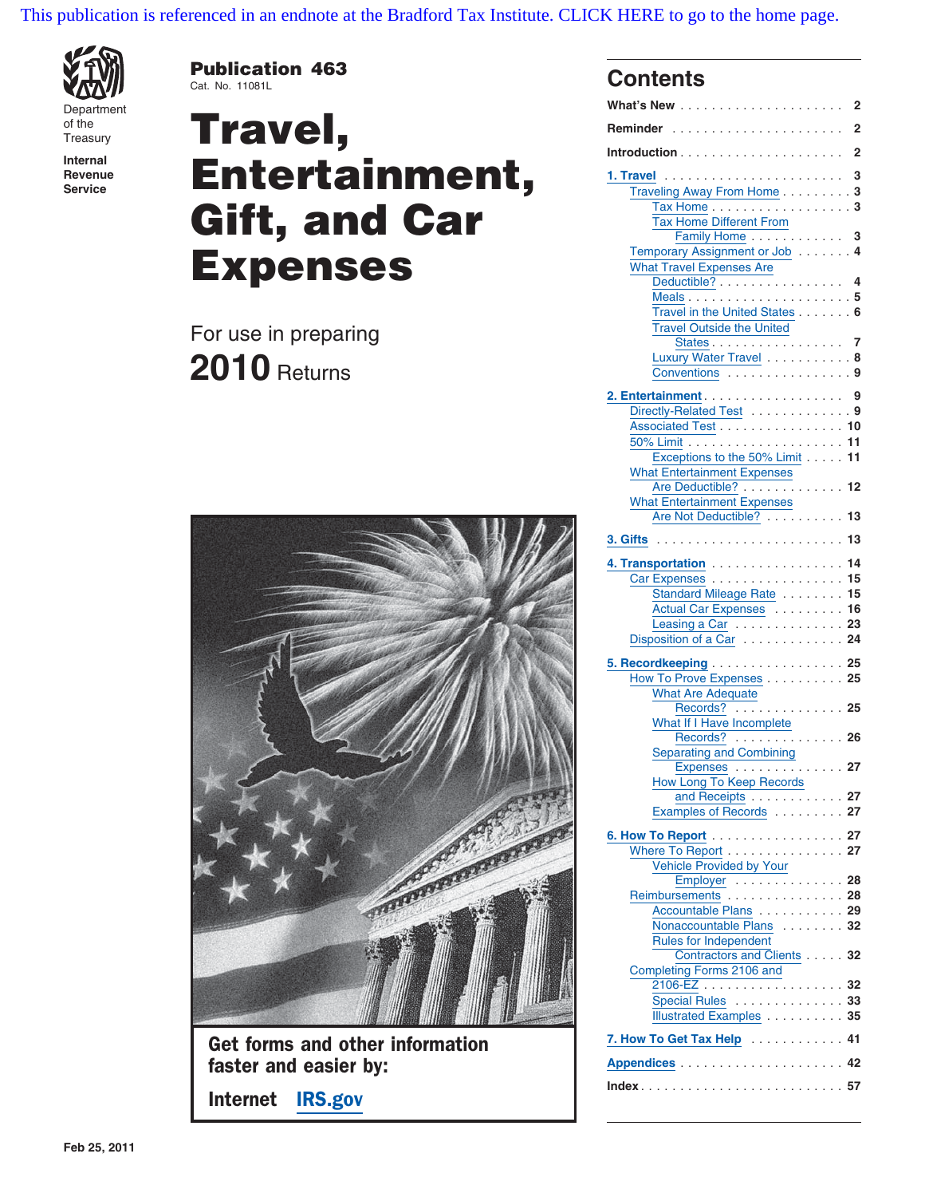This publication is referenced in an endnote at the Bradford Tax Institute. CLICK HERE to go to the home page.

Department of the Treasury
Internal Revenue Service

**Publication 463**
Cat. No. 11081L

# Travel, Entertainment, Gift, and Car Expenses

For use in preparing
**2010** Returns

**Get forms and other information faster and easier by:**

**Internet IRS.gov**

## Contents

What's New . . . . . . . . . . . . . . . . . . . . . 2

Reminder . . . . . . . . . . . . . . . . . . . . . 2

Introduction . . . . . . . . . . . . . . . . . . . . . 2

**1. Travel** . . . . . . . . . . . . . . . . . . . . . 3
- Traveling Away From Home . . . . . . . . . 3
  - Tax Home . . . . . . . . . . . . . . . . . 3
  - Tax Home Different From Family Home . . . . . . . . . . . . 3
- Temporary Assignment or Job . . . . . . . 4
- What Travel Expenses Are Deductible? . . . . . . . . . . . . . . . . 4
  - Meals . . . . . . . . . . . . . . . . . . . 5
  - Travel in the United States . . . . . . . 6
  - Travel Outside the United States . . . . . . . . . . . . . . . . . 7
  - Luxury Water Travel . . . . . . . . . . 8
  - Conventions . . . . . . . . . . . . . . . 9

**2. Entertainment** . . . . . . . . . . . . . . . . . 9
- Directly-Related Test . . . . . . . . . . . . 9
- Associated Test . . . . . . . . . . . . . . . 10
- 50% Limit . . . . . . . . . . . . . . . . . . 11
  - Exceptions to the 50% Limit . . . . . 11
- What Entertainment Expenses Are Deductible? . . . . . . . . . . . . 12
- What Entertainment Expenses Are Not Deductible? . . . . . . . . . . 13

**3. Gifts** . . . . . . . . . . . . . . . . . . . . . 13

**4. Transportation** . . . . . . . . . . . . . . . . . 14
- Car Expenses . . . . . . . . . . . . . . . . 15
  - Standard Mileage Rate . . . . . . . . 15
  - Actual Car Expenses . . . . . . . . . 16
  - Leasing a Car . . . . . . . . . . . . . 23
- Disposition of a Car . . . . . . . . . . . . 24

**5. Recordkeeping** . . . . . . . . . . . . . . . . . 25
- How To Prove Expenses . . . . . . . . . . 25
  - What Are Adequate Records? . . . . . . . . . . . . . . 25
  - What If I Have Incomplete Records? . . . . . . . . . . . . . . 26
  - Separating and Combining Expenses . . . . . . . . . . . . . . 27
  - How Long To Keep Records and Receipts . . . . . . . . . . . . 27
  - Examples of Records . . . . . . . . . 27

**6. How To Report** . . . . . . . . . . . . . . . . . 27
- Where To Report . . . . . . . . . . . . . . 27
  - Vehicle Provided by Your Employer . . . . . . . . . . . . . . 28
- Reimbursements . . . . . . . . . . . . . . 28
  - Accountable Plans . . . . . . . . . . . 29
  - Nonaccountable Plans . . . . . . . . 32
  - Rules for Independent Contractors and Clients . . . . . 32
- Completing Forms 2106 and 2106-EZ . . . . . . . . . . . . . . . . . . 32
  - Special Rules . . . . . . . . . . . . . . 33
  - Illustrated Examples . . . . . . . . . 35

**7. How To Get Tax Help** . . . . . . . . . . . . 41

**Appendices** . . . . . . . . . . . . . . . . . . . . 42

**Index** . . . . . . . . . . . . . . . . . . . . . . . . 57

Feb 25, 2011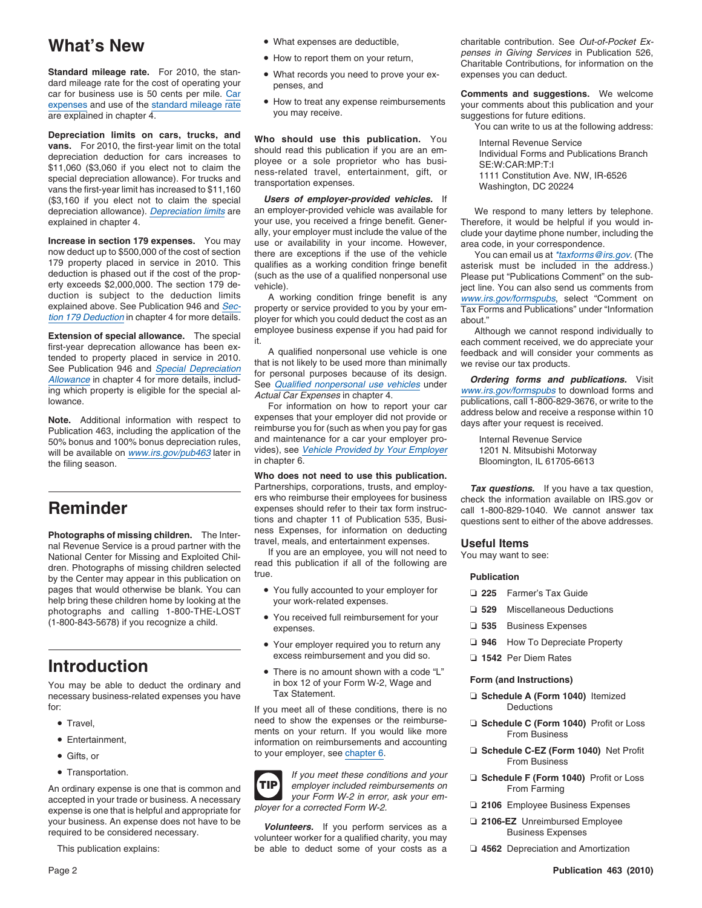# What's New

**Standard mileage rate.** For 2010, the standard mileage rate for the cost of operating your car for business use is 50 cents per mile. Car expenses and use of the standard mileage rate are explained in chapter 4.

**Depreciation limits on cars, trucks, and vans.** For 2010, the first-year limit on the total depreciation deduction for cars increases to $11,060 ($3,060 if you elect not to claim the special depreciation allowance). For trucks and vans the first-year limit has increased to $11,160 ($3,160 if you elect not to claim the special depreciation allowance). Depreciation limits are explained in chapter 4.

**Increase in section 179 expenses.** You may now deduct up to $500,000 of the cost of section 179 property placed in service in 2010. This deduction is phased out if the cost of the property exceeds $2,000,000. The section 179 deduction is subject to the deduction limits explained above. See Publication 946 and Section 179 Deduction in chapter 4 for more details.

**Extension of special allowance.** The special first-year deprecation allowance has been extended to property placed in service in 2010. See Publication 946 and Special Depreciation Allowance in chapter 4 for more details, including which property is eligible for the special allowance.

**Note.** Additional information with respect to Publication 463, including the application of the 50% bonus and 100% bonus depreciation rules, will be available on www.irs.gov/pub463 later in the filing season.

# Reminder

**Photographs of missing children.** The Internal Revenue Service is a proud partner with the National Center for Missing and Exploited Children. Photographs of missing children selected by the Center may appear in this publication on pages that would otherwise be blank. You can help bring these children home by looking at the photographs and calling 1-800-THE-LOST (1-800-843-5678) if you recognize a child.

# Introduction

You may be able to deduct the ordinary and necessary business-related expenses you have for:

- Travel,
- Entertainment,
- Gifts, or
- Transportation.

An ordinary expense is one that is common and accepted in your trade or business. A necessary expense is one that is helpful and appropriate for your business. An expense does not have to be required to be considered necessary.

This publication explains:

- What expenses are deductible,
- How to report them on your return,
- What records you need to prove your expenses, and
- How to treat any expense reimbursements you may receive.

**Who should use this publication.** You should read this publication if you are an employee or a sole proprietor who has business-related travel, entertainment, gift, or transportation expenses.

***Users of employer-provided vehicles.*** If an employer-provided vehicle was available for your use, you received a fringe benefit. Generally, your employer must include the value of the use or availability in your income. However, there are exceptions if the use of the vehicle qualifies as a working condition fringe benefit (such as the use of a qualified nonpersonal use vehicle).

A working condition fringe benefit is any property or service provided to you by your employer for which you could deduct the cost as an employee business expense if you had paid for it.

A qualified nonpersonal use vehicle is one that is not likely to be used more than minimally for personal purposes because of its design. See Qualified nonpersonal use vehicles under *Actual Car Expenses* in chapter 4.

For information on how to report your car expenses that your employer did not provide or reimburse you for (such as when you pay for gas and maintenance for a car your employer provides), see Vehicle Provided by Your Employer in chapter 6.

**Who does not need to use this publication.** Partnerships, corporations, trusts, and employers who reimburse their employees for business expenses should refer to their tax form instructions and chapter 11 of Publication 535, Business Expenses, for information on deducting travel, meals, and entertainment expenses.

If you are an employee, you will not need to read this publication if all of the following are true.

- You fully accounted to your employer for your work-related expenses.
- You received full reimbursement for your expenses.
- Your employer required you to return any excess reimbursement and you did so.
- There is no amount shown with a code "L" in box 12 of your Form W-2, Wage and Tax Statement.

If you meet all of these conditions, there is no need to show the expenses or the reimbursements on your return. If you would like more information on reimbursements and accounting to your employer, see chapter 6.

**TIP:** *If you meet these conditions and your employer included reimbursements on your Form W-2 in error, ask your employer for a corrected Form W-2.*

***Volunteers.*** If you perform services as a volunteer worker for a qualified charity, you may be able to deduct some of your costs as a charitable contribution. See *Out-of-Pocket Expenses in Giving Services* in Publication 526, Charitable Contributions, for information on the expenses you can deduct.

**Comments and suggestions.** We welcome your comments about this publication and your suggestions for future editions.

You can write to us at the following address:

Internal Revenue Service
Individual Forms and Publications Branch
SE:W:CAR:MP:T:I
1111 Constitution Ave. NW, IR-6526
Washington, DC 20224

We respond to many letters by telephone. Therefore, it would be helpful if you would include your daytime phone number, including the area code, in your correspondence.

You can email us at *taxforms@irs.gov. (The asterisk must be included in the address.) Please put "Publications Comment" on the subject line. You can also send us comments from www.irs.gov/formspubs, select "Comment on Tax Forms and Publications" under "Information about."

Although we cannot respond individually to each comment received, we do appreciate your feedback and will consider your comments as we revise our tax products.

***Ordering forms and publications.*** Visit www.irs.gov/formspubs to download forms and publications, call 1-800-829-3676, or write to the address below and receive a response within 10 days after your request is received.

Internal Revenue Service
1201 N. Mitsubishi Motorway
Bloomington, IL 61705-6613

***Tax questions.*** If you have a tax question, check the information available on IRS.gov or call 1-800-829-1040. We cannot answer tax questions sent to either of the above addresses.

## Useful Items

You may want to see:

**Publication**

- ❑ **225** Farmer's Tax Guide
- ❑ **529** Miscellaneous Deductions
- ❑ **535** Business Expenses
- ❑ **946** How To Depreciate Property
- ❑ **1542** Per Diem Rates

**Form (and Instructions)**

- ❑ **Schedule A (Form 1040)** Itemized Deductions
- ❑ **Schedule C (Form 1040)** Profit or Loss From Business
- ❑ **Schedule C-EZ (Form 1040)** Net Profit From Business
- ❑ **Schedule F (Form 1040)** Profit or Loss From Farming
- ❑ **2106** Employee Business Expenses
- ❑ **2106-EZ** Unreimbursed Employee Business Expenses
- ❑ **4562** Depreciation and Amortization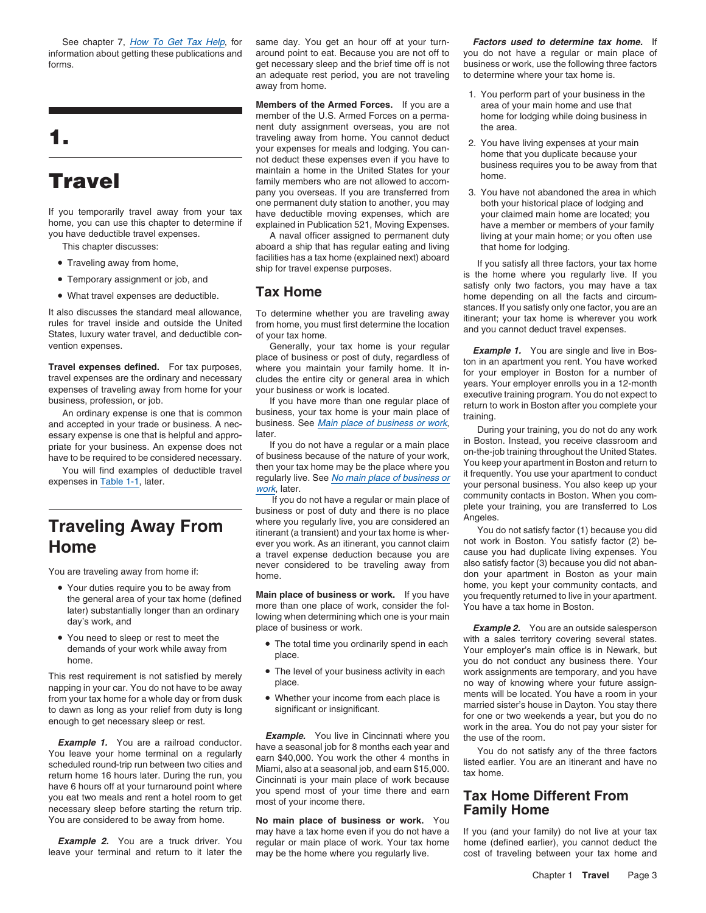See chapter 7, *How To Get Tax Help*, for information about getting these publications and forms.

# 1. Travel

If you temporarily travel away from your tax home, you can use this chapter to determine if you have deductible travel expenses.

This chapter discusses:

- Traveling away from home,
- Temporary assignment or job, and
- What travel expenses are deductible.

It also discusses the standard meal allowance, rules for travel inside and outside the United States, luxury water travel, and deductible convention expenses.

**Travel expenses defined.** For tax purposes, travel expenses are the ordinary and necessary expenses of traveling away from home for your business, profession, or job.

An ordinary expense is one that is common and accepted in your trade or business. A necessary expense is one that is helpful and appropriate for your business. An expense does not have to be required to be considered necessary.

You will find examples of deductible travel expenses in Table 1-1, later.

## Traveling Away From Home

You are traveling away from home if:

- Your duties require you to be away from the general area of your tax home (defined later) substantially longer than an ordinary day's work, and
- You need to sleep or rest to meet the demands of your work while away from home.

This rest requirement is not satisfied by merely napping in your car. You do not have to be away from your tax home for a whole day or from dusk to dawn as long as your relief from duty is long enough to get necessary sleep or rest.

***Example 1.*** You are a railroad conductor. You leave your home terminal on a regularly scheduled round-trip run between two cities and return home 16 hours later. During the run, you have 6 hours off at your turnaround point where you eat two meals and rent a hotel room to get necessary sleep before starting the return trip. You are considered to be away from home.

***Example 2.*** You are a truck driver. You leave your terminal and return to it later the same day. You get an hour off at your turnaround point to eat. Because you are not off to get necessary sleep and the brief time off is not an adequate rest period, you are not traveling away from home.

**Members of the Armed Forces.** If you are a member of the U.S. Armed Forces on a permanent duty assignment overseas, you are not traveling away from home. You cannot deduct your expenses for meals and lodging. You cannot deduct these expenses even if you have to maintain a home in the United States for your family members who are not allowed to accompany you overseas. If you are transferred from one permanent duty station to another, you may have deductible moving expenses, which are explained in Publication 521, Moving Expenses.

A naval officer assigned to permanent duty aboard a ship that has regular eating and living facilities has a tax home (explained next) aboard ship for travel expense purposes.

## Tax Home

To determine whether you are traveling away from home, you must first determine the location of your tax home.

Generally, your tax home is your regular place of business or post of duty, regardless of where you maintain your family home. It includes the entire city or general area in which your business or work is located.

If you have more than one regular place of business, your tax home is your main place of business. See *Main place of business or work*, later.

If you do not have a regular or a main place of business because of the nature of your work, then your tax home may be the place where you regularly live. See *No main place of business or work*, later.

If you do not have a regular or main place of business or post of duty and there is no place where you regularly live, you are considered an itinerant (a transient) and your tax home is wherever you work. As an itinerant, you cannot claim a travel expense deduction because you are never considered to be traveling away from home.

**Main place of business or work.** If you have more than one place of work, consider the following when determining which one is your main place of business or work.

- The total time you ordinarily spend in each place.
- The level of your business activity in each place.
- Whether your income from each place is significant or insignificant.

***Example.*** You live in Cincinnati where you have a seasonal job for 8 months each year and earn $40,000. You work the other 4 months in Miami, also at a seasonal job, and earn $15,000. Cincinnati is your main place of work because you spend most of your time there and earn most of your income there.

**No main place of business or work.** You may have a tax home even if you do not have a regular or main place of work. Your tax home may be the home where you regularly live.

***Factors used to determine tax home.*** If you do not have a regular or main place of business or work, use the following three factors to determine where your tax home is.

1. You perform part of your business in the area of your main home and use that home for lodging while doing business in the area.
2. You have living expenses at your main home that you duplicate because your business requires you to be away from that home.
3. You have not abandoned the area in which both your historical place of lodging and your claimed main home are located; you have a member or members of your family living at your main home; or you often use that home for lodging.

If you satisfy all three factors, your tax home is the home where you regularly live. If you satisfy only two factors, you may have a tax home depending on all the facts and circumstances. If you satisfy only one factor, you are an itinerant; your tax home is wherever you work and you cannot deduct travel expenses.

***Example 1.*** You are single and live in Boston in an apartment you rent. You have worked for your employer in Boston for a number of years. Your employer enrolls you in a 12-month executive training program. You do not expect to return to work in Boston after you complete your training.

During your training, you do not do any work in Boston. Instead, you receive classroom and on-the-job training throughout the United States. You keep your apartment in Boston and return to it frequently. You use your apartment to conduct your personal business. You also keep up your community contacts in Boston. When you complete your training, you are transferred to Los Angeles.

You do not satisfy factor (1) because you did not work in Boston. You satisfy factor (2) because you had duplicate living expenses. You also satisfy factor (3) because you did not abandon your apartment in Boston as your main home, you kept your community contacts, and you frequently returned to live in your apartment. You have a tax home in Boston.

***Example 2.*** You are an outside salesperson with a sales territory covering several states. Your employer's main office is in Newark, but you do not conduct any business there. Your work assignments are temporary, and you have no way of knowing where your future assignments will be located. You have a room in your married sister's house in Dayton. You stay there for one or two weekends a year, but you do no work in the area. You do not pay your sister for the use of the room.

You do not satisfy any of the three factors listed earlier. You are an itinerant and have no tax home.

## Tax Home Different From Family Home

If you (and your family) do not live at your tax home (defined earlier), you cannot deduct the cost of traveling between your tax home and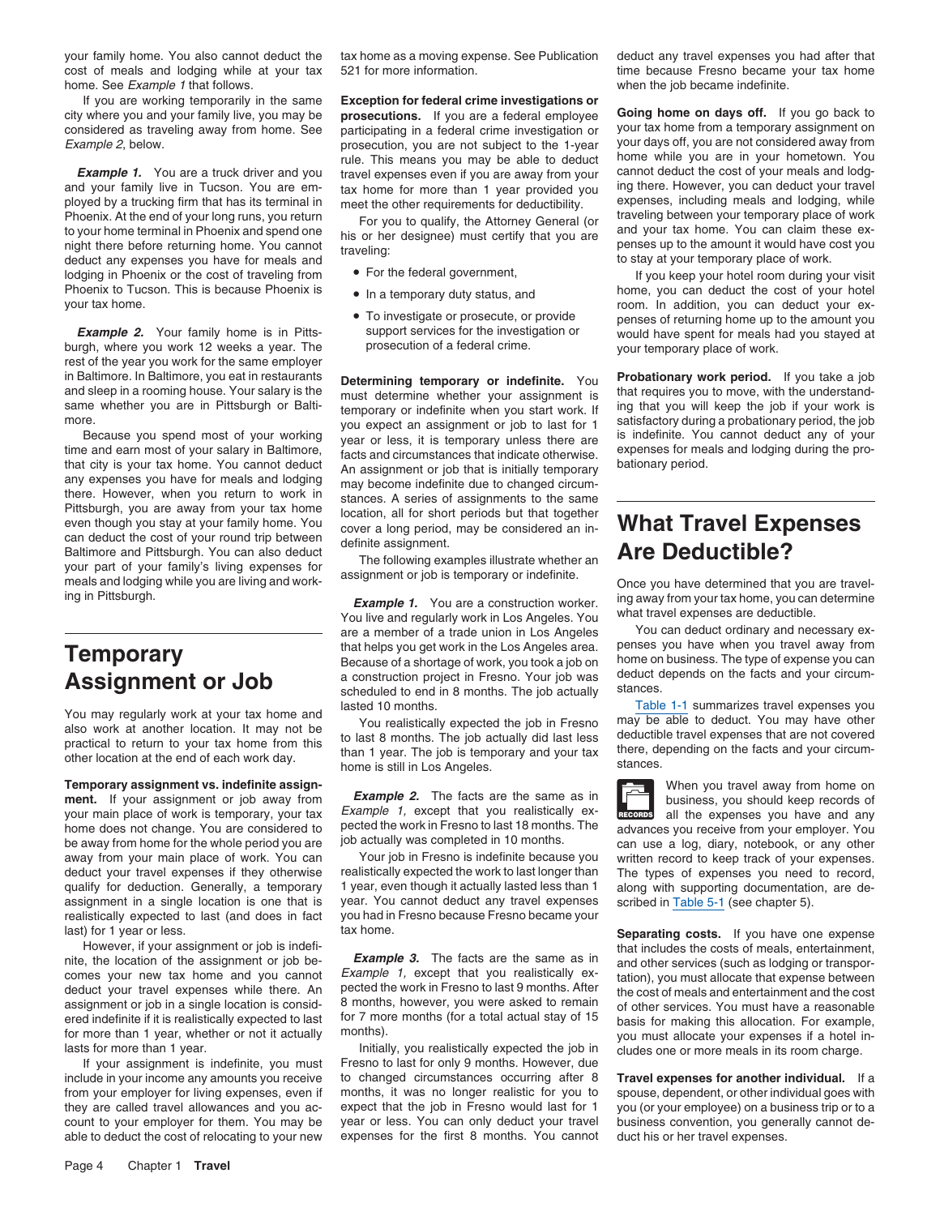your family home. You also cannot deduct the cost of meals and lodging while at your tax home. See *Example 1* that follows.

If you are working temporarily in the same city where you and your family live, you may be considered as traveling away from home. See *Example 2*, below.

***Example 1.*** You are a truck driver and you and your family live in Tucson. You are employed by a trucking firm that has its terminal in Phoenix. At the end of your long runs, you return to your home terminal in Phoenix and spend one night there before returning home. You cannot deduct any expenses you have for meals and lodging in Phoenix or the cost of traveling from Phoenix to Tucson. This is because Phoenix is your tax home.

***Example 2.*** Your family home is in Pittsburgh, where you work 12 weeks a year. The rest of the year you work for the same employer in Baltimore. In Baltimore, you eat in restaurants and sleep in a rooming house. Your salary is the same whether you are in Pittsburgh or Baltimore.

Because you spend most of your working time and earn most of your salary in Baltimore, that city is your tax home. You cannot deduct any expenses you have for meals and lodging there. However, when you return to work in Pittsburgh, you are away from your tax home even though you stay at your family home. You can deduct the cost of your round trip between Baltimore and Pittsburgh. You can also deduct your part of your family's living expenses for meals and lodging while you are living and working in Pittsburgh.

# Temporary Assignment or Job

You may regularly work at your tax home and also work at another location. It may not be practical to return to your tax home from this other location at the end of each work day.

**Temporary assignment vs. indefinite assignment.** If your assignment or job away from your main place of work is temporary, your tax home does not change. You are considered to be away from home for the whole period you are away from your main place of work. You can deduct your travel expenses if they otherwise qualify for deduction. Generally, a temporary assignment in a single location is one that is realistically expected to last (and does in fact last) for 1 year or less.

However, if your assignment or job is indefinite, the location of the assignment or job becomes your new tax home and you cannot deduct your travel expenses while there. An assignment or job in a single location is considered indefinite if it is realistically expected to last for more than 1 year, whether or not it actually lasts for more than 1 year.

If your assignment is indefinite, you must include in your income any amounts you receive from your employer for living expenses, even if they are called travel allowances and you account to your employer for them. You may be able to deduct the cost of relocating to your new tax home as a moving expense. See Publication 521 for more information.

**Exception for federal crime investigations or prosecutions.** If you are a federal employee participating in a federal crime investigation or prosecution, you are not subject to the 1-year rule. This means you may be able to deduct travel expenses even if you are away from your tax home for more than 1 year provided you meet the other requirements for deductibility.

For you to qualify, the Attorney General (or his or her designee) must certify that you are traveling:

- For the federal government,
- In a temporary duty status, and
- To investigate or prosecute, or provide support services for the investigation or prosecution of a federal crime.

**Determining temporary or indefinite.** You must determine whether your assignment is temporary or indefinite when you start work. If you expect an assignment or job to last for 1 year or less, it is temporary unless there are facts and circumstances that indicate otherwise. An assignment or job that is initially temporary may become indefinite due to changed circumstances. A series of assignments to the same location, all for short periods but that together cover a long period, may be considered an indefinite assignment.

The following examples illustrate whether an assignment or job is temporary or indefinite.

***Example 1.*** You are a construction worker. You live and regularly work in Los Angeles. You are a member of a trade union in Los Angeles that helps you get work in the Los Angeles area. Because of a shortage of work, you took a job on a construction project in Fresno. Your job was scheduled to end in 8 months. The job actually lasted 10 months.

You realistically expected the job in Fresno to last 8 months. The job actually did last less than 1 year. The job is temporary and your tax home is still in Los Angeles.

***Example 2.*** The facts are the same as in *Example 1*, except that you realistically expected the work in Fresno to last 18 months. The job actually was completed in 10 months.

Your job in Fresno is indefinite because you realistically expected the work to last longer than 1 year, even though it actually lasted less than 1 year. You cannot deduct any travel expenses you had in Fresno because Fresno became your tax home.

***Example 3.*** The facts are the same as in *Example 1*, except that you realistically expected the work in Fresno to last 9 months. After 8 months, however, you were asked to remain for 7 more months (for a total actual stay of 15 months).

Initially, you realistically expected the job in Fresno to last for only 9 months. However, due to changed circumstances occurring after 8 months, it was no longer realistic for you to expect that the job in Fresno would last for 1 year or less. You can only deduct your travel expenses for the first 8 months. You cannot deduct any travel expenses you had after that time because Fresno became your tax home when the job became indefinite.

**Going home on days off.** If you go back to your tax home from a temporary assignment on your days off, you are not considered away from home while you are in your hometown. You cannot deduct the cost of your meals and lodging there. However, you can deduct your travel expenses, including meals and lodging, while traveling between your temporary place of work and your tax home. You can claim these expenses up to the amount it would have cost you to stay at your temporary place of work.

If you keep your hotel room during your visit home, you can deduct the cost of your hotel room. In addition, you can deduct your expenses of returning home up to the amount you would have spent for meals had you stayed at your temporary place of work.

**Probationary work period.** If you take a job that requires you to move, with the understanding that you will keep the job if your work is satisfactory during a probationary period, the job is indefinite. You cannot deduct any of your expenses for meals and lodging during the probationary period.

# What Travel Expenses Are Deductible?

Once you have determined that you are traveling away from your tax home, you can determine what travel expenses are deductible.

You can deduct ordinary and necessary expenses you have when you travel away from home on business. The type of expense you can deduct depends on the facts and your circumstances.

Table 1-1 summarizes travel expenses you may be able to deduct. You may have other deductible travel expenses that are not covered there, depending on the facts and your circumstances.

RECORDS When you travel away from home on business, you should keep records of all the expenses you have and any advances you receive from your employer. You can use a log, diary, notebook, or any other written record to keep track of your expenses. The types of expenses you need to record, along with supporting documentation, are described in Table 5-1 (see chapter 5).

**Separating costs.** If you have one expense that includes the costs of meals, entertainment, and other services (such as lodging or transportation), you must allocate that expense between the cost of meals and entertainment and the cost of other services. You must have a reasonable basis for making this allocation. For example, you must allocate your expenses if a hotel includes one or more meals in its room charge.

**Travel expenses for another individual.** If a spouse, dependent, or other individual goes with you (or your employee) on a business trip or to a business convention, you generally cannot deduct his or her travel expenses.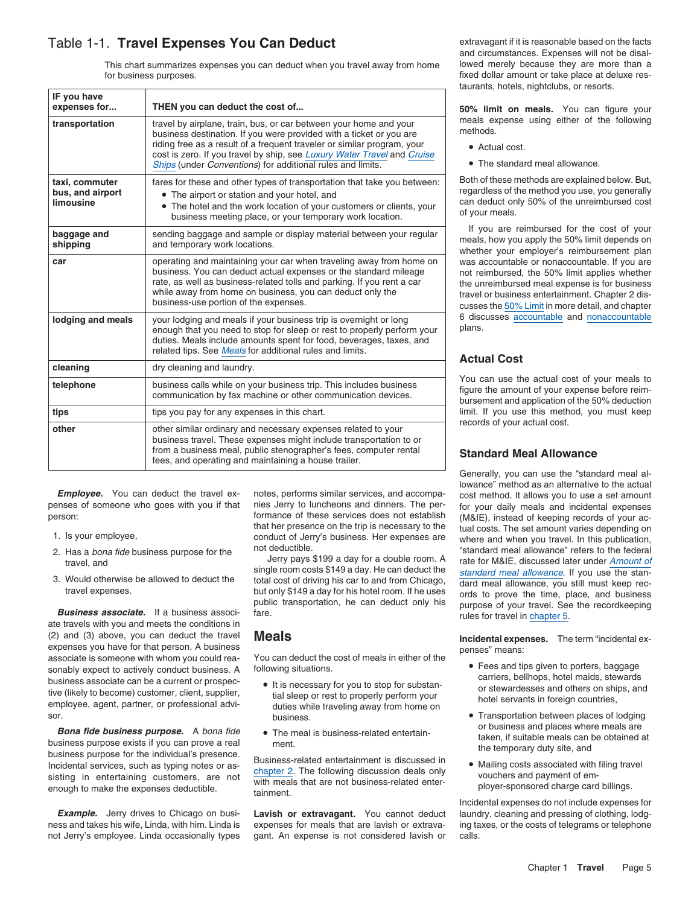## Table 1-1. **Travel Expenses You Can Deduct**

This chart summarizes expenses you can deduct when you travel away from home for business purposes.

| IF you have expenses for... | THEN you can deduct the cost of... |
|---|---|
| **transportation** | travel by airplane, train, bus, or car between your home and your business destination. If you were provided with a ticket or you are riding free as a result of a frequent traveler or similar program, your cost is zero. If you travel by ship, see *Luxury Water Travel* and *Cruise Ships* (under *Conventions*) for additional rules and limits. |
| **taxi, commuter bus, and airport limousine** | fares for these and other types of transportation that take you between: • The airport or station and your hotel, and • The hotel and the work location of your customers or clients, your business meeting place, or your temporary work location. |
| **baggage and shipping** | sending baggage and sample or display material between your regular and temporary work locations. |
| **car** | operating and maintaining your car when traveling away from home on business. You can deduct actual expenses or the standard mileage rate, as well as business-related tolls and parking. If you rent a car while away from home on business, you can deduct only the business-use portion of the expenses. |
| **lodging and meals** | your lodging and meals if your business trip is overnight or long enough that you need to stop for sleep or rest to properly perform your duties. Meals include amounts spent for food, beverages, taxes, and related tips. See *Meals* for additional rules and limits. |
| **cleaning** | dry cleaning and laundry. |
| **telephone** | business calls while on your business trip. This includes business communication by fax machine or other communication devices. |
| **tips** | tips you pay for any expenses in this chart. |
| **other** | other similar ordinary and necessary expenses related to your business travel. These expenses might include transportation to or from a business meal, public stenographer's fees, computer rental fees, and operating and maintaining a house trailer. |

***Employee.*** You can deduct the travel expenses of someone who goes with you if that person:

1. Is your employee,
2. Has a *bona fide* business purpose for the travel, and
3. Would otherwise be allowed to deduct the travel expenses.

***Business associate.*** If a business associate travels with you and meets the conditions in (2) and (3) above, you can deduct the travel expenses you have for that person. A business associate is someone with whom you could reasonably expect to actively conduct business. A business associate can be a current or prospective (likely to become) customer, client, supplier, employee, agent, partner, or professional advisor.

***Bona fide business purpose.*** A *bona fide* business purpose exists if you can prove a real business purpose for the individual's presence. Incidental services, such as typing notes or assisting in entertaining customers, are not enough to make the expenses deductible.

***Example.*** Jerry drives to Chicago on business and takes his wife, Linda, with him. Linda is not Jerry's employee. Linda occasionally types notes, performs similar services, and accompanies Jerry to luncheons and dinners. The performance of these services does not establish that her presence on the trip is necessary to the conduct of Jerry's business. Her expenses are not deductible.

Jerry pays $199 a day for a double room. A single room costs $149 a day. He can deduct the total cost of driving his car to and from Chicago, but only $149 a day for his hotel room. If he uses public transportation, he can deduct only his fare.

## Meals

You can deduct the cost of meals in either of the following situations.

- It is necessary for you to stop for substantial sleep or rest to properly perform your duties while traveling away from home on business.
- The meal is business-related entertainment.

Business-related entertainment is discussed in chapter 2. The following discussion deals only with meals that are not business-related entertainment.

**Lavish or extravagant.** You cannot deduct expenses for meals that are lavish or extravagant. An expense is not considered lavish or extravagant if it is reasonable based on the facts and circumstances. Expenses will not be disallowed merely because they are more than a fixed dollar amount or take place at deluxe restaurants, hotels, nightclubs, or resorts.

**50% limit on meals.** You can figure your meals expense using either of the following methods.

- Actual cost.
- The standard meal allowance.

Both of these methods are explained below. But, regardless of the method you use, you generally can deduct only 50% of the unreimbursed cost of your meals.

If you are reimbursed for the cost of your meals, how you apply the 50% limit depends on whether your employer's reimbursement plan was accountable or nonaccountable. If you are not reimbursed, the 50% limit applies whether the unreimbursed meal expense is for business travel or business entertainment. Chapter 2 discusses the 50% Limit in more detail, and chapter 6 discusses accountable and nonaccountable plans.

### Actual Cost

You can use the actual cost of your meals to figure the amount of your expense before reimbursement and application of the 50% deduction limit. If you use this method, you must keep records of your actual cost.

### Standard Meal Allowance

Generally, you can use the "standard meal allowance" method as an alternative to the actual cost method. It allows you to use a set amount for your daily meals and incidental expenses (M&IE), instead of keeping records of your actual costs. The set amount varies depending on where and when you travel. In this publication, "standard meal allowance" refers to the federal rate for M&IE, discussed later under *Amount of standard meal allowance*. If you use the standard meal allowance, you still must keep records to prove the time, place, and business purpose of your travel. See the recordkeeping rules for travel in chapter 5.

**Incidental expenses.** The term "incidental expenses" means:

- Fees and tips given to porters, baggage carriers, bellhops, hotel maids, stewards or stewardesses and others on ships, and hotel servants in foreign countries,
- Transportation between places of lodging or business and places where meals are taken, if suitable meals can be obtained at the temporary duty site, and
- Mailing costs associated with filing travel vouchers and payment of employer-sponsored charge card billings.

Incidental expenses do not include expenses for laundry, cleaning and pressing of clothing, lodging taxes, or the costs of telegrams or telephone calls.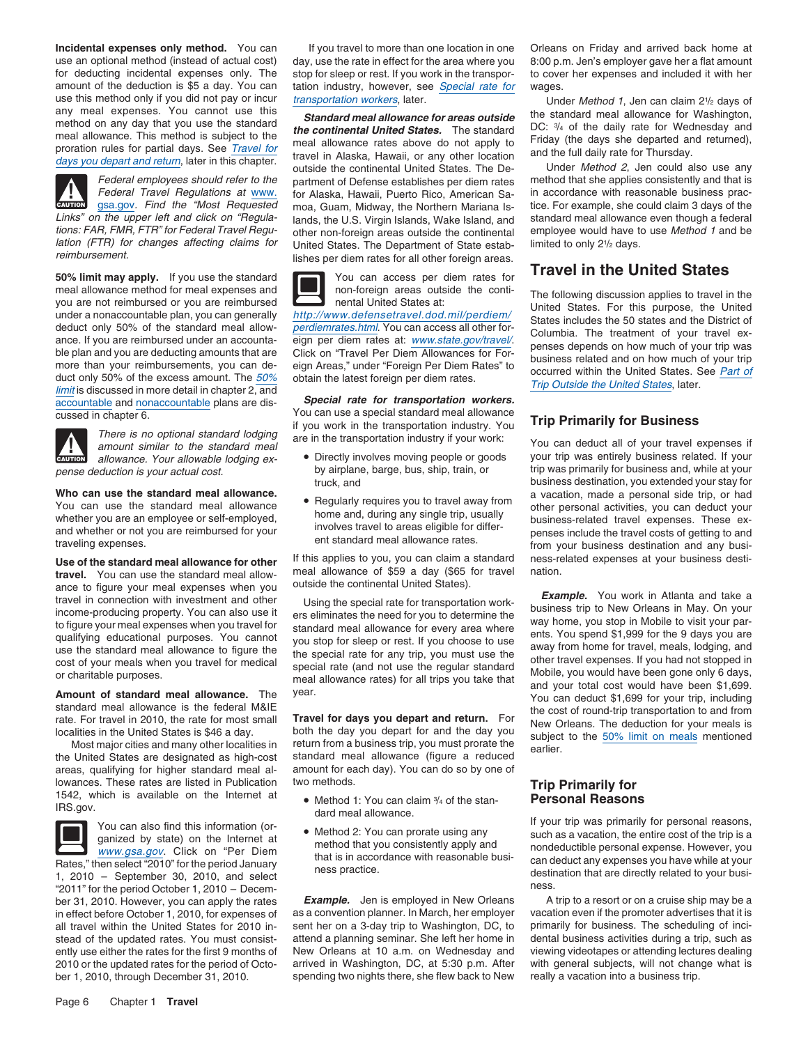**Incidental expenses only method.** You can use an optional method (instead of actual cost) for deducting incidental expenses only. The amount of the deduction is $5 a day. You can use this method only if you did not pay or incur any meal expenses. You cannot use this method on any day that you use the standard meal allowance. This method is subject to the proration rules for partial days. See Travel for days you depart and return, later in this chapter.

> **CAUTION:** *Federal employees should refer to the Federal Travel Regulations at www.gsa.gov. Find the "Most Requested Links" on the upper left and click on "Regulations: FAR, FMR, FTR" for Federal Travel Regulation (FTR) for changes affecting claims for reimbursement.*

**50% limit may apply.** If you use the standard meal allowance method for meal expenses and you are not reimbursed or you are reimbursed under a nonaccountable plan, you can generally deduct only 50% of the standard meal allowance. If you are reimbursed under an accountable plan and you are deducting amounts that are more than your reimbursements, you can deduct only 50% of the excess amount. The 50% limit is discussed in more detail in chapter 2, and accountable and nonaccountable plans are discussed in chapter 6.

> **CAUTION:** *There is no optional standard lodging amount similar to the standard meal allowance. Your allowable lodging expense deduction is your actual cost.*

**Who can use the standard meal allowance.** You can use the standard meal allowance whether you are an employee or self-employed, and whether or not you are reimbursed for your traveling expenses.

**Use of the standard meal allowance for other travel.** You can use the standard meal allowance to figure your meal expenses when you travel in connection with investment and other income-producing property. You can also use it to figure your meal expenses when you travel for qualifying educational purposes. You cannot use the standard meal allowance to figure the cost of your meals when you travel for medical or charitable purposes.

**Amount of standard meal allowance.** The standard meal allowance is the federal M&IE rate. For travel in 2010, the rate for most small localities in the United States is $46 a day.

Most major cities and many other localities in the United States are designated as high-cost areas, qualifying for higher standard meal allowances. These rates are listed in Publication 1542, which is available on the Internet at IRS.gov.

> You can also find this information (organized by state) on the Internet at www.gsa.gov. Click on "Per Diem Rates," then select "2010" for the period January 1, 2010 – September 30, 2010, and select "2011" for the period October 1, 2010 – December 31, 2010. However, you can apply the rates in effect before October 1, 2010, for expenses of all travel within the United States for 2010 instead of the updated rates. You must consistently use either the rates for the first 9 months of 2010 or the updated rates for the period of October 1, 2010, through December 31, 2010.

If you travel to more than one location in one day, use the rate in effect for the area where you stop for sleep or rest. If you work in the transportation industry, however, see Special rate for transportation workers, later.

***Standard meal allowance for areas outside the continental United States.*** The standard meal allowance rates above do not apply to travel in Alaska, Hawaii, or any other location outside the continental United States. The Department of Defense establishes per diem rates for Alaska, Hawaii, Puerto Rico, American Samoa, Guam, Midway, the Northern Mariana Islands, the U.S. Virgin Islands, Wake Island, and other non-foreign areas outside the continental United States. The Department of State establishes per diem rates for all other foreign areas.

> You can access per diem rates for non-foreign areas outside the continental United States at: http://www.defensetravel.dod.mil/perdiem/perdiemrates.html. You can access all other foreign per diem rates at: www.state.gov/travel/. Click on "Travel Per Diem Allowances for Foreign Areas," under "Foreign Per Diem Rates" to obtain the latest foreign per diem rates.

***Special rate for transportation workers.*** You can use a special standard meal allowance if you work in the transportation industry. You are in the transportation industry if your work:

- Directly involves moving people or goods by airplane, barge, bus, ship, train, or truck, and
- Regularly requires you to travel away from home and, during any single trip, usually involves travel to areas eligible for different standard meal allowance rates.

If this applies to you, you can claim a standard meal allowance of $59 a day ($65 for travel outside the continental United States).

Using the special rate for transportation workers eliminates the need for you to determine the standard meal allowance for every area where you stop for sleep or rest. If you choose to use the special rate for any trip, you must use the special rate (and not use the regular standard meal allowance rates) for all trips you take that year.

**Travel for days you depart and return.** For both the day you depart for and the day you return from a business trip, you must prorate the standard meal allowance (figure a reduced amount for each day). You can do so by one of two methods.

- Method 1: You can claim 3/4 of the standard meal allowance.
- Method 2: You can prorate using any method that you consistently apply and that is in accordance with reasonable business practice.

***Example.*** Jen is employed in New Orleans as a convention planner. In March, her employer sent her on a 3-day trip to Washington, DC, to attend a planning seminar. She left her home in New Orleans at 10 a.m. on Wednesday and arrived in Washington, DC, at 5:30 p.m. After spending two nights there, she flew back to New Orleans on Friday and arrived back home at 8:00 p.m. Jen's employer gave her a flat amount to cover her expenses and included it with her wages.

Under *Method 1*, Jen can claim 2½ days of the standard meal allowance for Washington, DC: 3/4 of the daily rate for Wednesday and Friday (the days she departed and returned), and the full daily rate for Thursday.

Under *Method 2*, Jen could also use any method that she applies consistently and that is in accordance with reasonable business practice. For example, she could claim 3 days of the standard meal allowance even though a federal employee would have to use *Method 1* and be limited to only 2½ days.

## Travel in the United States

The following discussion applies to travel in the United States. For this purpose, the United States includes the 50 states and the District of Columbia. The treatment of your travel expenses depends on how much of your trip was business related and on how much of your trip occurred within the United States. See Part of Trip Outside the United States, later.

### Trip Primarily for Business

You can deduct all of your travel expenses if your trip was entirely business related. If your trip was primarily for business and, while at your business destination, you extended your stay for a vacation, made a personal side trip, or had other personal activities, you can deduct your business-related travel expenses. These expenses include the travel costs of getting to and from your business destination and any business-related expenses at your business destination.

***Example.*** You work in Atlanta and take a business trip to New Orleans in May. On your way home, you stop in Mobile to visit your parents. You spend $1,999 for the 9 days you are away from home for travel, meals, lodging, and other travel expenses. If you had not stopped in Mobile, you would have been gone only 6 days, and your total cost would have been $1,699. You can deduct $1,699 for your trip, including the cost of round-trip transportation to and from New Orleans. The deduction for your meals is subject to the 50% limit on meals mentioned earlier.

### Trip Primarily for Personal Reasons

If your trip was primarily for personal reasons, such as a vacation, the entire cost of the trip is a nondeductible personal expense. However, you can deduct any expenses you have while at your destination that are directly related to your business.

A trip to a resort or on a cruise ship may be a vacation even if the promoter advertises that it is primarily for business. The scheduling of incidental business activities during a trip, such as viewing videotapes or attending lectures dealing with general subjects, will not change what is really a vacation into a business trip.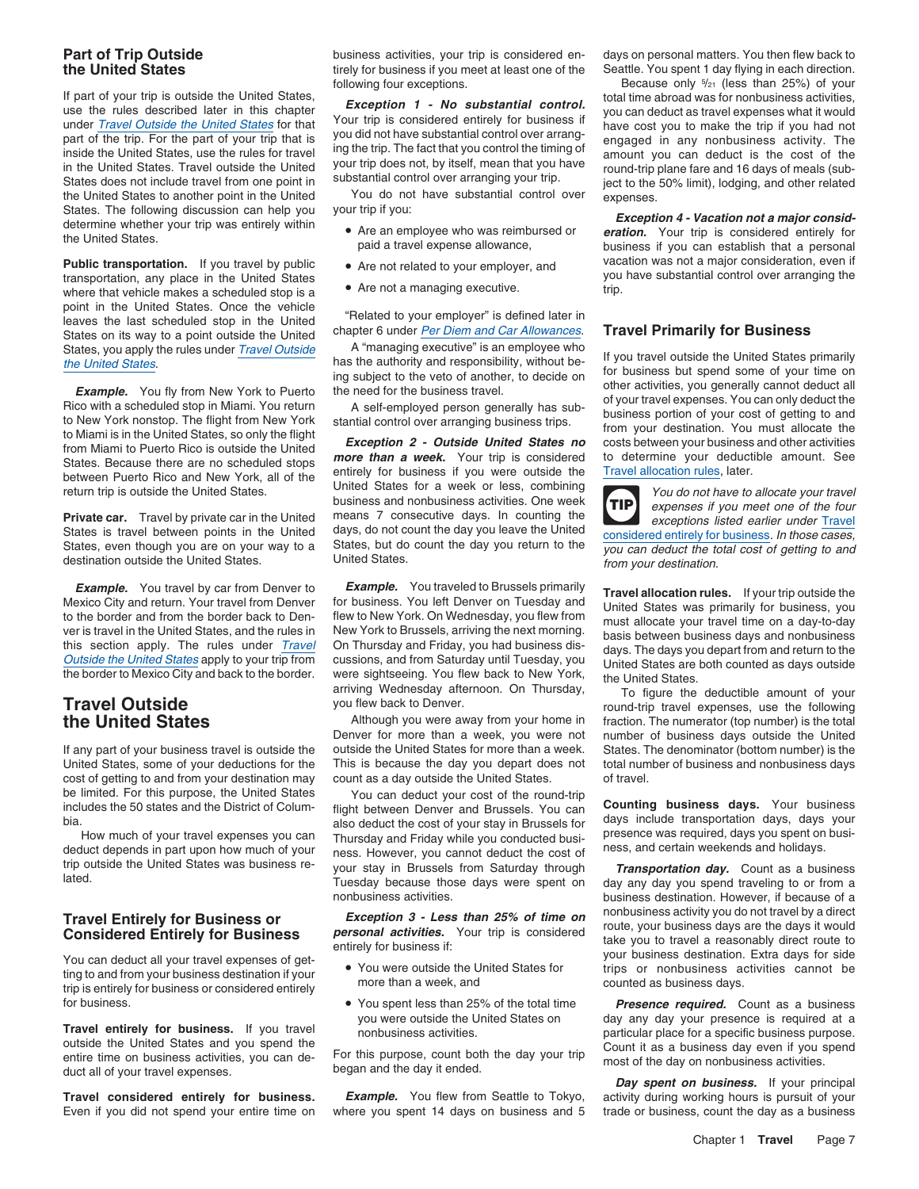### Part of Trip Outside the United States

If part of your trip is outside the United States, use the rules described later in this chapter under Travel Outside the United States for that part of the trip. For the part of your trip that is inside the United States, use the rules for travel in the United States. Travel outside the United States does not include travel from one point in the United States to another point in the United States. The following discussion can help you determine whether your trip was entirely within the United States.

**Public transportation.** If you travel by public transportation, any place in the United States where that vehicle makes a scheduled stop is a point in the United States. Once the vehicle leaves the last scheduled stop in the United States on its way to a point outside the United States, you apply the rules under Travel Outside the United States.

***Example.*** You fly from New York to Puerto Rico with a scheduled stop in Miami. You return to New York nonstop. The flight from New York to Miami is in the United States, so only the flight from Miami to Puerto Rico is outside the United States. Because there are no scheduled stops between Puerto Rico and New York, all of the return trip is outside the United States.

**Private car.** Travel by private car in the United States is travel between points in the United States, even though you are on your way to a destination outside the United States.

***Example.*** You travel by car from Denver to Mexico City and return. Your travel from Denver to the border and from the border back to Denver is travel in the United States, and the rules in this section apply. The rules under Travel Outside the United States apply to your trip from the border to Mexico City and back to the border.

## Travel Outside the United States

If any part of your business travel is outside the United States, some of your deductions for the cost of getting to and from your destination may be limited. For this purpose, the United States includes the 50 states and the District of Columbia.

How much of your travel expenses you can deduct depends in part upon how much of your trip outside the United States was business related.

### Travel Entirely for Business or Considered Entirely for Business

You can deduct all your travel expenses of getting to and from your business destination if your trip is entirely for business or considered entirely for business.

**Travel entirely for business.** If you travel outside the United States and you spend the entire time on business activities, you can deduct all of your travel expenses.

**Travel considered entirely for business.** Even if you did not spend your entire time on business activities, your trip is considered entirely for business if you meet at least one of the following four exceptions.

***Exception 1 - No substantial control.*** Your trip is considered entirely for business if you did not have substantial control over arranging the trip. The fact that you control the timing of your trip does not, by itself, mean that you have substantial control over arranging your trip.

You do not have substantial control over your trip if you:

- Are an employee who was reimbursed or paid a travel expense allowance,
- Are not related to your employer, and
- Are not a managing executive.

"Related to your employer" is defined later in chapter 6 under Per Diem and Car Allowances.

A "managing executive" is an employee who has the authority and responsibility, without being subject to the veto of another, to decide on the need for the business travel.

A self-employed person generally has substantial control over arranging business trips.

***Exception 2 - Outside United States no more than a week.*** Your trip is considered entirely for business if you were outside the United States for a week or less, combining business and nonbusiness activities. One week means 7 consecutive days. In counting the days, do not count the day you leave the United States, but do count the day you return to the United States.

***Example.*** You traveled to Brussels primarily for business. You left Denver on Tuesday and flew to New York. On Wednesday, you flew from New York to Brussels, arriving the next morning. On Thursday and Friday, you had business discussions, and from Saturday until Tuesday, you were sightseeing. You flew back to New York, arriving Wednesday afternoon. On Thursday, you flew back to Denver.

Although you were away from your home in Denver for more than a week, you were not outside the United States for more than a week. This is because the day you depart does not count as a day outside the United States.

You can deduct your cost of the round-trip flight between Denver and Brussels. You can also deduct the cost of your stay in Brussels for Thursday and Friday while you conducted business. However, you cannot deduct the cost of your stay in Brussels from Saturday through Tuesday because those days were spent on nonbusiness activities.

***Exception 3 - Less than 25% of time on personal activities.*** Your trip is considered entirely for business if:

- You were outside the United States for more than a week, and
- You spent less than 25% of the total time you were outside the United States on nonbusiness activities.

For this purpose, count both the day your trip began and the day it ended.

***Example.*** You flew from Seattle to Tokyo, where you spent 14 days on business and 5 days on personal matters. You then flew back to Seattle. You spent 1 day flying in each direction.

Because only $^{5}/_{21}$ (less than 25%) of your total time abroad was for nonbusiness activities, you can deduct as travel expenses what it would have cost you to make the trip if you had not engaged in any nonbusiness activity. The amount you can deduct is the cost of the round-trip plane fare and 16 days of meals (subject to the 50% limit), lodging, and other related expenses.

***Exception 4 - Vacation not a major consideration.*** Your trip is considered entirely for business if you can establish that a personal vacation was not a major consideration, even if you have substantial control over arranging the trip.

### Travel Primarily for Business

If you travel outside the United States primarily for business but spend some of your time on other activities, you generally cannot deduct all of your travel expenses. You can only deduct the business portion of your cost of getting to and from your destination. You must allocate the costs between your business and other activities to determine your deductible amount. See Travel allocation rules, later.

> **TIP** *You do not have to allocate your travel expenses if you meet one of the four exceptions listed earlier under Travel considered entirely for business. In those cases, you can deduct the total cost of getting to and from your destination.*

**Travel allocation rules.** If your trip outside the United States was primarily for business, you must allocate your travel time on a day-to-day basis between business days and nonbusiness days. The days you depart from and return to the United States are both counted as days outside the United States.

To figure the deductible amount of your round-trip travel expenses, use the following fraction. The numerator (top number) is the total number of business days outside the United States. The denominator (bottom number) is the total number of business and nonbusiness days of travel.

**Counting business days.** Your business days include transportation days, days your presence was required, days you spent on business, and certain weekends and holidays.

***Transportation day.*** Count as a business day any day you spend traveling to or from a business destination. However, if because of a nonbusiness activity you do not travel by a direct route, your business days are the days it would take you to travel a reasonably direct route to your business destination. Extra days for side trips or nonbusiness activities cannot be counted as business days.

***Presence required.*** Count as a business day any day your presence is required at a particular place for a specific business purpose. Count it as a business day even if you spend most of the day on nonbusiness activities.

***Day spent on business.*** If your principal activity during working hours is pursuit of your trade or business, count the day as a business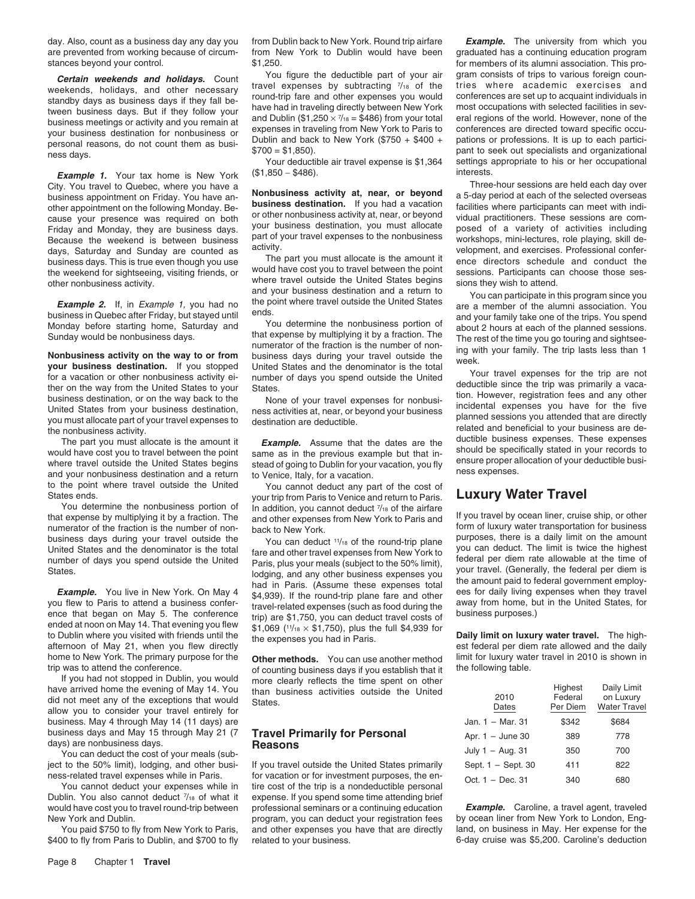day. Also, count as a business day any day you are prevented from working because of circumstances beyond your control.

***Certain weekends and holidays.*** Count weekends, holidays, and other necessary standby days as business days if they fall between business days. But if they follow your business meetings or activity and you remain at your business destination for nonbusiness or personal reasons, do not count them as business days.

***Example 1.*** Your tax home is New York City. You travel to Quebec, where you have a business appointment on Friday. You have another appointment on the following Monday. Because your presence was required on both Friday and Monday, they are business days. Because the weekend is between business days, Saturday and Sunday are counted as business days. This is true even though you use the weekend for sightseeing, visiting friends, or other nonbusiness activity.

***Example 2.*** If, in *Example 1,* you had no business in Quebec after Friday, but stayed until Monday before starting home, Saturday and Sunday would be nonbusiness days.

**Nonbusiness activity on the way to or from your business destination.** If you stopped for a vacation or other nonbusiness activity either on the way from the United States to your business destination, or on the way back to the United States from your business destination, you must allocate part of your travel expenses to the nonbusiness activity.

The part you must allocate is the amount it would have cost you to travel between the point where travel outside the United States begins and your nonbusiness destination and a return to the point where travel outside the United States ends.

You determine the nonbusiness portion of that expense by multiplying it by a fraction. The numerator of the fraction is the number of nonbusiness days during your travel outside the United States and the denominator is the total number of days you spend outside the United States.

***Example.*** You live in New York. On May 4 you flew to Paris to attend a business conference that began on May 5. The conference ended at noon on May 14. That evening you flew to Dublin where you visited with friends until the afternoon of May 21, when you flew directly home to New York. The primary purpose for the trip was to attend the conference.

If you had not stopped in Dublin, you would have arrived home the evening of May 14. You did not meet any of the exceptions that would allow you to consider your travel entirely for business. May 4 through May 14 (11 days) are business days and May 15 through May 21 (7 days) are nonbusiness days.

You can deduct the cost of your meals (subject to the 50% limit), lodging, and other business-related travel expenses while in Paris.

You cannot deduct your expenses while in Dublin. You also cannot deduct $^7/_{18}$ of what it would have cost you to travel round-trip between New York and Dublin.

You paid $750 to fly from New York to Paris, $400 to fly from Paris to Dublin, and $700 to fly from Dublin back to New York. Round trip airfare from New York to Dublin would have been $1,250.

You figure the deductible part of your air travel expenses by subtracting $^7/_{18}$ of the round-trip fare and other expenses you would have had in traveling directly between New York and Dublin ($1,250 × $^7/_{18}$ = $486) from your total expenses in traveling from New York to Paris to Dublin and back to New York ($750 + $400 + $700 = $1,850).

Your deductible air travel expense is $1,364 ($1,850 − $486).

**Nonbusiness activity at, near, or beyond business destination.** If you had a vacation or other nonbusiness activity at, near, or beyond your business destination, you must allocate part of your travel expenses to the nonbusiness activity.

The part you must allocate is the amount it would have cost you to travel between the point where travel outside the United States begins and your business destination and a return to the point where travel outside the United States ends.

You determine the nonbusiness portion of that expense by multiplying it by a fraction. The numerator of the fraction is the number of nonbusiness days during your travel outside the United States and the denominator is the total number of days you spend outside the United States.

None of your travel expenses for nonbusiness activities at, near, or beyond your business destination are deductible.

***Example.*** Assume that the dates are the same as in the previous example but that instead of going to Dublin for your vacation, you fly to Venice, Italy, for a vacation.

You cannot deduct any part of the cost of your trip from Paris to Venice and return to Paris. In addition, you cannot deduct $^7/_{18}$ of the airfare and other expenses from New York to Paris and back to New York.

You can deduct $^{11}/_{18}$ of the round-trip plane fare and other travel expenses from New York to Paris, plus your meals (subject to the 50% limit), lodging, and any other business expenses you had in Paris. (Assume these expenses total $4,939). If the round-trip plane fare and other travel-related expenses (such as food during the trip) are $1,750, you can deduct travel costs of $1,069 ($^{11}/_{18}$ × $1,750), plus the full $4,939 for the expenses you had in Paris.

**Other methods.** You can use another method of counting business days if you establish that it more clearly reflects the time spent on other than business activities outside the United States.

## Travel Primarily for Personal Reasons

If you travel outside the United States primarily for vacation or for investment purposes, the entire cost of the trip is a nondeductible personal expense. If you spend some time attending brief professional seminars or a continuing education program, you can deduct your registration fees and other expenses you have that are directly related to your business.

***Example.*** The university from which you graduated has a continuing education program for members of its alumni association. This program consists of trips to various foreign countries where academic exercises and conferences are set up to acquaint individuals in most occupations with selected facilities in several regions of the world. However, none of the conferences are directed toward specific occupations or professions. It is up to each participant to seek out specialists and organizational settings appropriate to his or her occupational interests.

Three-hour sessions are held each day over a 5-day period at each of the selected overseas facilities where participants can meet with individual practitioners. These sessions are composed of a variety of activities including workshops, mini-lectures, role playing, skill development, and exercises. Professional conference directors schedule and conduct the sessions. Participants can choose those sessions they wish to attend.

You can participate in this program since you are a member of the alumni association. You and your family take one of the trips. You spend about 2 hours at each of the planned sessions. The rest of the time you go touring and sightseeing with your family. The trip lasts less than 1 week.

Your travel expenses for the trip are not deductible since the trip was primarily a vacation. However, registration fees and any other incidental expenses you have for the five planned sessions you attended that are directly related and beneficial to your business are deductible business expenses. These expenses should be specifically stated in your records to ensure proper allocation of your deductible business expenses.

## Luxury Water Travel

If you travel by ocean liner, cruise ship, or other form of luxury water transportation for business purposes, there is a daily limit on the amount you can deduct. The limit is twice the highest federal per diem rate allowable at the time of your travel. (Generally, the federal per diem is the amount paid to federal government employees for daily living expenses when they travel away from home, but in the United States, for business purposes.)

**Daily limit on luxury water travel.** The highest federal per diem rate allowed and the daily limit for luxury water travel in 2010 is shown in the following table.

| 2010 Dates | Highest Federal Per Diem | Daily Limit on Luxury Water Travel |
|---|---|---|
| Jan. 1 – Mar. 31 | $342 | $684 |
| Apr. 1 – June 30 | 389 | 778 |
| July 1 – Aug. 31 | 350 | 700 |
| Sept. 1 – Sept. 30 | 411 | 822 |
| Oct. 1 – Dec. 31 | 340 | 680 |

***Example.*** Caroline, a travel agent, traveled by ocean liner from New York to London, England, on business in May. Her expense for the 6-day cruise was $5,200. Caroline's deduction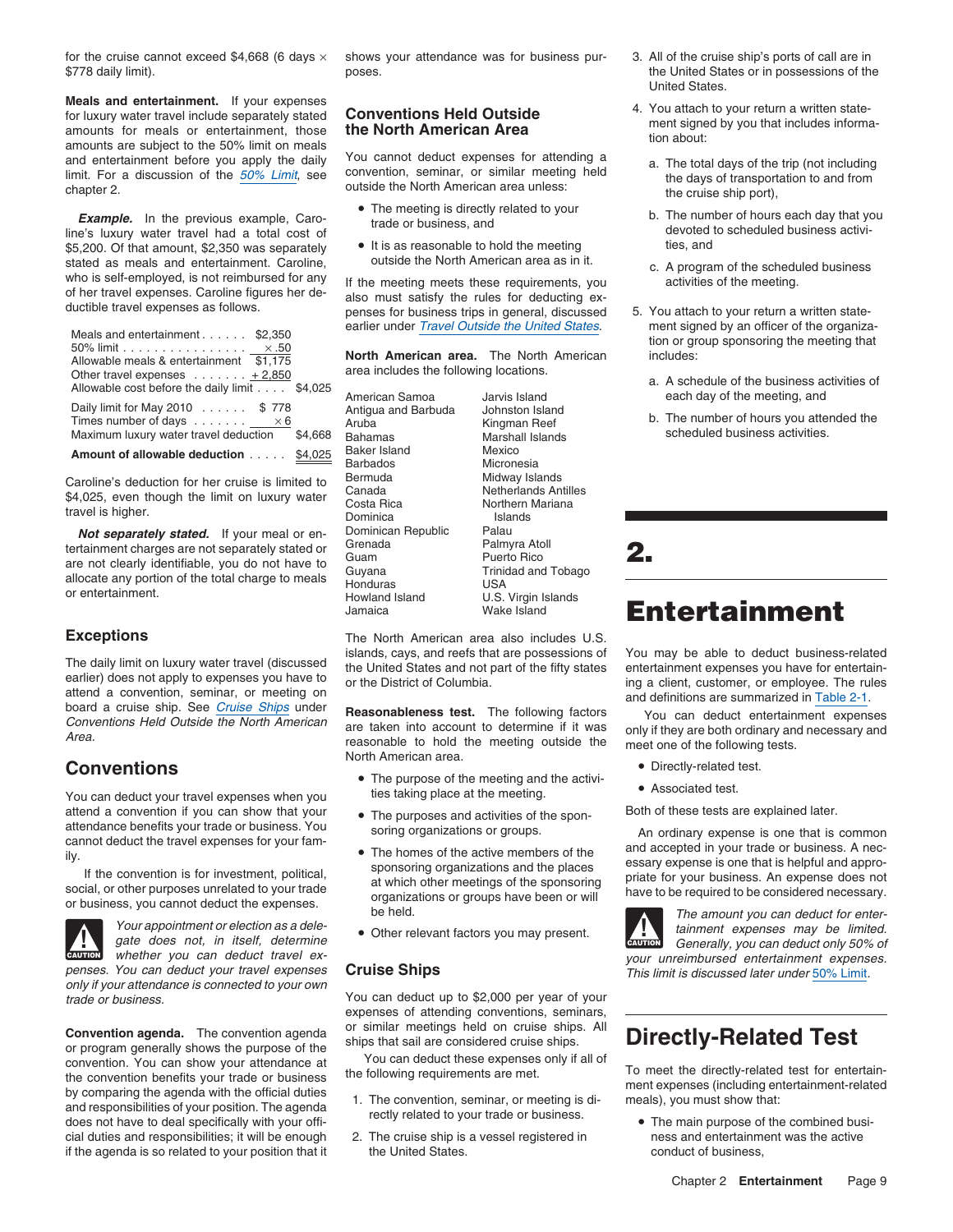for the cruise cannot exceed $4,668 (6 days × $778 daily limit).

**Meals and entertainment.** If your expenses for luxury water travel include separately stated amounts for meals or entertainment, those amounts are subject to the 50% limit on meals and entertainment before you apply the daily limit. For a discussion of the 50% Limit, see chapter 2.

***Example.*** In the previous example, Caroline's luxury water travel had a total cost of $5,200. Of that amount, $2,350 was separately stated as meals and entertainment. Caroline, who is self-employed, is not reimbursed for any of her travel expenses. Caroline figures her deductible travel expenses as follows.

| | | |
|---|---|---|
| Meals and entertainment . . . . . . | $2,350 | |
| 50% limit . . . . . . . . . . . . . . . . | × .50 | |
| Allowable meals & entertainment | $1,175 | |
| Other travel expenses . . . . . . . | + 2,850 | |
| Allowable cost before the daily limit . . . . | | $4,025 |
| Daily limit for May 2010 . . . . . . | $ 778 | |
| Times number of days . . . . . . . | × 6 | |
| Maximum luxury water travel deduction | | $4,668 |
| **Amount of allowable deduction** . . . . . | | $4,025 |

Caroline's deduction for her cruise is limited to $4,025, even though the limit on luxury water travel is higher.

***Not separately stated.*** If your meal or entertainment charges are not separately stated or are not clearly identifiable, you do not have to allocate any portion of the total charge to meals or entertainment.

## Exceptions

The daily limit on luxury water travel (discussed earlier) does not apply to expenses you have to attend a convention, seminar, or meeting on board a cruise ship. See *Cruise Ships* under *Conventions Held Outside the North American Area.*

## Conventions

You can deduct your travel expenses when you attend a convention if you can show that your attendance benefits your trade or business. You cannot deduct the travel expenses for your family.

If the convention is for investment, political, social, or other purposes unrelated to your trade or business, you cannot deduct the expenses.

CAUTION: *Your appointment or election as a delegate does not, in itself, determine whether you can deduct travel expenses. You can deduct your travel expenses only if your attendance is connected to your own trade or business.*

**Convention agenda.** The convention agenda or program generally shows the purpose of the convention. You can show your attendance at the convention benefits your trade or business by comparing the agenda with the official duties and responsibilities of your position. The agenda does not have to deal specifically with your official duties and responsibilities; it will be enough if the agenda is so related to your position that it shows your attendance was for business purposes.

## Conventions Held Outside the North American Area

You cannot deduct expenses for attending a convention, seminar, or similar meeting held outside the North American area unless:

- The meeting is directly related to your trade or business, and
- It is as reasonable to hold the meeting outside the North American area as in it.

If the meeting meets these requirements, you also must satisfy the rules for deducting expenses for business trips in general, discussed earlier under *Travel Outside the United States*.

**North American area.** The North American area includes the following locations.

| | |
|---|---|
| American Samoa | Jarvis Island |
| Antigua and Barbuda | Johnston Island |
| Aruba | Kingman Reef |
| Bahamas | Marshall Islands |
| Baker Island | Mexico |
| Barbados | Micronesia |
| Bermuda | Midway Islands |
| Canada | Netherlands Antilles |
| Costa Rica | Northern Mariana Islands |
| Dominica | Palau |
| Dominican Republic | Palmyra Atoll |
| Grenada | Puerto Rico |
| Guam | Trinidad and Tobago |
| Guyana | USA |
| Honduras | U.S. Virgin Islands |
| Howland Island | Wake Island |
| Jamaica | |

The North American area also includes U.S. islands, cays, and reefs that are possessions of the United States and not part of the fifty states or the District of Columbia.

**Reasonableness test.** The following factors are taken into account to determine if it was reasonable to hold the meeting outside the North American area.

- The purpose of the meeting and the activities taking place at the meeting.
- The purposes and activities of the sponsoring organizations or groups.
- The homes of the active members of the sponsoring organizations and the places at which other meetings of the sponsoring organizations or groups have been or will be held.
- Other relevant factors you may present.

### Cruise Ships

You can deduct up to $2,000 per year of your expenses of attending conventions, seminars, or similar meetings held on cruise ships. All ships that sail are considered cruise ships.

You can deduct these expenses only if all of the following requirements are met.

1. The convention, seminar, or meeting is directly related to your trade or business.
2. The cruise ship is a vessel registered in the United States.
3. All of the cruise ship's ports of call are in the United States or in possessions of the United States.
4. You attach to your return a written statement signed by you that includes information about:
   a. The total days of the trip (not including the days of transportation to and from the cruise ship port),
   b. The number of hours each day that you devoted to scheduled business activities, and
   c. A program of the scheduled business activities of the meeting.
5. You attach to your return a written statement signed by an officer of the organization or group sponsoring the meeting that includes:
   a. A schedule of the business activities of each day of the meeting, and
   b. The number of hours you attended the scheduled business activities.

# 2. Entertainment

You may be able to deduct business-related entertainment expenses you have for entertaining a client, customer, or employee. The rules and definitions are summarized in Table 2-1.

You can deduct entertainment expenses only if they are both ordinary and necessary and meet one of the following tests.

- Directly-related test.
- Associated test.

Both of these tests are explained later.

An ordinary expense is one that is common and accepted in your trade or business. A necessary expense is one that is helpful and appropriate for your business. An expense does not have to be required to be considered necessary.

CAUTION: *The amount you can deduct for entertainment expenses may be limited. Generally, you can deduct only 50% of your unreimbursed entertainment expenses. This limit is discussed later under 50% Limit.*

## Directly-Related Test

To meet the directly-related test for entertainment expenses (including entertainment-related meals), you must show that:

- The main purpose of the combined business and entertainment was the active conduct of business,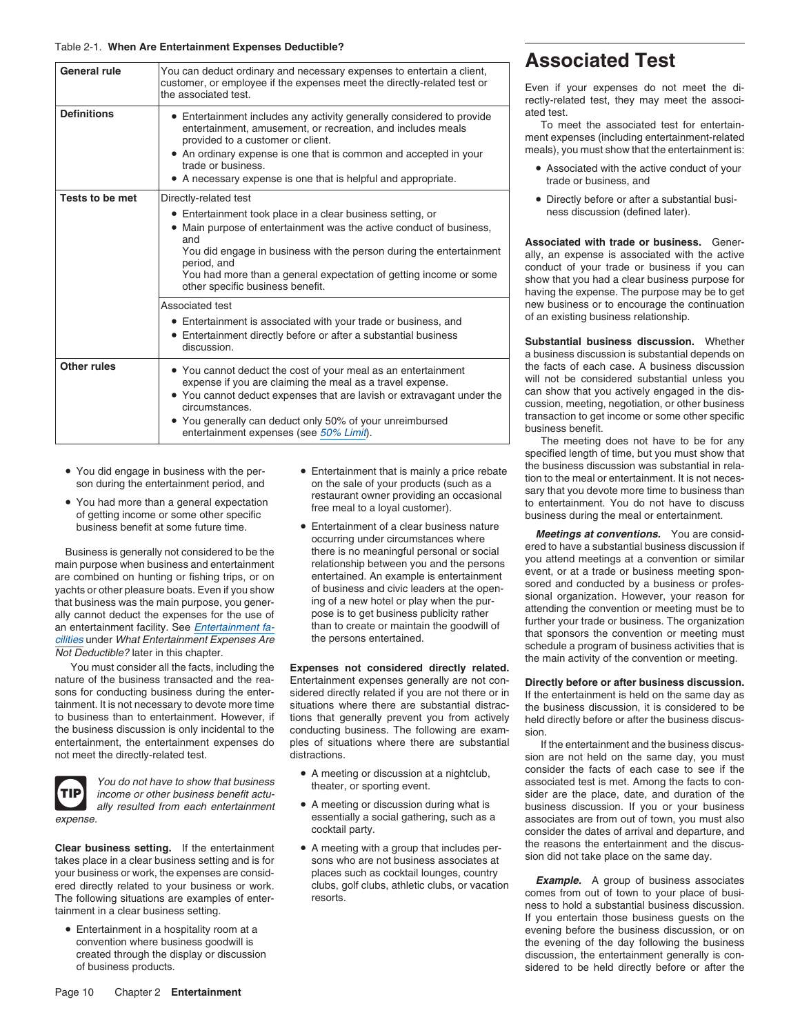Table 2-1. **When Are Entertainment Expenses Deductible?**

| | |
|---|---|
| **General rule** | You can deduct ordinary and necessary expenses to entertain a client, customer, or employee if the expenses meet the directly-related test or the associated test. |
| **Definitions** | • Entertainment includes any activity generally considered to provide entertainment, amusement, or recreation, and includes meals provided to a customer or client. • An ordinary expense is one that is common and accepted in your trade or business. • A necessary expense is one that is helpful and appropriate. |
| **Tests to be met** | Directly-related test • Entertainment took place in a clear business setting, or • Main purpose of entertainment was the active conduct of business, and You did engage in business with the person during the entertainment period, and You had more than a general expectation of getting income or some other specific business benefit. |
| | Associated test • Entertainment is associated with your trade or business, and • Entertainment directly before or after a substantial business discussion. |
| **Other rules** | • You cannot deduct the cost of your meal as an entertainment expense if you are claiming the meal as a travel expense. • You cannot deduct expenses that are lavish or extravagant under the circumstances. • You generally can deduct only 50% of your unreimbursed entertainment expenses (see 50% Limit). |

- You did engage in business with the person during the entertainment period, and
- You had more than a general expectation of getting income or some other specific business benefit at some future time.

Business is generally not considered to be the main purpose when business and entertainment are combined on hunting or fishing trips, or on yachts or other pleasure boats. Even if you show that business was the main purpose, you generally cannot deduct the expenses for the use of an entertainment facility. See Entertainment facilities under *What Entertainment Expenses Are Not Deductible?* later in this chapter.

You must consider all the facts, including the nature of the business transacted and the reasons for conducting business during the entertainment. It is not necessary to devote more time to business than to entertainment. However, if the business discussion is only incidental to the entertainment, the entertainment expenses do not meet the directly-related test.

**TIP** *You do not have to show that business income or other business benefit actually resulted from each entertainment expense.*

**Clear business setting.** If the entertainment takes place in a clear business setting and is for your business or work, the expenses are considered directly related to your business or work. The following situations are examples of entertainment in a clear business setting.

- Entertainment in a hospitality room at a convention where business goodwill is created through the display or discussion of business products.
- Entertainment that is mainly a price rebate on the sale of your products (such as a restaurant owner providing an occasional free meal to a loyal customer).
- Entertainment of a clear business nature occurring under circumstances where there is no meaningful personal or social relationship between you and the persons entertained. An example is entertainment of business and civic leaders at the opening of a new hotel or play when the purpose is to get business publicity rather than to create or maintain the goodwill of the persons entertained.

**Expenses not considered directly related.** Entertainment expenses generally are not considered directly related if you are not there or in situations where there are substantial distractions that generally prevent you from actively conducting business. The following are examples of situations where there are substantial distractions.

- A meeting or discussion at a nightclub, theater, or sporting event.
- A meeting or discussion during what is essentially a social gathering, such as a cocktail party.
- A meeting with a group that includes persons who are not business associates at places such as cocktail lounges, country clubs, golf clubs, athletic clubs, or vacation resorts.

## Associated Test

Even if your expenses do not meet the directly-related test, they may meet the associated test.

To meet the associated test for entertainment expenses (including entertainment-related meals), you must show that the entertainment is:

- Associated with the active conduct of your trade or business, and
- Directly before or after a substantial business discussion (defined later).

**Associated with trade or business.** Generally, an expense is associated with the active conduct of your trade or business if you can show that you had a clear business purpose for having the expense. The purpose may be to get new business or to encourage the continuation of an existing business relationship.

**Substantial business discussion.** Whether a business discussion is substantial depends on the facts of each case. A business discussion will not be considered substantial unless you can show that you actively engaged in the discussion, meeting, negotiation, or other business transaction to get income or some other specific business benefit.

The meeting does not have to be for any specified length of time, but you must show that the business discussion was substantial in relation to the meal or entertainment. It is not necessary that you devote more time to business than to entertainment. You do not have to discuss business during the meal or entertainment.

***Meetings at conventions.*** You are considered to have a substantial business discussion if you attend meetings at a convention or similar event, or at a trade or business meeting sponsored and conducted by a business or professional organization. However, your reason for attending the convention or meeting must be to further your trade or business. The organization that sponsors the convention or meeting must schedule a program of business activities that is the main activity of the convention or meeting.

**Directly before or after business discussion.** If the entertainment is held on the same day as the business discussion, it is considered to be held directly before or after the business discussion.

If the entertainment and the business discussion are not held on the same day, you must consider the facts of each case to see if the associated test is met. Among the facts to consider are the place, date, and duration of the business discussion. If you or your business associates are from out of town, you must also consider the dates of arrival and departure, and the reasons the entertainment and the discussion did not take place on the same day.

***Example.*** A group of business associates comes from out of town to your place of business to hold a substantial business discussion. If you entertain those business guests on the evening before the business discussion, or on the evening of the day following the business discussion, the entertainment generally is considered to be held directly before or after the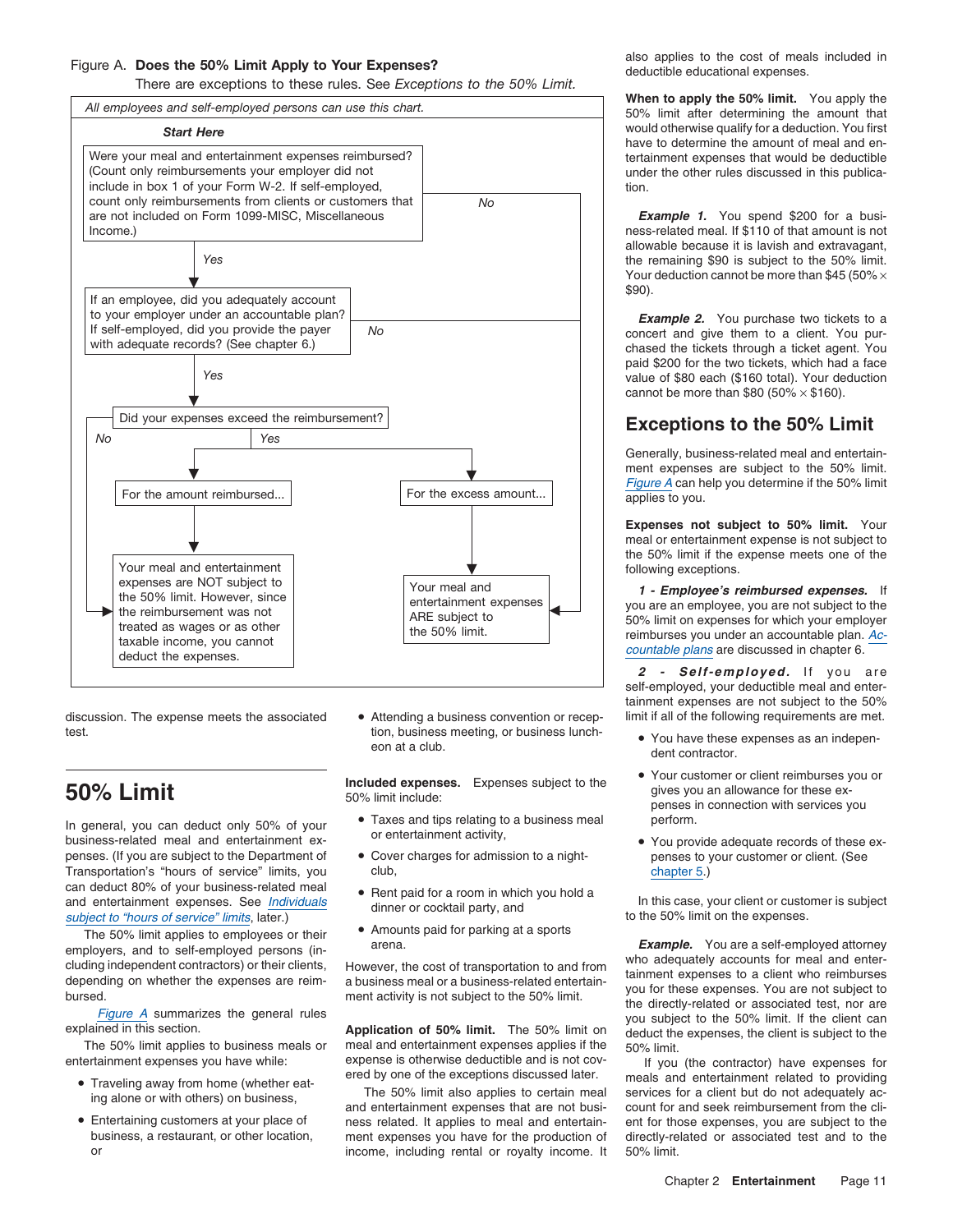Figure A. **Does the 50% Limit Apply to Your Expenses?**

There are exceptions to these rules. See *Exceptions to the 50% Limit.*

*All employees and self-employed persons can use this chart.*

**Start Here**

Were your meal and entertainment expenses reimbursed? (Count only reimbursements your employer did not include in box 1 of your Form W-2. If self-employed, count only reimbursements from clients or customers that are not included on Form 1099-MISC, Miscellaneous Income.)

- No → Your meal and entertainment expenses ARE subject to the 50% limit.
- Yes → If an employee, did you adequately account to your employer under an accountable plan? If self-employed, did you provide the payer with adequate records? (See chapter 6.)
  - No → Your meal and entertainment expenses ARE subject to the 50% limit.
  - Yes → Did your expenses exceed the reimbursement?
    - No → Your meal and entertainment expenses are NOT subject to the 50% limit. However, since the reimbursement was not treated as wages or as other taxable income, you cannot deduct the expenses.
    - Yes →
      - For the amount reimbursed... → Your meal and entertainment expenses are NOT subject to the 50% limit. However, since the reimbursement was not treated as wages or as other taxable income, you cannot deduct the expenses.
      - For the excess amount... → Your meal and entertainment expenses ARE subject to the 50% limit.

discussion. The expense meets the associated test.

## 50% Limit

In general, you can deduct only 50% of your business-related meal and entertainment expenses. (If you are subject to the Department of Transportation's "hours of service" limits, you can deduct 80% of your business-related meal and entertainment expenses. See *Individuals subject to "hours of service" limits*, later.)

The 50% limit applies to employees or their employers, and to self-employed persons (including independent contractors) or their clients, depending on whether the expenses are reimbursed.

*Figure A* summarizes the general rules explained in this section.

The 50% limit applies to business meals or entertainment expenses you have while:

- Traveling away from home (whether eating alone or with others) on business,
- Entertaining customers at your place of business, a restaurant, or other location, or
- Attending a business convention or reception, business meeting, or business luncheon at a club.

**Included expenses.** Expenses subject to the 50% limit include:

- Taxes and tips relating to a business meal or entertainment activity,
- Cover charges for admission to a nightclub,
- Rent paid for a room in which you hold a dinner or cocktail party, and
- Amounts paid for parking at a sports arena.

However, the cost of transportation to and from a business meal or a business-related entertainment activity is not subject to the 50% limit.

**Application of 50% limit.** The 50% limit on meal and entertainment expenses applies if the expense is otherwise deductible and is not covered by one of the exceptions discussed later.

The 50% limit also applies to certain meal and entertainment expenses that are not business related. It applies to meal and entertainment expenses you have for the production of income, including rental or royalty income. It also applies to the cost of meals included in deductible educational expenses.

**When to apply the 50% limit.** You apply the 50% limit after determining the amount that would otherwise qualify for a deduction. You first have to determine the amount of meal and entertainment expenses that would be deductible under the other rules discussed in this publication.

***Example 1.*** You spend $200 for a business-related meal. If $110 of that amount is not allowable because it is lavish and extravagant, the remaining $90 is subject to the 50% limit. Your deduction cannot be more than $45 (50% × $90).

***Example 2.*** You purchase two tickets to a concert and give them to a client. You purchased the tickets through a ticket agent. You paid $200 for the two tickets, which had a face value of $80 each ($160 total). Your deduction cannot be more than $80 (50% × $160).

## Exceptions to the 50% Limit

Generally, business-related meal and entertainment expenses are subject to the 50% limit. *Figure A* can help you determine if the 50% limit applies to you.

**Expenses not subject to 50% limit.** Your meal or entertainment expense is not subject to the 50% limit if the expense meets one of the following exceptions.

***1 - Employee's reimbursed expenses.*** If you are an employee, you are not subject to the 50% limit on expenses for which your employer reimburses you under an accountable plan. *Accountable plans* are discussed in chapter 6.

***2 - Self-employed.*** If you are self-employed, your deductible meal and entertainment expenses are not subject to the 50% limit if all of the following requirements are met.

- You have these expenses as an independent contractor.
- Your customer or client reimburses you or gives you an allowance for these expenses in connection with services you perform.
- You provide adequate records of these expenses to your customer or client. (See *chapter 5*.)

In this case, your client or customer is subject to the 50% limit on the expenses.

***Example.*** You are a self-employed attorney who adequately accounts for meal and entertainment expenses to a client who reimburses you for these expenses. You are not subject to the directly-related or associated test, nor are you subject to the 50% limit. If the client can deduct the expenses, the client is subject to the 50% limit.

If you (the contractor) have expenses for meals and entertainment related to providing services for a client but do not adequately account for and seek reimbursement from the client for those expenses, you are subject to the directly-related or associated test and to the 50% limit.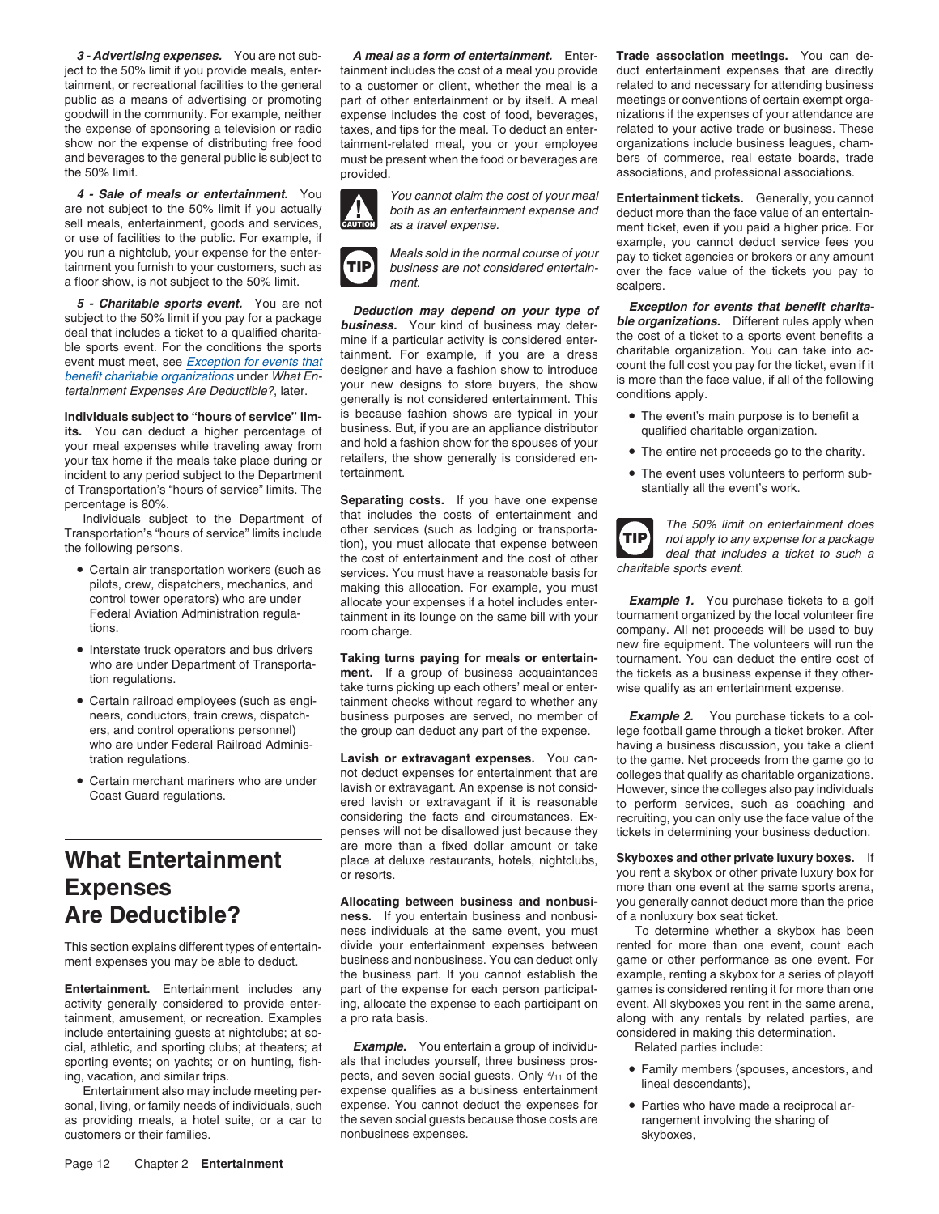***3 - Advertising expenses.*** You are not subject to the 50% limit if you provide meals, entertainment, or recreational facilities to the general public as a means of advertising or promoting goodwill in the community. For example, neither the expense of sponsoring a television or radio show nor the expense of distributing free food and beverages to the general public is subject to the 50% limit.

***4 - Sale of meals or entertainment.*** You are not subject to the 50% limit if you actually sell meals, entertainment, goods and services, or use of facilities to the public. For example, if you run a nightclub, your expense for the entertainment you furnish to your customers, such as a floor show, is not subject to the 50% limit.

***5 - Charitable sports event.*** You are not subject to the 50% limit if you pay for a package deal that includes a ticket to a qualified charitable sports event. For the conditions the sports event must meet, see *Exception for events that benefit charitable organizations* under *What Entertainment Expenses Are Deductible?*, later.

**Individuals subject to "hours of service" limits.** You can deduct a higher percentage of your meal expenses while traveling away from your tax home if the meals take place during or incident to any period subject to the Department of Transportation's "hours of service" limits. The percentage is 80%.

Individuals subject to the Department of Transportation's "hours of service" limits include the following persons.

- Certain air transportation workers (such as pilots, crew, dispatchers, mechanics, and control tower operators) who are under Federal Aviation Administration regulations.
- Interstate truck operators and bus drivers who are under Department of Transportation regulations.
- Certain railroad employees (such as engineers, conductors, train crews, dispatchers, and control operations personnel) who are under Federal Railroad Administration regulations.
- Certain merchant mariners who are under Coast Guard regulations.

# What Entertainment Expenses Are Deductible?

This section explains different types of entertainment expenses you may be able to deduct.

**Entertainment.** Entertainment includes any activity generally considered to provide entertainment, amusement, or recreation. Examples include entertaining guests at nightclubs; at social, athletic, and sporting clubs; at theaters; at sporting events; on yachts; or on hunting, fishing, vacation, and similar trips.

Entertainment also may include meeting personal, living, or family needs of individuals, such as providing meals, a hotel suite, or a car to customers or their families.

***A meal as a form of entertainment.*** Entertainment includes the cost of a meal you provide to a customer or client, whether the meal is a part of other entertainment or by itself. A meal expense includes the cost of food, beverages, taxes, and tips for the meal. To deduct an entertainment-related meal, you or your employee must be present when the food or beverages are provided.

CAUTION: *You cannot claim the cost of your meal both as an entertainment expense and as a travel expense.*

TIP: *Meals sold in the normal course of your business are not considered entertainment.*

***Deduction may depend on your type of business.*** Your kind of business may determine if a particular activity is considered entertainment. For example, if you are a dress designer and have a fashion show to introduce your new designs to store buyers, the show generally is not considered entertainment. This is because fashion shows are typical in your business. But, if you are an appliance distributor and hold a fashion show for the spouses of your retailers, the show generally is considered entertainment.

**Separating costs.** If you have one expense that includes the costs of entertainment and other services (such as lodging or transportation), you must allocate that expense between the cost of entertainment and the cost of other services. You must have a reasonable basis for making this allocation. For example, you must allocate your expenses if a hotel includes entertainment in its lounge on the same bill with your room charge.

**Taking turns paying for meals or entertainment.** If a group of business acquaintances take turns picking up each others' meal or entertainment checks without regard to whether any business purposes are served, no member of the group can deduct any part of the expense.

**Lavish or extravagant expenses.** You cannot deduct expenses for entertainment that are lavish or extravagant. An expense is not considered lavish or extravagant if it is reasonable considering the facts and circumstances. Expenses will not be disallowed just because they are more than a fixed dollar amount or take place at deluxe restaurants, hotels, nightclubs, or resorts.

**Allocating between business and nonbusiness.** If you entertain business and nonbusiness individuals at the same event, you must divide your entertainment expenses between business and nonbusiness. You can deduct only the business part. If you cannot establish the part of the expense for each person participating, allocate the expense to each participant on a pro rata basis.

***Example.*** You entertain a group of individuals that includes yourself, three business prospects, and seven social guests. Only $^4/_{11}$ of the expense qualifies as a business entertainment expense. You cannot deduct the expenses for the seven social guests because those costs are nonbusiness expenses.

**Trade association meetings.** You can deduct entertainment expenses that are directly related to and necessary for attending business meetings or conventions of certain exempt organizations if the expenses of your attendance are related to your active trade or business. These organizations include business leagues, chambers of commerce, real estate boards, trade associations, and professional associations.

**Entertainment tickets.** Generally, you cannot deduct more than the face value of an entertainment ticket, even if you paid a higher price. For example, you cannot deduct service fees you pay to ticket agencies or brokers or any amount over the face value of the tickets you pay to scalpers.

***Exception for events that benefit charitable organizations.*** Different rules apply when the cost of a ticket to a sports event benefits a charitable organization. You can take into account the full cost you pay for the ticket, even if it is more than the face value, if all of the following conditions apply.

- The event's main purpose is to benefit a qualified charitable organization.
- The entire net proceeds go to the charity.
- The event uses volunteers to perform substantially all the event's work.

TIP: *The 50% limit on entertainment does not apply to any expense for a package deal that includes a ticket to such a charitable sports event.*

***Example 1.*** You purchase tickets to a golf tournament organized by the local volunteer fire company. All net proceeds will be used to buy new fire equipment. The volunteers will run the tournament. You can deduct the entire cost of the tickets as a business expense if they otherwise qualify as an entertainment expense.

***Example 2.*** You purchase tickets to a college football game through a ticket broker. After having a business discussion, you take a client to the game. Net proceeds from the game go to colleges that qualify as charitable organizations. However, since the colleges also pay individuals to perform services, such as coaching and recruiting, you can only use the face value of the tickets in determining your business deduction.

**Skyboxes and other private luxury boxes.** If you rent a skybox or other private luxury box for more than one event at the same sports arena, you generally cannot deduct more than the price of a nonluxury box seat ticket.

To determine whether a skybox has been rented for more than one event, count each game or other performance as one event. For example, renting a skybox for a series of playoff games is considered renting it for more than one event. All skyboxes you rent in the same arena, along with any rentals by related parties, are considered in making this determination.

Related parties include:

- Family members (spouses, ancestors, and lineal descendants),
- Parties who have made a reciprocal arrangement involving the sharing of skyboxes,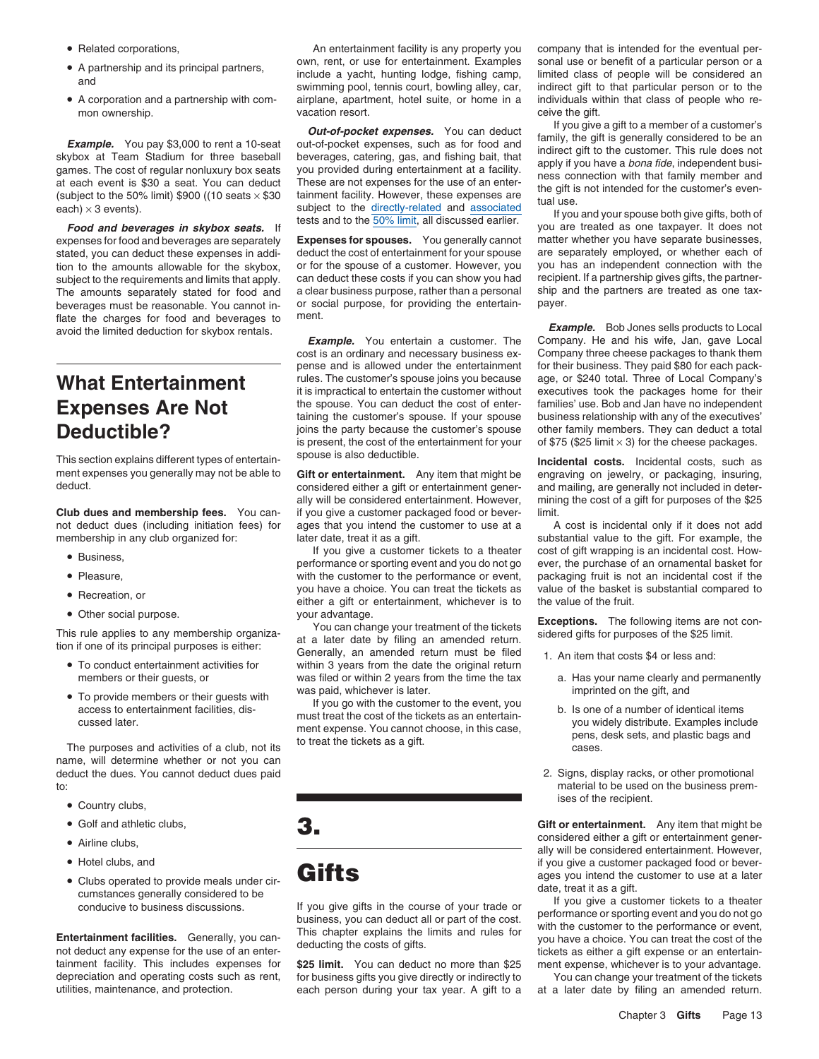- Related corporations,
- A partnership and its principal partners, and
- A corporation and a partnership with common ownership.

***Example.*** You pay $3,000 to rent a 10-seat skybox at Team Stadium for three baseball games. The cost of regular nonluxury box seats at each event is $30 a seat. You can deduct (subject to the 50% limit) $900 ((10 seats × $30 each) × 3 events).

***Food and beverages in skybox seats.*** If expenses for food and beverages are separately stated, you can deduct these expenses in addition to the amounts allowable for the skybox, subject to the requirements and limits that apply. The amounts separately stated for food and beverages must be reasonable. You cannot inflate the charges for food and beverages to avoid the limited deduction for skybox rentals.

# What Entertainment Expenses Are Not Deductible?

This section explains different types of entertainment expenses you generally may not be able to deduct.

**Club dues and membership fees.** You cannot deduct dues (including initiation fees) for membership in any club organized for:

- Business,
- Pleasure,
- Recreation, or
- Other social purpose.

This rule applies to any membership organization if one of its principal purposes is either:

- To conduct entertainment activities for members or their guests, or
- To provide members or their guests with access to entertainment facilities, discussed later.

The purposes and activities of a club, not its name, will determine whether or not you can deduct the dues. You cannot deduct dues paid to:

- Country clubs,
- Golf and athletic clubs,
- Airline clubs,
- Hotel clubs, and
- Clubs operated to provide meals under circumstances generally considered to be conducive to business discussions.

**Entertainment facilities.** Generally, you cannot deduct any expense for the use of an entertainment facility. This includes expenses for depreciation and operating costs such as rent, utilities, maintenance, and protection.

An entertainment facility is any property you own, rent, or use for entertainment. Examples include a yacht, hunting lodge, fishing camp, swimming pool, tennis court, bowling alley, car, airplane, apartment, hotel suite, or home in a vacation resort.

***Out-of-pocket expenses.*** You can deduct out-of-pocket expenses, such as for food and beverages, catering, gas, and fishing bait, that you provided during entertainment at a facility. These are not expenses for the use of an entertainment facility. However, these expenses are subject to the directly-related and associated tests and to the 50% limit, all discussed earlier.

**Expenses for spouses.** You generally cannot deduct the cost of entertainment for your spouse or for the spouse of a customer. However, you can deduct these costs if you can show you had a clear business purpose, rather than a personal or social purpose, for providing the entertainment.

***Example.*** You entertain a customer. The cost is an ordinary and necessary business expense and is allowed under the entertainment rules. The customer's spouse joins you because it is impractical to entertain the customer without the spouse. You can deduct the cost of entertaining the customer's spouse. If your spouse joins the party because the customer's spouse is present, the cost of the entertainment for your spouse is also deductible.

**Gift or entertainment.** Any item that might be considered either a gift or entertainment generally will be considered entertainment. However, if you give a customer packaged food or beverages that you intend the customer to use at a later date, treat it as a gift.

If you give a customer tickets to a theater performance or sporting event and you do not go with the customer to the performance or event, you have a choice. You can treat the tickets as either a gift or entertainment, whichever is to your advantage.

You can change your treatment of the tickets at a later date by filing an amended return. Generally, an amended return must be filed within 3 years from the date the original return was filed or within 2 years from the time the tax was paid, whichever is later.

If you go with the customer to the event, you must treat the cost of the tickets as an entertainment expense. You cannot choose, in this case, to treat the tickets as a gift.

# 3. Gifts

If you give gifts in the course of your trade or business, you can deduct all or part of the cost. This chapter explains the limits and rules for deducting the costs of gifts.

**$25 limit.** You can deduct no more than $25 for business gifts you give directly or indirectly to each person during your tax year. A gift to a company that is intended for the eventual personal use or benefit of a particular person or a limited class of people will be considered an indirect gift to that particular person or to the individuals within that class of people who receive the gift.

If you give a gift to a member of a customer's family, the gift is generally considered to be an indirect gift to the customer. This rule does not apply if you have a *bona fide*, independent business connection with that family member and the gift is not intended for the customer's eventual use.

If you and your spouse both give gifts, both of you are treated as one taxpayer. It does not matter whether you have separate businesses, are separately employed, or whether each of you has an independent connection with the recipient. If a partnership gives gifts, the partnership and the partners are treated as one taxpayer.

***Example.*** Bob Jones sells products to Local Company. He and his wife, Jan, gave Local Company three cheese packages to thank them for their business. They paid $80 for each package, or $240 total. Three of Local Company's executives took the packages home for their families' use. Bob and Jan have no independent business relationship with any of the executives' other family members. They can deduct a total of $75 ($25 limit × 3) for the cheese packages.

**Incidental costs.** Incidental costs, such as engraving on jewelry, or packaging, insuring, and mailing, are generally not included in determining the cost of a gift for purposes of the $25 limit.

A cost is incidental only if it does not add substantial value to the gift. For example, the cost of gift wrapping is an incidental cost. However, the purchase of an ornamental basket for packaging fruit is not an incidental cost if the value of the basket is substantial compared to the value of the fruit.

**Exceptions.** The following items are not considered gifts for purposes of the $25 limit.

1. An item that costs $4 or less and:
   a. Has your name clearly and permanently imprinted on the gift, and
   b. Is one of a number of identical items you widely distribute. Examples include pens, desk sets, and plastic bags and cases.
2. Signs, display racks, or other promotional material to be used on the business premises of the recipient.

**Gift or entertainment.** Any item that might be considered either a gift or entertainment generally will be considered entertainment. However, if you give a customer packaged food or beverages you intend the customer to use at a later date, treat it as a gift.

If you give a customer tickets to a theater performance or sporting event and you do not go with the customer to the performance or event, you have a choice. You can treat the cost of the tickets as either a gift expense or an entertainment expense, whichever is to your advantage.

You can change your treatment of the tickets at a later date by filing an amended return.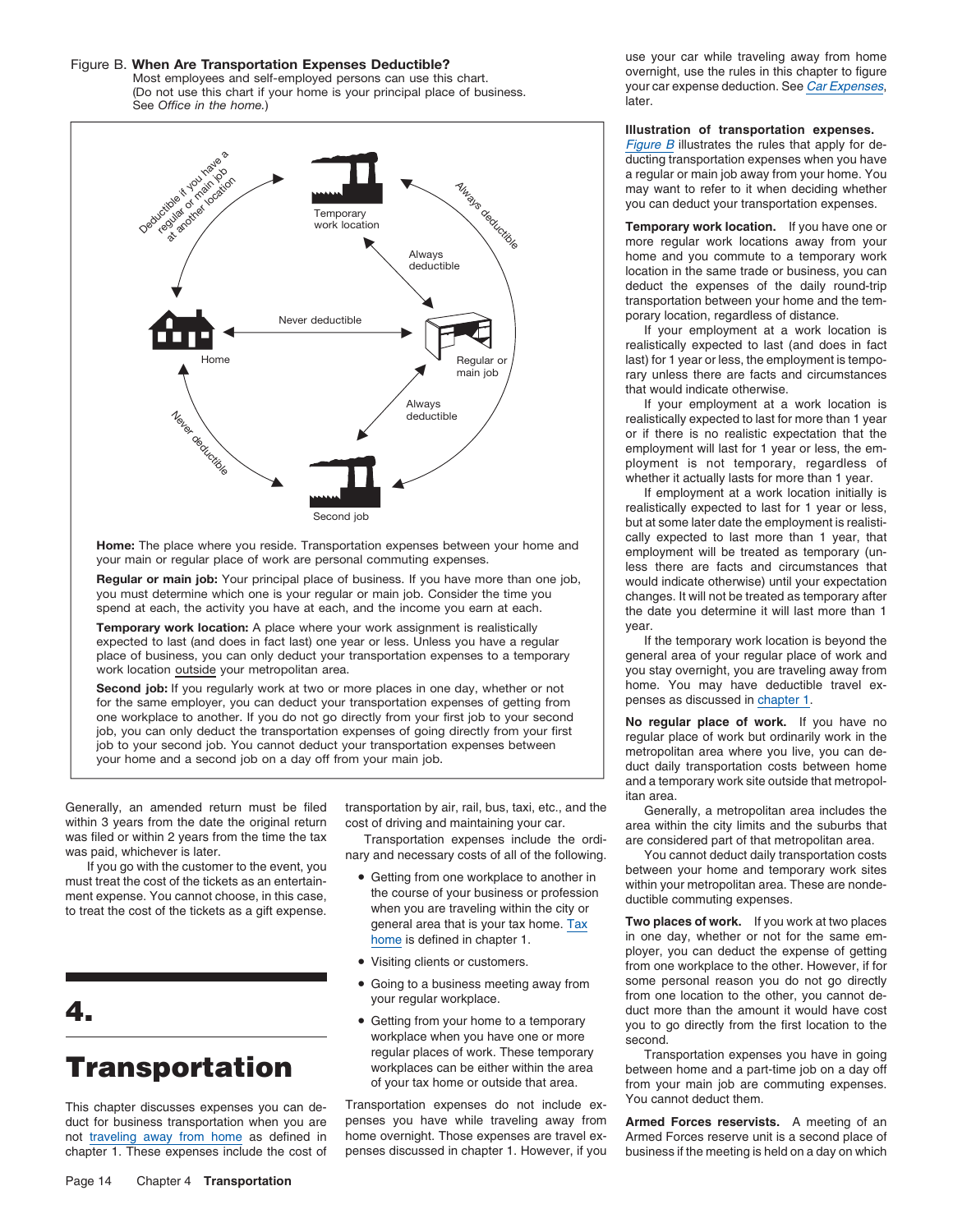Figure B. **When Are Transportation Expenses Deductible?**
Most employees and self-employed persons can use this chart.
(Do not use this chart if your home is your principal place of business.
See *Office in the home*.)

Temporary work location

Deductible if you have a regular or main job at another location

Always deductible

Always deductible

Home

Never deductible

Regular or main job

Always deductible

Never deductible

Second job

**Home:** The place where you reside. Transportation expenses between your home and your main or regular place of work are personal commuting expenses.

**Regular or main job:** Your principal place of business. If you have more than one job, you must determine which one is your regular or main job. Consider the time you spend at each, the activity you have at each, and the income you earn at each.

**Temporary work location:** A place where your work assignment is realistically expected to last (and does in fact last) one year or less. Unless you have a regular place of business, you can only deduct your transportation expenses to a temporary work location outside your metropolitan area.

**Second job:** If you regularly work at two or more places in one day, whether or not for the same employer, you can deduct your transportation expenses of getting from one workplace to another. If you do not go directly from your first job to your second job, you can only deduct the transportation expenses of going directly from your first job to your second job. You cannot deduct your transportation expenses between your home and a second job on a day off from your main job.

Generally, an amended return must be filed within 3 years from the date the original return was filed or within 2 years from the time the tax was paid, whichever is later.

If you go with the customer to the event, you must treat the cost of the tickets as an entertainment expense. You cannot choose, in this case, to treat the cost of the tickets as a gift expense.

# 4. Transportation

This chapter discusses expenses you can deduct for business transportation when you are not traveling away from home as defined in chapter 1. These expenses include the cost of transportation by air, rail, bus, taxi, etc., and the cost of driving and maintaining your car.

Transportation expenses include the ordinary and necessary costs of all of the following.

- Getting from one workplace to another in the course of your business or profession when you are traveling within the city or general area that is your tax home. Tax home is defined in chapter 1.
- Visiting clients or customers.
- Going to a business meeting away from your regular workplace.
- Getting from your home to a temporary workplace when you have one or more regular places of work. These temporary workplaces can be either within the area of your tax home or outside that area.

Transportation expenses do not include expenses you have while traveling away from home overnight. Those expenses are travel expenses discussed in chapter 1. However, if you use your car while traveling away from home overnight, use the rules in this chapter to figure your car expense deduction. See *Car Expenses*, later.

**Illustration of transportation expenses.** *Figure B* illustrates the rules that apply for deducting transportation expenses when you have a regular or main job away from your home. You may want to refer to it when deciding whether you can deduct your transportation expenses.

**Temporary work location.** If you have one or more regular work locations away from your home and you commute to a temporary work location in the same trade or business, you can deduct the expenses of the daily round-trip transportation between your home and the temporary location, regardless of distance.

If your employment at a work location is realistically expected to last (and does in fact last) for 1 year or less, the employment is temporary unless there are facts and circumstances that would indicate otherwise.

If your employment at a work location is realistically expected to last for more than 1 year or if there is no realistic expectation that the employment will last for 1 year or less, the employment is not temporary, regardless of whether it actually lasts for more than 1 year.

If employment at a work location initially is realistically expected to last for 1 year or less, but at some later date the employment is realistically expected to last more than 1 year, that employment will be treated as temporary (unless there are facts and circumstances that would indicate otherwise) until your expectation changes. It will not be treated as temporary after the date you determine it will last more than 1 year.

If the temporary work location is beyond the general area of your regular place of work and you stay overnight, you are traveling away from home. You may have deductible travel expenses as discussed in chapter 1.

**No regular place of work.** If you have no regular place of work but ordinarily work in the metropolitan area where you live, you can deduct daily transportation costs between home and a temporary work site outside that metropolitan area.

Generally, a metropolitan area includes the area within the city limits and the suburbs that are considered part of that metropolitan area.

You cannot deduct daily transportation costs between your home and temporary work sites within your metropolitan area. These are nondeductible commuting expenses.

**Two places of work.** If you work at two places in one day, whether or not for the same employer, you can deduct the expense of getting from one workplace to the other. However, if for some personal reason you do not go directly from one location to the other, you cannot deduct more than the amount it would have cost you to go directly from the first location to the second.

Transportation expenses you have in going between home and a part-time job on a day off from your main job are commuting expenses. You cannot deduct them.

**Armed Forces reservists.** A meeting of an Armed Forces reserve unit is a second place of business if the meeting is held on a day on which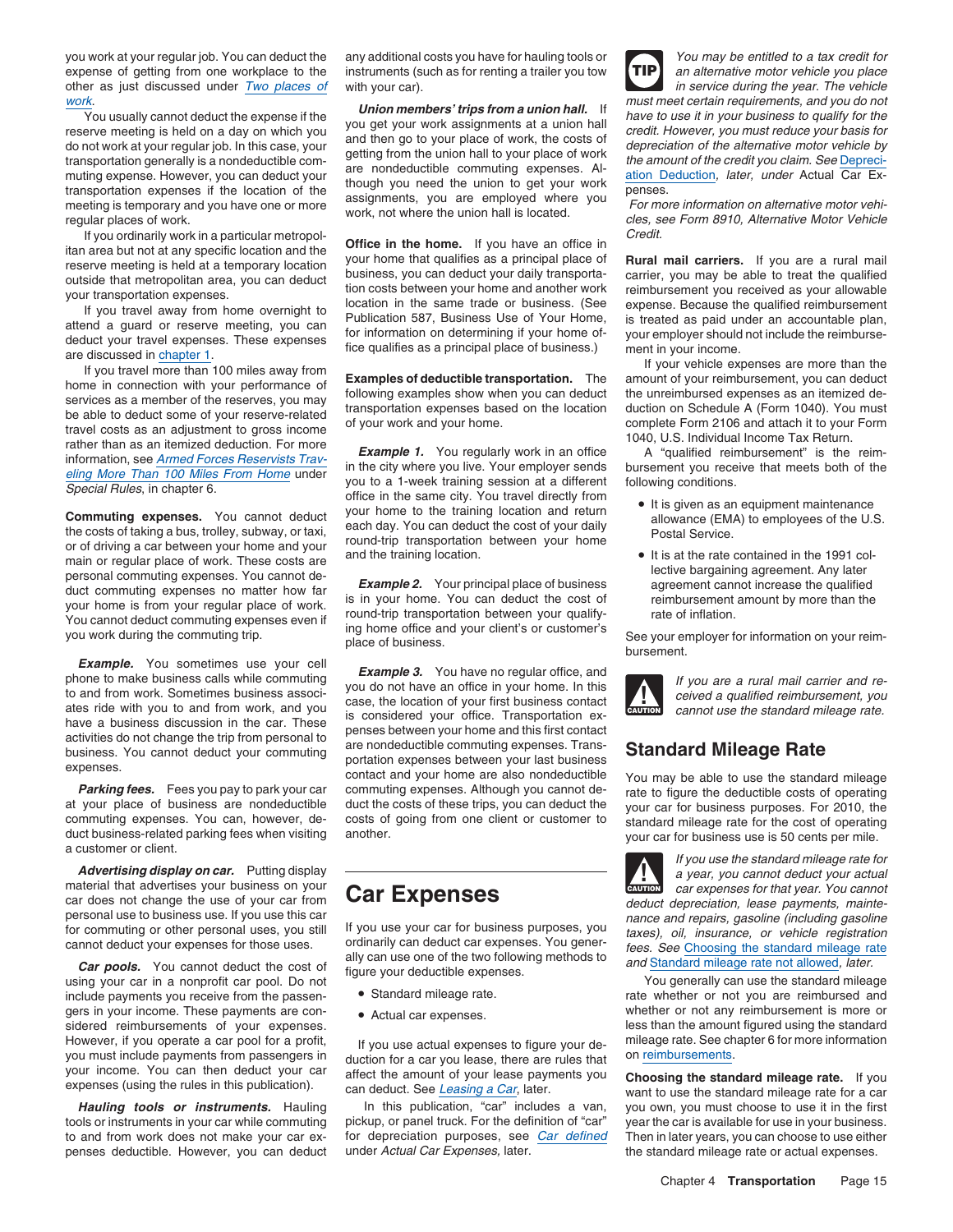you work at your regular job. You can deduct the expense of getting from one workplace to the other as just discussed under *Two places of work*.

You usually cannot deduct the expense if the reserve meeting is held on a day on which you do not work at your regular job. In this case, your transportation generally is a nondeductible commuting expense. However, you can deduct your transportation expenses if the location of the meeting is temporary and you have one or more regular places of work.

If you ordinarily work in a particular metropolitan area but not at any specific location and the reserve meeting is held at a temporary location outside that metropolitan area, you can deduct your transportation expenses.

If you travel away from home overnight to attend a guard or reserve meeting, you can deduct your travel expenses. These expenses are discussed in chapter 1.

If you travel more than 100 miles away from home in connection with your performance of services as a member of the reserves, you may be able to deduct some of your reserve-related travel costs as an adjustment to gross income rather than as an itemized deduction. For more information, see *Armed Forces Reservists Traveling More Than 100 Miles From Home* under *Special Rules*, in chapter 6.

**Commuting expenses.** You cannot deduct the costs of taking a bus, trolley, subway, or taxi, or of driving a car between your home and your main or regular place of work. These costs are personal commuting expenses. You cannot deduct commuting expenses no matter how far your home is from your regular place of work. You cannot deduct commuting expenses even if you work during the commuting trip.

***Example.*** You sometimes use your cell phone to make business calls while commuting to and from work. Sometimes business associates ride with you to and from work, and you have a business discussion in the car. These activities do not change the trip from personal to business. You cannot deduct your commuting expenses.

***Parking fees.*** Fees you pay to park your car at your place of business are nondeductible commuting expenses. You can, however, deduct business-related parking fees when visiting a customer or client.

***Advertising display on car.*** Putting display material that advertises your business on your car does not change the use of your car from personal use to business use. If you use this car for commuting or other personal uses, you still cannot deduct your expenses for those uses.

***Car pools.*** You cannot deduct the cost of using your car in a nonprofit car pool. Do not include payments you receive from the passengers in your income. These payments are considered reimbursements of your expenses. However, if you operate a car pool for a profit, you must include payments from passengers in your income. You can then deduct your car expenses (using the rules in this publication).

***Hauling tools or instruments.*** Hauling tools or instruments in your car while commuting to and from work does not make your car expenses deductible. However, you can deduct any additional costs you have for hauling tools or instruments (such as for renting a trailer you tow with your car).

***Union members' trips from a union hall.*** If you get your work assignments at a union hall and then go to your place of work, the costs of getting from the union hall to your place of work are nondeductible commuting expenses. Although you need the union to get your work assignments, you are employed where you work, not where the union hall is located.

**Office in the home.** If you have an office in your home that qualifies as a principal place of business, you can deduct your daily transportation costs between your home and another work location in the same trade or business. (See Publication 587, Business Use of Your Home, for information on determining if your home office qualifies as a principal place of business.)

**Examples of deductible transportation.** The following examples show when you can deduct transportation expenses based on the location of your work and your home.

***Example 1.*** You regularly work in an office in the city where you live. Your employer sends you to a 1-week training session at a different office in the same city. You travel directly from your home to the training location and return each day. You can deduct the cost of your daily round-trip transportation between your home and the training location.

***Example 2.*** Your principal place of business is in your home. You can deduct the cost of round-trip transportation between your qualifying home office and your client's or customer's place of business.

***Example 3.*** You have no regular office, and you do not have an office in your home. In this case, the location of your first business contact is considered your office. Transportation expenses between your home and this first contact are nondeductible commuting expenses. Transportation expenses between your last business contact and your home are also nondeductible commuting expenses. Although you cannot deduct the costs of these trips, you can deduct the costs of going from one client or customer to another.

## Car Expenses

If you use your car for business purposes, you ordinarily can deduct car expenses. You generally can use one of the two following methods to figure your deductible expenses.

- Standard mileage rate.
- Actual car expenses.

If you use actual expenses to figure your deduction for a car you lease, there are rules that affect the amount of your lease payments you can deduct. See *Leasing a Car*, later.

In this publication, "car" includes a van, pickup, or panel truck. For the definition of "car" for depreciation purposes, see *Car defined* under *Actual Car Expenses*, later.

**TIP:** *You may be entitled to a tax credit for an alternative motor vehicle you place in service during the year. The vehicle must meet certain requirements, and you do not have to use it in your business to qualify for the credit. However, you must reduce your basis for depreciation of the alternative motor vehicle by the amount of the credit you claim. See Depreciation Deduction, later, under Actual Car Expenses.*

*For more information on alternative motor vehicles, see Form 8910, Alternative Motor Vehicle Credit.*

**Rural mail carriers.** If you are a rural mail carrier, you may be able to treat the qualified reimbursement you received as your allowable expense. Because the qualified reimbursement is treated as paid under an accountable plan, your employer should not include the reimbursement in your income.

If your vehicle expenses are more than the amount of your reimbursement, you can deduct the unreimbursed expenses as an itemized deduction on Schedule A (Form 1040). You must complete Form 2106 and attach it to your Form 1040, U.S. Individual Income Tax Return.

A "qualified reimbursement" is the reimbursement you receive that meets both of the following conditions.

- It is given as an equipment maintenance allowance (EMA) to employees of the U.S. Postal Service.
- It is at the rate contained in the 1991 collective bargaining agreement. Any later agreement cannot increase the qualified reimbursement amount by more than the rate of inflation.

See your employer for information on your reimbursement.

**CAUTION:** *If you are a rural mail carrier and received a qualified reimbursement, you cannot use the standard mileage rate.*

## Standard Mileage Rate

You may be able to use the standard mileage rate to figure the deductible costs of operating your car for business purposes. For 2010, the standard mileage rate for the cost of operating your car for business use is 50 cents per mile.

**CAUTION:** *If you use the standard mileage rate for a year, you cannot deduct your actual car expenses for that year. You cannot deduct depreciation, lease payments, maintenance and repairs, gasoline (including gasoline taxes), oil, insurance, or vehicle registration fees. See Choosing the standard mileage rate and Standard mileage rate not allowed, later.*

You generally can use the standard mileage rate whether or not you are reimbursed and whether or not any reimbursement is more or less than the amount figured using the standard mileage rate. See chapter 6 for more information on reimbursements.

**Choosing the standard mileage rate.** If you want to use the standard mileage rate for a car you own, you must choose to use it in the first year the car is available for use in your business. Then in later years, you can choose to use either the standard mileage rate or actual expenses.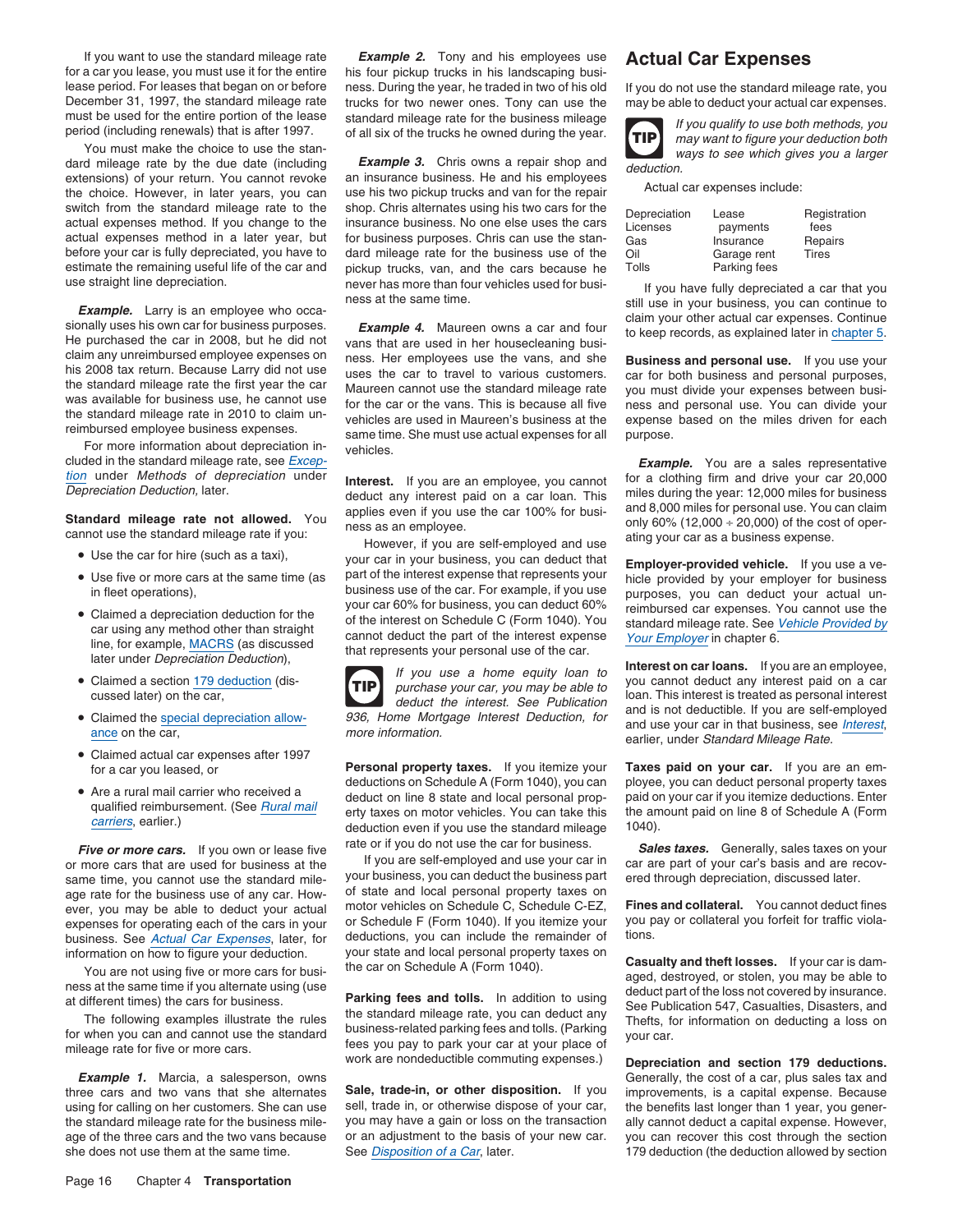If you want to use the standard mileage rate for a car you lease, you must use it for the entire lease period. For leases that began on or before December 31, 1997, the standard mileage rate must be used for the entire portion of the lease period (including renewals) that is after 1997.

You must make the choice to use the standard mileage rate by the due date (including extensions) of your return. You cannot revoke the choice. However, in later years, you can switch from the standard mileage rate to the actual expenses method. If you change to the actual expenses method in a later year, but before your car is fully depreciated, you have to estimate the remaining useful life of the car and use straight line depreciation.

***Example.*** Larry is an employee who occasionally uses his own car for business purposes. He purchased the car in 2008, but he did not claim any unreimbursed employee expenses on his 2008 tax return. Because Larry did not use the standard mileage rate the first year the car was available for business use, he cannot use the standard mileage rate in 2010 to claim unreimbursed employee business expenses.

For more information about depreciation included in the standard mileage rate, see *Exception* under *Methods of depreciation* under *Depreciation Deduction,* later.

**Standard mileage rate not allowed.** You cannot use the standard mileage rate if you:

- Use the car for hire (such as a taxi),
- Use five or more cars at the same time (as in fleet operations),
- Claimed a depreciation deduction for the car using any method other than straight line, for example, MACRS (as discussed later under *Depreciation Deduction*),
- Claimed a section 179 deduction (discussed later) on the car,
- Claimed the special depreciation allowance on the car,
- Claimed actual car expenses after 1997 for a car you leased, or
- Are a rural mail carrier who received a qualified reimbursement. (See *Rural mail carriers*, earlier.)

***Five or more cars.*** If you own or lease five or more cars that are used for business at the same time, you cannot use the standard mileage rate for the business use of any car. However, you may be able to deduct your actual expenses for operating each of the cars in your business. See *Actual Car Expenses*, later, for information on how to figure your deduction.

You are not using five or more cars for business at the same time if you alternate using (use at different times) the cars for business.

The following examples illustrate the rules for when you can and cannot use the standard mileage rate for five or more cars.

***Example 1.*** Marcia, a salesperson, owns three cars and two vans that she alternates using for calling on her customers. She can use the standard mileage rate for the business mileage of the three cars and the two vans because she does not use them at the same time.

***Example 2.*** Tony and his employees use his four pickup trucks in his landscaping business. During the year, he traded in two of his old trucks for two newer ones. Tony can use the standard mileage rate for the business mileage of all six of the trucks he owned during the year.

***Example 3.*** Chris owns a repair shop and an insurance business. He and his employees use his two pickup trucks and van for the repair shop. Chris alternates using his two cars for the insurance business. No one else uses the cars for business purposes. Chris can use the standard mileage rate for the business use of the pickup trucks, van, and the cars because he never has more than four vehicles used for business at the same time.

***Example 4.*** Maureen owns a car and four vans that are used in her housecleaning business. Her employees use the vans, and she uses the car to travel to various customers. Maureen cannot use the standard mileage rate for the car or the vans. This is because all five vehicles are used in Maureen's business at the same time. She must use actual expenses for all vehicles.

**Interest.** If you are an employee, you cannot deduct any interest paid on a car loan. This applies even if you use the car 100% for business as an employee.

However, if you are self-employed and use your car in your business, you can deduct that part of the interest expense that represents your business use of the car. For example, if you use your car 60% for business, you can deduct 60% of the interest on Schedule C (Form 1040). You cannot deduct the part of the interest expense that represents your personal use of the car.

**TIP** *If you use a home equity loan to purchase your car, you may be able to deduct the interest. See Publication 936, Home Mortgage Interest Deduction, for more information.*

**Personal property taxes.** If you itemize your deductions on Schedule A (Form 1040), you can deduct on line 8 state and local personal property taxes on motor vehicles. You can take this deduction even if you use the standard mileage rate or if you do not use the car for business.

If you are self-employed and use your car in your business, you can deduct the business part of state and local personal property taxes on motor vehicles on Schedule C, Schedule C-EZ, or Schedule F (Form 1040). If you itemize your deductions, you can include the remainder of your state and local personal property taxes on the car on Schedule A (Form 1040).

**Parking fees and tolls.** In addition to using the standard mileage rate, you can deduct any business-related parking fees and tolls. (Parking fees you pay to park your car at your place of work are nondeductible commuting expenses.)

**Sale, trade-in, or other disposition.** If you sell, trade in, or otherwise dispose of your car, you may have a gain or loss on the transaction or an adjustment to the basis of your new car. See *Disposition of a Car*, later.

## Actual Car Expenses

If you do not use the standard mileage rate, you may be able to deduct your actual car expenses.

**TIP** *If you qualify to use both methods, you may want to figure your deduction both ways to see which gives you a larger deduction.*

Actual car expenses include:

| | | |
|---|---|---|
| Depreciation | Lease payments | Registration fees |
| Licenses | Insurance | Repairs |
| Gas | Garage rent | Tires |
| Oil | Parking fees | |
| Tolls | | |

If you have fully depreciated a car that you still use in your business, you can continue to claim your other actual car expenses. Continue to keep records, as explained later in chapter 5.

**Business and personal use.** If you use your car for both business and personal purposes, you must divide your expenses between business and personal use. You can divide your expense based on the miles driven for each purpose.

***Example.*** You are a sales representative for a clothing firm and drive your car 20,000 miles during the year: 12,000 miles for business and 8,000 miles for personal use. You can claim only 60% (12,000 ÷ 20,000) of the cost of operating your car as a business expense.

**Employer-provided vehicle.** If you use a vehicle provided by your employer for business purposes, you can deduct your actual unreimbursed car expenses. You cannot use the standard mileage rate. See *Vehicle Provided by Your Employer* in chapter 6.

**Interest on car loans.** If you are an employee, you cannot deduct any interest paid on a car loan. This interest is treated as personal interest and is not deductible. If you are self-employed and use your car in that business, see *Interest*, earlier, under *Standard Mileage Rate.*

**Taxes paid on your car.** If you are an employee, you can deduct personal property taxes paid on your car if you itemize deductions. Enter the amount paid on line 8 of Schedule A (Form 1040).

***Sales taxes.*** Generally, sales taxes on your car are part of your car's basis and are recovered through depreciation, discussed later.

**Fines and collateral.** You cannot deduct fines you pay or collateral you forfeit for traffic violations.

**Casualty and theft losses.** If your car is damaged, destroyed, or stolen, you may be able to deduct part of the loss not covered by insurance. See Publication 547, Casualties, Disasters, and Thefts, for information on deducting a loss on your car.

**Depreciation and section 179 deductions.** Generally, the cost of a car, plus sales tax and improvements, is a capital expense. Because the benefits last longer than 1 year, you generally cannot deduct a capital expense. However, you can recover this cost through the section 179 deduction (the deduction allowed by section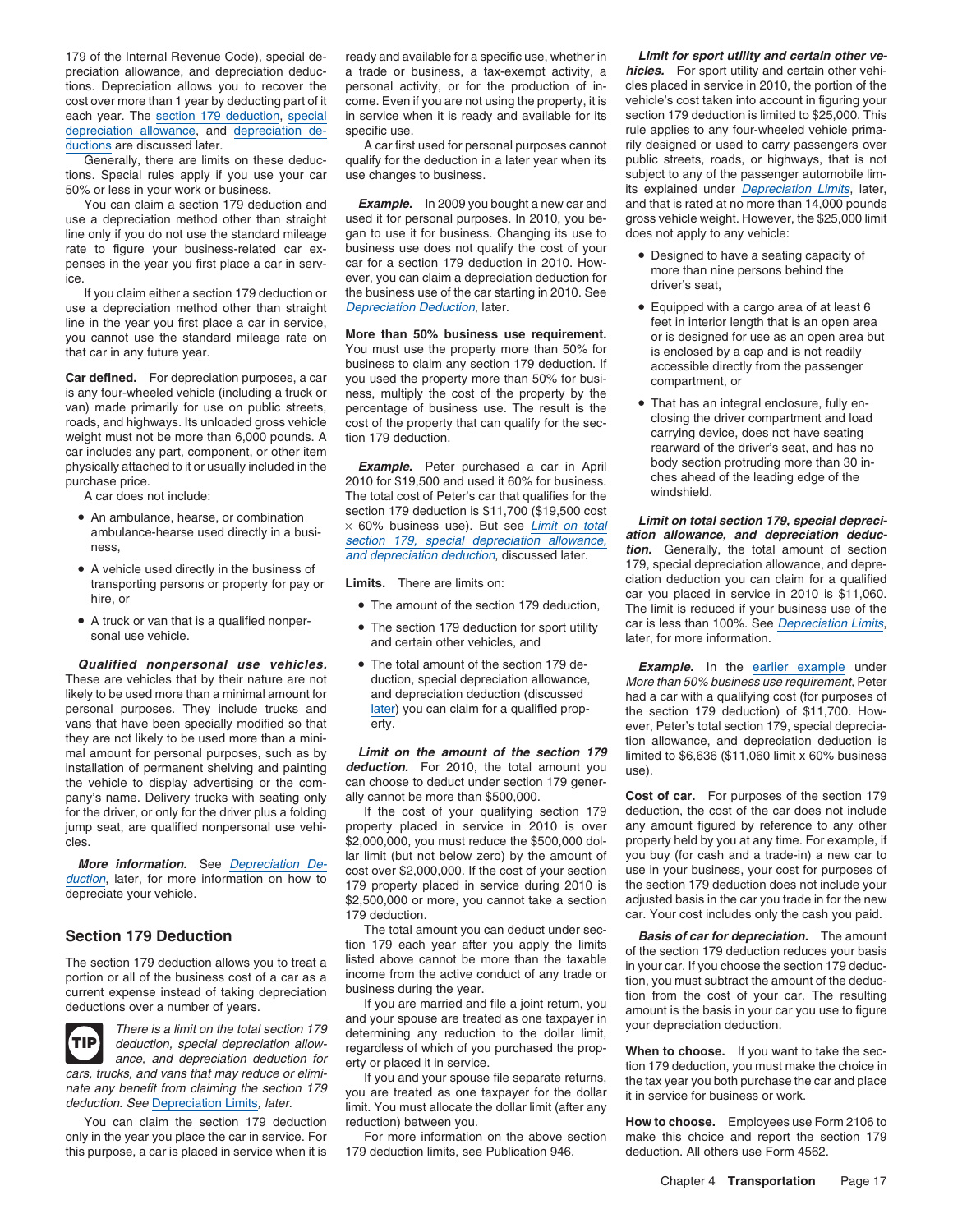179 of the Internal Revenue Code), special depreciation allowance, and depreciation deductions. Depreciation allows you to recover the cost over more than 1 year by deducting part of it each year. The section 179 deduction, special depreciation allowance, and depreciation deductions are discussed later.

Generally, there are limits on these deductions. Special rules apply if you use your car 50% or less in your work or business.

You can claim a section 179 deduction and use a depreciation method other than straight line only if you do not use the standard mileage rate to figure your business-related car expenses in the year you first place a car in service.

If you claim either a section 179 deduction or use a depreciation method other than straight line in the year you first place a car in service, you cannot use the standard mileage rate on that car in any future year.

**Car defined.** For depreciation purposes, a car is any four-wheeled vehicle (including a truck or van) made primarily for use on public streets, roads, and highways. Its unloaded gross vehicle weight must not be more than 6,000 pounds. A car includes any part, component, or other item physically attached to it or usually included in the purchase price.

A car does not include:

- An ambulance, hearse, or combination ambulance-hearse used directly in a business,
- A vehicle used directly in the business of transporting persons or property for pay or hire, or
- A truck or van that is a qualified nonpersonal use vehicle.

***Qualified nonpersonal use vehicles.*** These are vehicles that by their nature are not likely to be used more than a minimal amount for personal purposes. They include trucks and vans that have been specially modified so that they are not likely to be used more than a minimal amount for personal purposes, such as by installation of permanent shelving and painting the vehicle to display advertising or the company's name. Delivery trucks with seating only for the driver, or only for the driver plus a folding jump seat, are qualified nonpersonal use vehicles.

***More information.*** See *Depreciation Deduction*, later, for more information on how to depreciate your vehicle.

## Section 179 Deduction

The section 179 deduction allows you to treat a portion or all of the business cost of a car as a current expense instead of taking depreciation deductions over a number of years.

**TIP** *There is a limit on the total section 179 deduction, special depreciation allowance, and depreciation deduction for cars, trucks, and vans that may reduce or eliminate any benefit from claiming the section 179 deduction. See* Depreciation Limits, *later.*

You can claim the section 179 deduction only in the year you place the car in service. For this purpose, a car is placed in service when it is ready and available for a specific use, whether in a trade or business, a tax-exempt activity, a personal activity, or for the production of income. Even if you are not using the property, it is in service when it is ready and available for its specific use.

A car first used for personal purposes cannot qualify for the deduction in a later year when its use changes to business.

***Example.*** In 2009 you bought a new car and used it for personal purposes. In 2010, you began to use it for business. Changing its use to business use does not qualify the cost of your car for a section 179 deduction in 2010. However, you can claim a depreciation deduction for the business use of the car starting in 2010. See *Depreciation Deduction*, later.

**More than 50% business use requirement.** You must use the property more than 50% for business to claim any section 179 deduction. If you used the property more than 50% for business, multiply the cost of the property by the percentage of business use. The result is the cost of the property that can qualify for the section 179 deduction.

***Example.*** Peter purchased a car in April 2010 for $19,500 and used it 60% for business. The total cost of Peter's car that qualifies for the section 179 deduction is $11,700 ($19,500 cost × 60% business use). But see *Limit on total section 179, special depreciation allowance, and depreciation deduction*, discussed later.

**Limits.** There are limits on:

- The amount of the section 179 deduction,
- The section 179 deduction for sport utility and certain other vehicles, and
- The total amount of the section 179 deduction, special depreciation allowance, and depreciation deduction (discussed later) you can claim for a qualified property.

***Limit on the amount of the section 179 deduction.*** For 2010, the total amount you can choose to deduct under section 179 generally cannot be more than $500,000.

If the cost of your qualifying section 179 property placed in service in 2010 is over $2,000,000, you must reduce the $500,000 dollar limit (but not below zero) by the amount of cost over $2,000,000. If the cost of your section 179 property placed in service during 2010 is $2,500,000 or more, you cannot take a section 179 deduction.

The total amount you can deduct under section 179 each year after you apply the limits listed above cannot be more than the taxable income from the active conduct of any trade or business during the year.

If you are married and file a joint return, you and your spouse are treated as one taxpayer in determining any reduction to the dollar limit, regardless of which of you purchased the property or placed it in service.

If you and your spouse file separate returns, you are treated as one taxpayer for the dollar limit. You must allocate the dollar limit (after any reduction) between you.

For more information on the above section 179 deduction limits, see Publication 946.

***Limit for sport utility and certain other vehicles.*** For sport utility and certain other vehicles placed in service in 2010, the portion of the vehicle's cost taken into account in figuring your section 179 deduction is limited to $25,000. This rule applies to any four-wheeled vehicle primarily designed or used to carry passengers over public streets, roads, or highways, that is not subject to any of the passenger automobile limits explained under *Depreciation Limits*, later, and that is rated at no more than 14,000 pounds gross vehicle weight. However, the $25,000 limit does not apply to any vehicle:

- Designed to have a seating capacity of more than nine persons behind the driver's seat,
- Equipped with a cargo area of at least 6 feet in interior length that is an open area or is designed for use as an open area but is enclosed by a cap and is not readily accessible directly from the passenger compartment, or
- That has an integral enclosure, fully enclosing the driver compartment and load carrying device, does not have seating rearward of the driver's seat, and has no body section protruding more than 30 inches ahead of the leading edge of the windshield.

***Limit on total section 179, special depreciation allowance, and depreciation deduction.*** Generally, the total amount of section 179, special depreciation allowance, and depreciation deduction you can claim for a qualified car you placed in service in 2010 is $11,060. The limit is reduced if your business use of the car is less than 100%. See *Depreciation Limits*, later, for more information.

***Example.*** In the earlier example under *More than 50% business use requirement,* Peter had a car with a qualifying cost (for purposes of the section 179 deduction) of $11,700. However, Peter's total section 179, special depreciation allowance, and depreciation deduction is limited to $6,636 ($11,060 limit x 60% business use).

**Cost of car.** For purposes of the section 179 deduction, the cost of the car does not include any amount figured by reference to any other property held by you at any time. For example, if you buy (for cash and a trade-in) a new car to use in your business, your cost for purposes of the section 179 deduction does not include your adjusted basis in the car you trade in for the new car. Your cost includes only the cash you paid.

***Basis of car for depreciation.*** The amount of the section 179 deduction reduces your basis in your car. If you choose the section 179 deduction, you must subtract the amount of the deduction from the cost of your car. The resulting amount is the basis in your car you use to figure your depreciation deduction.

**When to choose.** If you want to take the section 179 deduction, you must make the choice in the tax year you both purchase the car and place it in service for business or work.

**How to choose.** Employees use Form 2106 to make this choice and report the section 179 deduction. All others use Form 4562.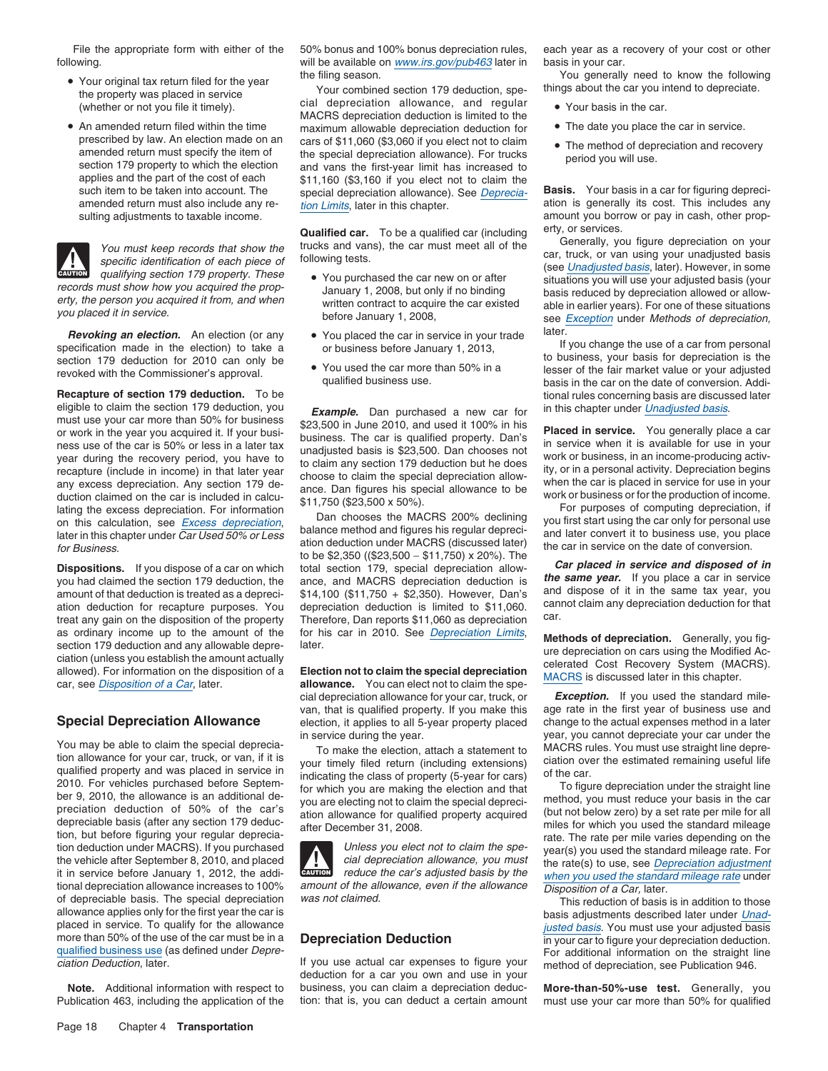File the appropriate form with either of the following.

- Your original tax return filed for the year the property was placed in service (whether or not you file it timely).
- An amended return filed within the time prescribed by law. An election made on an amended return must specify the item of section 179 property to which the election applies and the part of the cost of each such item to be taken into account. The amended return must also include any resulting adjustments to taxable income.

**CAUTION:** *You must keep records that show the specific identification of each piece of qualifying section 179 property. These records must show how you acquired the property, the person you acquired it from, and when you placed it in service.*

***Revoking an election.*** An election (or any specification made in the election) to take a section 179 deduction for 2010 can only be revoked with the Commissioner's approval.

**Recapture of section 179 deduction.** To be eligible to claim the section 179 deduction, you must use your car more than 50% for business or work in the year you acquired it. If your business use of the car is 50% or less in a later tax year during the recovery period, you have to recapture (include in income) in that later year any excess depreciation. Any section 179 deduction claimed on the car is included in calculating the excess depreciation. For information on this calculation, see *Excess depreciation*, later in this chapter under *Car Used 50% or Less for Business.*

**Dispositions.** If you dispose of a car on which you had claimed the section 179 deduction, the amount of that deduction is treated as a depreciation deduction for recapture purposes. You treat any gain on the disposition of the property as ordinary income up to the amount of the section 179 deduction and any allowable depreciation (unless you establish the amount actually allowed). For information on the disposition of a car, see *Disposition of a Car*, later.

## Special Depreciation Allowance

You may be able to claim the special depreciation allowance for your car, truck, or van, if it is qualified property and was placed in service in 2010. For vehicles purchased before September 9, 2010, the allowance is an additional depreciation deduction of 50% of the car's depreciable basis (after any section 179 deduction, but before figuring your regular depreciation deduction under MACRS). If you purchased the vehicle after September 8, 2010, and placed it in service before January 1, 2012, the additional depreciation allowance increases to 100% of depreciable basis. The special depreciation allowance applies only for the first year the car is placed in service. To qualify for the allowance more than 50% of the use of the car must be in a qualified business use (as defined under *Depreciation Deduction*, later).

**Note.** Additional information with respect to Publication 463, including the application of the 50% bonus and 100% bonus depreciation rules, will be available on *www.irs.gov/pub463* later in the filing season.

Your combined section 179 deduction, special depreciation allowance, and regular MACRS depreciation deduction is limited to the maximum allowable depreciation deduction for cars of $11,060 ($3,060 if you elect not to claim the special depreciation allowance). For trucks and vans the first-year limit has increased to $11,160 ($3,160 if you elect not to claim the special depreciation allowance). See *Depreciation Limits*, later in this chapter.

**Qualified car.** To be a qualified car (including trucks and vans), the car must meet all of the following tests.

- You purchased the car new on or after January 1, 2008, but only if no binding written contract to acquire the car existed before January 1, 2008,
- You placed the car in service in your trade or business before January 1, 2013,
- You used the car more than 50% in a qualified business use.

***Example.*** Dan purchased a new car for $23,500 in June 2010, and used it 100% in his business. The car is qualified property. Dan's unadjusted basis is $23,500. Dan chooses not to claim any section 179 deduction but he does choose to claim the special depreciation allowance. Dan figures his special allowance to be $11,750 ($23,500 x 50%).

Dan chooses the MACRS 200% declining balance method and figures his regular depreciation deduction under MACRS (discussed later) to be $2,350 (($23,500 − $11,750) x 20%). The total section 179, special depreciation allowance, and MACRS depreciation deduction is $14,100 ($11,750 + $2,350). However, Dan's depreciation deduction is limited to $11,060. Therefore, Dan reports $11,060 as depreciation for his car in 2010. See *Depreciation Limits*, later.

**Election not to claim the special depreciation allowance.** You can elect not to claim the special depreciation allowance for your car, truck, or van, that is qualified property. If you make this election, it applies to all 5-year property placed in service during the year.

To make the election, attach a statement to your timely filed return (including extensions) indicating the class of property (5-year for cars) for which you are making the election and that you are electing not to claim the special depreciation allowance for qualified property acquired after December 31, 2008.

**CAUTION:** *Unless you elect not to claim the special depreciation allowance, you must reduce the car's adjusted basis by the amount of the allowance, even if the allowance was not claimed.*

## Depreciation Deduction

If you use actual car expenses to figure your deduction for a car you own and use in your business, you can claim a depreciation deduction: that is, you can deduct a certain amount each year as a recovery of your cost or other basis in your car.

You generally need to know the following things about the car you intend to depreciate.

- Your basis in the car.
- The date you place the car in service.
- The method of depreciation and recovery period you will use.

**Basis.** Your basis in a car for figuring depreciation is generally its cost. This includes any amount you borrow or pay in cash, other property, or services.

Generally, you figure depreciation on your car, truck, or van using your unadjusted basis (see *Unadjusted basis*, later). However, in some situations you will use your adjusted basis (your basis reduced by depreciation allowed or allowable in earlier years). For one of these situations see *Exception* under *Methods of depreciation,* later.

If you change the use of a car from personal to business, your basis for depreciation is the lesser of the fair market value or your adjusted basis in the car on the date of conversion. Additional rules concerning basis are discussed later in this chapter under *Unadjusted basis*.

**Placed in service.** You generally place a car in service when it is available for use in your work or business, in an income-producing activity, or in a personal activity. Depreciation begins when the car is placed in service for use in your work or business or for the production of income.

For purposes of computing depreciation, if you first start using the car only for personal use and later convert it to business use, you place the car in service on the date of conversion.

***Car placed in service and disposed of in the same year.*** If you place a car in service and dispose of it in the same tax year, you cannot claim any depreciation deduction for that car.

**Methods of depreciation.** Generally, you figure depreciation on cars using the Modified Accelerated Cost Recovery System (MACRS). MACRS is discussed later in this chapter.

***Exception.*** If you used the standard mileage rate in the first year of business use and change to the actual expenses method in a later year, you cannot depreciate your car under the MACRS rules. You must use straight line depreciation over the estimated remaining useful life of the car.

To figure depreciation under the straight line method, you must reduce your basis in the car (but not below zero) by a set rate per mile for all miles for which you used the standard mileage rate. The rate per mile varies depending on the year(s) you used the standard mileage rate. For the rate(s) to use, see *Depreciation adjustment when you used the standard mileage rate* under *Disposition of a Car*, later.

This reduction of basis is in addition to those basis adjustments described later under *Unadjusted basis*. You must use your adjusted basis in your car to figure your depreciation deduction. For additional information on the straight line method of depreciation, see Publication 946.

**More-than-50%-use test.** Generally, you must use your car more than 50% for qualified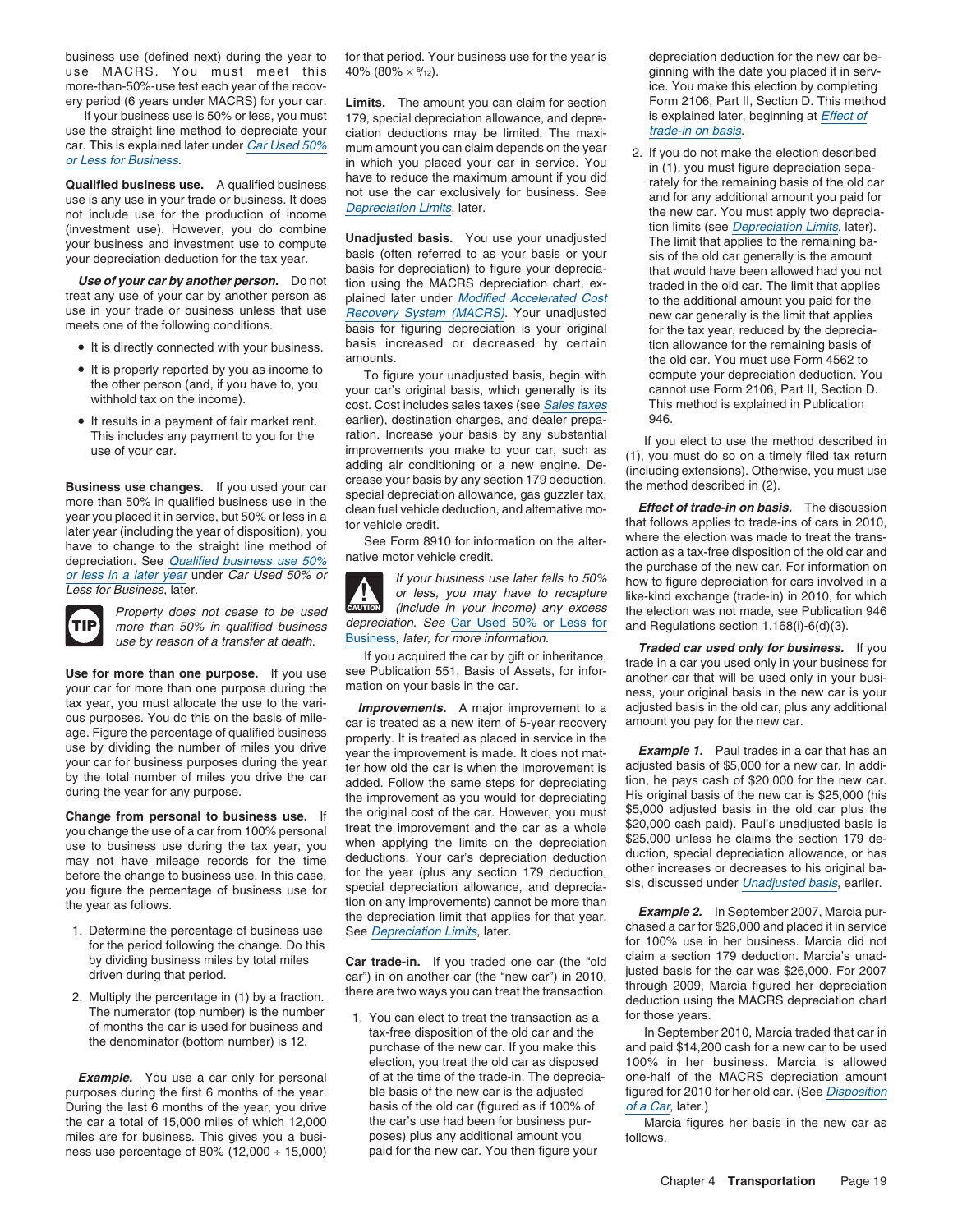business use (defined next) during the year to use MACRS. You must meet this more-than-50%-use test each year of the recovery period (6 years under MACRS) for your car.

If your business use is 50% or less, you must use the straight line method to depreciate your car. This is explained later under *Car Used 50% or Less for Business*.

**Qualified business use.** A qualified business use is any use in your trade or business. It does not include use for the production of income (investment use). However, you do combine your business and investment use to compute your depreciation deduction for the tax year.

***Use of your car by another person.*** Do not treat any use of your car by another person as use in your trade or business unless that use meets one of the following conditions.

- It is directly connected with your business.
- It is properly reported by you as income to the other person (and, if you have to, you withhold tax on the income).
- It results in a payment of fair market rent. This includes any payment to you for the use of your car.

**Business use changes.** If you used your car more than 50% in qualified business use in the year you placed it in service, but 50% or less in a later year (including the year of disposition), you have to change to the straight line method of depreciation. See *Qualified business use 50% or less in a later year* under *Car Used 50% or Less for Business,* later.

> **TIP** *Property does not cease to be used more than 50% in qualified business use by reason of a transfer at death.*

**Use for more than one purpose.** If you use your car for more than one purpose during the tax year, you must allocate the use to the various purposes. You do this on the basis of mileage. Figure the percentage of qualified business use by dividing the number of miles you drive your car for business purposes during the year by the total number of miles you drive the car during the year for any purpose.

**Change from personal to business use.** If you change the use of a car from 100% personal use to business use during the tax year, you may not have mileage records for the time before the change to business use. In this case, you figure the percentage of business use for the year as follows.

1. Determine the percentage of business use for the period following the change. Do this by dividing business miles by total miles driven during that period.
2. Multiply the percentage in (1) by a fraction. The numerator (top number) is the number of months the car is used for business and the denominator (bottom number) is 12.

***Example.*** You use a car only for personal purposes during the first 6 months of the year. During the last 6 months of the year, you drive the car a total of 15,000 miles of which 12,000 miles are for business. This gives you a business use percentage of 80% (12,000 ÷ 15,000) for that period. Your business use for the year is 40% (80% × $^{6}/_{12}$).

**Limits.** The amount you can claim for section 179, special depreciation allowance, and depreciation deductions may be limited. The maximum amount you can claim depends on the year in which you placed your car in service. You have to reduce the maximum amount if you did not use the car exclusively for business. See *Depreciation Limits*, later.

**Unadjusted basis.** You use your unadjusted basis (often referred to as your basis or your basis for depreciation) to figure your depreciation using the MACRS depreciation chart, explained later under *Modified Accelerated Cost Recovery System (MACRS)*. Your unadjusted basis for figuring depreciation is your original basis increased or decreased by certain amounts.

To figure your unadjusted basis, begin with your car's original basis, which generally is its cost. Cost includes sales taxes (see *Sales taxes* earlier), destination charges, and dealer preparation. Increase your basis by any substantial improvements you make to your car, such as adding air conditioning or a new engine. Decrease your basis by any section 179 deduction, special depreciation allowance, gas guzzler tax, clean fuel vehicle deduction, and alternative motor vehicle credit.

See Form 8910 for information on the alternative motor vehicle credit.

> **CAUTION** *If your business use later falls to 50% or less, you may have to recapture (include in your income) any excess depreciation. See Car Used 50% or Less for Business, later, for more information.*

If you acquired the car by gift or inheritance, see Publication 551, Basis of Assets, for information on your basis in the car.

***Improvements.*** A major improvement to a car is treated as a new item of 5-year recovery property. It is treated as placed in service in the year the improvement is made. It does not matter how old the car is when the improvement is added. Follow the same steps for depreciating the improvement as you would for depreciating the original cost of the car. However, you must treat the improvement and the car as a whole when applying the limits on the depreciation deductions. Your car's depreciation deduction for the year (plus any section 179 deduction, special depreciation allowance, and depreciation on any improvements) cannot be more than the depreciation limit that applies for that year. See *Depreciation Limits*, later.

**Car trade-in.** If you traded one car (the "old car") in on another car (the "new car") in 2010, there are two ways you can treat the transaction.

1. You can elect to treat the transaction as a tax-free disposition of the old car and the purchase of the new car. If you make this election, you treat the old car as disposed of at the time of the trade-in. The depreciable basis of the new car is the adjusted basis of the old car (figured as if 100% of the car's use had been for business purposes) plus any additional amount you paid for the new car. You then figure your depreciation deduction for the new car beginning with the date you placed it in service. You make this election by completing Form 2106, Part II, Section D. This method is explained later, beginning at *Effect of trade-in on basis*.
2. If you do not make the election described in (1), you must figure depreciation separately for the remaining basis of the old car and for any additional amount you paid for the new car. You must apply two depreciation limits (see *Depreciation Limits*, later). The limit that applies to the remaining basis of the old car generally is the amount that would have been allowed had you not traded in the old car. The limit that applies to the additional amount you paid for the new car generally is the limit that applies for the tax year, reduced by the depreciation allowance for the remaining basis of the old car. You must use Form 4562 to compute your depreciation deduction. You cannot use Form 2106, Part II, Section D. This method is explained in Publication 946.

If you elect to use the method described in (1), you must do so on a timely filed tax return (including extensions). Otherwise, you must use the method described in (2).

***Effect of trade-in on basis.*** The discussion that follows applies to trade-ins of cars in 2010, where the election was made to treat the transaction as a tax-free disposition of the old car and the purchase of the new car. For information on how to figure depreciation for cars involved in a like-kind exchange (trade-in) in 2010, for which the election was not made, see Publication 946 and Regulations section 1.168(i)-6(d)(3).

***Traded car used only for business.*** If you trade in a car you used only in your business for another car that will be used only in your business, your original basis in the new car is your adjusted basis in the old car, plus any additional amount you pay for the new car.

***Example 1.*** Paul trades in a car that has an adjusted basis of $5,000 for a new car. In addition, he pays cash of $20,000 for the new car. His original basis of the new car is $25,000 (his $5,000 adjusted basis in the old car plus the $20,000 cash paid). Paul's unadjusted basis is $25,000 unless he claims the section 179 deduction, special depreciation allowance, or has other increases or decreases to his original basis, discussed under *Unadjusted basis*, earlier.

***Example 2.*** In September 2007, Marcia purchased a car for $26,000 and placed it in service for 100% use in her business. Marcia did not claim a section 179 deduction. Marcia's unadjusted basis for the car was $26,000. For 2007 through 2009, Marcia figured her depreciation deduction using the MACRS depreciation chart for those years.

In September 2010, Marcia traded that car in and paid $14,200 cash for a new car to be used 100% in her business. Marcia is allowed one-half of the MACRS depreciation amount figured for 2010 for her old car. (See *Disposition of a Car*, later.)

Marcia figures her basis in the new car as follows.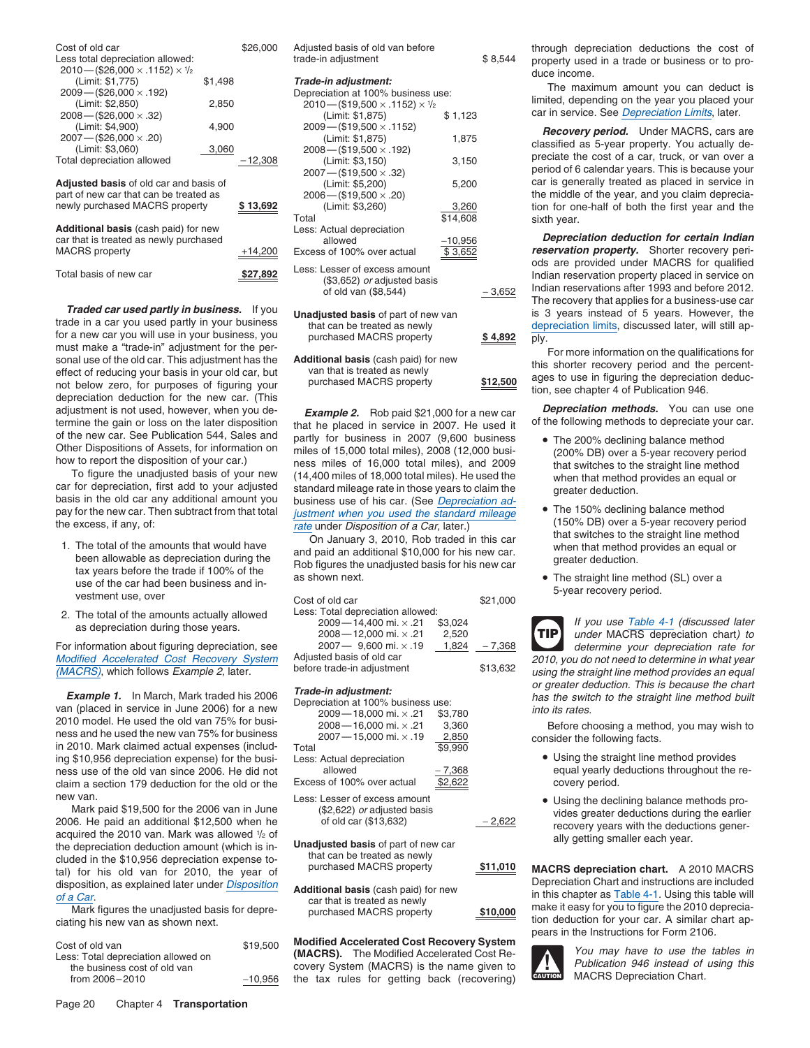| | | |
|---|---|---|
| Cost of old car | | $26,000 |
| Less total depreciation allowed: | | |
| 2010—($26,000 × .1152) × ½ (Limit: $1,775) | $1,498 | |
| 2009—($26,000 × .192) (Limit: $2,850) | 2,850 | |
| 2008—($26,000 × .32) (Limit: $4,900) | 4,900 | |
| 2007—($26,000 × .20) (Limit: $3,060) | 3,060 | |
| Total depreciation allowed | | −12,308 |
| **Adjusted basis** of old car and basis of part of new car that can be treated as newly purchased MACRS property | | **$ 13,692** |
| **Additional basis** (cash paid) for new car that is treated as newly purchased MACRS property | | +14,200 |
| Total basis of new car | | **$27,892** |

***Traded car used partly in business.*** If you trade in a car you used partly in your business for a new car you will use in your business, you must make a "trade-in" adjustment for the personal use of the old car. This adjustment has the effect of reducing your basis in your old car, but not below zero, for purposes of figuring your depreciation deduction for the new car. (This adjustment is not used, however, when you determine the gain or loss on the later disposition of the new car. See Publication 544, Sales and Other Dispositions of Assets, for information on how to report the disposition of your car.)

To figure the unadjusted basis of your new car for depreciation, first add to your adjusted basis in the old car any additional amount you pay for the new car. Then subtract from that total the excess, if any, of:

1. The total of the amounts that would have been allowable as depreciation during the tax years before the trade if 100% of the use of the car had been business and investment use, over
2. The total of the amounts actually allowed as depreciation during those years.

For information about figuring depreciation, see *Modified Accelerated Cost Recovery System (MACRS)*, which follows *Example 2*, later.

***Example 1.*** In March, Mark traded his 2006 van (placed in service in June 2006) for a new 2010 model. He used the old van 75% for business and he used the new van 75% for business in 2010. Mark claimed actual expenses (including $10,956 depreciation expense) for the business use of the old van since 2006. He did not claim a section 179 deduction for the old or the new van.

Mark paid $19,500 for the 2006 van in June 2006. He paid an additional $12,500 when he acquired the 2010 van. Mark was allowed ½ of the depreciation deduction amount (which is included in the $10,956 depreciation expense total) for his old van for 2010, the year of disposition, as explained later under *Disposition of a Car*.

Mark figures the unadjusted basis for depreciating his new van as shown next.

| | | |
|---|---|---|
| Cost of old van | | $19,500 |
| Less: Total depreciation allowed on the business cost of old van from 2006–2010 | | −10,956 |
| Adjusted basis of old van before trade-in adjustment | | $ 8,544 |
| ***Trade-in adjustment:*** | | |
| Depreciation at 100% business use: | | |
| 2010—($19,500 × .1152) × ½ (Limit: $1,875) | $ 1,123 | |
| 2009—($19,500 × .1152) (Limit: $1,875) | 1,875 | |
| 2008—($19,500 × .192) (Limit: $3,150) | 3,150 | |
| 2007—($19,500 × .32) (Limit: $5,200) | 5,200 | |
| 2006—($19,500 × .20) (Limit: $3,260) | 3,260 | |
| Total | $14,608 | |
| Less: Actual depreciation allowed | −10,956 | |
| Excess of 100% over actual | $ 3,652 | |
| Less: Lesser of excess amount ($3,652) *or* adjusted basis of old van ($8,544) | | − 3,652 |
| **Unadjusted basis** of part of new van that can be treated as newly purchased MACRS property | | **$ 4,892** |
| **Additional basis** (cash paid) for new van that is treated as newly purchased MACRS property | | **$12,500** |

***Example 2.*** Rob paid $21,000 for a new car that he placed in service in 2007. He used it partly for business in 2007 (9,600 business miles of 15,000 total miles), 2008 (12,000 business miles of 16,000 total miles), and 2009 (14,400 miles of 18,000 total miles). He used the standard mileage rate in those years to claim the business use of his car. (See *Depreciation adjustment when you used the standard mileage rate* under *Disposition of a Car*, later.)

On January 3, 2010, Rob traded in this car and paid an additional $10,000 for his new car. Rob figures the unadjusted basis for his new car as shown next.

| | | |
|---|---|---|
| Cost of old car | | $21,000 |
| Less: Total depreciation allowed: | | |
| 2009—14,400 mi. × .21 | $3,024 | |
| 2008—12,000 mi. × .21 | 2,520 | |
| 2007— 9,600 mi. × .19 | 1,824 | − 7,368 |
| Adjusted basis of old car before trade-in adjustment | | $13,632 |
| ***Trade-in adjustment:*** | | |
| Depreciation at 100% business use: | | |
| 2009—18,000 mi. × .21 | $3,780 | |
| 2008—16,000 mi. × .21 | 3,360 | |
| 2007—15,000 mi. × .19 | 2,850 | |
| Total | $9,990 | |
| Less: Actual depreciation allowed | − 7,368 | |
| Excess of 100% over actual | $2,622 | |
| Less: Lesser of excess amount ($2,622) *or* adjusted basis of old car ($13,632) | | − 2,622 |
| **Unadjusted basis** of part of new car that can be treated as newly purchased MACRS property | | **$11,010** |
| **Additional basis** (cash paid) for new car that is treated as newly purchased MACRS property | | **$10,000** |

**Modified Accelerated Cost Recovery System (MACRS).** The Modified Accelerated Cost Recovery System (MACRS) is the name given to the tax rules for getting back (recovering) through depreciation deductions the cost of property used in a trade or business or to produce income.

The maximum amount you can deduct is limited, depending on the year you placed your car in service. See *Depreciation Limits*, later.

***Recovery period.*** Under MACRS, cars are classified as 5-year property. You actually depreciate the cost of a car, truck, or van over a period of 6 calendar years. This is because your car is generally treated as placed in service in the middle of the year, and you claim depreciation for one-half of both the first year and the sixth year.

***Depreciation deduction for certain Indian reservation property.*** Shorter recovery periods are provided under MACRS for qualified Indian reservation property placed in service on Indian reservations after 1993 and before 2012. The recovery that applies for a business-use car is 3 years instead of 5 years. However, the *depreciation limits*, discussed later, will still apply.

For more information on the qualifications for this shorter recovery period and the percentages to use in figuring the depreciation deduction, see chapter 4 of Publication 946.

***Depreciation methods.*** You can use one of the following methods to depreciate your car.

- The 200% declining balance method (200% DB) over a 5-year recovery period that switches to the straight line method when that method provides an equal or greater deduction.
- The 150% declining balance method (150% DB) over a 5-year recovery period that switches to the straight line method when that method provides an equal or greater deduction.
- The straight line method (SL) over a 5-year recovery period.

**TIP** *If you use Table 4-1 (discussed later under* MACRS depreciation chart*) to determine your depreciation rate for 2010, you do not need to determine in what year using the straight line method provides an equal or greater deduction. This is because the chart has the switch to the straight line method built into its rates.*

Before choosing a method, you may wish to consider the following facts.

- Using the straight line method provides equal yearly deductions throughout the recovery period.
- Using the declining balance methods provides greater deductions during the earlier recovery years with the deductions generally getting smaller each year.

**MACRS depreciation chart.** A 2010 MACRS Depreciation Chart and instructions are included in this chapter as *Table 4-1*. Using this table will make it easy for you to figure the 2010 depreciation deduction for your car. A similar chart appears in the Instructions for Form 2106.

**CAUTION** You may have to use the tables in Publication 946 instead of using this MACRS Depreciation Chart.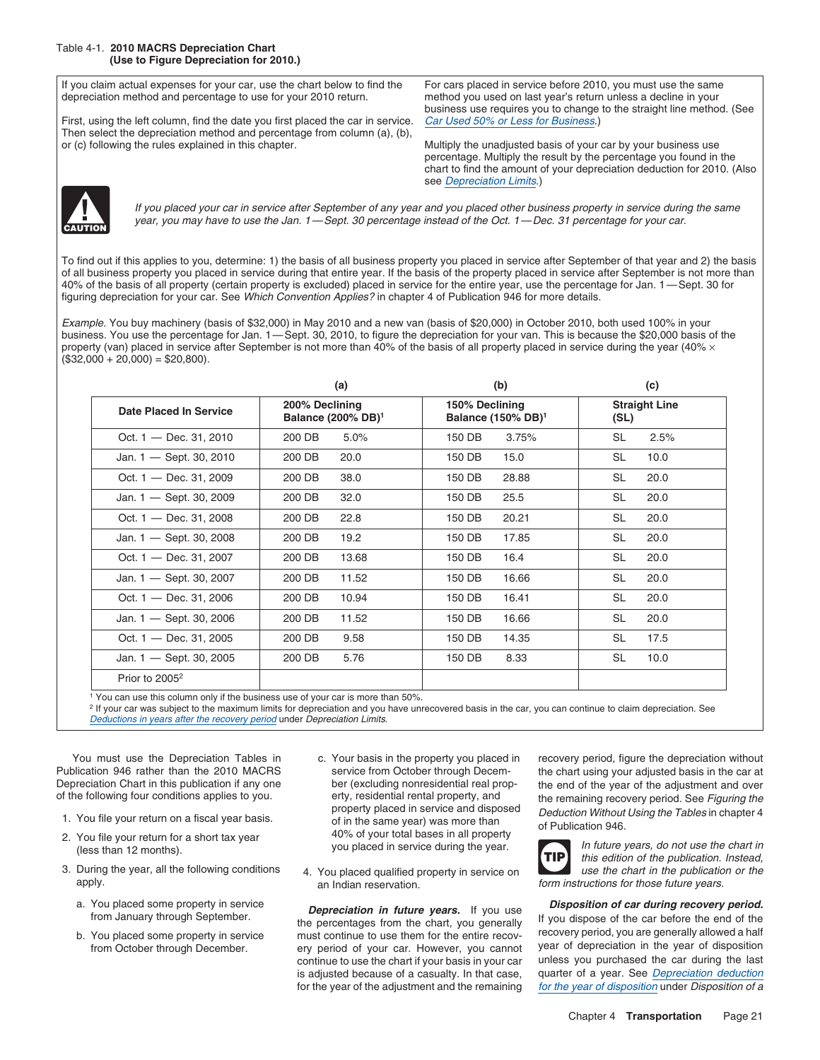Table 4-1. **2010 MACRS Depreciation Chart (Use to Figure Depreciation for 2010.)**

If you claim actual expenses for your car, use the chart below to find the depreciation method and percentage to use for your 2010 return.

First, using the left column, find the date you first placed the car in service. Then select the depreciation method and percentage from column (a), (b), or (c) following the rules explained in this chapter.

For cars placed in service before 2010, you must use the same method you used on last year's return unless a decline in your business use requires you to change to the straight line method. (See *Car Used 50% or Less for Business*.)

Multiply the unadjusted basis of your car by your business use percentage. Multiply the result by the percentage you found in the chart to find the amount of your depreciation deduction for 2010. (Also see *Depreciation Limits*.)

**CAUTION** *If you placed your car in service after September of any year and you placed other business property in service during the same year, you may have to use the Jan. 1—Sept. 30 percentage instead of the Oct. 1—Dec. 31 percentage for your car.*

To find out if this applies to you, determine: 1) the basis of all business property you placed in service after September of that year and 2) the basis of all business property you placed in service during that entire year. If the basis of the property placed in service after September is not more than 40% of the basis of all property (certain property is excluded) placed in service for the entire year, use the percentage for Jan. 1—Sept. 30 for figuring depreciation for your car. See *Which Convention Applies?* in chapter 4 of Publication 946 for more details.

*Example.* You buy machinery (basis of $32,000) in May 2010 and a new van (basis of $20,000) in October 2010, both used 100% in your business. You use the percentage for Jan. 1—Sept. 30, 2010, to figure the depreciation for your van. This is because the $20,000 basis of the property (van) placed in service after September is not more than 40% of the basis of all property placed in service during the year (40% × ($32,000 + 20,000) = $20,800).

| | (a) | (b) | (c) |
|---|---|---|---|
| Date Placed In Service | 200% Declining Balance (200% DB)[1] | 150% Declining Balance (150% DB)[1] | Straight Line (SL) |
| Oct. 1 — Dec. 31, 2010 | 200 DB 5.0% | 150 DB 3.75% | SL 2.5% |
| Jan. 1 — Sept. 30, 2010 | 200 DB 20.0 | 150 DB 15.0 | SL 10.0 |
| Oct. 1 — Dec. 31, 2009 | 200 DB 38.0 | 150 DB 28.88 | SL 20.0 |
| Jan. 1 — Sept. 30, 2009 | 200 DB 32.0 | 150 DB 25.5 | SL 20.0 |
| Oct. 1 — Dec. 31, 2008 | 200 DB 22.8 | 150 DB 20.21 | SL 20.0 |
| Jan. 1 — Sept. 30, 2008 | 200 DB 19.2 | 150 DB 17.85 | SL 20.0 |
| Oct. 1 — Dec. 31, 2007 | 200 DB 13.68 | 150 DB 16.4 | SL 20.0 |
| Jan. 1 — Sept. 30, 2007 | 200 DB 11.52 | 150 DB 16.66 | SL 20.0 |
| Oct. 1 — Dec. 31, 2006 | 200 DB 10.94 | 150 DB 16.41 | SL 20.0 |
| Jan. 1 — Sept. 30, 2006 | 200 DB 11.52 | 150 DB 16.66 | SL 20.0 |
| Oct. 1 — Dec. 31, 2005 | 200 DB 9.58 | 150 DB 14.35 | SL 17.5 |
| Jan. 1 — Sept. 30, 2005 | 200 DB 5.76 | 150 DB 8.33 | SL 10.0 |
| Prior to 2005[2] | | | |

[1] You can use this column only if the business use of your car is more than 50%.

[2] If your car was subject to the maximum limits for depreciation and you have unrecovered basis in the car, you can continue to claim depreciation. See *Deductions in years after the recovery period* under *Depreciation Limits.*

You must use the Depreciation Tables in Publication 946 rather than the 2010 MACRS Depreciation Chart in this publication if any one of the following four conditions applies to you.

1. You file your return on a fiscal year basis.
2. You file your return for a short tax year (less than 12 months).
3. During the year, all the following conditions apply.
   a. You placed some property in service from January through September.
   b. You placed some property in service from October through December.
   c. Your basis in the property you placed in service from October through December (excluding nonresidential real property, residential rental property, and property placed in service and disposed of in the same year) was more than 40% of your total bases in all property you placed in service during the year.
4. You placed qualified property in service on an Indian reservation.

***Depreciation in future years.*** If you use the percentages from the chart, you generally must continue to use them for the entire recovery period of your car. However, you cannot continue to use the chart if your basis in your car is adjusted because of a casualty. In that case, for the year of the adjustment and the remaining recovery period, figure the depreciation without the chart using your adjusted basis in the car at the end of the year of the adjustment and over the remaining recovery period. See *Figuring the Deduction Without Using the Tables* in chapter 4 of Publication 946.

**TIP** *In future years, do not use the chart in this edition of the publication. Instead, use the chart in the publication or the form instructions for those future years.*

***Disposition of car during recovery period.*** If you dispose of the car before the end of the recovery period, you are generally allowed a half year of depreciation in the year of disposition unless you purchased the car during the last quarter of a year. See *Depreciation deduction for the year of disposition* under *Disposition of a*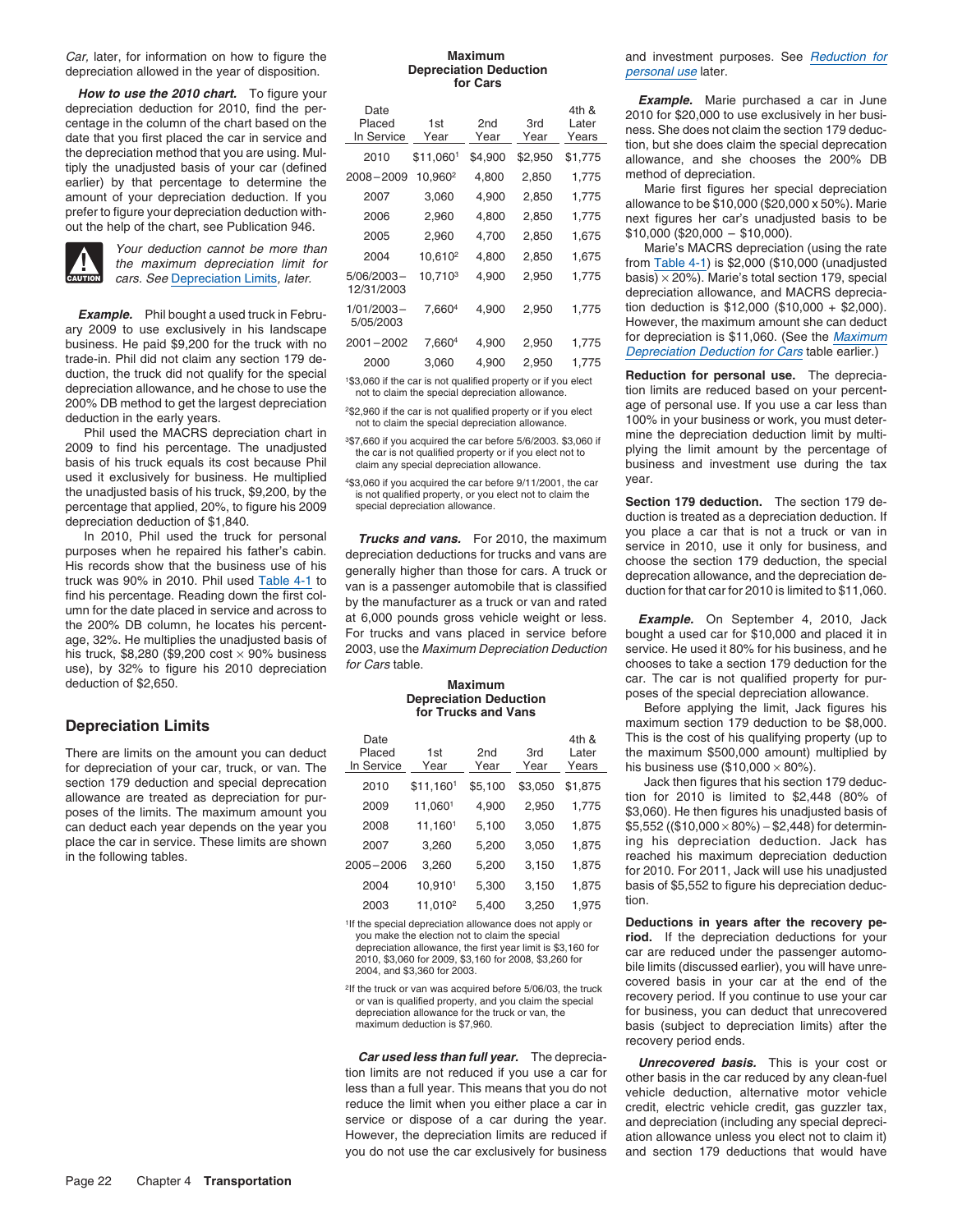*Car,* later, for information on how to figure the depreciation allowed in the year of disposition.

***How to use the 2010 chart.*** To figure your depreciation deduction for 2010, find the percentage in the column of the chart based on the date that you first placed the car in service and the depreciation method that you are using. Multiply the unadjusted basis of your car (defined earlier) by that percentage to determine the amount of your depreciation deduction. If you prefer to figure your depreciation deduction without the help of the chart, see Publication 946.

**CAUTION:** *Your deduction cannot be more than the maximum depreciation limit for cars. See* Depreciation Limits, *later.*

***Example.*** Phil bought a used truck in February 2009 to use exclusively in his landscape business. He paid $9,200 for the truck with no trade-in. Phil did not claim any section 179 deduction, the truck did not qualify for the special depreciation allowance, and he chose to use the 200% DB method to get the largest depreciation deduction in the early years.

Phil used the MACRS depreciation chart in 2009 to find his percentage. The unadjusted basis of his truck equals its cost because Phil used it exclusively for business. He multiplied the unadjusted basis of his truck, $9,200, by the percentage that applied, 20%, to figure his 2009 depreciation deduction of $1,840.

In 2010, Phil used the truck for personal purposes when he repaired his father's cabin. His records show that the business use of his truck was 90% in 2010. Phil used Table 4-1 to find his percentage. Reading down the first column for the date placed in service and across to the 200% DB column, he locates his percentage, 32%. He multiplies the unadjusted basis of his truck, $8,280 ($9,200 cost × 90% business use), by 32% to figure his 2010 depreciation deduction of $2,650.

## Depreciation Limits

There are limits on the amount you can deduct for depreciation of your car, truck, or van. The section 179 deduction and special depreciation allowance are treated as depreciation for purposes of the limits. The maximum amount you can deduct each year depends on the year you place the car in service. These limits are shown in the following tables.

**Maximum Depreciation Deduction for Cars**

| Date Placed In Service | 1st Year | 2nd Year | 3rd Year | 4th & Later Years |
|---|---|---|---|---|
| 2010 | $11,060[1] | $4,900 | $2,950 | $1,775 |
| 2008–2009 | 10,960[2] | 4,800 | 2,850 | 1,775 |
| 2007 | 3,060 | 4,900 | 2,850 | 1,775 |
| 2006 | 2,960 | 4,800 | 2,850 | 1,775 |
| 2005 | 2,960 | 4,700 | 2,850 | 1,675 |
| 2004 | 10,610[2] | 4,800 | 2,850 | 1,675 |
| 5/06/2003–12/31/2003 | 10,710[3] | 4,900 | 2,950 | 1,775 |
| 1/01/2003–5/05/2003 | 7,660[4] | 4,900 | 2,950 | 1,775 |
| 2001–2002 | 7,660[4] | 4,900 | 2,950 | 1,775 |
| 2000 | 3,060 | 4,900 | 2,950 | 1,775 |

[1]$3,060 if the car is not qualified property or if you elect not to claim the special depreciation allowance.

[2]$2,960 if the car is not qualified property or if you elect not to claim the special depreciation allowance.

[3]$7,660 if you acquired the car before 5/6/2003. $3,060 if the car is not qualified property or if you elect not to claim any special depreciation allowance.

[4]$3,060 if you acquired the car before 9/11/2001, the car is not qualified property, or you elect not to claim the special depreciation allowance.

***Trucks and vans.*** For 2010, the maximum depreciation deductions for trucks and vans are generally higher than those for cars. A truck or van is a passenger automobile that is classified by the manufacturer as a truck or van and rated at 6,000 pounds gross vehicle weight or less. For trucks and vans placed in service before 2003, use the *Maximum Depreciation Deduction for Cars* table.

**Maximum Depreciation Deduction for Trucks and Vans**

| Date Placed In Service | 1st Year | 2nd Year | 3rd Year | 4th & Later Years |
|---|---|---|---|---|
| 2010 | $11,160[1] | $5,100 | $3,050 | $1,875 |
| 2009 | 11,060[1] | 4,900 | 2,950 | 1,775 |
| 2008 | 11,160[1] | 5,100 | 3,050 | 1,875 |
| 2007 | 3,260 | 5,200 | 3,050 | 1,875 |
| 2005–2006 | 3,260 | 5,200 | 3,150 | 1,875 |
| 2004 | 10,910[1] | 5,300 | 3,150 | 1,875 |
| 2003 | 11,010[2] | 5,400 | 3,250 | 1,975 |

[1]If the special depreciation allowance does not apply or you make the election not to claim the special depreciation allowance, the first year limit is $3,160 for 2010, $3,060 for 2009, $3,160 for 2008, $3,260 for 2004, and $3,360 for 2003.

[2]If the truck or van was acquired before 5/06/03, the truck or van is qualified property, and you claim the special depreciation allowance for the truck or van, the maximum deduction is $7,960.

***Car used less than full year.*** The depreciation limits are not reduced if you use a car for less than a full year. This means that you do not reduce the limit when you either place a car in service or dispose of a car during the year. However, the depreciation limits are reduced if you do not use the car exclusively for business and investment purposes. See *Reduction for personal use* later.

***Example.*** Marie purchased a car in June 2010 for $20,000 to use exclusively in her business. She does not claim the section 179 deduction, but she does claim the special depreciation allowance, and she chooses the 200% DB method of depreciation.

Marie first figures her special depreciation allowance to be $10,000 ($20,000 x 50%). Marie next figures her car's unadjusted basis to be $10,000 ($20,000 − $10,000).

Marie's MACRS depreciation (using the rate from Table 4-1) is $2,000 ($10,000 (unadjusted basis) × 20%). Marie's total section 179, special depreciation allowance, and MACRS depreciation deduction is $12,000 ($10,000 + $2,000). However, the maximum amount she can deduct for depreciation is $11,060. (See the *Maximum Depreciation Deduction for Cars* table earlier.)

**Reduction for personal use.** The depreciation limits are reduced based on your percentage of personal use. If you use a car less than 100% in your business or work, you must determine the depreciation deduction limit by multiplying the limit amount by the percentage of business and investment use during the tax year.

**Section 179 deduction.** The section 179 deduction is treated as a depreciation deduction. If you place a car that is not a truck or van in service in 2010, use it only for business, and choose the section 179 deduction, the special deprecation allowance, and the depreciation deduction for that car for 2010 is limited to $11,060.

***Example.*** On September 4, 2010, Jack bought a used car for $10,000 and placed it in service. He used it 80% for his business, and he chooses to take a section 179 deduction for the car. The car is not qualified property for purposes of the special depreciation allowance.

Before applying the limit, Jack figures his maximum section 179 deduction to be $8,000. This is the cost of his qualifying property (up to the maximum $500,000 amount) multiplied by his business use ($10,000 × 80%).

Jack then figures that his section 179 deduction for 2010 is limited to $2,448 (80% of $3,060). He then figures his unadjusted basis of $5,552 (($10,000 × 80%) − $2,448) for determining his depreciation deduction. Jack has reached his maximum depreciation deduction for 2010. For 2011, Jack will use his unadjusted basis of $5,552 to figure his depreciation deduction.

**Deductions in years after the recovery period.** If the depreciation deductions for your car are reduced under the passenger automobile limits (discussed earlier), you will have unrecovered basis in your car at the end of the recovery period. If you continue to use your car for business, you can deduct that unrecovered basis (subject to depreciation limits) after the recovery period ends.

***Unrecovered basis.*** This is your cost or other basis in the car reduced by any clean-fuel vehicle deduction, alternative motor vehicle credit, electric vehicle credit, gas guzzler tax, and depreciation (including any special depreciation allowance unless you elect not to claim it) and section 179 deductions that would have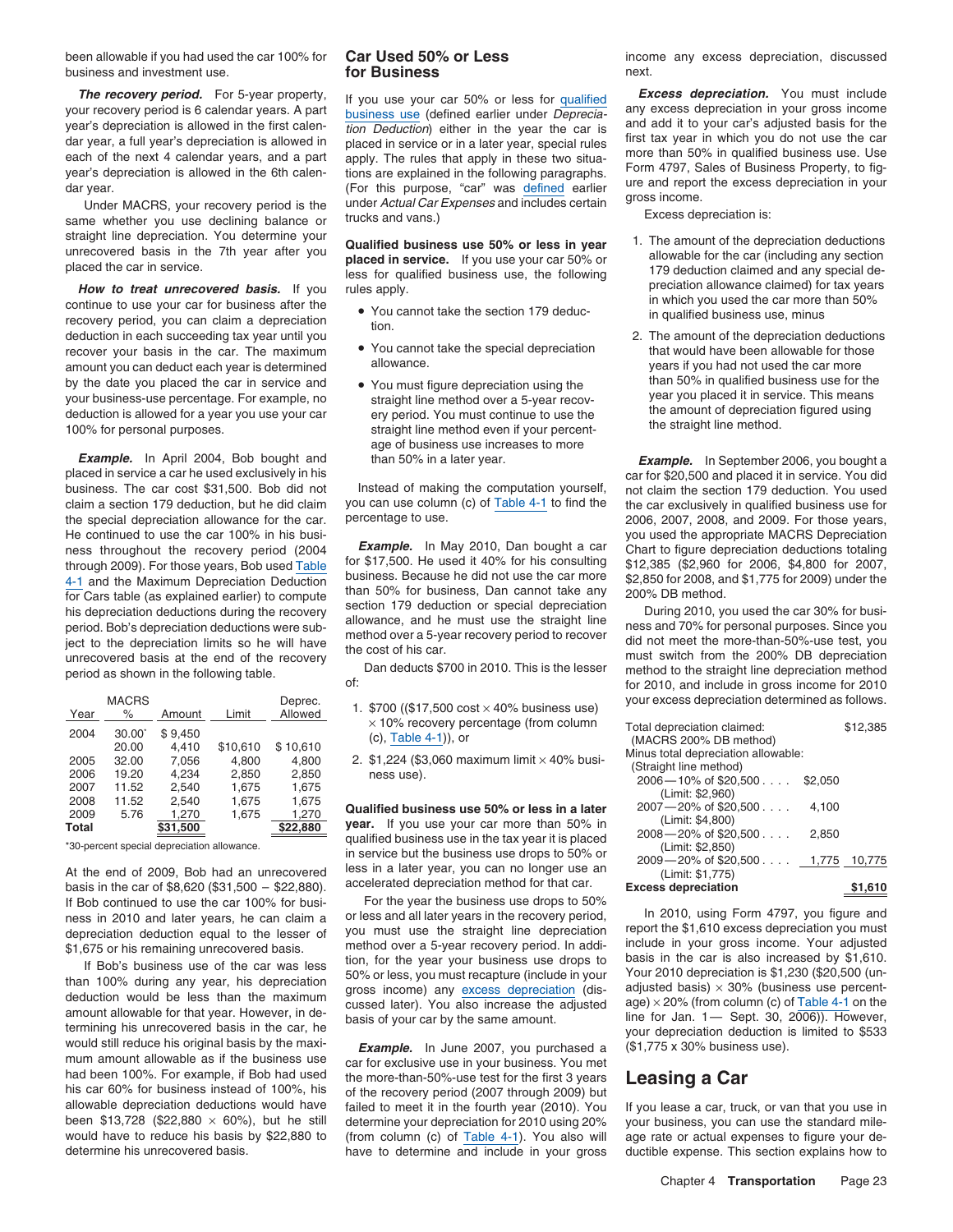been allowable if you had used the car 100% for business and investment use.

***The recovery period.*** For 5-year property, your recovery period is 6 calendar years. A part year's depreciation is allowed in the first calendar year, a full year's depreciation is allowed in each of the next 4 calendar years, and a part year's depreciation is allowed in the 6th calendar year.

Under MACRS, your recovery period is the same whether you use declining balance or straight line depreciation. You determine your unrecovered basis in the 7th year after you placed the car in service.

***How to treat unrecovered basis.*** If you continue to use your car for business after the recovery period, you can claim a depreciation deduction in each succeeding tax year until you recover your basis in the car. The maximum amount you can deduct each year is determined by the date you placed the car in service and your business-use percentage. For example, no deduction is allowed for a year you use your car 100% for personal purposes.

***Example.*** In April 2004, Bob bought and placed in service a car he used exclusively in his business. The car cost $31,500. Bob did not claim a section 179 deduction, but he did claim the special depreciation allowance for the car. He continued to use the car 100% in his business throughout the recovery period (2004 through 2009). For those years, Bob used Table 4-1 and the Maximum Depreciation Deduction for Cars table (as explained earlier) to compute his depreciation deductions during the recovery period. Bob's depreciation deductions were subject to the depreciation limits so he will have unrecovered basis at the end of the recovery period as shown in the following table.

| Year | MACRS % | Amount | Limit | Deprec. Allowed |
|---|---|---|---|---|
| 2004 | 30.00* | $ 9,450 | | |
| | 20.00 | 4,410 | $10,610 | $ 10,610 |
| 2005 | 32.00 | 7,056 | 4,800 | 4,800 |
| 2006 | 19.20 | 4,234 | 2,850 | 2,850 |
| 2007 | 11.52 | 2,540 | 1,675 | 1,675 |
| 2008 | 11.52 | 2,540 | 1,675 | 1,675 |
| 2009 | 5.76 | 1,270 | 1,675 | 1,270 |
| **Total** | | **$31,500** | | **$22,880** |

*30-percent special depreciation allowance.

At the end of 2009, Bob had an unrecovered basis in the car of $8,620 ($31,500 − $22,880). If Bob continued to use the car 100% for business in 2010 and later years, he can claim a depreciation deduction equal to the lesser of $1,675 or his remaining unrecovered basis.

If Bob's business use of the car was less than 100% during any year, his depreciation deduction would be less than the maximum amount allowable for that year. However, in determining his unrecovered basis in the car, he would still reduce his original basis by the maximum amount allowable as if the business use had been 100%. For example, if Bob had used his car 60% for business instead of 100%, his allowable depreciation deductions would have been $13,728 ($22,880 × 60%), but he still would have to reduce his basis by $22,880 to determine his unrecovered basis.

## Car Used 50% or Less for Business

If you use your car 50% or less for qualified business use (defined earlier under *Depreciation Deduction*) either in the year the car is placed in service or in a later year, special rules apply. The rules that apply in these two situations are explained in the following paragraphs. (For this purpose, "car" was defined earlier under *Actual Car Expenses* and includes certain trucks and vans.)

**Qualified business use 50% or less in year placed in service.** If you use your car 50% or less for qualified business use, the following rules apply.

- You cannot take the section 179 deduction.
- You cannot take the special depreciation allowance.
- You must figure depreciation using the straight line method over a 5-year recovery period. You must continue to use the straight line method even if your percentage of business use increases to more than 50% in a later year.

Instead of making the computation yourself, you can use column (c) of Table 4-1 to find the percentage to use.

***Example.*** In May 2010, Dan bought a car for $17,500. He used it 40% for his consulting business. Because he did not use the car more than 50% for business, Dan cannot take any section 179 deduction or special depreciation allowance, and he must use the straight line method over a 5-year recovery period to recover the cost of his car.

Dan deducts $700 in 2010. This is the lesser of:

1. $700 (($17,500 cost × 40% business use) × 10% recovery percentage (from column (c), Table 4-1)), or
2. $1,224 ($3,060 maximum limit × 40% business use).

**Qualified business use 50% or less in a later year.** If you use your car more than 50% in qualified business use in the tax year it is placed in service but the business use drops to 50% or less in a later year, you can no longer use an accelerated depreciation method for that car.

For the year the business use drops to 50% or less and all later years in the recovery period, you must use the straight line depreciation method over a 5-year recovery period. In addition, for the year your business use drops to 50% or less, you must recapture (include in your gross income) any excess depreciation (discussed later). You also increase the adjusted basis of your car by the same amount.

***Example.*** In June 2007, you purchased a car for exclusive use in your business. You met the more-than-50%-use test for the first 3 years of the recovery period (2007 through 2009) but failed to meet it in the fourth year (2010). You determine your depreciation for 2010 using 20% (from column (c) of Table 4-1). You also will have to determine and include in your gross income any excess depreciation, discussed next.

***Excess depreciation.*** You must include any excess depreciation in your gross income and add it to your car's adjusted basis for the first tax year in which you do not use the car more than 50% in qualified business use. Use Form 4797, Sales of Business Property, to figure and report the excess depreciation in your gross income.

Excess depreciation is:

1. The amount of the depreciation deductions allowable for the car (including any section 179 deduction claimed and any special depreciation allowance claimed) for tax years in which you used the car more than 50% in qualified business use, minus
2. The amount of the depreciation deductions that would have been allowable for those years if you had not used the car more than 50% in qualified business use for the year you placed it in service. This means the amount of depreciation figured using the straight line method.

***Example.*** In September 2006, you bought a car for $20,500 and placed it in service. You did not claim the section 179 deduction. You used the car exclusively in qualified business use for 2006, 2007, 2008, and 2009. For those years, you used the appropriate MACRS Depreciation Chart to figure depreciation deductions totaling $12,385 ($2,960 for 2006, $4,800 for 2007, $2,850 for 2008, and $1,775 for 2009) under the 200% DB method.

During 2010, you used the car 30% for business and 70% for personal purposes. Since you did not meet the more-than-50%-use test, you must switch from the 200% DB depreciation method to the straight line depreciation method for 2010, and include in gross income for 2010 your excess depreciation determined as follows.

| | | |
|---|---|---|
| Total depreciation claimed: (MACRS 200% DB method) | | $12,385 |
| Minus total depreciation allowable: (Straight line method) | | |
| 2006—10% of $20,500 . . . . (Limit: $2,960) | $2,050 | |
| 2007—20% of $20,500 . . . . (Limit: $4,800) | 4,100 | |
| 2008—20% of $20,500 . . . . (Limit: $2,850) | 2,850 | |
| 2009—20% of $20,500 . . . . (Limit: $1,775) | 1,775 | 10,775 |
| **Excess depreciation** | | **$1,610** |

In 2010, using Form 4797, you figure and report the $1,610 excess depreciation you must include in your gross income. Your adjusted basis in the car is also increased by $1,610. Your 2010 depreciation is $1,230 ($20,500 (unadjusted basis) × 30% (business use percentage) × 20% (from column (c) of Table 4-1 on the line for Jan. 1— Sept. 30, 2006)). However, your depreciation deduction is limited to $533 ($1,775 x 30% business use).

## Leasing a Car

If you lease a car, truck, or van that you use in your business, you can use the standard mileage rate or actual expenses to figure your deductible expense. This section explains how to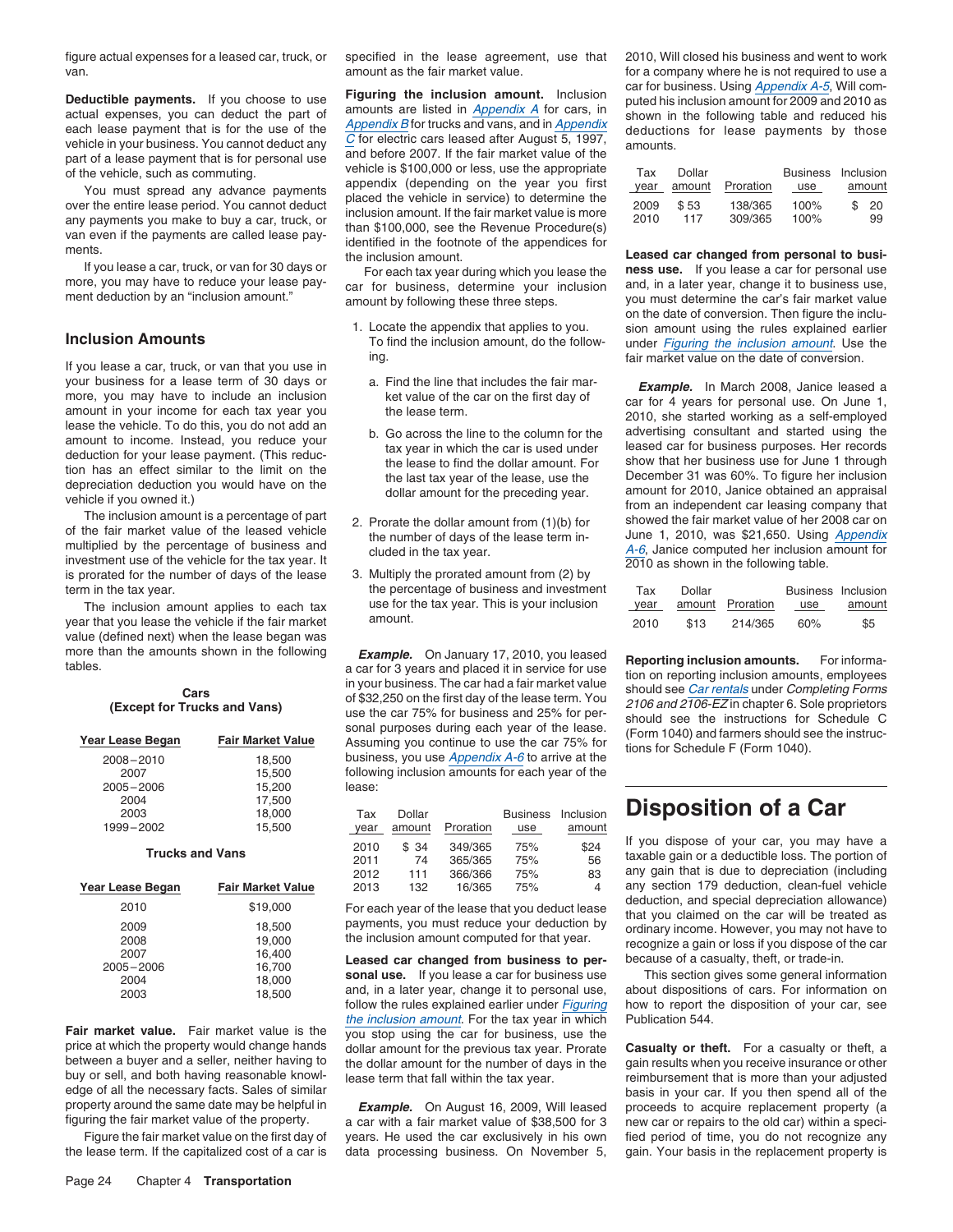figure actual expenses for a leased car, truck, or van.

**Deductible payments.** If you choose to use actual expenses, you can deduct the part of each lease payment that is for the use of the vehicle in your business. You cannot deduct any part of a lease payment that is for personal use of the vehicle, such as commuting.

You must spread any advance payments over the entire lease period. You cannot deduct any payments you make to buy a car, truck, or van even if the payments are called lease payments.

If you lease a car, truck, or van for 30 days or more, you may have to reduce your lease payment deduction by an "inclusion amount."

## Inclusion Amounts

If you lease a car, truck, or van that you use in your business for a lease term of 30 days or more, you may have to include an inclusion amount in your income for each tax year you lease the vehicle. To do this, you do not add an amount to income. Instead, you reduce your deduction for your lease payment. (This reduction has an effect similar to the limit on the depreciation deduction you would have on the vehicle if you owned it.)

The inclusion amount is a percentage of part of the fair market value of the leased vehicle multiplied by the percentage of business and investment use of the vehicle for the tax year. It is prorated for the number of days of the lease term in the tax year.

The inclusion amount applies to each tax year that you lease the vehicle if the fair market value (defined next) when the lease began was more than the amounts shown in the following tables.

**Cars (Except for Trucks and Vans)**

| Year Lease Began | Fair Market Value |
|---|---|
| 2008–2010 | 18,500 |
| 2007 | 15,500 |
| 2005–2006 | 15,200 |
| 2004 | 17,500 |
| 2003 | 18,000 |
| 1999–2002 | 15,500 |

**Trucks and Vans**

| Year Lease Began | Fair Market Value |
|---|---|
| 2010 | $19,000 |
| 2009 | 18,500 |
| 2008 | 19,000 |
| 2007 | 16,400 |
| 2005–2006 | 16,700 |
| 2004 | 18,000 |
| 2003 | 18,500 |

**Fair market value.** Fair market value is the price at which the property would change hands between a buyer and a seller, neither having to buy or sell, and both having reasonable knowledge of all the necessary facts. Sales of similar property around the same date may be helpful in figuring the fair market value of the property.

Figure the fair market value on the first day of the lease term. If the capitalized cost of a car is specified in the lease agreement, use that amount as the fair market value.

**Figuring the inclusion amount.** Inclusion amounts are listed in *Appendix A* for cars, in *Appendix B* for trucks and vans, and in *Appendix C* for electric cars leased after August 5, 1997, and before 2007. If the fair market value of the vehicle is $100,000 or less, use the appropriate appendix (depending on the year you first placed the vehicle in service) to determine the inclusion amount. If the fair market value is more than $100,000, see the Revenue Procedure(s) identified in the footnote of the appendices for the inclusion amount.

For each tax year during which you lease the car for business, determine your inclusion amount by following these three steps.

1. Locate the appendix that applies to you. To find the inclusion amount, do the following.
   a. Find the line that includes the fair market value of the car on the first day of the lease term.
   b. Go across the line to the column for the tax year in which the car is used under the lease to find the dollar amount. For the last tax year of the lease, use the dollar amount for the preceding year.
2. Prorate the dollar amount from (1)(b) for the number of days of the lease term included in the tax year.
3. Multiply the prorated amount from (2) by the percentage of business and investment use for the tax year. This is your inclusion amount.

***Example.*** On January 17, 2010, you leased a car for 3 years and placed it in service for use in your business. The car had a fair market value of $32,250 on the first day of the lease term. You use the car 75% for business and 25% for personal purposes during each year of the lease. Assuming you continue to use the car 75% for business, you use *Appendix A-6* to arrive at the following inclusion amounts for each year of the lease:

| Tax year | Dollar amount | Proration | Business use | Inclusion amount |
|---|---|---|---|---|
| 2010 | $ 34 | 349/365 | 75% | $24 |
| 2011 | 74 | 365/365 | 75% | 56 |
| 2012 | 111 | 366/366 | 75% | 83 |
| 2013 | 132 | 16/365 | 75% | 4 |

For each year of the lease that you deduct lease payments, you must reduce your deduction by the inclusion amount computed for that year.

**Leased car changed from business to personal use.** If you lease a car for business use and, in a later year, change it to personal use, follow the rules explained earlier under *Figuring the inclusion amount*. For the tax year in which you stop using the car for business, use the dollar amount for the previous tax year. Prorate the dollar amount for the number of days in the lease term that fall within the tax year.

***Example.*** On August 16, 2009, Will leased a car with a fair market value of $38,500 for 3 years. He used the car exclusively in his own data processing business. On November 5, 2010, Will closed his business and went to work for a company where he is not required to use a car for business. Using *Appendix A-5*, Will computed his inclusion amount for 2009 and 2010 as shown in the following table and reduced his deductions for lease payments by those amounts.

| Tax year | Dollar amount | Proration | Business use | Inclusion amount |
|---|---|---|---|---|
| 2009 | $ 53 | 138/365 | 100% | $ 20 |
| 2010 | 117 | 309/365 | 100% | 99 |

**Leased car changed from personal to business use.** If you lease a car for personal use and, in a later year, change it to business use, you must determine the car's fair market value on the date of conversion. Then figure the inclusion amount using the rules explained earlier under *Figuring the inclusion amount*. Use the fair market value on the date of conversion.

***Example.*** In March 2008, Janice leased a car for 4 years for personal use. On June 1, 2010, she started working as a self-employed advertising consultant and started using the leased car for business purposes. Her records show that her business use for June 1 through December 31 was 60%. To figure her inclusion amount for 2010, Janice obtained an appraisal from an independent car leasing company that showed the fair market value of her 2008 car on June 1, 2010, was $21,650. Using *Appendix A-6*, Janice computed her inclusion amount for 2010 as shown in the following table.

| Tax year | Dollar amount | Proration | Business use | Inclusion amount |
|---|---|---|---|---|
| 2010 | $13 | 214/365 | 60% | $5 |

**Reporting inclusion amounts.** For information on reporting inclusion amounts, employees should see *Car rentals* under *Completing Forms 2106 and 2106-EZ* in chapter 6. Sole proprietors should see the instructions for Schedule C (Form 1040) and farmers should see the instructions for Schedule F (Form 1040).

# Disposition of a Car

If you dispose of your car, you may have a taxable gain or a deductible loss. The portion of any gain that is due to depreciation (including any section 179 deduction, clean-fuel vehicle deduction, and special depreciation allowance) that you claimed on the car will be treated as ordinary income. However, you may not have to recognize a gain or loss if you dispose of the car because of a casualty, theft, or trade-in.

This section gives some general information about dispositions of cars. For information on how to report the disposition of your car, see Publication 544.

**Casualty or theft.** For a casualty or theft, a gain results when you receive insurance or other reimbursement that is more than your adjusted basis in your car. If you then spend all of the proceeds to acquire replacement property (a new car or repairs to the old car) within a specified period of time, you do not recognize any gain. Your basis in the replacement property is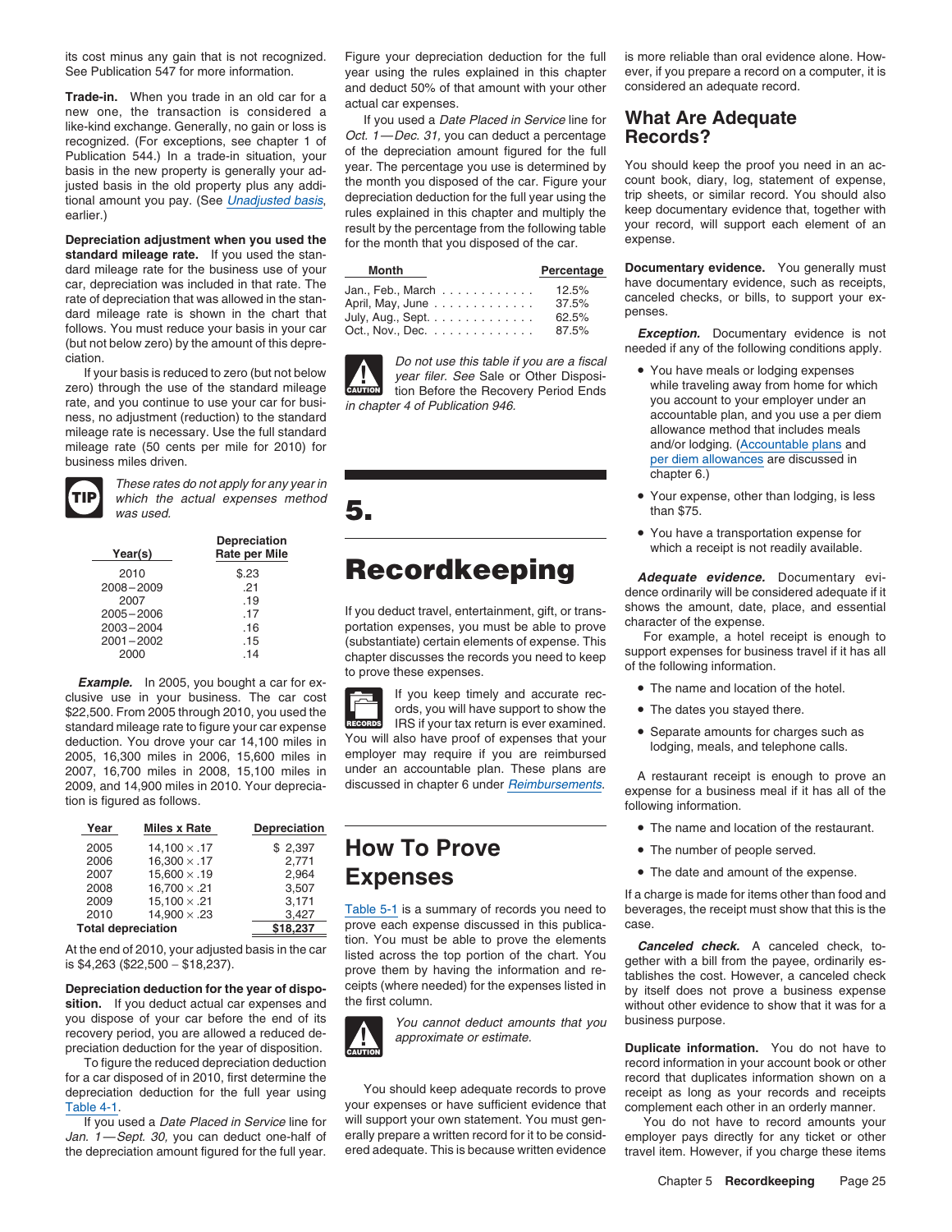its cost minus any gain that is not recognized. See Publication 547 for more information.

**Trade-in.** When you trade in an old car for a new one, the transaction is considered a like-kind exchange. Generally, no gain or loss is recognized. (For exceptions, see chapter 1 of Publication 544.) In a trade-in situation, your basis in the new property is generally your adjusted basis in the old property plus any additional amount you pay. (See Unadjusted basis, earlier.)

**Depreciation adjustment when you used the standard mileage rate.** If you used the standard mileage rate for the business use of your car, depreciation was included in that rate. The rate of depreciation that was allowed in the standard mileage rate is shown in the chart that follows. You must reduce your basis in your car (but not below zero) by the amount of this depreciation.

If your basis is reduced to zero (but not below zero) through the use of the standard mileage rate, and you continue to use your car for business, no adjustment (reduction) to the standard mileage rate is necessary. Use the full standard mileage rate (50 cents per mile for 2010) for business miles driven.

TIP: *These rates do not apply for any year in which the actual expenses method was used.*

| Year(s) | Depreciation Rate per Mile |
|---|---|
| 2010 | $.23 |
| 2008–2009 | .21 |
| 2007 | .19 |
| 2005–2006 | .17 |
| 2003–2004 | .16 |
| 2001–2002 | .15 |
| 2000 | .14 |

***Example.*** In 2005, you bought a car for exclusive use in your business. The car cost $22,500. From 2005 through 2010, you used the standard mileage rate to figure your car expense deduction. You drove your car 14,100 miles in 2005, 16,300 miles in 2006, 15,600 miles in 2007, 16,700 miles in 2008, 15,100 miles in 2009, and 14,900 miles in 2010. Your depreciation is figured as follows.

| Year | Miles x Rate | Depreciation |
|---|---|---|
| 2005 | 14,100 × .17 | $ 2,397 |
| 2006 | 16,300 × .17 | 2,771 |
| 2007 | 15,600 × .19 | 2,964 |
| 2008 | 16,700 × .21 | 3,507 |
| 2009 | 15,100 × .21 | 3,171 |
| 2010 | 14,900 × .23 | 3,427 |
| **Total depreciation** | | **$18,237** |

At the end of 2010, your adjusted basis in the car is $4,263 ($22,500 − $18,237).

**Depreciation deduction for the year of disposition.** If you deduct actual car expenses and you dispose of your car before the end of its recovery period, you are allowed a reduced depreciation deduction for the year of disposition.

To figure the reduced depreciation deduction for a car disposed of in 2010, first determine the depreciation deduction for the full year using Table 4-1.

If you used a *Date Placed in Service* line for *Jan. 1—Sept. 30,* you can deduct one-half of the depreciation amount figured for the full year. Figure your depreciation deduction for the full year using the rules explained in this chapter and deduct 50% of that amount with your other actual car expenses.

If you used a *Date Placed in Service* line for *Oct. 1—Dec. 31,* you can deduct a percentage of the depreciation amount figured for the full year. The percentage you use is determined by the month you disposed of the car. Figure your depreciation deduction for the full year using the rules explained in this chapter and multiply the result by the percentage from the following table for the month that you disposed of the car.

| Month | Percentage |
|---|---|
| Jan., Feb., March | 12.5% |
| April, May, June | 37.5% |
| July, Aug., Sept. | 62.5% |
| Oct., Nov., Dec. | 87.5% |

CAUTION: *Do not use this table if you are a fiscal year filer. See* Sale or Other Disposition Before the Recovery Period Ends *in chapter 4 of Publication 946.*

# 5. Recordkeeping

If you deduct travel, entertainment, gift, or transportation expenses, you must be able to prove (substantiate) certain elements of expense. This chapter discusses the records you need to keep to prove these expenses.

RECORDS: If you keep timely and accurate records, you will have support to show the IRS if your tax return is ever examined. You will also have proof of expenses that your employer may require if you are reimbursed under an accountable plan. These plans are discussed in chapter 6 under Reimbursements.

## How To Prove Expenses

Table 5-1 is a summary of records you need to prove each expense discussed in this publication. You must be able to prove the elements listed across the top portion of the chart. You prove them by having the information and receipts (where needed) for the expenses listed in the first column.

CAUTION: *You cannot deduct amounts that you approximate or estimate.*

You should keep adequate records to prove your expenses or have sufficient evidence that will support your own statement. You must generally prepare a written record for it to be considered adequate. This is because written evidence is more reliable than oral evidence alone. However, if you prepare a record on a computer, it is considered an adequate record.

## What Are Adequate Records?

You should keep the proof you need in an account book, diary, log, statement of expense, trip sheets, or similar record. You should also keep documentary evidence that, together with your record, will support each element of an expense.

**Documentary evidence.** You generally must have documentary evidence, such as receipts, canceled checks, or bills, to support your expenses.

***Exception.*** Documentary evidence is not needed if any of the following conditions apply.

- You have meals or lodging expenses while traveling away from home for which you account to your employer under an accountable plan, and you use a per diem allowance method that includes meals and/or lodging. (Accountable plans and per diem allowances are discussed in chapter 6.)
- Your expense, other than lodging, is less than $75.
- You have a transportation expense for which a receipt is not readily available.

***Adequate evidence.*** Documentary evidence ordinarily will be considered adequate if it shows the amount, date, place, and essential character of the expense.

For example, a hotel receipt is enough to support expenses for business travel if it has all of the following information.

- The name and location of the hotel.
- The dates you stayed there.
- Separate amounts for charges such as lodging, meals, and telephone calls.

A restaurant receipt is enough to prove an expense for a business meal if it has all of the following information.

- The name and location of the restaurant.
- The number of people served.
- The date and amount of the expense.

If a charge is made for items other than food and beverages, the receipt must show that this is the case.

***Canceled check.*** A canceled check, together with a bill from the payee, ordinarily establishes the cost. However, a canceled check by itself does not prove a business expense without other evidence to show that it was for a business purpose.

**Duplicate information.** You do not have to record information in your account book or other record that duplicates information shown on a receipt as long as your records and receipts complement each other in an orderly manner.

You do not have to record amounts your employer pays directly for any ticket or other travel item. However, if you charge these items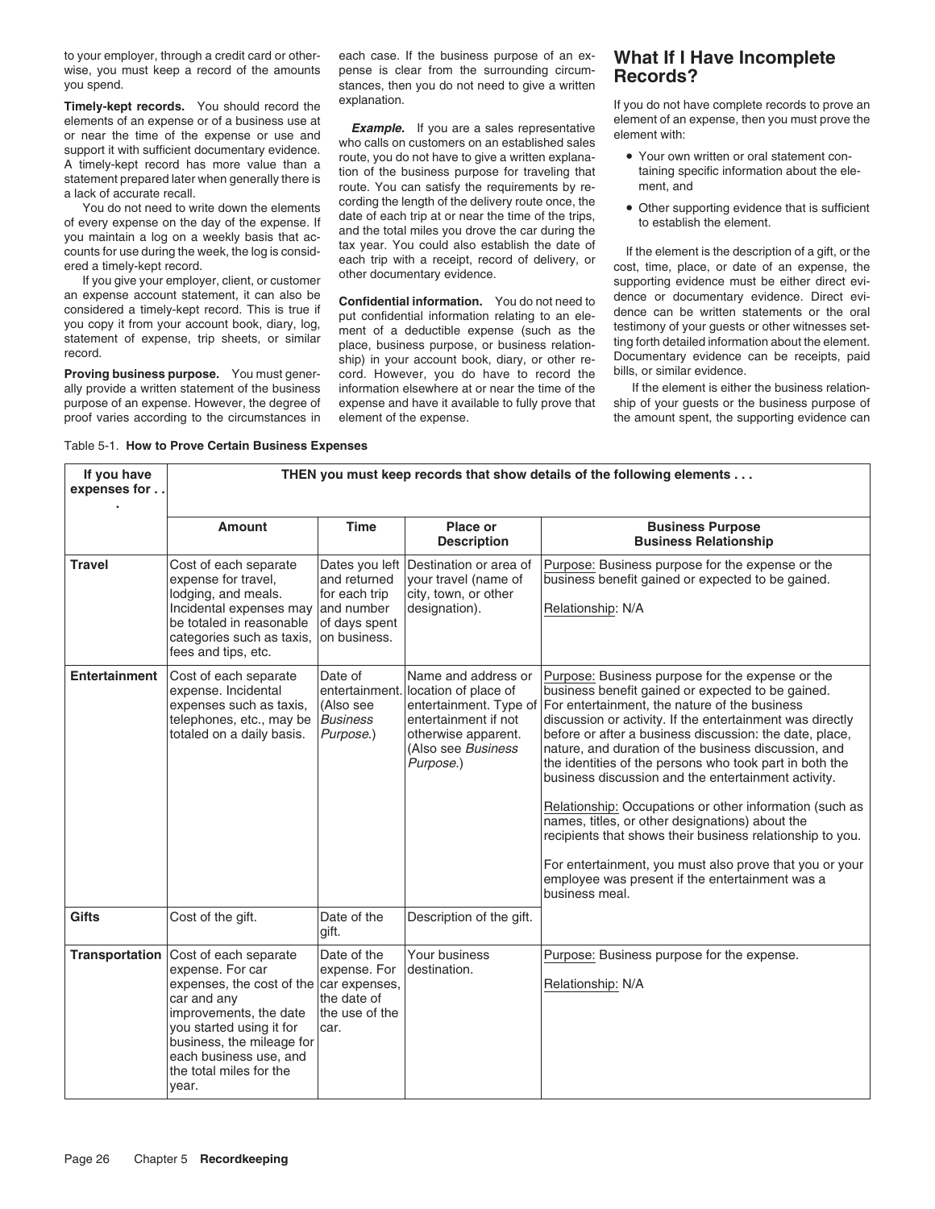to your employer, through a credit card or otherwise, you must keep a record of the amounts you spend.

**Timely-kept records.** You should record the elements of an expense or of a business use at or near the time of the expense or use and support it with sufficient documentary evidence. A timely-kept record has more value than a statement prepared later when generally there is a lack of accurate recall.

You do not need to write down the elements of every expense on the day of the expense. If you maintain a log on a weekly basis that accounts for use during the week, the log is considered a timely-kept record.

If you give your employer, client, or customer an expense account statement, it can also be considered a timely-kept record. This is true if you copy it from your account book, diary, log, statement of expense, trip sheets, or similar record.

**Proving business purpose.** You must generally provide a written statement of the business purpose of an expense. However, the degree of proof varies according to the circumstances in each case. If the business purpose of an expense is clear from the surrounding circumstances, then you do not need to give a written explanation.

***Example.*** If you are a sales representative who calls on customers on an established sales route, you do not have to give a written explanation of the business purpose for traveling that route. You can satisfy the requirements by recording the length of the delivery route once, the date of each trip at or near the time of the trips, and the total miles you drove the car during the tax year. You could also establish the date of each trip with a receipt, record of delivery, or other documentary evidence.

**Confidential information.** You do not need to put confidential information relating to an element of a deductible expense (such as the place, business purpose, or business relationship) in your account book, diary, or other record. However, you do have to record the information elsewhere at or near the time of the expense and have it available to fully prove that element of the expense.

## What If I Have Incomplete Records?

If you do not have complete records to prove an element of an expense, then you must prove the element with:

- Your own written or oral statement containing specific information about the element, and
- Other supporting evidence that is sufficient to establish the element.

If the element is the description of a gift, or the cost, time, place, or date of an expense, the supporting evidence must be either direct evidence or documentary evidence. Direct evidence can be written statements or the oral testimony of your guests or other witnesses setting forth detailed information about the element. Documentary evidence can be receipts, paid bills, or similar evidence.

If the element is either the business relationship of your guests or the business purpose of the amount spent, the supporting evidence can

Table 5-1. **How to Prove Certain Business Expenses**

| If you have expenses for . . . | THEN you must keep records that show details of the following elements . . . | | | |
|---|---|---|---|---|
| | **Amount** | **Time** | **Place or Description** | **Business Purpose Business Relationship** |
| **Travel** | Cost of each separate expense for travel, lodging, and meals. Incidental expenses may be totaled in reasonable categories such as taxis, fees and tips, etc. | Dates you left and returned for each trip and number of days spent on business. | Destination or area of your travel (name of city, town, or other designation). | Purpose: Business purpose for the expense or the business benefit gained or expected to be gained.<br><br>Relationship: N/A |
| **Entertainment** | Cost of each separate expense. Incidental expenses such as taxis, telephones, etc., may be totaled on a daily basis. | Date of entertainment. (Also see *Business Purpose*.) | Name and address or location of place of entertainment. Type of entertainment if not otherwise apparent. (Also see *Business Purpose*.) | Purpose: Business purpose for the expense or the business benefit gained or expected to be gained. For entertainment, the nature of the business discussion or activity. If the entertainment was directly before or after a business discussion: the date, place, nature, and duration of the business discussion, and the identities of the persons who took part in both the business discussion and the entertainment activity.<br><br>Relationship: Occupations or other information (such as names, titles, or other designations) about the recipients that shows their business relationship to you.<br><br>For entertainment, you must also prove that you or your employee was present if the entertainment was a business meal. |
| **Gifts** | Cost of the gift. | Date of the gift. | Description of the gift. | |
| **Transportation** | Cost of each separate expense. For car expenses, the cost of the car and any improvements, the date you started using it for business, the mileage for each business use, and the total miles for the year. | Date of the expense. For car expenses, the date of the use of the car. | Your business destination. | Purpose: Business purpose for the expense.<br><br>Relationship: N/A |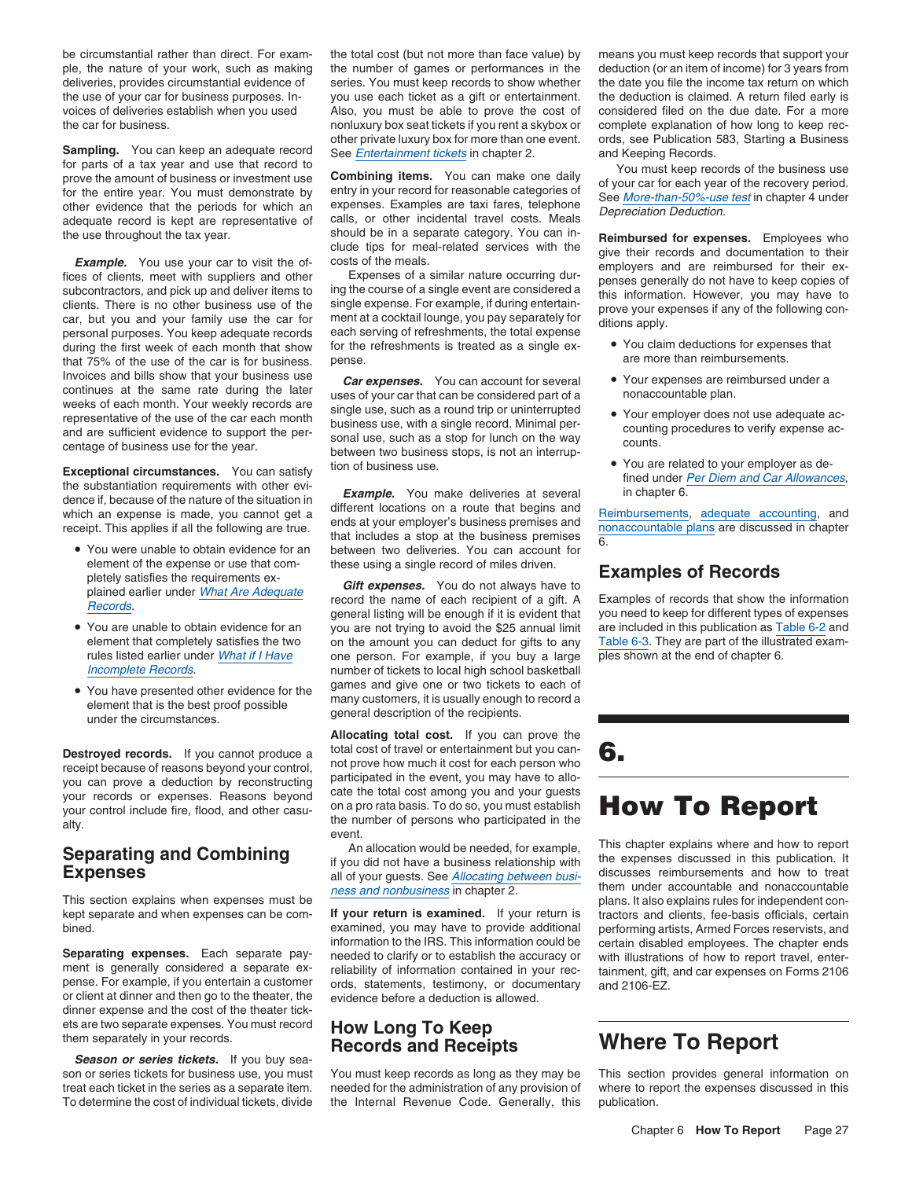be circumstantial rather than direct. For example, the nature of your work, such as making deliveries, provides circumstantial evidence of the use of your car for business purposes. Invoices of deliveries establish when you used the car for business.

**Sampling.** You can keep an adequate record for parts of a tax year and use that record to prove the amount of business or investment use for the entire year. You must demonstrate by other evidence that the periods for which an adequate record is kept are representative of the use throughout the tax year.

***Example.*** You use your car to visit the offices of clients, meet with suppliers and other subcontractors, and pick up and deliver items to clients. There is no other business use of the car, but you and your family use the car for personal purposes. You keep adequate records during the first week of each month that show that 75% of the use of the car is for business. Invoices and bills show that your business use continues at the same rate during the later weeks of each month. Your weekly records are representative of the use of the car each month and are sufficient evidence to support the percentage of business use for the year.

**Exceptional circumstances.** You can satisfy the substantiation requirements with other evidence if, because of the nature of the situation in which an expense is made, you cannot get a receipt. This applies if all the following are true.

- You were unable to obtain evidence for an element of the expense or use that completely satisfies the requirements explained earlier under *What Are Adequate Records*.
- You are unable to obtain evidence for an element that completely satisfies the two rules listed earlier under *What if I Have Incomplete Records*.
- You have presented other evidence for the element that is the best proof possible under the circumstances.

**Destroyed records.** If you cannot produce a receipt because of reasons beyond your control, you can prove a deduction by reconstructing your records or expenses. Reasons beyond your control include fire, flood, and other casualty.

## Separating and Combining Expenses

This section explains when expenses must be kept separate and when expenses can be combined.

**Separating expenses.** Each separate payment is generally considered a separate expense. For example, if you entertain a customer or client at dinner and then go to the theater, the dinner expense and the cost of the theater tickets are two separate expenses. You must record them separately in your records.

***Season or series tickets.*** If you buy season or series tickets for business use, you must treat each ticket in the series as a separate item. To determine the cost of individual tickets, divide the total cost (but not more than face value) by the number of games or performances in the series. You must keep records to show whether you use each ticket as a gift or entertainment. Also, you must be able to prove the cost of nonluxury box seat tickets if you rent a skybox or other private luxury box for more than one event. See *Entertainment tickets* in chapter 2.

**Combining items.** You can make one daily entry in your record for reasonable categories of expenses. Examples are taxi fares, telephone calls, or other incidental travel costs. Meals should be in a separate category. You can include tips for meal-related services with the costs of the meals.

Expenses of a similar nature occurring during the course of a single event are considered a single expense. For example, if during entertainment at a cocktail lounge, you pay separately for each serving of refreshments, the total expense for the refreshments is treated as a single expense.

***Car expenses.*** You can account for several uses of your car that can be considered part of a single use, such as a round trip or uninterrupted business use, with a single record. Minimal personal use, such as a stop for lunch on the way between two business stops, is not an interruption of business use.

***Example.*** You make deliveries at several different locations on a route that begins and ends at your employer's business premises and that includes a stop at the business premises between two deliveries. You can account for these using a single record of miles driven.

***Gift expenses.*** You do not always have to record the name of each recipient of a gift. A general listing will be enough if it is evident that you are not trying to avoid the $25 annual limit on the amount you can deduct for gifts to any one person. For example, if you buy a large number of tickets to local high school basketball games and give one or two tickets to each of many customers, it is usually enough to record a general description of the recipients.

**Allocating total cost.** If you can prove the total cost of travel or entertainment but you cannot prove how much it cost for each person who participated in the event, you may have to allocate the total cost among you and your guests on a pro rata basis. To do so, you must establish the number of persons who participated in the event.

An allocation would be needed, for example, if you did not have a business relationship with all of your guests. See *Allocating between business and nonbusiness* in chapter 2.

**If your return is examined.** If your return is examined, you may have to provide additional information to the IRS. This information could be needed to clarify or to establish the accuracy or reliability of information contained in your records, statements, testimony, or documentary evidence before a deduction is allowed.

## How Long To Keep Records and Receipts

You must keep records as long as they may be needed for the administration of any provision of the Internal Revenue Code. Generally, this means you must keep records that support your deduction (or an item of income) for 3 years from the date you file the income tax return on which the deduction is claimed. A return filed early is considered filed on the due date. For a more complete explanation of how long to keep records, see Publication 583, Starting a Business and Keeping Records.

You must keep records of the business use of your car for each year of the recovery period. See *More-than-50%-use test* in chapter 4 under *Depreciation Deduction.*

**Reimbursed for expenses.** Employees who give their records and documentation to their employers and are reimbursed for their expenses generally do not have to keep copies of this information. However, you may have to prove your expenses if any of the following conditions apply.

- You claim deductions for expenses that are more than reimbursements.
- Your expenses are reimbursed under a nonaccountable plan.
- Your employer does not use adequate accounting procedures to verify expense accounts.
- You are related to your employer as defined under *Per Diem and Car Allowances*, in chapter 6.

Reimbursements, adequate accounting, and nonaccountable plans are discussed in chapter 6.

## Examples of Records

Examples of records that show the information you need to keep for different types of expenses are included in this publication as Table 6-2 and Table 6-3. They are part of the illustrated examples shown at the end of chapter 6.

# 6. How To Report

This chapter explains where and how to report the expenses discussed in this publication. It discusses reimbursements and how to treat them under accountable and nonaccountable plans. It also explains rules for independent contractors and clients, fee-basis officials, certain performing artists, Armed Forces reservists, and certain disabled employees. The chapter ends with illustrations of how to report travel, entertainment, gift, and car expenses on Forms 2106 and 2106-EZ.

## Where To Report

This section provides general information on where to report the expenses discussed in this publication.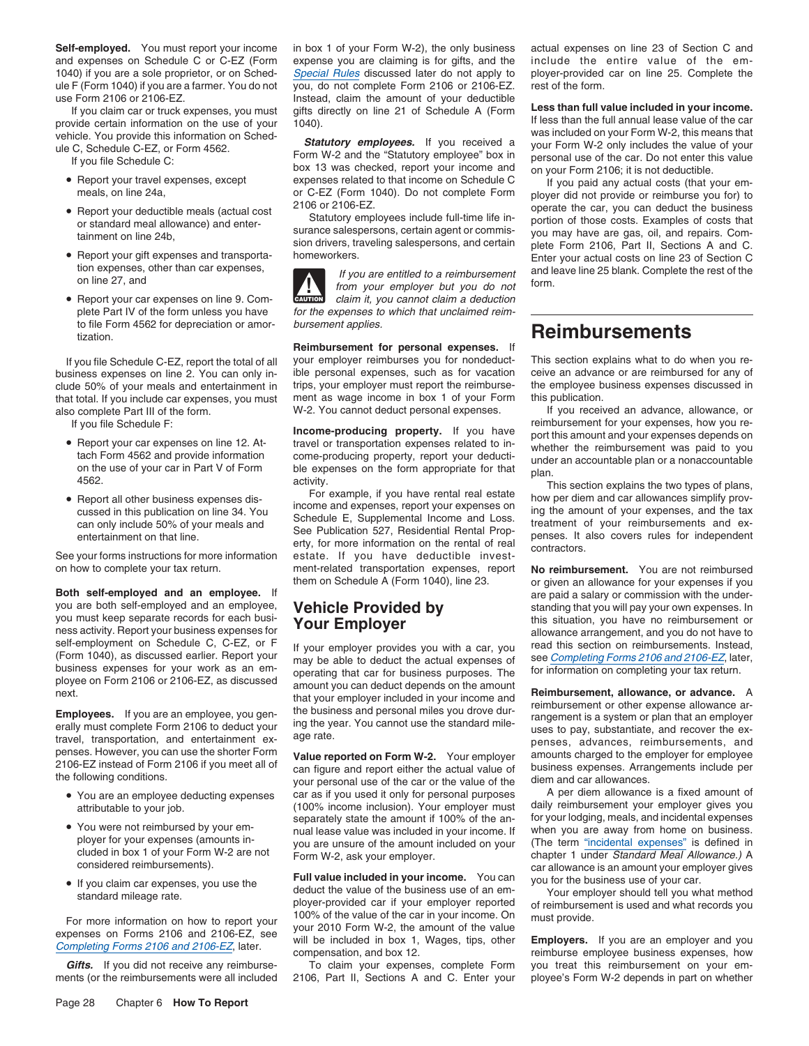**Self-employed.** You must report your income and expenses on Schedule C or C-EZ (Form 1040) if you are a sole proprietor, or on Schedule F (Form 1040) if you are a farmer. You do not use Form 2106 or 2106-EZ.

If you claim car or truck expenses, you must provide certain information on the use of your vehicle. You provide this information on Schedule C, Schedule C-EZ, or Form 4562.

If you file Schedule C:

- Report your travel expenses, except meals, on line 24a,
- Report your deductible meals (actual cost or standard meal allowance) and entertainment on line 24b,
- Report your gift expenses and transportation expenses, other than car expenses, on line 27, and
- Report your car expenses on line 9. Complete Part IV of the form unless you have to file Form 4562 for depreciation or amortization.

If you file Schedule C-EZ, report the total of all business expenses on line 2. You can only include 50% of your meals and entertainment in that total. If you include car expenses, you must also complete Part III of the form.

If you file Schedule F:

- Report your car expenses on line 12. Attach Form 4562 and provide information on the use of your car in Part V of Form 4562.
- Report all other business expenses discussed in this publication on line 34. You can only include 50% of your meals and entertainment on that line.

See your forms instructions for more information on how to complete your tax return.

**Both self-employed and an employee.** If you are both self-employed and an employee, you must keep separate records for each business activity. Report your business expenses for self-employment on Schedule C, C-EZ, or F (Form 1040), as discussed earlier. Report your business expenses for your work as an employee on Form 2106 or 2106-EZ, as discussed next.

**Employees.** If you are an employee, you generally must complete Form 2106 to deduct your travel, transportation, and entertainment expenses. However, you can use the shorter Form 2106-EZ instead of Form 2106 if you meet all of the following conditions.

- You are an employee deducting expenses attributable to your job.
- You were not reimbursed by your employer for your expenses (amounts included in box 1 of your Form W-2 are not considered reimbursements).
- If you claim car expenses, you use the standard mileage rate.

For more information on how to report your expenses on Forms 2106 and 2106-EZ, see *Completing Forms 2106 and 2106-EZ*, later.

***Gifts.*** If you did not receive any reimbursements (or the reimbursements were all included in box 1 of your Form W-2), the only business expense you are claiming is for gifts, and the *Special Rules* discussed later do not apply to you, do not complete Form 2106 or 2106-EZ. Instead, claim the amount of your deductible gifts directly on line 21 of Schedule A (Form 1040).

***Statutory employees.*** If you received a Form W-2 and the "Statutory employee" box in box 13 was checked, report your income and expenses related to that income on Schedule C or C-EZ (Form 1040). Do not complete Form 2106 or 2106-EZ.

Statutory employees include full-time life insurance salespersons, certain agent or commission drivers, traveling salespersons, and certain homeworkers.

**CAUTION:** *If you are entitled to a reimbursement from your employer but you do not claim it, you cannot claim a deduction for the expenses to which that unclaimed reimbursement applies.*

**Reimbursement for personal expenses.** If your employer reimburses you for nondeductible personal expenses, such as for vacation trips, your employer must report the reimbursement as wage income in box 1 of your Form W-2. You cannot deduct personal expenses.

**Income-producing property.** If you have travel or transportation expenses related to income-producing property, report your deductible expenses on the form appropriate for that activity.

For example, if you have rental real estate income and expenses, report your expenses on Schedule E, Supplemental Income and Loss. See Publication 527, Residential Rental Property, for more information on the rental of real estate. If you have deductible investment-related transportation expenses, report them on Schedule A (Form 1040), line 23.

## Vehicle Provided by Your Employer

If your employer provides you with a car, you may be able to deduct the actual expenses of operating that car for business purposes. The amount you can deduct depends on the amount that your employer included in your income and the business and personal miles you drove during the year. You cannot use the standard mileage rate.

**Value reported on Form W-2.** Your employer can figure and report either the actual value of your personal use of the car or the value of the car as if you used it only for personal purposes (100% income inclusion). Your employer must separately state the amount if 100% of the annual lease value was included in your income. If you are unsure of the amount included on your Form W-2, ask your employer.

**Full value included in your income.** You can deduct the value of the business use of an employer-provided car if your employer reported 100% of the value of the car in your income. On your 2010 Form W-2, the amount of the value will be included in box 1, Wages, tips, other compensation, and box 12.

To claim your expenses, complete Form 2106, Part II, Sections A and C. Enter your actual expenses on line 23 of Section C and include the entire value of the employer-provided car on line 25. Complete the rest of the form.

**Less than full value included in your income.** If less than the full annual lease value of the car was included on your Form W-2, this means that your Form W-2 only includes the value of your personal use of the car. Do not enter this value on your Form 2106; it is not deductible.

If you paid any actual costs (that your employer did not provide or reimburse you for) to operate the car, you can deduct the business portion of those costs. Examples of costs that you may have are gas, oil, and repairs. Complete Form 2106, Part II, Sections A and C. Enter your actual costs on line 23 of Section C and leave line 25 blank. Complete the rest of the form.

# Reimbursements

This section explains what to do when you receive an advance or are reimbursed for any of the employee business expenses discussed in this publication.

If you received an advance, allowance, or reimbursement for your expenses, how you report this amount and your expenses depends on whether the reimbursement was paid to you under an accountable plan or a nonaccountable plan.

This section explains the two types of plans, how per diem and car allowances simplify proving the amount of your expenses, and the tax treatment of your reimbursements and expenses. It also covers rules for independent contractors.

**No reimbursement.** You are not reimbursed or given an allowance for your expenses if you are paid a salary or commission with the understanding that you will pay your own expenses. In this situation, you have no reimbursement or allowance arrangement, and you do not have to read this section on reimbursements. Instead, see *Completing Forms 2106 and 2106-EZ*, later, for information on completing your tax return.

**Reimbursement, allowance, or advance.** A reimbursement or other expense allowance arrangement is a system or plan that an employer uses to pay, substantiate, and recover the expenses, advances, reimbursements, and amounts charged to the employer for employee business expenses. Arrangements include per diem and car allowances.

A per diem allowance is a fixed amount of daily reimbursement your employer gives you for your lodging, meals, and incidental expenses when you are away from home on business. (The term "incidental expenses" is defined in chapter 1 under *Standard Meal Allowance*.) A car allowance is an amount your employer gives you for the business use of your car.

Your employer should tell you what method of reimbursement is used and what records you must provide.

**Employers.** If you are an employer and you reimburse employee business expenses, how you treat this reimbursement on your employee's Form W-2 depends in part on whether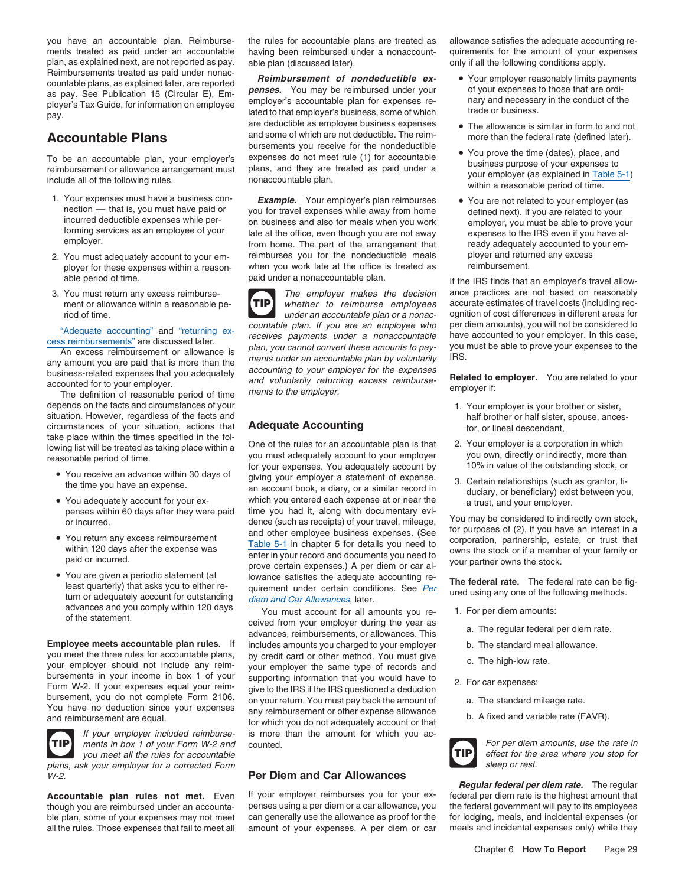you have an accountable plan. Reimbursements treated as paid under an accountable plan, as explained next, are not reported as pay. Reimbursements treated as paid under nonaccountable plans, as explained later, are reported as pay. See Publication 15 (Circular E), Employer's Tax Guide, for information on employee pay.

## Accountable Plans

To be an accountable plan, your employer's reimbursement or allowance arrangement must include all of the following rules.

1. Your expenses must have a business connection — that is, you must have paid or incurred deductible expenses while performing services as an employee of your employer.
2. You must adequately account to your employer for these expenses within a reasonable period of time.
3. You must return any excess reimbursement or allowance within a reasonable period of time.

"Adequate accounting" and "returning excess reimbursements" are discussed later.

An excess reimbursement or allowance is any amount you are paid that is more than the business-related expenses that you adequately accounted for to your employer.

The definition of reasonable period of time depends on the facts and circumstances of your situation. However, regardless of the facts and circumstances of your situation, actions that take place within the times specified in the following list will be treated as taking place within a reasonable period of time.

- You receive an advance within 30 days of the time you have an expense.
- You adequately account for your expenses within 60 days after they were paid or incurred.
- You return any excess reimbursement within 120 days after the expense was paid or incurred.
- You are given a periodic statement (at least quarterly) that asks you to either return or adequately account for outstanding advances and you comply within 120 days of the statement.

**Employee meets accountable plan rules.** If you meet the three rules for accountable plans, your employer should not include any reimbursements in your income in box 1 of your Form W-2. If your expenses equal your reimbursement, you do not complete Form 2106. You have no deduction since your expenses and reimbursement are equal.

**TIP** *If your employer included reimbursements in box 1 of your Form W-2 and you meet all the rules for accountable plans, ask your employer for a corrected Form W-2.*

**Accountable plan rules not met.** Even though you are reimbursed under an accountable plan, some of your expenses may not meet all the rules. Those expenses that fail to meet all the rules for accountable plans are treated as having been reimbursed under a nonaccountable plan (discussed later).

***Reimbursement of nondeductible expenses.*** You may be reimbursed under your employer's accountable plan for expenses related to that employer's business, some of which are deductible as employee business expenses and some of which are not deductible. The reimbursements you receive for the nondeductible expenses do not meet rule (1) for accountable plans, and they are treated as paid under a nonaccountable plan.

***Example.*** Your employer's plan reimburses you for travel expenses while away from home on business and also for meals when you work late at the office, even though you are not away from home. The part of the arrangement that reimburses you for the nondeductible meals when you work late at the office is treated as paid under a nonaccountable plan.

**TIP** *The employer makes the decision whether to reimburse employees under an accountable plan or a nonaccountable plan. If you are an employee who receives payments under a nonaccountable plan, you cannot convert these amounts to payments under an accountable plan by voluntarily accounting to your employer for the expenses and voluntarily returning excess reimbursements to the employer.*

## Adequate Accounting

One of the rules for an accountable plan is that you must adequately account to your employer for your expenses. You adequately account by giving your employer a statement of expense, an account book, a diary, or a similar record in which you entered each expense at or near the time you had it, along with documentary evidence (such as receipts) of your travel, mileage, and other employee business expenses. (See Table 5-1 in chapter 5 for details you need to enter in your record and documents you need to prove certain expenses.) A per diem or car allowance satisfies the adequate accounting requirement under certain conditions. See *Per diem and Car Allowances*, later.

You must account for all amounts you received from your employer during the year as advances, reimbursements, or allowances. This includes amounts you charged to your employer by credit card or other method. You must give your employer the same type of records and supporting information that you would have to give to the IRS if the IRS questioned a deduction on your return. You must pay back the amount of any reimbursement or other expense allowance for which you do not adequately account or that is more than the amount for which you accounted.

## Per Diem and Car Allowances

If your employer reimburses you for your expenses using a per diem or a car allowance, you can generally use the allowance as proof for the amount of your expenses. A per diem or car allowance satisfies the adequate accounting requirements for the amount of your expenses only if all the following conditions apply.

- Your employer reasonably limits payments of your expenses to those that are ordinary and necessary in the conduct of the trade or business.
- The allowance is similar in form to and not more than the federal rate (defined later).
- You prove the time (dates), place, and business purpose of your expenses to your employer (as explained in Table 5-1) within a reasonable period of time.
- You are not related to your employer (as defined next). If you are related to your employer, you must be able to prove your expenses to the IRS even if you have already adequately accounted to your employer and returned any excess reimbursement.

If the IRS finds that an employer's travel allowance practices are not based on reasonably accurate estimates of travel costs (including recognition of cost differences in different areas for per diem amounts), you will not be considered to have accounted to your employer. In this case, you must be able to prove your expenses to the IRS.

**Related to employer.** You are related to your employer if:

1. Your employer is your brother or sister, half brother or half sister, spouse, ancestor, or lineal descendant,
2. Your employer is a corporation in which you own, directly or indirectly, more than 10% in value of the outstanding stock, or
3. Certain relationships (such as grantor, fiduciary, or beneficiary) exist between you, a trust, and your employer.

You may be considered to indirectly own stock, for purposes of (2), if you have an interest in a corporation, partnership, estate, or trust that owns the stock or if a member of your family or your partner owns the stock.

**The federal rate.** The federal rate can be figured using any one of the following methods.

1. For per diem amounts:
   a. The regular federal per diem rate.
   b. The standard meal allowance.
   c. The high-low rate.
2. For car expenses:
   a. The standard mileage rate.
   b. A fixed and variable rate (FAVR).

**TIP** *For per diem amounts, use the rate in effect for the area where you stop for sleep or rest.*

***Regular federal per diem rate.*** The regular federal per diem rate is the highest amount that the federal government will pay to its employees for lodging, meals, and incidental expenses (or meals and incidental expenses only) while they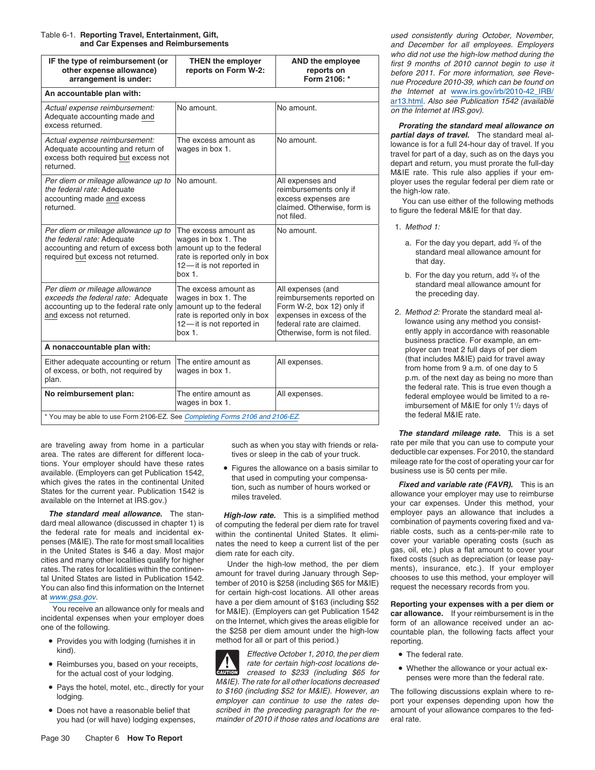Table 6-1. **Reporting Travel, Entertainment, Gift, and Car Expenses and Reimbursements**

| IF the type of reimbursement (or other expense allowance) arrangement is under: | THEN the employer reports on Form W-2: | AND the employee reports on Form 2106: * |
|---|---|---|
| **An accountable plan with:** | | |
| *Actual expense reimbursement:* Adequate accounting made and excess returned. | No amount. | No amount. |
| *Actual expense reimbursement:* Adequate accounting and return of excess both required but excess not returned. | The excess amount as wages in box 1. | No amount. |
| *Per diem or mileage allowance up to the federal rate:* Adequate accounting made and excess returned. | No amount. | All expenses and reimbursements only if excess expenses are claimed. Otherwise, form is not filed. |
| *Per diem or mileage allowance up to the federal rate:* Adequate accounting and return of excess both required but excess not returned. | The excess amount as wages in box 1. The amount up to the federal rate is reported only in box 12—it is not reported in box 1. | No amount. |
| *Per diem or mileage allowance exceeds the federal rate:* Adequate accounting up to the federal rate only and excess not returned. | The excess amount as wages in box 1. The amount up to the federal rate is reported only in box 12—it is not reported in box 1. | All expenses (and reimbursements reported on Form W-2, box 12) only if expenses in excess of the federal rate are claimed. Otherwise, form is not filed. |
| **A nonaccountable plan with:** | | |
| Either adequate accounting or return of excess, or both, not required by plan. | The entire amount as wages in box 1. | All expenses. |
| **No reimbursement plan:** | The entire amount as wages in box 1. | All expenses. |

\* You may be able to use Form 2106-EZ. See *Completing Forms 2106 and 2106-EZ*.

are traveling away from home in a particular area. The rates are different for different locations. Your employer should have these rates available. (Employers can get Publication 1542, which gives the rates in the continental United States for the current year. Publication 1542 is available on the Internet at IRS.gov.)

***The standard meal allowance.*** The standard meal allowance (discussed in chapter 1) is the federal rate for meals and incidental expenses (M&IE). The rate for most small localities in the United States is $46 a day. Most major cities and many other localities qualify for higher rates. The rates for localities within the continental United States are listed in Publication 1542. You can also find this information on the Internet at *www.gsa.gov*.

You receive an allowance only for meals and incidental expenses when your employer does one of the following.

- Provides you with lodging (furnishes it in kind).
- Reimburses you, based on your receipts, for the actual cost of your lodging.
- Pays the hotel, motel, etc., directly for your lodging.
- Does not have a reasonable belief that you had (or will have) lodging expenses, such as when you stay with friends or relatives or sleep in the cab of your truck.
- Figures the allowance on a basis similar to that used in computing your compensation, such as number of hours worked or miles traveled.

***High-low rate.*** This is a simplified method of computing the federal per diem rate for travel within the continental United States. It eliminates the need to keep a current list of the per diem rate for each city.

Under the high-low method, the per diem amount for travel during January through September of 2010 is $258 (including $65 for M&IE) for certain high-cost locations. All other areas have a per diem amount of $163 (including $52 for M&IE). (Employers can get Publication 1542 on the Internet, which gives the areas eligible for the $258 per diem amount under the high-low method for all or part of this period.)

**CAUTION:** *Effective October 1, 2010, the per diem rate for certain high-cost locations decreased to $233 (including $65 for M&IE). The rate for all other locations decreased to $160 (including $52 for M&IE). However, an employer can continue to use the rates described in the preceding paragraph for the remainder of 2010 if those rates and locations are used consistently during October, November, and December for all employees. Employers who did not use the high-low method during the first 9 months of 2010 cannot begin to use it before 2011. For more information, see Revenue Procedure 2010-39, which can be found on the Internet at* www.irs.gov/irb/2010-42_IRB/ar13.html. *Also see Publication 1542 (available on the Internet at IRS.gov).*

***Prorating the standard meal allowance on partial days of travel.*** The standard meal allowance is for a full 24-hour day of travel. If you travel for part of a day, such as on the days you depart and return, you must prorate the full-day M&IE rate. This rule also applies if your employer uses the regular federal per diem rate or the high-low rate.

You can use either of the following methods to figure the federal M&IE for that day.

1. *Method 1:*
   a. For the day you depart, add ¾ of the standard meal allowance amount for that day.
   b. For the day you return, add ¾ of the standard meal allowance amount for the preceding day.
2. *Method 2:* Prorate the standard meal allowance using any method you consistently apply in accordance with reasonable business practice. For example, an employer can treat 2 full days of per diem (that includes M&IE) paid for travel away from home from 9 a.m. of one day to 5 p.m. of the next day as being no more than the federal rate. This is true even though a federal employee would be limited to a reimbursement of M&IE for only 1½ days of the federal M&IE rate.

***The standard mileage rate.*** This is a set rate per mile that you can use to compute your deductible car expenses. For 2010, the standard mileage rate for the cost of operating your car for business use is 50 cents per mile.

***Fixed and variable rate (FAVR).*** This is an allowance your employer may use to reimburse your car expenses. Under this method, your employer pays an allowance that includes a combination of payments covering fixed and variable costs, such as a cents-per-mile rate to cover your variable operating costs (such as gas, oil, etc.) plus a flat amount to cover your fixed costs (such as depreciation (or lease payments), insurance, etc.). If your employer chooses to use this method, your employer will request the necessary records from you.

**Reporting your expenses with a per diem or car allowance.** If your reimbursement is in the form of an allowance received under an accountable plan, the following facts affect your reporting.

- The federal rate.
- Whether the allowance or your actual expenses were more than the federal rate.

The following discussions explain where to report your expenses depending upon how the amount of your allowance compares to the federal rate.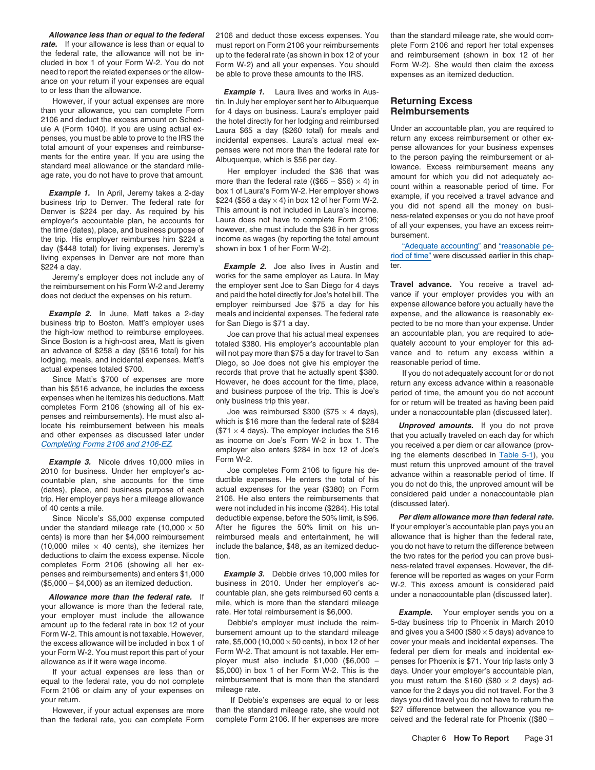***Allowance less than or equal to the federal rate.*** If your allowance is less than or equal to the federal rate, the allowance will not be included in box 1 of your Form W-2. You do not need to report the related expenses or the allowance on your return if your expenses are equal to or less than the allowance.

However, if your actual expenses are more than your allowance, you can complete Form 2106 and deduct the excess amount on Schedule A (Form 1040). If you are using actual expenses, you must be able to prove to the IRS the total amount of your expenses and reimbursements for the entire year. If you are using the standard meal allowance or the standard mileage rate, you do not have to prove that amount.

***Example 1.*** In April, Jeremy takes a 2-day business trip to Denver. The federal rate for Denver is $224 per day. As required by his employer's accountable plan, he accounts for the time (dates), place, and business purpose of the trip. His employer reimburses him $224 a day ($448 total) for living expenses. Jeremy's living expenses in Denver are not more than $224 a day.

Jeremy's employer does not include any of the reimbursement on his Form W-2 and Jeremy does not deduct the expenses on his return.

***Example 2.*** In June, Matt takes a 2-day business trip to Boston. Matt's employer uses the high-low method to reimburse employees. Since Boston is a high-cost area, Matt is given an advance of $258 a day ($516 total) for his lodging, meals, and incidental expenses. Matt's actual expenses totaled $700.

Since Matt's $700 of expenses are more than his $516 advance, he includes the excess expenses when he itemizes his deductions. Matt completes Form 2106 (showing all of his expenses and reimbursements). He must also allocate his reimbursement between his meals and other expenses as discussed later under *Completing Forms 2106 and 2106-EZ*.

***Example 3.*** Nicole drives 10,000 miles in 2010 for business. Under her employer's accountable plan, she accounts for the time (dates), place, and business purpose of each trip. Her employer pays her a mileage allowance of 40 cents a mile.

Since Nicole's $5,000 expense computed under the standard mileage rate (10,000 × 50 cents) is more than her $4,000 reimbursement (10,000 miles × 40 cents), she itemizes her deductions to claim the excess expense. Nicole completes Form 2106 (showing all her expenses and reimbursements) and enters $1,000 ($5,000 − $4,000) as an itemized deduction.

***Allowance more than the federal rate.*** If your allowance is more than the federal rate, your employer must include the allowance amount up to the federal rate in box 12 of your Form W-2. This amount is not taxable. However, the excess allowance will be included in box 1 of your Form W-2. You must report this part of your allowance as if it were wage income.

If your actual expenses are less than or equal to the federal rate, you do not complete Form 2106 or claim any of your expenses on your return.

However, if your actual expenses are more than the federal rate, you can complete Form 2106 and deduct those excess expenses. You must report on Form 2106 your reimbursements up to the federal rate (as shown in box 12 of your Form W-2) and all your expenses. You should be able to prove these amounts to the IRS.

***Example 1.*** Laura lives and works in Austin. In July her employer sent her to Albuquerque for 4 days on business. Laura's employer paid the hotel directly for her lodging and reimbursed Laura $65 a day ($260 total) for meals and incidental expenses. Laura's actual meal expenses were not more than the federal rate for Albuquerque, which is $56 per day.

Her employer included the $36 that was more than the federal rate (($65 − $56) × 4) in box 1 of Laura's Form W-2. Her employer shows $224 ($56 a day × 4) in box 12 of her Form W-2. This amount is not included in Laura's income. Laura does not have to complete Form 2106; however, she must include the $36 in her gross income as wages (by reporting the total amount shown in box 1 of her Form W-2).

***Example 2.*** Joe also lives in Austin and works for the same employer as Laura. In May the employer sent Joe to San Diego for 4 days and paid the hotel directly for Joe's hotel bill. The employer reimbursed Joe $75 a day for his meals and incidental expenses. The federal rate for San Diego is $71 a day.

Joe can prove that his actual meal expenses totaled $380. His employer's accountable plan will not pay more than $75 a day for travel to San Diego, so Joe does not give his employer the records that prove that he actually spent $380. However, he does account for the time, place, and business purpose of the trip. This is Joe's only business trip this year.

Joe was reimbursed $300 ($75 × 4 days), which is $16 more than the federal rate of $284 ($71 × 4 days). The employer includes the $16 as income on Joe's Form W-2 in box 1. The employer also enters $284 in box 12 of Joe's Form W-2.

Joe completes Form 2106 to figure his deductible expenses. He enters the total of his actual expenses for the year ($380) on Form 2106. He also enters the reimbursements that were not included in his income ($284). His total deductible expense, before the 50% limit, is $96. After he figures the 50% limit on his unreimbursed meals and entertainment, he will include the balance, $48, as an itemized deduction.

***Example 3.*** Debbie drives 10,000 miles for business in 2010. Under her employer's accountable plan, she gets reimbursed 60 cents a mile, which is more than the standard mileage rate. Her total reimbursement is $6,000.

Debbie's employer must include the reimbursement amount up to the standard mileage rate, $5,000 (10,000 × 50 cents), in box 12 of her Form W-2. That amount is not taxable. Her employer must also include $1,000 ($6,000 − $5,000) in box 1 of her Form W-2. This is the reimbursement that is more than the standard mileage rate.

If Debbie's expenses are equal to or less than the standard mileage rate, she would not complete Form 2106. If her expenses are more than the standard mileage rate, she would complete Form 2106 and report her total expenses and reimbursement (shown in box 12 of her Form W-2). She would then claim the excess expenses as an itemized deduction.

## Returning Excess Reimbursements

Under an accountable plan, you are required to return any excess reimbursement or other expense allowances for your business expenses to the person paying the reimbursement or allowance. Excess reimbursement means any amount for which you did not adequately account within a reasonable period of time. For example, if you received a travel advance and you did not spend all the money on business-related expenses or you do not have proof of all your expenses, you have an excess reimbursement.

"Adequate accounting" and "reasonable period of time" were discussed earlier in this chapter.

**Travel advance.** You receive a travel advance if your employer provides you with an expense allowance before you actually have the expense, and the allowance is reasonably expected to be no more than your expense. Under an accountable plan, you are required to adequately account to your employer for this advance and to return any excess within a reasonable period of time.

If you do not adequately account for or do not return any excess advance within a reasonable period of time, the amount you do not account for or return will be treated as having been paid under a nonaccountable plan (discussed later).

***Unproved amounts.*** If you do not prove that you actually traveled on each day for which you received a per diem or car allowance (proving the elements described in Table 5-1), you must return this unproved amount of the travel advance within a reasonable period of time. If you do not do this, the unproved amount will be considered paid under a nonaccountable plan (discussed later).

***Per diem allowance more than federal rate.*** If your employer's accountable plan pays you an allowance that is higher than the federal rate, you do not have to return the difference between the two rates for the period you can prove business-related travel expenses. However, the difference will be reported as wages on your Form W-2. This excess amount is considered paid under a nonaccountable plan (discussed later).

***Example.*** Your employer sends you on a 5-day business trip to Phoenix in March 2010 and gives you a $400 ($80 × 5 days) advance to cover your meals and incidental expenses. The federal per diem for meals and incidental expenses for Phoenix is $71. Your trip lasts only 3 days. Under your employer's accountable plan, you must return the $160 ($80 × 2 days) advance for the 2 days you did not travel. For the 3 days you did travel you do not have to return the $27 difference between the allowance you received and the federal rate for Phoenix (($80 −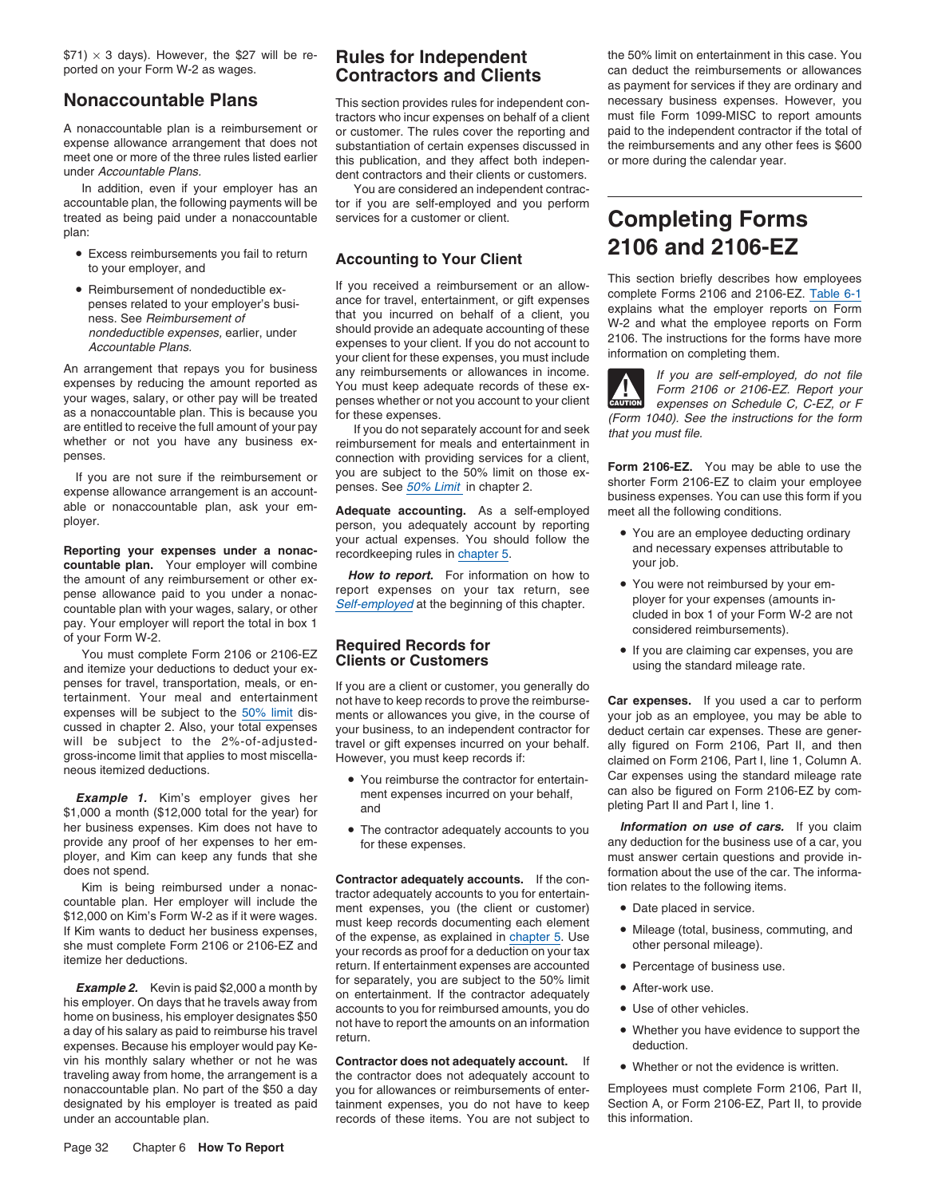$71) × 3 days). However, the $27 will be reported on your Form W-2 as wages.

## Nonaccountable Plans

A nonaccountable plan is a reimbursement or expense allowance arrangement that does not meet one or more of the three rules listed earlier under *Accountable Plans.*

In addition, even if your employer has an accountable plan, the following payments will be treated as being paid under a nonaccountable plan:

- Excess reimbursements you fail to return to your employer, and
- Reimbursement of nondeductible expenses related to your employer's business. See *Reimbursement of nondeductible expenses,* earlier, under *Accountable Plans.*

An arrangement that repays you for business expenses by reducing the amount reported as your wages, salary, or other pay will be treated as a nonaccountable plan. This is because you are entitled to receive the full amount of your pay whether or not you have any business expenses.

If you are not sure if the reimbursement or expense allowance arrangement is an accountable or nonaccountable plan, ask your employer.

**Reporting your expenses under a nonaccountable plan.** Your employer will combine the amount of any reimbursement or other expense allowance paid to you under a nonaccountable plan with your wages, salary, or other pay. Your employer will report the total in box 1 of your Form W-2.

You must complete Form 2106 or 2106-EZ and itemize your deductions to deduct your expenses for travel, transportation, meals, or entertainment. Your meal and entertainment expenses will be subject to the 50% limit discussed in chapter 2. Also, your total expenses will be subject to the 2%-of-adjusted-gross-income limit that applies to most miscellaneous itemized deductions.

***Example 1.*** Kim's employer gives her $1,000 a month ($12,000 total for the year) for her business expenses. Kim does not have to provide any proof of her expenses to her employer, and Kim can keep any funds that she does not spend.

Kim is being reimbursed under a nonaccountable plan. Her employer will include the $12,000 on Kim's Form W-2 as if it were wages. If Kim wants to deduct her business expenses, she must complete Form 2106 or 2106-EZ and itemize her deductions.

***Example 2.*** Kevin is paid $2,000 a month by his employer. On days that he travels away from home on business, his employer designates $50 a day of his salary as paid to reimburse his travel expenses. Because his employer would pay Kevin his monthly salary whether or not he was traveling away from home, the arrangement is a nonaccountable plan. No part of the $50 a day designated by his employer is treated as paid under an accountable plan.

# Rules for Independent Contractors and Clients

This section provides rules for independent contractors who incur expenses on behalf of a client or customer. The rules cover the reporting and substantiation of certain expenses discussed in this publication, and they affect both independent contractors and their clients or customers.

You are considered an independent contractor if you are self-employed and you perform services for a customer or client.

## Accounting to Your Client

If you received a reimbursement or an allowance for travel, entertainment, or gift expenses that you incurred on behalf of a client, you should provide an adequate accounting of these expenses to your client. If you do not account to your client for these expenses, you must include any reimbursements or allowances in income. You must keep adequate records of these expenses whether or not you account to your client for these expenses.

If you do not separately account for and seek reimbursement for meals and entertainment in connection with providing services for a client, you are subject to the 50% limit on those expenses. See *50% Limit* in chapter 2.

**Adequate accounting.** As a self-employed person, you adequately account by reporting your actual expenses. You should follow the recordkeeping rules in chapter 5.

***How to report.*** For information on how to report expenses on your tax return, see *Self-employed* at the beginning of this chapter.

## Required Records for Clients or Customers

If you are a client or customer, you generally do not have to keep records to prove the reimbursements or allowances you give, in the course of your business, to an independent contractor for travel or gift expenses incurred on your behalf. However, you must keep records if:

- You reimburse the contractor for entertainment expenses incurred on your behalf, and
- The contractor adequately accounts to you for these expenses.

**Contractor adequately accounts.** If the contractor adequately accounts to you for entertainment expenses, you (the client or customer) must keep records documenting each element of the expense, as explained in chapter 5. Use your records as proof for a deduction on your tax return. If entertainment expenses are accounted for separately, you are subject to the 50% limit on entertainment. If the contractor adequately accounts to you for reimbursed amounts, you do not have to report the amounts on an information return.

**Contractor does not adequately account.** If the contractor does not adequately account to you for allowances or reimbursements of entertainment expenses, you do not have to keep records of these items. You are not subject to the 50% limit on entertainment in this case. You can deduct the reimbursements or allowances as payment for services if they are ordinary and necessary business expenses. However, you must file Form 1099-MISC to report amounts paid to the independent contractor if the total of the reimbursements and any other fees is $600 or more during the calendar year.

# Completing Forms 2106 and 2106-EZ

This section briefly describes how employees complete Forms 2106 and 2106-EZ. Table 6-1 explains what the employer reports on Form W-2 and what the employee reports on Form 2106. The instructions for the forms have more information on completing them.

CAUTION: *If you are self-employed, do not file Form 2106 or 2106-EZ. Report your expenses on Schedule C, C-EZ, or F (Form 1040). See the instructions for the form that you must file.*

**Form 2106-EZ.** You may be able to use the shorter Form 2106-EZ to claim your employee business expenses. You can use this form if you meet all the following conditions.

- You are an employee deducting ordinary and necessary expenses attributable to your job.
- You were not reimbursed by your employer for your expenses (amounts included in box 1 of your Form W-2 are not considered reimbursements).
- If you are claiming car expenses, you are using the standard mileage rate.

**Car expenses.** If you used a car to perform your job as an employee, you may be able to deduct certain car expenses. These are generally figured on Form 2106, Part II, and then claimed on Form 2106, Part I, line 1, Column A. Car expenses using the standard mileage rate can also be figured on Form 2106-EZ by completing Part II and Part I, line 1.

***Information on use of cars.*** If you claim any deduction for the business use of a car, you must answer certain questions and provide information about the use of the car. The information relates to the following items.

- Date placed in service.
- Mileage (total, business, commuting, and other personal mileage).
- Percentage of business use.
- After-work use.
- Use of other vehicles.
- Whether you have evidence to support the deduction.
- Whether or not the evidence is written.

Employees must complete Form 2106, Part II, Section A, or Form 2106-EZ, Part II, to provide this information.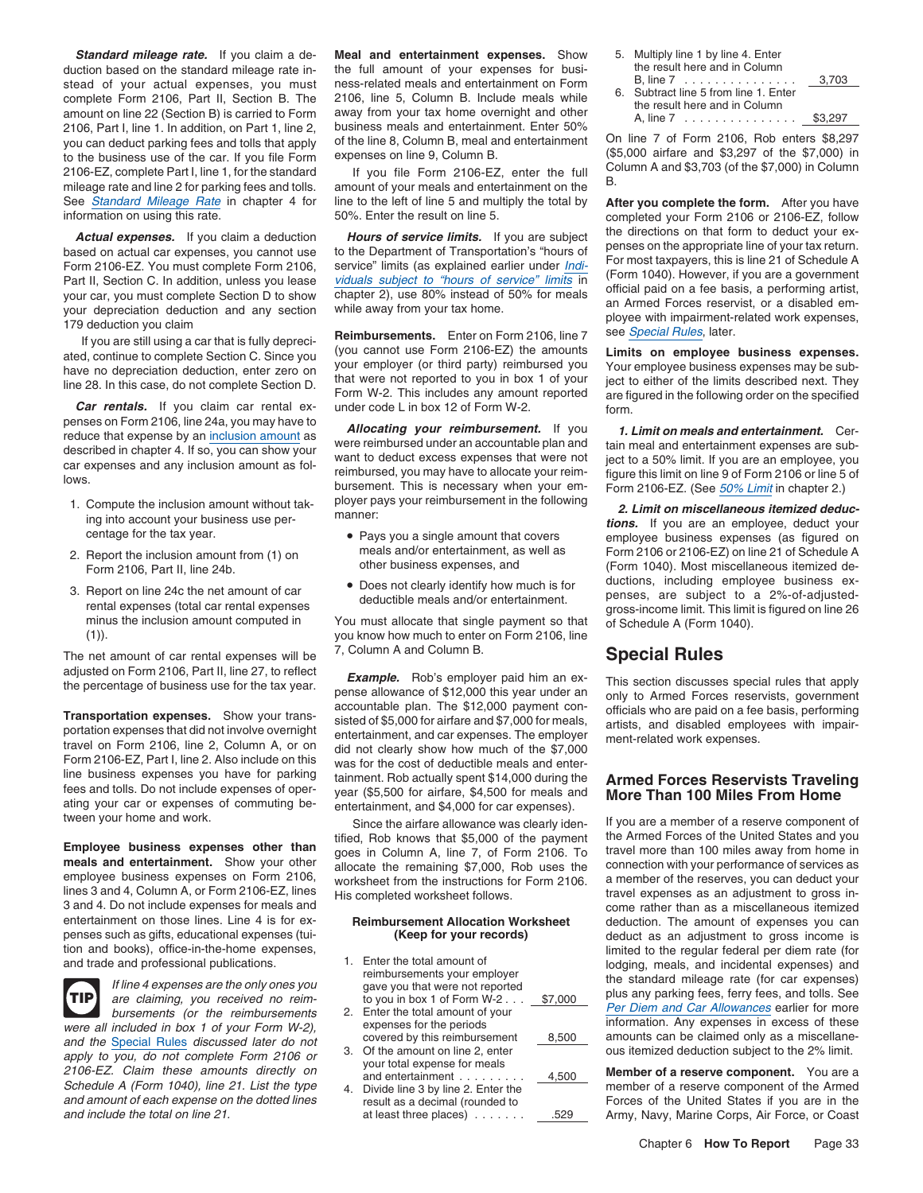***Standard mileage rate.*** If you claim a deduction based on the standard mileage rate instead of your actual expenses, you must complete Form 2106, Part II, Section B. The amount on line 22 (Section B) is carried to Form 2106, Part I, line 1. In addition, on Part 1, line 2, you can deduct parking fees and tolls that apply to the business use of the car. If you file Form 2106-EZ, complete Part I, line 1, for the standard mileage rate and line 2 for parking fees and tolls. See Standard Mileage Rate in chapter 4 for information on using this rate.

***Actual expenses.*** If you claim a deduction based on actual car expenses, you cannot use Form 2106-EZ. You must complete Form 2106, Part II, Section C. In addition, unless you lease your car, you must complete Section D to show your depreciation deduction and any section 179 deduction you claim

If you are still using a car that is fully depreciated, continue to complete Section C. Since you have no depreciation deduction, enter zero on line 28. In this case, do not complete Section D.

***Car rentals.*** If you claim car rental expenses on Form 2106, line 24a, you may have to reduce that expense by an inclusion amount as described in chapter 4. If so, you can show your car expenses and any inclusion amount as follows.

1. Compute the inclusion amount without taking into account your business use percentage for the tax year.
2. Report the inclusion amount from (1) on Form 2106, Part II, line 24b.
3. Report on line 24c the net amount of car rental expenses (total car rental expenses minus the inclusion amount computed in (1)).

The net amount of car rental expenses will be adjusted on Form 2106, Part II, line 27, to reflect the percentage of business use for the tax year.

**Transportation expenses.** Show your transportation expenses that did not involve overnight travel on Form 2106, line 2, Column A, or on Form 2106-EZ, Part I, line 2. Also include on this line business expenses you have for parking fees and tolls. Do not include expenses of operating your car or expenses of commuting between your home and work.

**Employee business expenses other than meals and entertainment.** Show your other employee business expenses on Form 2106, lines 3 and 4, Column A, or Form 2106-EZ, lines 3 and 4. Do not include expenses for meals and entertainment on those lines. Line 4 is for expenses such as gifts, educational expenses (tuition and books), office-in-the-home expenses, and trade and professional publications.

**TIP** *If line 4 expenses are the only ones you are claiming, you received no reimbursements (or the reimbursements were all included in box 1 of your Form W-2), and the Special Rules discussed later do not apply to you, do not complete Form 2106 or 2106-EZ. Claim these amounts directly on Schedule A (Form 1040), line 21. List the type and amount of each expense on the dotted lines and include the total on line 21.*

**Meal and entertainment expenses.** Show the full amount of your expenses for business-related meals and entertainment on Form 2106, line 5, Column B. Include meals while away from your tax home overnight and other business meals and entertainment. Enter 50% of the line 8, Column B, meal and entertainment expenses on line 9, Column B.

If you file Form 2106-EZ, enter the full amount of your meals and entertainment on the line to the left of line 5 and multiply the total by 50%. Enter the result on line 5.

***Hours of service limits.*** If you are subject to the Department of Transportation's "hours of service" limits (as explained earlier under Individuals subject to "hours of service" limits in chapter 2), use 80% instead of 50% for meals while away from your tax home.

**Reimbursements.** Enter on Form 2106, line 7 (you cannot use Form 2106-EZ) the amounts your employer (or third party) reimbursed you that were not reported to you in box 1 of your Form W-2. This includes any amount reported under code L in box 12 of Form W-2.

***Allocating your reimbursement.*** If you were reimbursed under an accountable plan and want to deduct excess expenses that were not reimbursed, you may have to allocate your reimbursement. This is necessary when your employer pays your reimbursement in the following manner:

- Pays you a single amount that covers meals and/or entertainment, as well as other business expenses, and
- Does not clearly identify how much is for deductible meals and/or entertainment.

You must allocate that single payment so that you know how much to enter on Form 2106, line 7, Column A and Column B.

***Example.*** Rob's employer paid him an expense allowance of $12,000 this year under an accountable plan. The $12,000 payment consisted of $5,000 for airfare and $7,000 for meals, entertainment, and car expenses. The employer did not clearly show how much of the $7,000 was for the cost of deductible meals and entertainment. Rob actually spent $14,000 during the year ($5,500 for airfare, $4,500 for meals and entertainment, and $4,000 for car expenses).

Since the airfare allowance was clearly identified, Rob knows that $5,000 of the payment goes in Column A, line 7, of Form 2106. To allocate the remaining $7,000, Rob uses the worksheet from the instructions for Form 2106. His completed worksheet follows.

**Reimbursement Allocation Worksheet**
**(Keep for your records)**

| | | |
|---|---|---|
| 1. | Enter the total amount of reimbursements your employer gave you that were not reported to you in box 1 of Form W-2 . . . | $7,000 |
| 2. | Enter the total amount of your expenses for the periods covered by this reimbursement | 8,500 |
| 3. | Of the amount on line 2, enter your total expense for meals and entertainment . . . . . . . . . | 4,500 |
| 4. | Divide line 3 by line 2. Enter the result as a decimal (rounded to at least three places) . . . . . . . | .529 |
| 5. | Multiply line 1 by line 4. Enter the result here and in Column B, line 7 . . . . . . . . . . . . . . . | 3,703 |
| 6. | Subtract line 5 from line 1. Enter the result here and in Column A, line 7 . . . . . . . . . . . . . . | $3,297 |

On line 7 of Form 2106, Rob enters $8,297 ($5,000 airfare and $3,297 of the $7,000) in Column A and $3,703 (of the $7,000) in Column B.

**After you complete the form.** After you have completed your Form 2106 or 2106-EZ, follow the directions on that form to deduct your expenses on the appropriate line of your tax return. For most taxpayers, this is line 21 of Schedule A (Form 1040). However, if you are a government official paid on a fee basis, a performing artist, an Armed Forces reservist, or a disabled employee with impairment-related work expenses, see Special Rules, later.

**Limits on employee business expenses.** Your employee business expenses may be subject to either of the limits described next. They are figured in the following order on the specified form.

***1. Limit on meals and entertainment.*** Certain meal and entertainment expenses are subject to a 50% limit. If you are an employee, you figure this limit on line 9 of Form 2106 or line 5 of Form 2106-EZ. (See 50% Limit in chapter 2.)

***2. Limit on miscellaneous itemized deductions.*** If you are an employee, deduct your employee business expenses (as figured on Form 2106 or 2106-EZ) on line 21 of Schedule A (Form 1040). Most miscellaneous itemized deductions, including employee business expenses, are subject to a 2%-of-adjusted-gross-income limit. This limit is figured on line 26 of Schedule A (Form 1040).

## Special Rules

This section discusses special rules that apply only to Armed Forces reservists, government officials who are paid on a fee basis, performing artists, and disabled employees with impairment-related work expenses.

### Armed Forces Reservists Traveling More Than 100 Miles From Home

If you are a member of a reserve component of the Armed Forces of the United States and you travel more than 100 miles away from home in connection with your performance of services as a member of the reserves, you can deduct your travel expenses as an adjustment to gross income rather than as a miscellaneous itemized deduction. The amount of expenses you can deduct as an adjustment to gross income is limited to the regular federal per diem rate (for lodging, meals, and incidental expenses) and the standard mileage rate (for car expenses) plus any parking fees, ferry fees, and tolls. See Per Diem and Car Allowances earlier for more information. Any expenses in excess of these amounts can be claimed only as a miscellaneous itemized deduction subject to the 2% limit.

**Member of a reserve component.** You are a member of a reserve component of the Armed Forces of the United States if you are in the Army, Navy, Marine Corps, Air Force, or Coast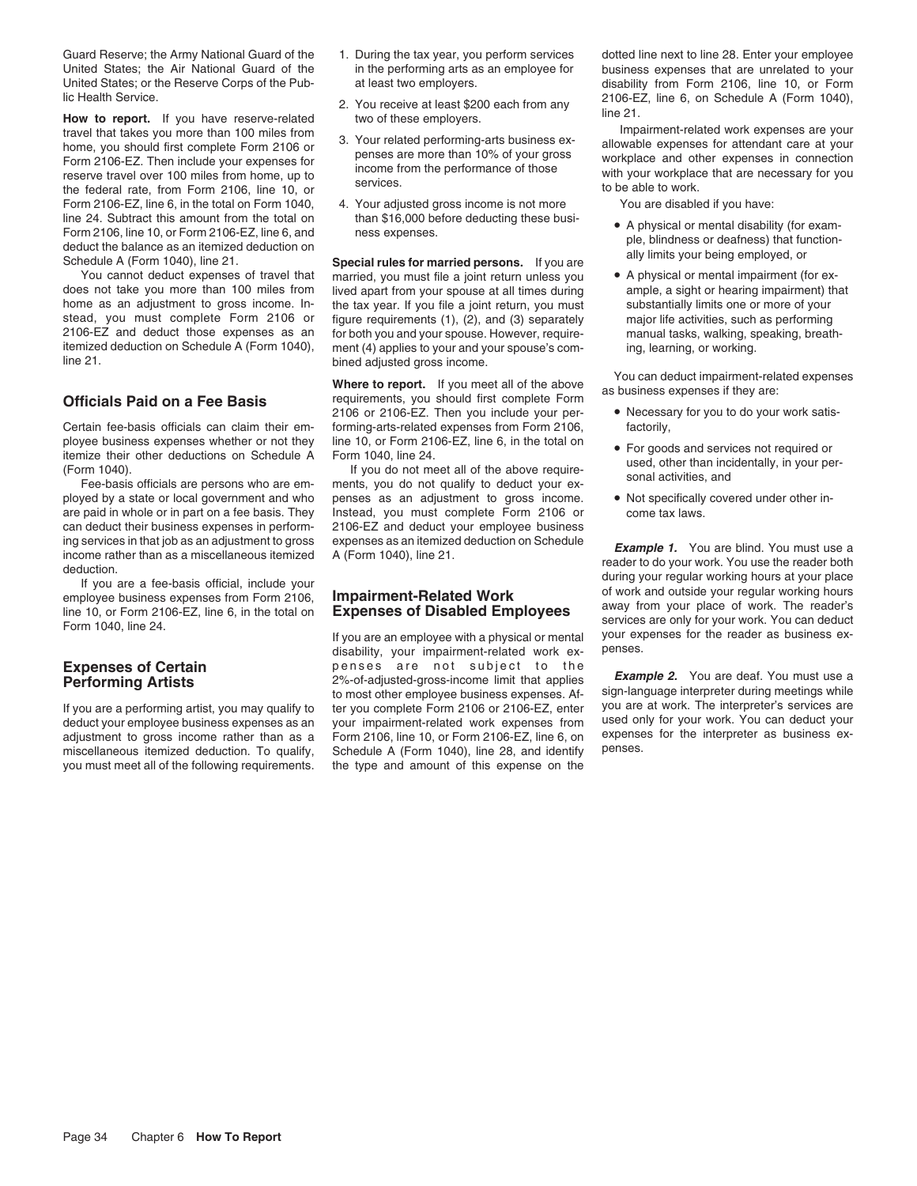Guard Reserve; the Army National Guard of the United States; the Air National Guard of the United States; or the Reserve Corps of the Public Health Service.

**How to report.** If you have reserve-related travel that takes you more than 100 miles from home, you should first complete Form 2106 or Form 2106-EZ. Then include your expenses for reserve travel over 100 miles from home, up to the federal rate, from Form 2106, line 10, or Form 2106-EZ, line 6, in the total on Form 1040, line 24. Subtract this amount from the total on Form 2106, line 10, or Form 2106-EZ, line 6, and deduct the balance as an itemized deduction on Schedule A (Form 1040), line 21.

You cannot deduct expenses of travel that does not take you more than 100 miles from home as an adjustment to gross income. Instead, you must complete Form 2106 or 2106-EZ and deduct those expenses as an itemized deduction on Schedule A (Form 1040), line 21.

## Officials Paid on a Fee Basis

Certain fee-basis officials can claim their employee business expenses whether or not they itemize their other deductions on Schedule A (Form 1040).

Fee-basis officials are persons who are employed by a state or local government and who are paid in whole or in part on a fee basis. They can deduct their business expenses in performing services in that job as an adjustment to gross income rather than as a miscellaneous itemized deduction.

If you are a fee-basis official, include your employee business expenses from Form 2106, line 10, or Form 2106-EZ, line 6, in the total on Form 1040, line 24.

## Expenses of Certain Performing Artists

If you are a performing artist, you may qualify to deduct your employee business expenses as an adjustment to gross income rather than as a miscellaneous itemized deduction. To qualify, you must meet all of the following requirements.

1. During the tax year, you perform services in the performing arts as an employee for at least two employers.
2. You receive at least $200 each from any two of these employers.
3. Your related performing-arts business expenses are more than 10% of your gross income from the performance of those services.
4. Your adjusted gross income is not more than $16,000 before deducting these business expenses.

**Special rules for married persons.** If you are married, you must file a joint return unless you lived apart from your spouse at all times during the tax year. If you file a joint return, you must figure requirements (1), (2), and (3) separately for both you and your spouse. However, requirement (4) applies to your and your spouse's combined adjusted gross income.

**Where to report.** If you meet all of the above requirements, you should first complete Form 2106 or 2106-EZ. Then you include your performing-arts-related expenses from Form 2106, line 10, or Form 2106-EZ, line 6, in the total on Form 1040, line 24.

If you do not meet all of the above requirements, you do not qualify to deduct your expenses as an adjustment to gross income. Instead, you must complete Form 2106 or 2106-EZ and deduct your employee business expenses as an itemized deduction on Schedule A (Form 1040), line 21.

## Impairment-Related Work Expenses of Disabled Employees

If you are an employee with a physical or mental disability, your impairment-related work expenses are not subject to the 2%-of-adjusted-gross-income limit that applies to most other employee business expenses. After you complete Form 2106 or 2106-EZ, enter your impairment-related work expenses from Form 2106, line 10, or Form 2106-EZ, line 6, on Schedule A (Form 1040), line 28, and identify the type and amount of this expense on the dotted line next to line 28. Enter your employee business expenses that are unrelated to your disability from Form 2106, line 10, or Form 2106-EZ, line 6, on Schedule A (Form 1040), line 21.

Impairment-related work expenses are your allowable expenses for attendant care at your workplace and other expenses in connection with your workplace that are necessary for you to be able to work.

You are disabled if you have:

- A physical or mental disability (for example, blindness or deafness) that functionally limits your being employed, or
- A physical or mental impairment (for example, a sight or hearing impairment) that substantially limits one or more of your major life activities, such as performing manual tasks, walking, speaking, breathing, learning, or working.

You can deduct impairment-related expenses as business expenses if they are:

- Necessary for you to do your work satisfactorily,
- For goods and services not required or used, other than incidentally, in your personal activities, and
- Not specifically covered under other income tax laws.

***Example 1.*** You are blind. You must use a reader to do your work. You use the reader both during your regular working hours at your place of work and outside your regular working hours away from your place of work. The reader's services are only for your work. You can deduct your expenses for the reader as business expenses.

***Example 2.*** You are deaf. You must use a sign-language interpreter during meetings while you are at work. The interpreter's services are used only for your work. You can deduct your expenses for the interpreter as business expenses.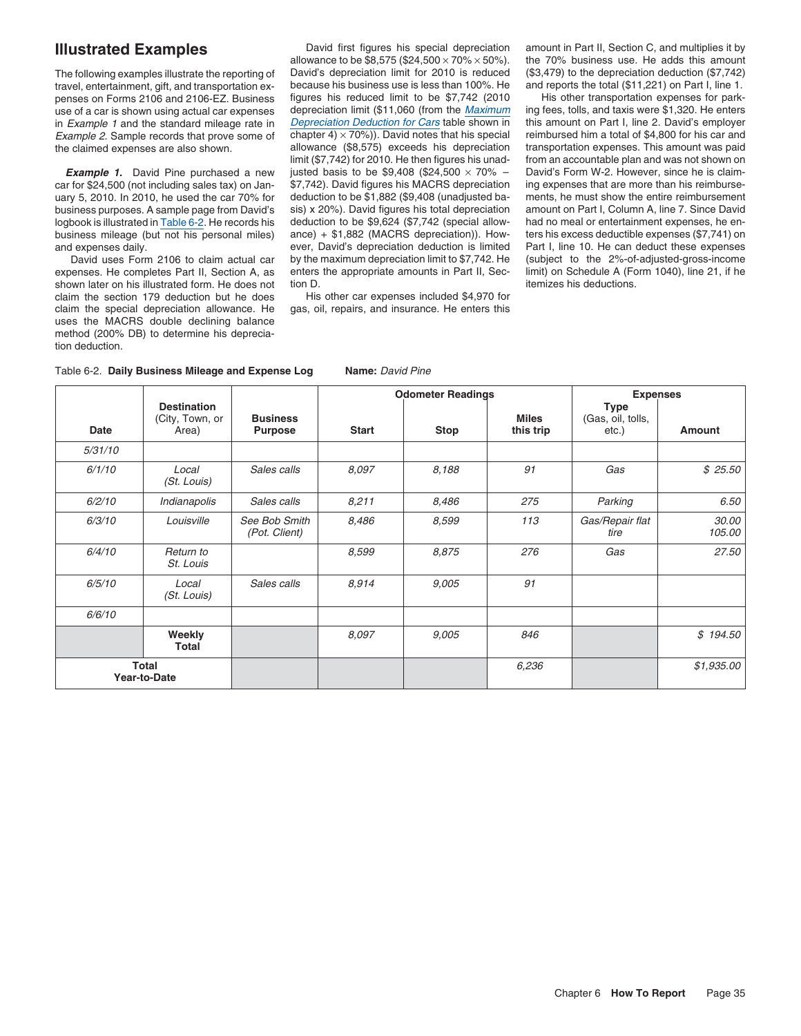## Illustrated Examples

The following examples illustrate the reporting of travel, entertainment, gift, and transportation expenses on Forms 2106 and 2106-EZ. Business use of a car is shown using actual car expenses in *Example 1* and the standard mileage rate in *Example 2.* Sample records that prove some of the claimed expenses are also shown.

***Example 1.*** David Pine purchased a new car for $24,500 (not including sales tax) on January 5, 2010. In 2010, he used the car 70% for business purposes. A sample page from David's logbook is illustrated in Table 6-2. He records his business mileage (but not his personal miles) and expenses daily.

David uses Form 2106 to claim actual car expenses. He completes Part II, Section A, as shown later on his illustrated form. He does not claim the section 179 deduction but he does claim the special depreciation allowance. He uses the MACRS double declining balance method (200% DB) to determine his depreciation deduction.

David first figures his special depreciation allowance to be $8,575 ($24,500 × 70% × 50%). David's depreciation limit for 2010 is reduced because his business use is less than 100%. He figures his reduced limit to be $7,742 (2010 depreciation limit ($11,060 (from the Maximum Depreciation Deduction for Cars table shown in chapter 4) × 70%)). David notes that his special allowance ($8,575) exceeds his depreciation limit ($7,742) for 2010. He then figures his unadjusted basis to be $9,408 ($24,500 × 70% − $7,742). David figures his MACRS depreciation deduction to be $1,882 ($9,408 (unadjusted basis) x 20%). David figures his total depreciation deduction to be $9,624 ($7,742 (special allowance) + $1,882 (MACRS depreciation)). However, David's depreciation deduction is limited by the maximum depreciation limit to $7,742. He enters the appropriate amounts in Part II, Section D.

His other car expenses included $4,970 for gas, oil, repairs, and insurance. He enters this amount in Part II, Section C, and multiplies it by the 70% business use. He adds this amount ($3,479) to the depreciation deduction ($7,742) and reports the total ($11,221) on Part I, line 1.

His other transportation expenses for parking fees, tolls, and taxis were $1,320. He enters this amount on Part I, line 2. David's employer reimbursed him a total of $4,800 for his car and transportation expenses. This amount was paid from an accountable plan and was not shown on David's Form W-2. However, since he is claiming expenses that are more than his reimbursements, he must show the entire reimbursement amount on Part I, Column A, line 7. Since David had no meal or entertainment expenses, he enters his excess deductible expenses ($7,741) on Part I, line 10. He can deduct these expenses (subject to the 2%-of-adjusted-gross-income limit) on Schedule A (Form 1040), line 21, if he itemizes his deductions.

Table 6-2. **Daily Business Mileage and Expense Log** **Name:** *David Pine*

| Date | Destination (City, Town, or Area) | Business Purpose | Odometer Readings Start | Stop | Miles this trip | Expenses Type (Gas, oil, tolls, etc.) | Amount |
|---|---|---|---|---|---|---|---|
| *5/31/10* | | | | | | | |
| *6/1/10* | *Local (St. Louis)* | *Sales calls* | *8,097* | *8,188* | *91* | *Gas* | *$ 25.50* |
| *6/2/10* | *Indianapolis* | *Sales calls* | *8,211* | *8,486* | *275* | *Parking* | *6.50* |
| *6/3/10* | *Louisville* | *See Bob Smith (Pot. Client)* | *8,486* | *8,599* | *113* | *Gas/Repair flat tire* | *30.00 105.00* |
| *6/4/10* | *Return to St. Louis* | | *8,599* | *8,875* | *276* | *Gas* | *27.50* |
| *6/5/10* | *Local (St. Louis)* | *Sales calls* | *8,914* | *9,005* | *91* | | |
| *6/6/10* | | | | | | | |
| | **Weekly Total** | | *8,097* | *9,005* | *846* | | *$ 194.50* |
| **Total Year-to-Date** | | | | | *6,236* | | *$1,935.00* |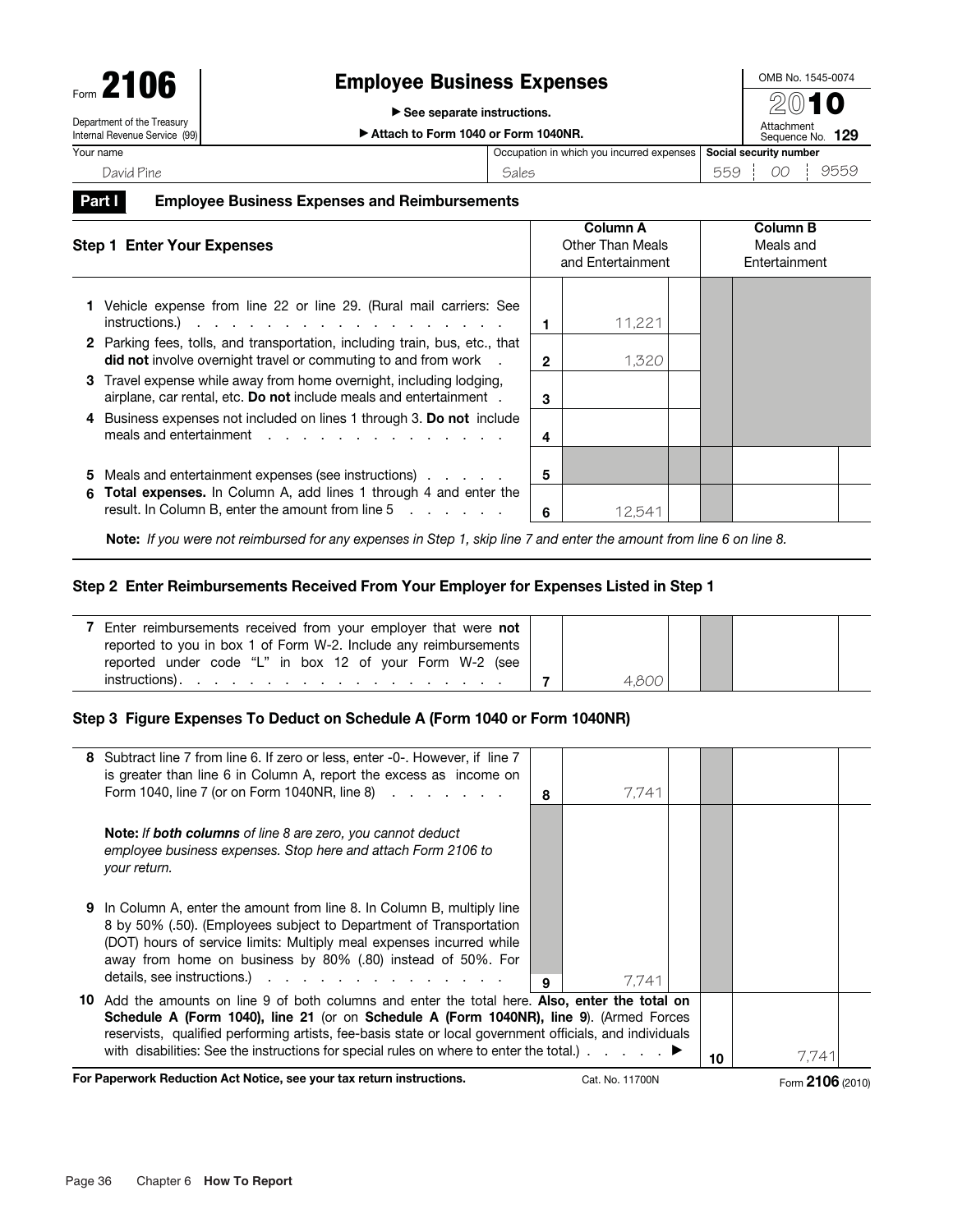# Form 2106 — Employee Business Expenses

Department of the Treasury
Internal Revenue Service (99)

▶ See separate instructions.

▶ Attach to Form 1040 or Form 1040NR.

OMB No. 1545-0074

2010

Attachment Sequence No. 129

| Your name | Occupation in which you incurred expenses | Social security number |
|---|---|---|
| David Pine | Sales | 559 00 9559 |

## Part I — Employee Business Expenses and Reimbursements

### Step 1 Enter Your Expenses

| | | Column A Other Than Meals and Entertainment | Column B Meals and Entertainment |
|---|---|---|---|
| **1** Vehicle expense from line 22 or line 29. (Rural mail carriers: See instructions.) | 1 | 11,221 | |
| **2** Parking fees, tolls, and transportation, including train, bus, etc., that **did not** involve overnight travel or commuting to and from work | 2 | 1,320 | |
| **3** Travel expense while away from home overnight, including lodging, airplane, car rental, etc. **Do not** include meals and entertainment | 3 | | |
| **4** Business expenses not included on lines 1 through 3. **Do not** include meals and entertainment | 4 | | |
| **5** Meals and entertainment expenses (see instructions) | 5 | | |
| **6** **Total expenses.** In Column A, add lines 1 through 4 and enter the result. In Column B, enter the amount from line 5 | 6 | 12,541 | |

**Note:** *If you were not reimbursed for any expenses in Step 1, skip line 7 and enter the amount from line 6 on line 8.*

### Step 2 Enter Reimbursements Received From Your Employer for Expenses Listed in Step 1

| | | Column A | Column B |
|---|---|---|---|
| **7** Enter reimbursements received from your employer that were **not** reported to you in box 1 of Form W-2. Include any reimbursements reported under code "L" in box 12 of your Form W-2 (see instructions) | 7 | 4,800 | |

### Step 3 Figure Expenses To Deduct on Schedule A (Form 1040 or Form 1040NR)

| | | Column A | Column B |
|---|---|---|---|
| **8** Subtract line 7 from line 6. If zero or less, enter -0-. However, if line 7 is greater than line 6 in Column A, report the excess as income on Form 1040, line 7 (or on Form 1040NR, line 8) | 8 | 7,741 | |
| **Note:** *If **both columns** of line 8 are zero, you cannot deduct employee business expenses. Stop here and attach Form 2106 to your return.* | | | |
| **9** In Column A, enter the amount from line 8. In Column B, multiply line 8 by 50% (.50). (Employees subject to Department of Transportation (DOT) hours of service limits: Multiply meal expenses incurred while away from home on business by 80% (.80) instead of 50%. For details, see instructions.) | 9 | 7,741 | |

| | | |
|---|---|---|
| **10** Add the amounts on line 9 of both columns and enter the total here. **Also, enter the total on Schedule A (Form 1040), line 21** (or on **Schedule A (Form 1040NR), line 9**). (Armed Forces reservists, qualified performing artists, fee-basis state or local government officials, and individuals with disabilities: See the instructions for special rules on where to enter the total.) ▶ | 10 | 7,741 |

**For Paperwork Reduction Act Notice, see your tax return instructions.** Cat. No. 11700N Form **2106** (2010)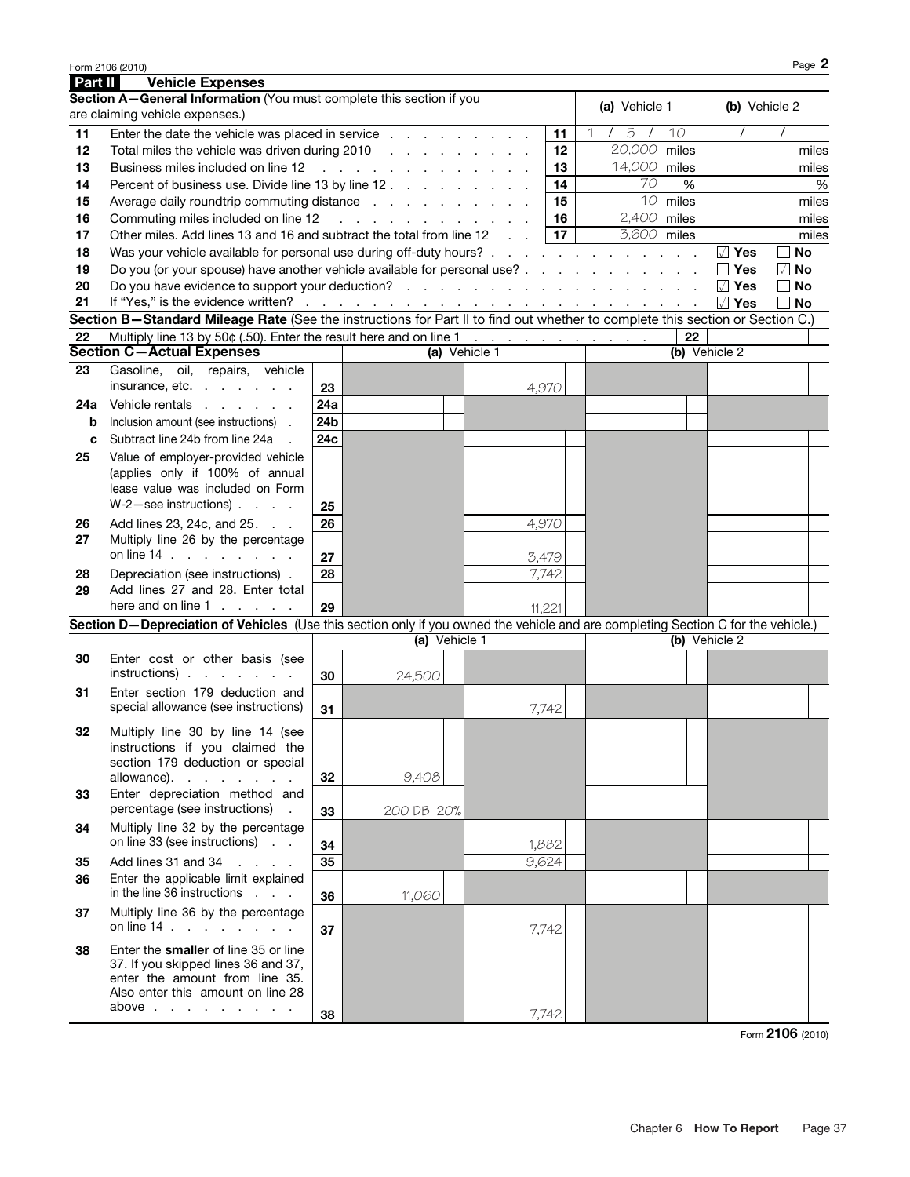Form 2106 (2010)

## Part II Vehicle Expenses

### Section A—General Information (You must complete this section if you are claiming vehicle expenses.)

| | | | (a) Vehicle 1 | (b) Vehicle 2 |
|---|---|---|---|---|
| 11 | Enter the date the vehicle was placed in service | 11 | 1 / 5 / 10 | / / |
| 12 | Total miles the vehicle was driven during 2010 | 12 | 20,000 miles | miles |
| 13 | Business miles included on line 12 | 13 | 14,000 miles | miles |
| 14 | Percent of business use. Divide line 13 by line 12 | 14 | 70 % | % |
| 15 | Average daily roundtrip commuting distance | 15 | 10 miles | miles |
| 16 | Commuting miles included on line 12 | 16 | 2,400 miles | miles |
| 17 | Other miles. Add lines 13 and 16 and subtract the total from line 12 | 17 | 3,600 miles | miles |

| | | |
|---|---|---|
| 18 | Was your vehicle available for personal use during off-duty hours? | ☑ Yes ☐ No |
| 19 | Do you (or your spouse) have another vehicle available for personal use? | ☐ Yes ☑ No |
| 20 | Do you have evidence to support your deduction? | ☑ Yes ☐ No |
| 21 | If "Yes," is the evidence written? | ☑ Yes ☐ No |

### Section B—Standard Mileage Rate (See the instructions for Part II to find out whether to complete this section or Section C.)

| | | | |
|---|---|---|---|
| 22 | Multiply line 13 by 50¢ (.50). Enter the result here and on line 1 | 22 | |

### Section C—Actual Expenses

| | | | (a) Vehicle 1 | | (b) Vehicle 2 | |
|---|---|---|---|---|---|---|
| 23 | Gasoline, oil, repairs, vehicle insurance, etc. | 23 | | 4,970 | | |
| 24a | Vehicle rentals | 24a | | | | |
| b | Inclusion amount (see instructions) | 24b | | | | |
| c | Subtract line 24b from line 24a | 24c | | | | |
| 25 | Value of employer-provided vehicle (applies only if 100% of annual lease value was included on Form W-2—see instructions) | 25 | | | | |
| 26 | Add lines 23, 24c, and 25 | 26 | | 4,970 | | |
| 27 | Multiply line 26 by the percentage on line 14 | 27 | | 3,479 | | |
| 28 | Depreciation (see instructions) | 28 | | 7,742 | | |
| 29 | Add lines 27 and 28. Enter total here and on line 1 | 29 | | 11,221 | | |

### Section D—Depreciation of Vehicles (Use this section only if you owned the vehicle and are completing Section C for the vehicle.)

| | | | (a) Vehicle 1 | | (b) Vehicle 2 | |
|---|---|---|---|---|---|---|
| 30 | Enter cost or other basis (see instructions) | 30 | 24,500 | | | |
| 31 | Enter section 179 deduction and special allowance (see instructions) | 31 | | 7,742 | | |
| 32 | Multiply line 30 by line 14 (see instructions if you claimed the section 179 deduction or special allowance) | 32 | 9,408 | | | |
| 33 | Enter depreciation method and percentage (see instructions) | 33 | 200 DB 20% | | | |
| 34 | Multiply line 32 by the percentage on line 33 (see instructions) | 34 | | 1,882 | | |
| 35 | Add lines 31 and 34 | 35 | | 9,624 | | |
| 36 | Enter the applicable limit explained in the line 36 instructions | 36 | 11,060 | | | |
| 37 | Multiply line 36 by the percentage on line 14 | 37 | | 7,742 | | |
| 38 | Enter the **smaller** of line 35 or line 37. If you skipped lines 36 and 37, enter the amount from line 35. Also enter this amount on line 28 above | 38 | | 7,742 | | |

Form **2106** (2010)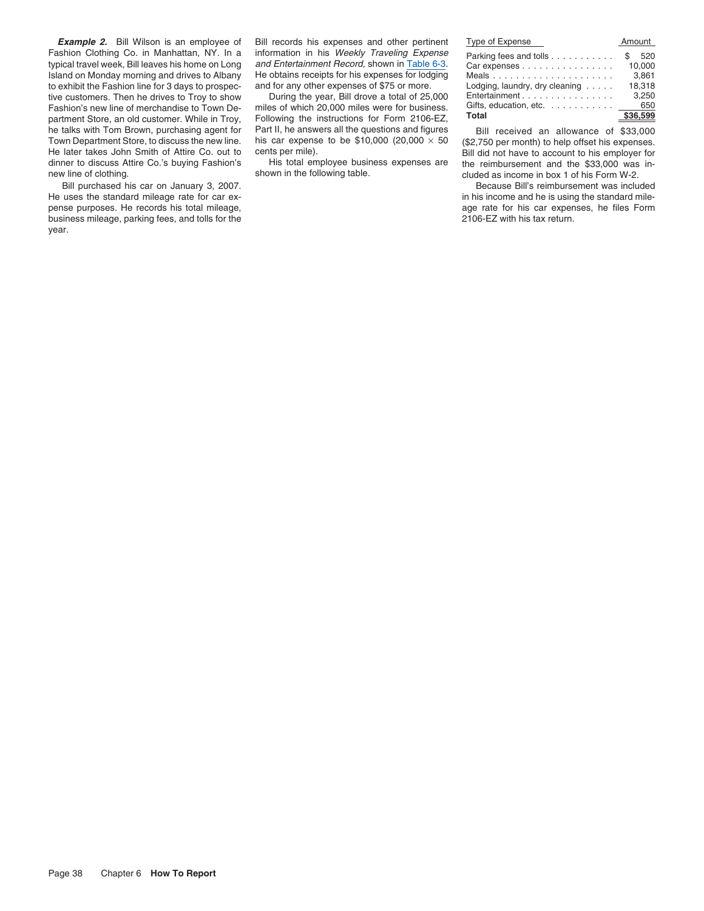**Example 2.** Bill Wilson is an employee of Fashion Clothing Co. in Manhattan, NY. In a typical travel week, Bill leaves his home on Long Island on Monday morning and drives to Albany to exhibit the Fashion line for 3 days to prospective customers. Then he drives to Troy to show Fashion's new line of merchandise to Town Department Store, an old customer. While in Troy, he talks with Tom Brown, purchasing agent for Town Department Store, to discuss the new line. He later takes John Smith of Attire Co. out to dinner to discuss Attire Co.'s buying Fashion's new line of clothing.

Bill purchased his car on January 3, 2007. He uses the standard mileage rate for car expense purposes. He records his total mileage, business mileage, parking fees, and tolls for the year.

Bill records his expenses and other pertinent information in his *Weekly Traveling Expense and Entertainment Record,* shown in Table 6-3. He obtains receipts for his expenses for lodging and for any other expenses of $75 or more.

During the year, Bill drove a total of 25,000 miles of which 20,000 miles were for business. Following the instructions for Form 2106-EZ, Part II, he answers all the questions and figures his car expense to be $10,000 (20,000 × 50 cents per mile).

His total employee business expenses are shown in the following table.

| Type of Expense | Amount |
|---|---|
| Parking fees and tolls | $ 520 |
| Car expenses | 10,000 |
| Meals | 3,861 |
| Lodging, laundry, dry cleaning | 18,318 |
| Entertainment | 3,250 |
| Gifts, education, etc. | 650 |
| **Total** | **$36,599** |

Bill received an allowance of $33,000 ($2,750 per month) to help offset his expenses. Bill did not have to account to his employer for the reimbursement and the $33,000 was included as income in box 1 of his Form W-2.

Because Bill's reimbursement was included in his income and he is using the standard mileage rate for his car expenses, he files Form 2106-EZ with his tax return.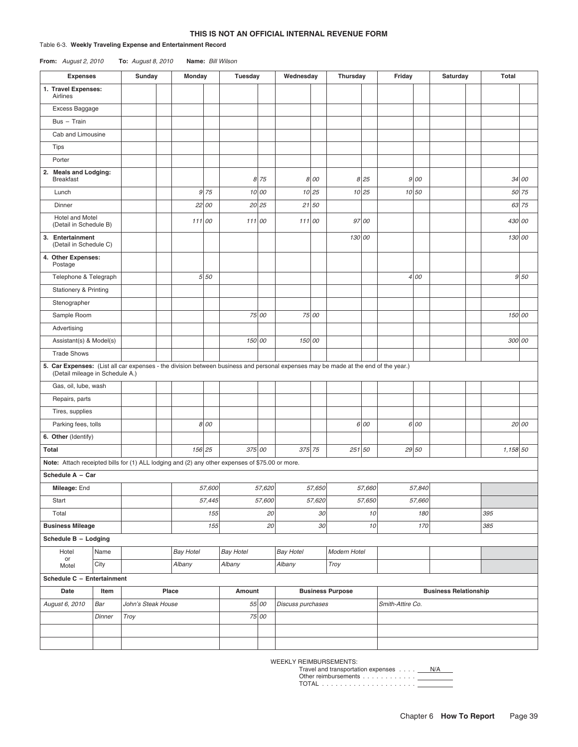**THIS IS NOT AN OFFICIAL INTERNAL REVENUE FORM**

Table 6-3. **Weekly Traveling Expense and Entertainment Record**

**From:** *August 2, 2010* **To:** *August 8, 2010* **Name:** *Bill Wilson*

| Expenses | Sunday | Monday | Tuesday | Wednesday | Thursday | Friday | Saturday | Total |
|---|---|---|---|---|---|---|---|---|
| **1. Travel Expenses:** Airlines | | | | | | | | |
| Excess Baggage | | | | | | | | |
| Bus – Train | | | | | | | | |
| Cab and Limousine | | | | | | | | |
| Tips | | | | | | | | |
| Porter | | | | | | | | |
| **2. Meals and Lodging:** Breakfast | | | *8.75* | *8.00* | *8.25* | *9.00* | | *34.00* |
| Lunch | | *9.75* | *10.00* | *10.25* | *10.25* | *10.50* | | *50.75* |
| Dinner | | *22.00* | *20.25* | *21.50* | | | | *63.75* |
| Hotel and Motel (Detail in Schedule B) | | *111.00* | *111.00* | *111.00* | *97.00* | | | *430.00* |
| **3. Entertainment** (Detail in Schedule C) | | | | | *130.00* | | | *130.00* |
| **4. Other Expenses:** Postage | | | | | | | | |
| Telephone & Telegraph | | *5.50* | | | | *4.00* | | *9.50* |
| Stationery & Printing | | | | | | | | |
| Stenographer | | | | | | | | |
| Sample Room | | | *75.00* | *75.00* | | | | *150.00* |
| Advertising | | | | | | | | |
| Assistant(s) & Model(s) | | | *150.00* | *150.00* | | | | *300.00* |
| Trade Shows | | | | | | | | |
| **5. Car Expenses:** (List all car expenses - the division between business and personal expenses may be made at the end of the year.) (Detail mileage in Schedule A.) | | | | | | | | |
| Gas, oil, lube, wash | | | | | | | | |
| Repairs, parts | | | | | | | | |
| Tires, supplies | | | | | | | | |
| Parking fees, tolls | | *8.00* | | | *6.00* | *6.00* | | *20.00* |
| **6. Other** (Identify) | | | | | | | | |
| **Total** | | *156.25* | *375.00* | *375.75* | *251.50* | *29.50* | | *1,158.50* |

**Note:** Attach receipted bills for (1) ALL lodging and (2) any other expenses of $75.00 or more.

**Schedule A – Car**

| | Sunday | Monday | Tuesday | Wednesday | Thursday | Friday | Saturday | Total |
|---|---|---|---|---|---|---|---|---|
| **Mileage:** End | | *57,600* | *57,620* | *57,650* | *57,660* | *57,840* | | |
| Start | | *57,445* | *57,600* | *57,620* | *57,650* | *57,660* | | |
| Total | | *155* | *20* | *30* | *10* | *180* | | *395* |
| **Business Mileage** | | *155* | *20* | *30* | *10* | *170* | | *385* |

**Schedule B – Lodging**

| Hotel or Motel | | Sunday | Monday | Tuesday | Wednesday | Thursday | Friday | Saturday |
|---|---|---|---|---|---|---|---|---|
| | Name | | *Bay Hotel* | *Bay Hotel* | *Bay Hotel* | *Modern Hotel* | | |
| | City | | *Albany* | *Albany* | *Albany* | *Troy* | | |

**Schedule C – Entertainment**

| Date | Item | Place | Amount | Business Purpose | Business Relationship |
|---|---|---|---|---|---|
| *August 6, 2010* | *Bar* | *John's Steak House* | *55.00* | *Discuss purchases* | *Smith-Attire Co.* |
| | *Dinner* | *Troy* | *75.00* | | |
| | | | | | |
| | | | | | |

WEEKLY REIMBURSEMENTS:
Travel and transportation expenses . . . . N/A
Other reimbursements . . . . . . . . . . . . ______
TOTAL . . . . . . . . . . . . . . . . . . . . ______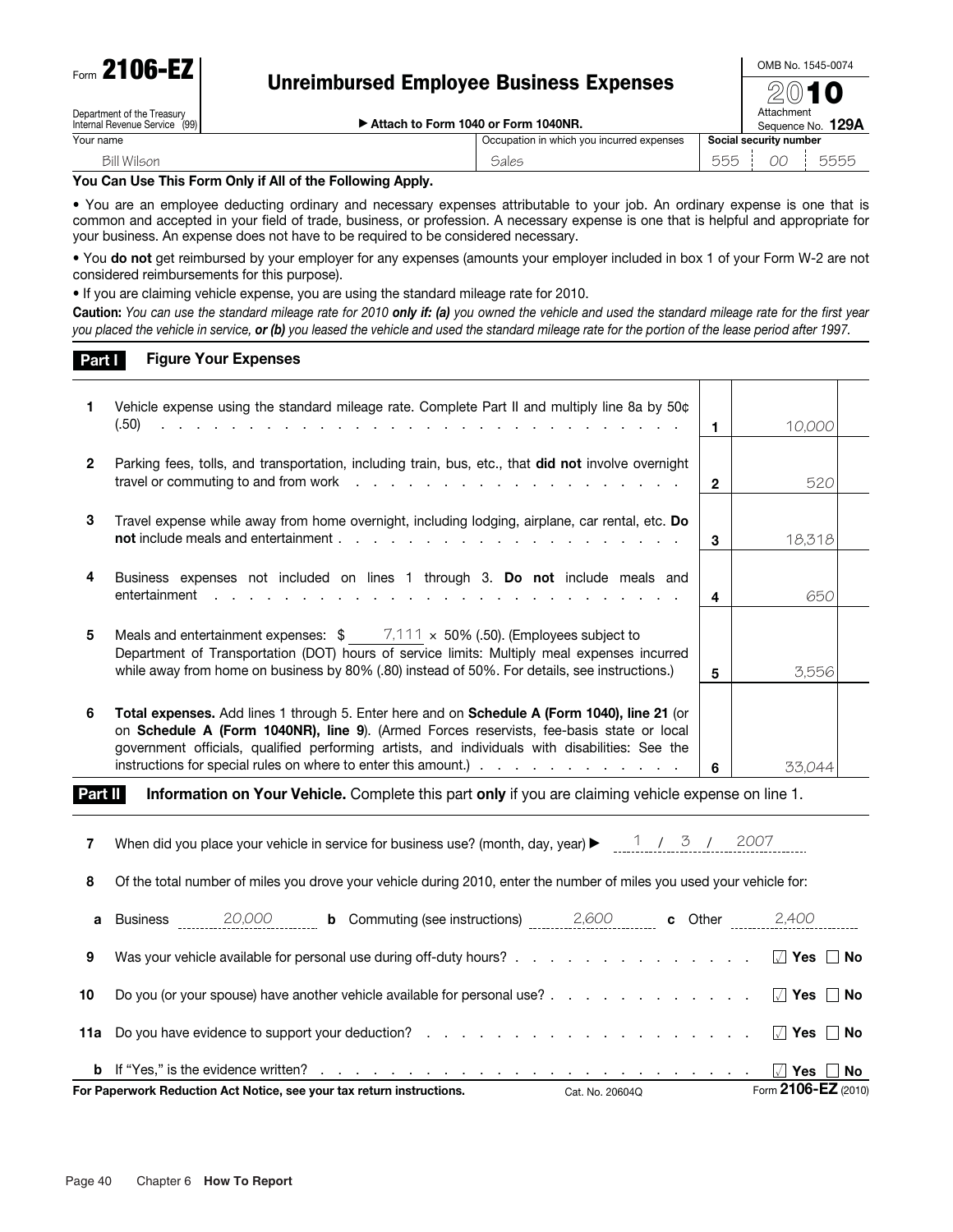Form **2106-EZ**

Department of the Treasury
Internal Revenue Service (99)

# Unreimbursed Employee Business Expenses

▶ Attach to Form 1040 or Form 1040NR.

OMB No. 1545-0074

**2010**

Attachment Sequence No. **129A**

| Your name | Occupation in which you incurred expenses | Social security number |
|---|---|---|
| Bill Wilson | Sales | 555 00 5555 |

**You Can Use This Form Only if All of the Following Apply.**

- You are an employee deducting ordinary and necessary expenses attributable to your job. An ordinary expense is one that is common and accepted in your field of trade, business, or profession. A necessary expense is one that is helpful and appropriate for your business. An expense does not have to be required to be considered necessary.
- You **do not** get reimbursed by your employer for any expenses (amounts your employer included in box 1 of your Form W-2 are not considered reimbursements for this purpose).
- If you are claiming vehicle expense, you are using the standard mileage rate for 2010.

**Caution:** *You can use the standard mileage rate for 2010* ***only if: (a)*** *you owned the vehicle and used the standard mileage rate for the first year you placed the vehicle in service,* ***or (b)*** *you leased the vehicle and used the standard mileage rate for the portion of the lease period after 1997.*

## Part I Figure Your Expenses

| | | | |
|---|---|---|---|
| **1** | Vehicle expense using the standard mileage rate. Complete Part II and multiply line 8a by 50¢ (.50) | **1** | 10,000 |
| **2** | Parking fees, tolls, and transportation, including train, bus, etc., that **did not** involve overnight travel or commuting to and from work | **2** | 520 |
| **3** | Travel expense while away from home overnight, including lodging, airplane, car rental, etc. **Do not** include meals and entertainment | **3** | 18,318 |
| **4** | Business expenses not included on lines 1 through 3. **Do not** include meals and entertainment | **4** | 650 |
| **5** | Meals and entertainment expenses: $ 7,111 × 50% (.50). (Employees subject to Department of Transportation (DOT) hours of service limits: Multiply meal expenses incurred while away from home on business by 80% (.80) instead of 50%. For details, see instructions.) | **5** | 3,556 |
| **6** | **Total expenses.** Add lines 1 through 5. Enter here and on **Schedule A (Form 1040), line 21** (or on **Schedule A (Form 1040NR), line 9**). (Armed Forces reservists, fee-basis state or local government officials, qualified performing artists, and individuals with disabilities: See the instructions for special rules on where to enter this amount.) | **6** | 33,044 |

## Part II Information on Your Vehicle. Complete this part only if you are claiming vehicle expense on line 1.

**7** When did you place your vehicle in service for business use? (month, day, year) ▶ 1 / 3 / 2007

**8** Of the total number of miles you drove your vehicle during 2010, enter the number of miles you used your vehicle for:

**a** Business 20,000 **b** Commuting (see instructions) 2,600 **c** Other 2,400

**9** Was your vehicle available for personal use during off-duty hours? ☑ Yes ☐ No

**10** Do you (or your spouse) have another vehicle available for personal use? ☑ Yes ☐ No

**11a** Do you have evidence to support your deduction? ☑ Yes ☐ No

**b** If "Yes," is the evidence written? ☑ Yes ☐ No

**For Paperwork Reduction Act Notice, see your tax return instructions.** Cat. No. 20604Q Form **2106-EZ** (2010)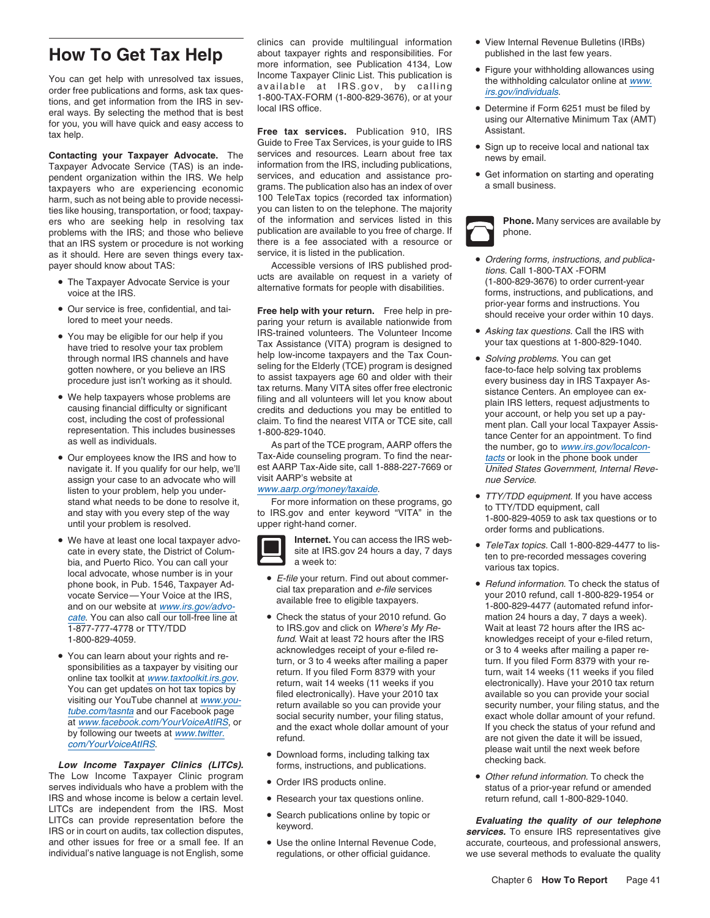# How To Get Tax Help

You can get help with unresolved tax issues, order free publications and forms, ask tax questions, and get information from the IRS in several ways. By selecting the method that is best for you, you will have quick and easy access to tax help.

**Contacting your Taxpayer Advocate.** The Taxpayer Advocate Service (TAS) is an independent organization within the IRS. We help taxpayers who are experiencing economic harm, such as not being able to provide necessities like housing, transportation, or food; taxpayers who are seeking help in resolving tax problems with the IRS; and those who believe that an IRS system or procedure is not working as it should. Here are seven things every taxpayer should know about TAS:

- The Taxpayer Advocate Service is your voice at the IRS.
- Our service is free, confidential, and tailored to meet your needs.
- You may be eligible for our help if you have tried to resolve your tax problem through normal IRS channels and have gotten nowhere, or you believe an IRS procedure just isn't working as it should.
- We help taxpayers whose problems are causing financial difficulty or significant cost, including the cost of professional representation. This includes businesses as well as individuals.
- Our employees know the IRS and how to navigate it. If you qualify for our help, we'll assign your case to an advocate who will listen to your problem, help you understand what needs to be done to resolve it, and stay with you every step of the way until your problem is resolved.
- We have at least one local taxpayer advocate in every state, the District of Columbia, and Puerto Rico. You can call your local advocate, whose number is in your phone book, in Pub. 1546, Taxpayer Advocate Service—Your Voice at the IRS, and on our website at www.irs.gov/advocate. You can also call our toll-free line at 1-877-777-4778 or TTY/TDD 1-800-829-4059.
- You can learn about your rights and responsibilities as a taxpayer by visiting our online tax toolkit at www.taxtoolkit.irs.gov. You can get updates on hot tax topics by visiting our YouTube channel at www.youtube.com/tasnta and our Facebook page at www.facebook.com/YourVoiceAtIRS, or by following our tweets at www.twitter.com/YourVoiceAtIRS.

***Low Income Taxpayer Clinics (LITCs).*** The Low Income Taxpayer Clinic program serves individuals who have a problem with the IRS and whose income is below a certain level. LITCs are independent from the IRS. Most LITCs can provide representation before the IRS or in court on audits, tax collection disputes, and other issues for free or a small fee. If an individual's native language is not English, some clinics can provide multilingual information about taxpayer rights and responsibilities. For more information, see Publication 4134, Low Income Taxpayer Clinic List. This publication is available at IRS.gov, by calling 1-800-TAX-FORM (1-800-829-3676), or at your local IRS office.

**Free tax services.** Publication 910, IRS Guide to Free Tax Services, is your guide to IRS services and resources. Learn about free tax information from the IRS, including publications, services, and education and assistance programs. The publication also has an index of over 100 TeleTax topics (recorded tax information) you can listen to on the telephone. The majority of the information and services listed in this publication are available to you free of charge. If there is a fee associated with a resource or service, it is listed in the publication.

Accessible versions of IRS published products are available on request in a variety of alternative formats for people with disabilities.

**Free help with your return.** Free help in preparing your return is available nationwide from IRS-trained volunteers. The Volunteer Income Tax Assistance (VITA) program is designed to help low-income taxpayers and the Tax Counseling for the Elderly (TCE) program is designed to assist taxpayers age 60 and older with their tax returns. Many VITA sites offer free electronic filing and all volunteers will let you know about credits and deductions you may be entitled to claim. To find the nearest VITA or TCE site, call 1-800-829-1040.

As part of the TCE program, AARP offers the Tax-Aide counseling program. To find the nearest AARP Tax-Aide site, call 1-888-227-7669 or visit AARP's website at www.aarp.org/money/taxaide.

For more information on these programs, go to IRS.gov and enter keyword "VITA" in the upper right-hand corner.

**Internet.** You can access the IRS website at IRS.gov 24 hours a day, 7 days a week to:

- *E-file* your return. Find out about commercial tax preparation and *e-file* services available free to eligible taxpayers.
- Check the status of your 2010 refund. Go to IRS.gov and click on *Where's My Refund*. Wait at least 72 hours after the IRS acknowledges receipt of your e-filed return, or 3 to 4 weeks after mailing a paper return. If you filed Form 8379 with your return, wait 14 weeks (11 weeks if you filed electronically). Have your 2010 tax return available so you can provide your social security number, your filing status, and the exact whole dollar amount of your refund.
- Download forms, including talking tax forms, instructions, and publications.
- Order IRS products online.
- Research your tax questions online.
- Search publications online by topic or keyword.
- Use the online Internal Revenue Code, regulations, or other official guidance.
- View Internal Revenue Bulletins (IRBs) published in the last few years.
- Figure your withholding allowances using the withholding calculator online at www.irs.gov/individuals.
- Determine if Form 6251 must be filed by using our Alternative Minimum Tax (AMT) Assistant.
- Sign up to receive local and national tax news by email.
- Get information on starting and operating a small business.

**Phone.** Many services are available by phone.

- *Ordering forms, instructions, and publications.* Call 1-800-TAX -FORM (1-800-829-3676) to order current-year forms, instructions, and publications, and prior-year forms and instructions. You should receive your order within 10 days.
- *Asking tax questions.* Call the IRS with your tax questions at 1-800-829-1040.
- *Solving problems.* You can get face-to-face help solving tax problems every business day in IRS Taxpayer Assistance Centers. An employee can explain IRS letters, request adjustments to your account, or help you set up a payment plan. Call your local Taxpayer Assistance Center for an appointment. To find the number, go to www.irs.gov/localcontacts or look in the phone book under *United States Government, Internal Revenue Service.*
- *TTY/TDD equipment.* If you have access to TTY/TDD equipment, call 1-800-829-4059 to ask tax questions or to order forms and publications.
- *TeleTax topics.* Call 1-800-829-4477 to listen to pre-recorded messages covering various tax topics.
- *Refund information.* To check the status of your 2010 refund, call 1-800-829-1954 or 1-800-829-4477 (automated refund information 24 hours a day, 7 days a week). Wait at least 72 hours after the IRS acknowledges receipt of your e-filed return, or 3 to 4 weeks after mailing a paper return. If you filed Form 8379 with your return, wait 14 weeks (11 weeks if you filed electronically). Have your 2010 tax return available so you can provide your social security number, your filing status, and the exact whole dollar amount of your refund. If you check the status of your refund and are not given the date it will be issued, please wait until the next week before checking back.
- *Other refund information.* To check the status of a prior-year refund or amended return refund, call 1-800-829-1040.

***Evaluating the quality of our telephone services.*** To ensure IRS representatives give accurate, courteous, and professional answers, we use several methods to evaluate the quality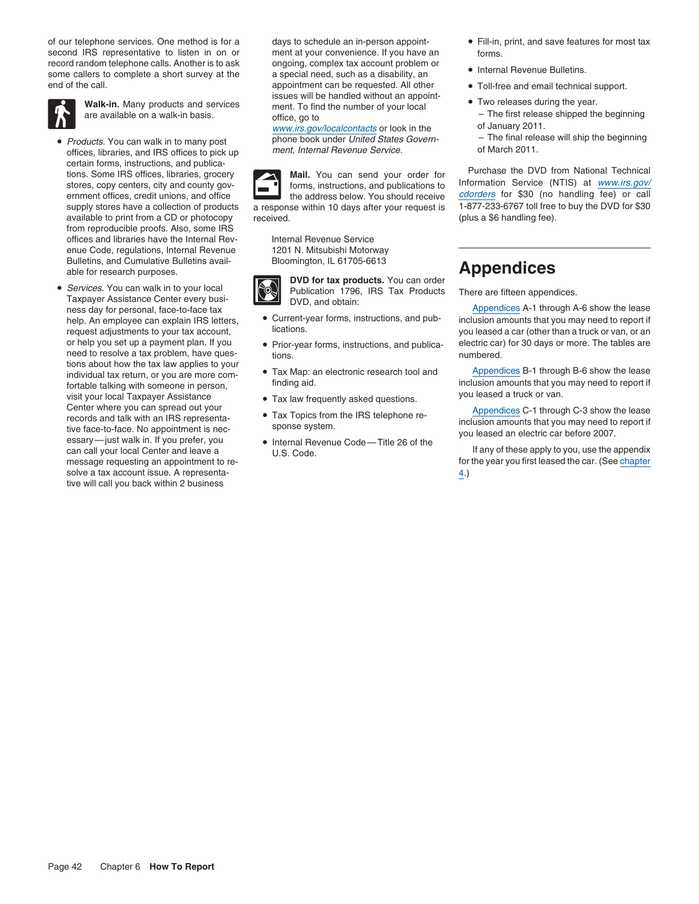of our telephone services. One method is for a second IRS representative to listen in on or record random telephone calls. Another is to ask some callers to complete a short survey at the end of the call.

**Walk-in.** Many products and services are available on a walk-in basis.

- *Products.* You can walk in to many post offices, libraries, and IRS offices to pick up certain forms, instructions, and publications. Some IRS offices, libraries, grocery stores, copy centers, city and county government offices, credit unions, and office supply stores have a collection of products available to print from a CD or photocopy from reproducible proofs. Also, some IRS offices and libraries have the Internal Revenue Code, regulations, Internal Revenue Bulletins, and Cumulative Bulletins available for research purposes.
- *Services.* You can walk in to your local Taxpayer Assistance Center every business day for personal, face-to-face tax help. An employee can explain IRS letters, request adjustments to your tax account, or help you set up a payment plan. If you need to resolve a tax problem, have questions about how the tax law applies to your individual tax return, or you are more comfortable talking with someone in person, visit your local Taxpayer Assistance Center where you can spread out your records and talk with an IRS representative face-to-face. No appointment is necessary—just walk in. If you prefer, you can call your local Center and leave a message requesting an appointment to resolve a tax account issue. A representative will call you back within 2 business days to schedule an in-person appointment at your convenience. If you have an ongoing, complex tax account problem or a special need, such as a disability, an appointment can be requested. All other issues will be handled without an appointment. To find the number of your local office, go to www.irs.gov/localcontacts or look in the phone book under *United States Government, Internal Revenue Service.*

**Mail.** You can send your order for forms, instructions, and publications to the address below. You should receive a response within 10 days after your request is received.

Internal Revenue Service
1201 N. Mitsubishi Motorway
Bloomington, IL 61705-6613

**DVD for tax products.** You can order Publication 1796, IRS Tax Products DVD, and obtain:

- Current-year forms, instructions, and publications.
- Prior-year forms, instructions, and publications.
- Tax Map: an electronic research tool and finding aid.
- Tax law frequently asked questions.
- Tax Topics from the IRS telephone response system.
- Internal Revenue Code—Title 26 of the U.S. Code.
- Fill-in, print, and save features for most tax forms.
- Internal Revenue Bulletins.
- Toll-free and email technical support.
- Two releases during the year.
  - The first release shipped the beginning of January 2011.
  - The final release will ship the beginning of March 2011.

Purchase the DVD from National Technical Information Service (NTIS) at *www.irs.gov/cdorders* for $30 (no handling fee) or call 1-877-233-6767 toll free to buy the DVD for $30 (plus a $6 handling fee).

# Appendices

There are fifteen appendices.

Appendices A-1 through A-6 show the lease inclusion amounts that you may need to report if you leased a car (other than a truck or van, or an electric car) for 30 days or more. The tables are numbered.

Appendices B-1 through B-6 show the lease inclusion amounts that you may need to report if you leased a truck or van.

Appendices C-1 through C-3 show the lease inclusion amounts that you may need to report if you leased an electric car before 2007.

If any of these apply to you, use the appendix for the year you first leased the car. (See chapter 4.)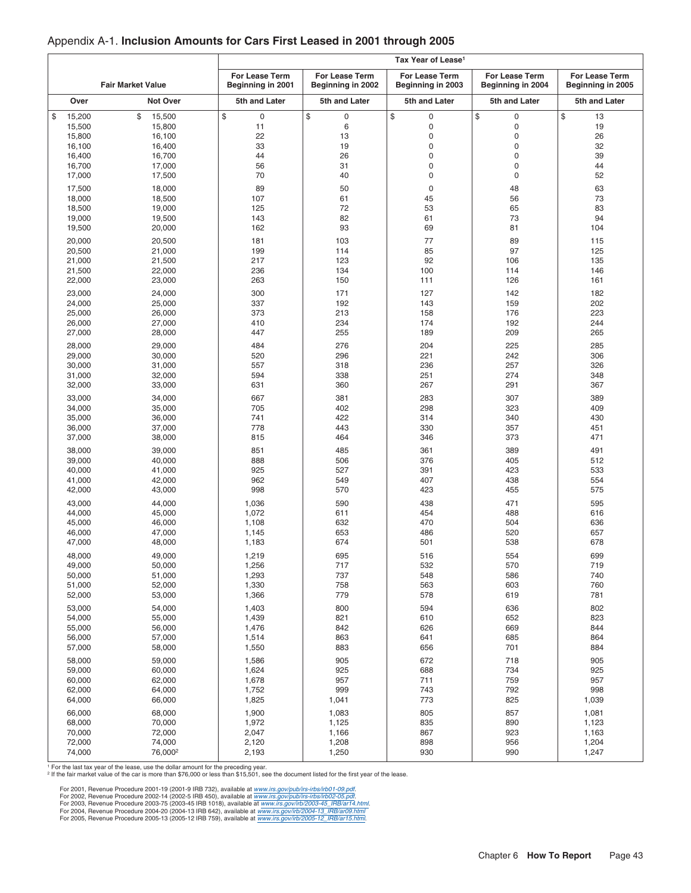# Appendix A-1. **Inclusion Amounts for Cars First Leased in 2001 through 2005**

| Fair Market Value | | Tax Year of Lease[1] | | | | |
|---|---|---|---|---|---|---|
| | | For Lease Term Beginning in 2001 | For Lease Term Beginning in 2002 | For Lease Term Beginning in 2003 | For Lease Term Beginning in 2004 | For Lease Term Beginning in 2005 |
| Over | Not Over | 5th and Later | 5th and Later | 5th and Later | 5th and Later | 5th and Later |
| $ 15,200 | $ 15,500 | $ 0 | $ 0 | $ 0 | $ 0 | $ 13 |
| 15,500 | 15,800 | 11 | 6 | 0 | 0 | 19 |
| 15,800 | 16,100 | 22 | 13 | 0 | 0 | 26 |
| 16,100 | 16,400 | 33 | 19 | 0 | 0 | 32 |
| 16,400 | 16,700 | 44 | 26 | 0 | 0 | 39 |
| 16,700 | 17,000 | 56 | 31 | 0 | 0 | 44 |
| 17,000 | 17,500 | 70 | 40 | 0 | 0 | 52 |
| 17,500 | 18,000 | 89 | 50 | 0 | 48 | 63 |
| 18,000 | 18,500 | 107 | 61 | 45 | 56 | 73 |
| 18,500 | 19,000 | 125 | 72 | 53 | 65 | 83 |
| 19,000 | 19,500 | 143 | 82 | 61 | 73 | 94 |
| 19,500 | 20,000 | 162 | 93 | 69 | 81 | 104 |
| 20,000 | 20,500 | 181 | 103 | 77 | 89 | 115 |
| 20,500 | 21,000 | 199 | 114 | 85 | 97 | 125 |
| 21,000 | 21,500 | 217 | 123 | 92 | 106 | 135 |
| 21,500 | 22,000 | 236 | 134 | 100 | 114 | 146 |
| 22,000 | 23,000 | 263 | 150 | 111 | 126 | 161 |
| 23,000 | 24,000 | 300 | 171 | 127 | 142 | 182 |
| 24,000 | 25,000 | 337 | 192 | 143 | 159 | 202 |
| 25,000 | 26,000 | 373 | 213 | 158 | 176 | 223 |
| 26,000 | 27,000 | 410 | 234 | 174 | 192 | 244 |
| 27,000 | 28,000 | 447 | 255 | 189 | 209 | 265 |
| 28,000 | 29,000 | 484 | 276 | 204 | 225 | 285 |
| 29,000 | 30,000 | 520 | 296 | 221 | 242 | 306 |
| 30,000 | 31,000 | 557 | 318 | 236 | 257 | 326 |
| 31,000 | 32,000 | 594 | 338 | 251 | 274 | 348 |
| 32,000 | 33,000 | 631 | 360 | 267 | 291 | 367 |
| 33,000 | 34,000 | 667 | 381 | 283 | 307 | 389 |
| 34,000 | 35,000 | 705 | 402 | 298 | 323 | 409 |
| 35,000 | 36,000 | 741 | 422 | 314 | 340 | 430 |
| 36,000 | 37,000 | 778 | 443 | 330 | 357 | 451 |
| 37,000 | 38,000 | 815 | 464 | 346 | 373 | 471 |
| 38,000 | 39,000 | 851 | 485 | 361 | 389 | 491 |
| 39,000 | 40,000 | 888 | 506 | 376 | 405 | 512 |
| 40,000 | 41,000 | 925 | 527 | 391 | 423 | 533 |
| 41,000 | 42,000 | 962 | 549 | 407 | 438 | 554 |
| 42,000 | 43,000 | 998 | 570 | 423 | 455 | 575 |
| 43,000 | 44,000 | 1,036 | 590 | 438 | 471 | 595 |
| 44,000 | 45,000 | 1,072 | 611 | 454 | 488 | 616 |
| 45,000 | 46,000 | 1,108 | 632 | 470 | 504 | 636 |
| 46,000 | 47,000 | 1,145 | 653 | 486 | 520 | 657 |
| 47,000 | 48,000 | 1,183 | 674 | 501 | 538 | 678 |
| 48,000 | 49,000 | 1,219 | 695 | 516 | 554 | 699 |
| 49,000 | 50,000 | 1,256 | 717 | 532 | 570 | 719 |
| 50,000 | 51,000 | 1,293 | 737 | 548 | 586 | 740 |
| 51,000 | 52,000 | 1,330 | 758 | 563 | 603 | 760 |
| 52,000 | 53,000 | 1,366 | 779 | 578 | 619 | 781 |
| 53,000 | 54,000 | 1,403 | 800 | 594 | 636 | 802 |
| 54,000 | 55,000 | 1,439 | 821 | 610 | 652 | 823 |
| 55,000 | 56,000 | 1,476 | 842 | 626 | 669 | 844 |
| 56,000 | 57,000 | 1,514 | 863 | 641 | 685 | 864 |
| 57,000 | 58,000 | 1,550 | 883 | 656 | 701 | 884 |
| 58,000 | 59,000 | 1,586 | 905 | 672 | 718 | 905 |
| 59,000 | 60,000 | 1,624 | 925 | 688 | 734 | 925 |
| 60,000 | 62,000 | 1,678 | 957 | 711 | 759 | 957 |
| 62,000 | 64,000 | 1,752 | 999 | 743 | 792 | 998 |
| 64,000 | 66,000 | 1,825 | 1,041 | 773 | 825 | 1,039 |
| 66,000 | 68,000 | 1,900 | 1,083 | 805 | 857 | 1,081 |
| 68,000 | 70,000 | 1,972 | 1,125 | 835 | 890 | 1,123 |
| 70,000 | 72,000 | 2,047 | 1,166 | 867 | 923 | 1,163 |
| 72,000 | 74,000 | 2,120 | 1,208 | 898 | 956 | 1,204 |
| 74,000 | 76,000[2] | 2,193 | 1,250 | 930 | 990 | 1,247 |

[1] For the last tax year of the lease, use the dollar amount for the preceding year.
[2] If the fair market value of the car is more than $76,000 or less than $15,501, see the document listed for the first year of the lease.

For 2001, Revenue Procedure 2001-19 (2001-9 IRB 732), available at *www.irs.gov/pub/irs-irbs/irb01-09.pdf*.
For 2002, Revenue Procedure 2002-14 (2002-5 IRB 450), available at *www.irs.gov/pub/irs-irbs/irb02-05.pdf*.
For 2003, Revenue Procedure 2003-75 (2003-45 IRB 1018), available at *www.irs.gov/irb/2003-45_IRB/ar14.html*.
For 2004, Revenue Procedure 2004-20 (2004-13 IRB 642), available at *www.irs.gov/irb/2004-13_IRB/ar09.html*
For 2005, Revenue Procedure 2005-13 (2005-12 IRB 759), available at *www.irs.gov/irb/2005-12_IRB/ar15.html*.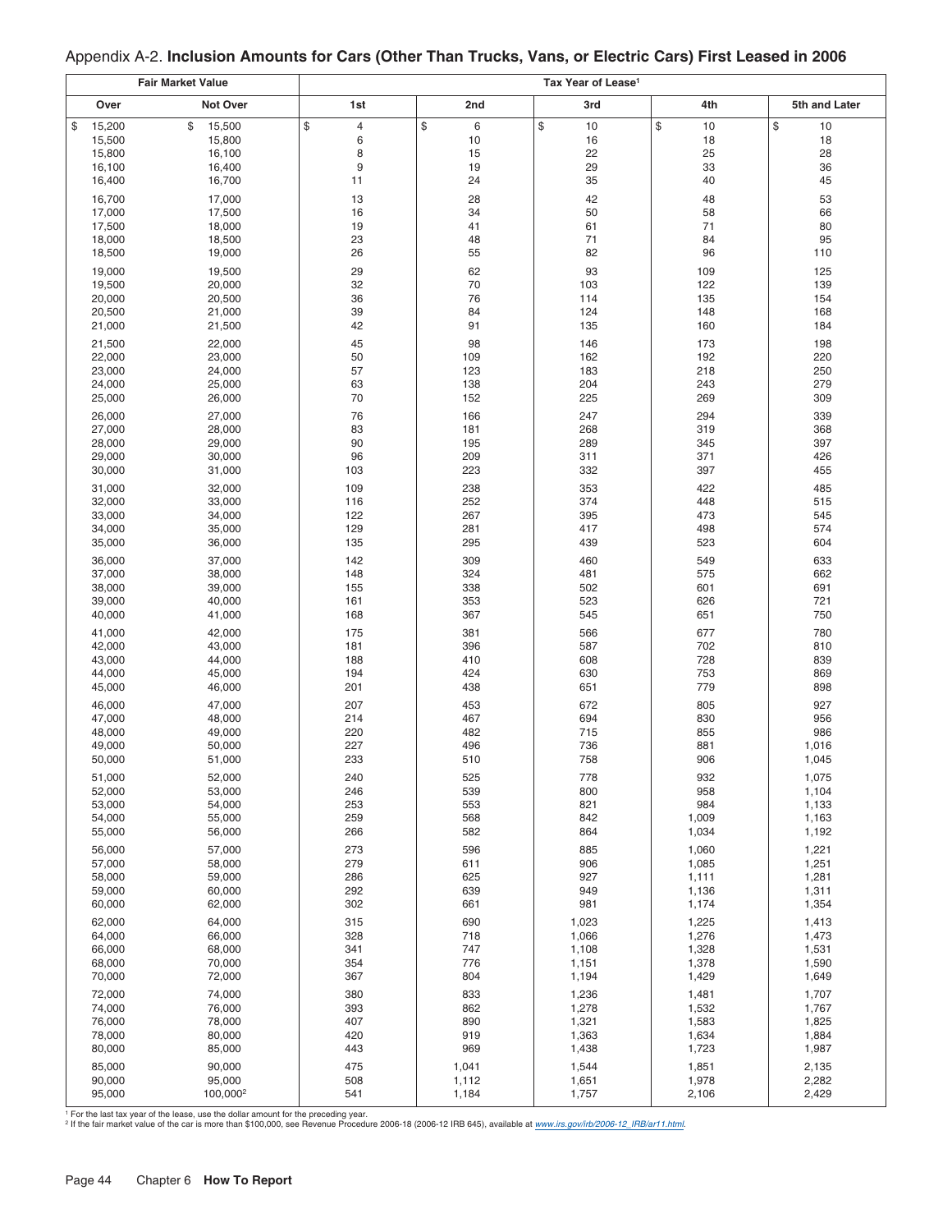Appendix A-2. **Inclusion Amounts for Cars (Other Than Trucks, Vans, or Electric Cars) First Leased in 2006**

| Fair Market Value | | Tax Year of Lease[1] | | | | |
|---|---|---|---|---|---|---|
| Over | Not Over | 1st | 2nd | 3rd | 4th | 5th and Later |
| $ 15,200 | $ 15,500 | $ 4 | $ 6 | $ 10 | $ 10 | $ 10 |
| 15,500 | 15,800 | 6 | 10 | 16 | 18 | 18 |
| 15,800 | 16,100 | 8 | 15 | 22 | 25 | 28 |
| 16,100 | 16,400 | 9 | 19 | 29 | 33 | 36 |
| 16,400 | 16,700 | 11 | 24 | 35 | 40 | 45 |
| 16,700 | 17,000 | 13 | 28 | 42 | 48 | 53 |
| 17,000 | 17,500 | 16 | 34 | 50 | 58 | 66 |
| 17,500 | 18,000 | 19 | 41 | 61 | 71 | 80 |
| 18,000 | 18,500 | 23 | 48 | 71 | 84 | 95 |
| 18,500 | 19,000 | 26 | 55 | 82 | 96 | 110 |
| 19,000 | 19,500 | 29 | 62 | 93 | 109 | 125 |
| 19,500 | 20,000 | 32 | 70 | 103 | 122 | 139 |
| 20,000 | 20,500 | 36 | 76 | 114 | 135 | 154 |
| 20,500 | 21,000 | 39 | 84 | 124 | 148 | 168 |
| 21,000 | 21,500 | 42 | 91 | 135 | 160 | 184 |
| 21,500 | 22,000 | 45 | 98 | 146 | 173 | 198 |
| 22,000 | 23,000 | 50 | 109 | 162 | 192 | 220 |
| 23,000 | 24,000 | 57 | 123 | 183 | 218 | 250 |
| 24,000 | 25,000 | 63 | 138 | 204 | 243 | 279 |
| 25,000 | 26,000 | 70 | 152 | 225 | 269 | 309 |
| 26,000 | 27,000 | 76 | 166 | 247 | 294 | 339 |
| 27,000 | 28,000 | 83 | 181 | 268 | 319 | 368 |
| 28,000 | 29,000 | 90 | 195 | 289 | 345 | 397 |
| 29,000 | 30,000 | 96 | 209 | 311 | 371 | 426 |
| 30,000 | 31,000 | 103 | 223 | 332 | 397 | 455 |
| 31,000 | 32,000 | 109 | 238 | 353 | 422 | 485 |
| 32,000 | 33,000 | 116 | 252 | 374 | 448 | 515 |
| 33,000 | 34,000 | 122 | 267 | 395 | 473 | 545 |
| 34,000 | 35,000 | 129 | 281 | 417 | 498 | 574 |
| 35,000 | 36,000 | 135 | 295 | 439 | 523 | 604 |
| 36,000 | 37,000 | 142 | 309 | 460 | 549 | 633 |
| 37,000 | 38,000 | 148 | 324 | 481 | 575 | 662 |
| 38,000 | 39,000 | 155 | 338 | 502 | 601 | 691 |
| 39,000 | 40,000 | 161 | 353 | 523 | 626 | 721 |
| 40,000 | 41,000 | 168 | 367 | 545 | 651 | 750 |
| 41,000 | 42,000 | 175 | 381 | 566 | 677 | 780 |
| 42,000 | 43,000 | 181 | 396 | 587 | 702 | 810 |
| 43,000 | 44,000 | 188 | 410 | 608 | 728 | 839 |
| 44,000 | 45,000 | 194 | 424 | 630 | 753 | 869 |
| 45,000 | 46,000 | 201 | 438 | 651 | 779 | 898 |
| 46,000 | 47,000 | 207 | 453 | 672 | 805 | 927 |
| 47,000 | 48,000 | 214 | 467 | 694 | 830 | 956 |
| 48,000 | 49,000 | 220 | 482 | 715 | 855 | 986 |
| 49,000 | 50,000 | 227 | 496 | 736 | 881 | 1,016 |
| 50,000 | 51,000 | 233 | 510 | 758 | 906 | 1,045 |
| 51,000 | 52,000 | 240 | 525 | 778 | 932 | 1,075 |
| 52,000 | 53,000 | 246 | 539 | 800 | 958 | 1,104 |
| 53,000 | 54,000 | 253 | 553 | 821 | 984 | 1,133 |
| 54,000 | 55,000 | 259 | 568 | 842 | 1,009 | 1,163 |
| 55,000 | 56,000 | 266 | 582 | 864 | 1,034 | 1,192 |
| 56,000 | 57,000 | 273 | 596 | 885 | 1,060 | 1,221 |
| 57,000 | 58,000 | 279 | 611 | 906 | 1,085 | 1,251 |
| 58,000 | 59,000 | 286 | 625 | 927 | 1,111 | 1,281 |
| 59,000 | 60,000 | 292 | 639 | 949 | 1,136 | 1,311 |
| 60,000 | 62,000 | 302 | 661 | 981 | 1,174 | 1,354 |
| 62,000 | 64,000 | 315 | 690 | 1,023 | 1,225 | 1,413 |
| 64,000 | 66,000 | 328 | 718 | 1,066 | 1,276 | 1,473 |
| 66,000 | 68,000 | 341 | 747 | 1,108 | 1,328 | 1,531 |
| 68,000 | 70,000 | 354 | 776 | 1,151 | 1,378 | 1,590 |
| 70,000 | 72,000 | 367 | 804 | 1,194 | 1,429 | 1,649 |
| 72,000 | 74,000 | 380 | 833 | 1,236 | 1,481 | 1,707 |
| 74,000 | 76,000 | 393 | 862 | 1,278 | 1,532 | 1,767 |
| 76,000 | 78,000 | 407 | 890 | 1,321 | 1,583 | 1,825 |
| 78,000 | 80,000 | 420 | 919 | 1,363 | 1,634 | 1,884 |
| 80,000 | 85,000 | 443 | 969 | 1,438 | 1,723 | 1,987 |
| 85,000 | 90,000 | 475 | 1,041 | 1,544 | 1,851 | 2,135 |
| 90,000 | 95,000 | 508 | 1,112 | 1,651 | 1,978 | 2,282 |
| 95,000 | 100,000[2] | 541 | 1,184 | 1,757 | 2,106 | 2,429 |

[1] For the last tax year of the lease, use the dollar amount for the preceding year.
[2] If the fair market value of the car is more than $100,000, see Revenue Procedure 2006-18 (2006-12 IRB 645), available at *www.irs.gov/irb/2006-12_IRB/ar11.html*.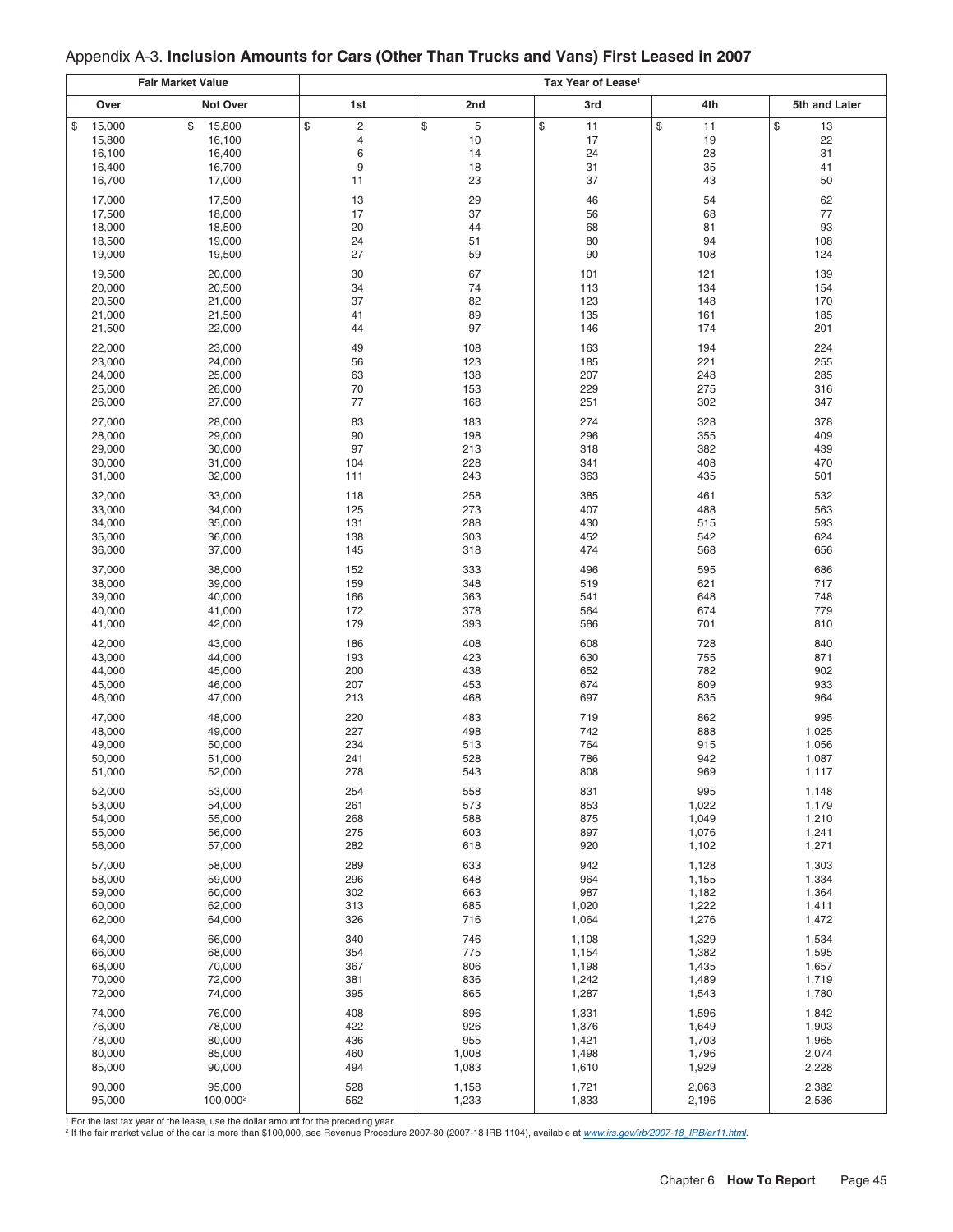## Appendix A-3. **Inclusion Amounts for Cars (Other Than Trucks and Vans) First Leased in 2007**

| Fair Market Value | | Tax Year of Lease[1] | | | | |
|---|---|---|---|---|---|---|
| **Over** | **Not Over** | **1st** | **2nd** | **3rd** | **4th** | **5th and Later** |
| $ 15,000 | $ 15,800 | $ 2 | $ 5 | $ 11 | $ 11 | $ 13 |
| 15,800 | 16,100 | 4 | 10 | 17 | 19 | 22 |
| 16,100 | 16,400 | 6 | 14 | 24 | 28 | 31 |
| 16,400 | 16,700 | 9 | 18 | 31 | 35 | 41 |
| 16,700 | 17,000 | 11 | 23 | 37 | 43 | 50 |
| 17,000 | 17,500 | 13 | 29 | 46 | 54 | 62 |
| 17,500 | 18,000 | 17 | 37 | 56 | 68 | 77 |
| 18,000 | 18,500 | 20 | 44 | 68 | 81 | 93 |
| 18,500 | 19,000 | 24 | 51 | 80 | 94 | 108 |
| 19,000 | 19,500 | 27 | 59 | 90 | 108 | 124 |
| 19,500 | 20,000 | 30 | 67 | 101 | 121 | 139 |
| 20,000 | 20,500 | 34 | 74 | 113 | 134 | 154 |
| 20,500 | 21,000 | 37 | 82 | 123 | 148 | 170 |
| 21,000 | 21,500 | 41 | 89 | 135 | 161 | 185 |
| 21,500 | 22,000 | 44 | 97 | 146 | 174 | 201 |
| 22,000 | 23,000 | 49 | 108 | 163 | 194 | 224 |
| 23,000 | 24,000 | 56 | 123 | 185 | 221 | 255 |
| 24,000 | 25,000 | 63 | 138 | 207 | 248 | 285 |
| 25,000 | 26,000 | 70 | 153 | 229 | 275 | 316 |
| 26,000 | 27,000 | 77 | 168 | 251 | 302 | 347 |
| 27,000 | 28,000 | 83 | 183 | 274 | 328 | 378 |
| 28,000 | 29,000 | 90 | 198 | 296 | 355 | 409 |
| 29,000 | 30,000 | 97 | 213 | 318 | 382 | 439 |
| 30,000 | 31,000 | 104 | 228 | 341 | 408 | 470 |
| 31,000 | 32,000 | 111 | 243 | 363 | 435 | 501 |
| 32,000 | 33,000 | 118 | 258 | 385 | 461 | 532 |
| 33,000 | 34,000 | 125 | 273 | 407 | 488 | 563 |
| 34,000 | 35,000 | 131 | 288 | 430 | 515 | 593 |
| 35,000 | 36,000 | 138 | 303 | 452 | 542 | 624 |
| 36,000 | 37,000 | 145 | 318 | 474 | 568 | 656 |
| 37,000 | 38,000 | 152 | 333 | 496 | 595 | 686 |
| 38,000 | 39,000 | 159 | 348 | 519 | 621 | 717 |
| 39,000 | 40,000 | 166 | 363 | 541 | 648 | 748 |
| 40,000 | 41,000 | 172 | 378 | 564 | 674 | 779 |
| 41,000 | 42,000 | 179 | 393 | 586 | 701 | 810 |
| 42,000 | 43,000 | 186 | 408 | 608 | 728 | 840 |
| 43,000 | 44,000 | 193 | 423 | 630 | 755 | 871 |
| 44,000 | 45,000 | 200 | 438 | 652 | 782 | 902 |
| 45,000 | 46,000 | 207 | 453 | 674 | 809 | 933 |
| 46,000 | 47,000 | 213 | 468 | 697 | 835 | 964 |
| 47,000 | 48,000 | 220 | 483 | 719 | 862 | 995 |
| 48,000 | 49,000 | 227 | 498 | 742 | 888 | 1,025 |
| 49,000 | 50,000 | 234 | 513 | 764 | 915 | 1,056 |
| 50,000 | 51,000 | 241 | 528 | 786 | 942 | 1,087 |
| 51,000 | 52,000 | 278 | 543 | 808 | 969 | 1,117 |
| 52,000 | 53,000 | 254 | 558 | 831 | 995 | 1,148 |
| 53,000 | 54,000 | 261 | 573 | 853 | 1,022 | 1,179 |
| 54,000 | 55,000 | 268 | 588 | 875 | 1,049 | 1,210 |
| 55,000 | 56,000 | 275 | 603 | 897 | 1,076 | 1,241 |
| 56,000 | 57,000 | 282 | 618 | 920 | 1,102 | 1,271 |
| 57,000 | 58,000 | 289 | 633 | 942 | 1,128 | 1,303 |
| 58,000 | 59,000 | 296 | 648 | 964 | 1,155 | 1,334 |
| 59,000 | 60,000 | 302 | 663 | 987 | 1,182 | 1,364 |
| 60,000 | 62,000 | 313 | 685 | 1,020 | 1,222 | 1,411 |
| 62,000 | 64,000 | 326 | 716 | 1,064 | 1,276 | 1,472 |
| 64,000 | 66,000 | 340 | 746 | 1,108 | 1,329 | 1,534 |
| 66,000 | 68,000 | 354 | 775 | 1,154 | 1,382 | 1,595 |
| 68,000 | 70,000 | 367 | 806 | 1,198 | 1,435 | 1,657 |
| 70,000 | 72,000 | 381 | 836 | 1,242 | 1,489 | 1,719 |
| 72,000 | 74,000 | 395 | 865 | 1,287 | 1,543 | 1,780 |
| 74,000 | 76,000 | 408 | 896 | 1,331 | 1,596 | 1,842 |
| 76,000 | 78,000 | 422 | 926 | 1,376 | 1,649 | 1,903 |
| 78,000 | 80,000 | 436 | 955 | 1,421 | 1,703 | 1,965 |
| 80,000 | 85,000 | 460 | 1,008 | 1,498 | 1,796 | 2,074 |
| 85,000 | 90,000 | 494 | 1,083 | 1,610 | 1,929 | 2,228 |
| 90,000 | 95,000 | 528 | 1,158 | 1,721 | 2,063 | 2,382 |
| 95,000 | 100,000[2] | 562 | 1,233 | 1,833 | 2,196 | 2,536 |

[1] For the last tax year of the lease, use the dollar amount for the preceding year.
[2] If the fair market value of the car is more than $100,000, see Revenue Procedure 2007-30 (2007-18 IRB 1104), available at *www.irs.gov/irb/2007-18_IRB/ar11.html*.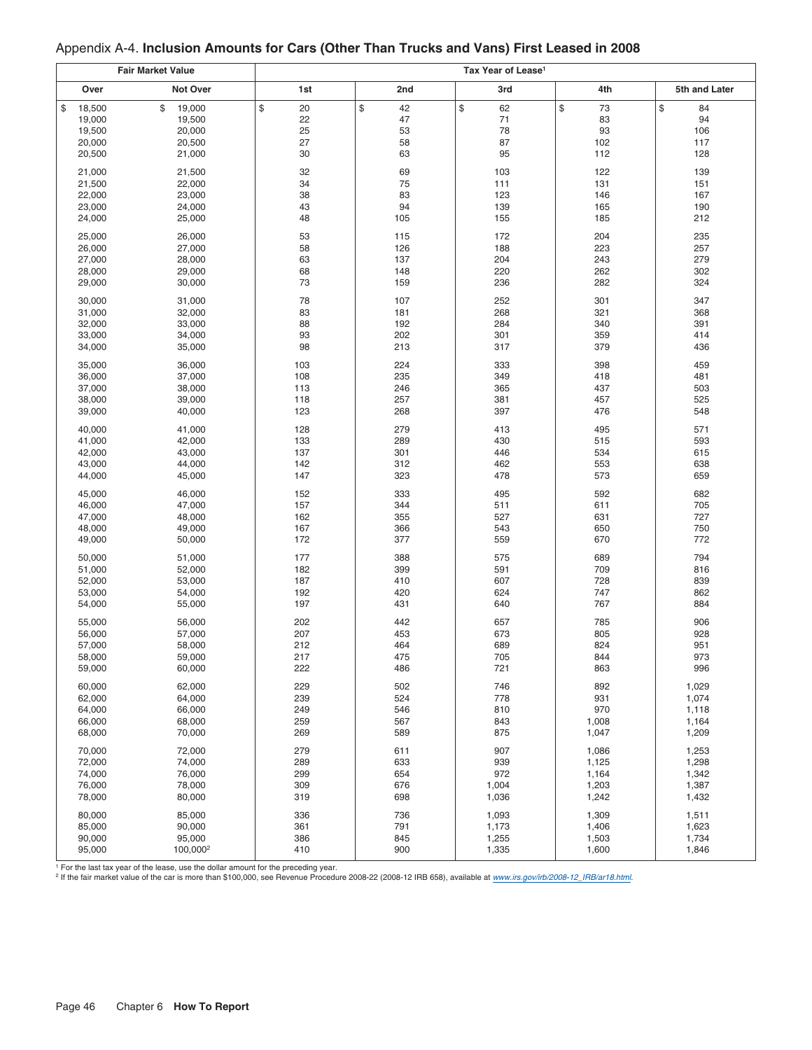## Appendix A-4. **Inclusion Amounts for Cars (Other Than Trucks and Vans) First Leased in 2008**

| Fair Market Value | | Tax Year of Lease[1] | | | | |
|---|---|---|---|---|---|---|
| Over | Not Over | 1st | 2nd | 3rd | 4th | 5th and Later |
| $ 18,500 | $ 19,000 | $ 20 | $ 42 | $ 62 | $ 73 | $ 84 |
| 19,000 | 19,500 | 22 | 47 | 71 | 83 | 94 |
| 19,500 | 20,000 | 25 | 53 | 78 | 93 | 106 |
| 20,000 | 20,500 | 27 | 58 | 87 | 102 | 117 |
| 20,500 | 21,000 | 30 | 63 | 95 | 112 | 128 |
| 21,000 | 21,500 | 32 | 69 | 103 | 122 | 139 |
| 21,500 | 22,000 | 34 | 75 | 111 | 131 | 151 |
| 22,000 | 23,000 | 38 | 83 | 123 | 146 | 167 |
| 23,000 | 24,000 | 43 | 94 | 139 | 165 | 190 |
| 24,000 | 25,000 | 48 | 105 | 155 | 185 | 212 |
| 25,000 | 26,000 | 53 | 115 | 172 | 204 | 235 |
| 26,000 | 27,000 | 58 | 126 | 188 | 223 | 257 |
| 27,000 | 28,000 | 63 | 137 | 204 | 243 | 279 |
| 28,000 | 29,000 | 68 | 148 | 220 | 262 | 302 |
| 29,000 | 30,000 | 73 | 159 | 236 | 282 | 324 |
| 30,000 | 31,000 | 78 | 107 | 252 | 301 | 347 |
| 31,000 | 32,000 | 83 | 181 | 268 | 321 | 368 |
| 32,000 | 33,000 | 88 | 192 | 284 | 340 | 391 |
| 33,000 | 34,000 | 93 | 202 | 301 | 359 | 414 |
| 34,000 | 35,000 | 98 | 213 | 317 | 379 | 436 |
| 35,000 | 36,000 | 103 | 224 | 333 | 398 | 459 |
| 36,000 | 37,000 | 108 | 235 | 349 | 418 | 481 |
| 37,000 | 38,000 | 113 | 246 | 365 | 437 | 503 |
| 38,000 | 39,000 | 118 | 257 | 381 | 457 | 525 |
| 39,000 | 40,000 | 123 | 268 | 397 | 476 | 548 |
| 40,000 | 41,000 | 128 | 279 | 413 | 495 | 571 |
| 41,000 | 42,000 | 133 | 289 | 430 | 515 | 593 |
| 42,000 | 43,000 | 137 | 301 | 446 | 534 | 615 |
| 43,000 | 44,000 | 142 | 312 | 462 | 553 | 638 |
| 44,000 | 45,000 | 147 | 323 | 478 | 573 | 659 |
| 45,000 | 46,000 | 152 | 333 | 495 | 592 | 682 |
| 46,000 | 47,000 | 157 | 344 | 511 | 611 | 705 |
| 47,000 | 48,000 | 162 | 355 | 527 | 631 | 727 |
| 48,000 | 49,000 | 167 | 366 | 543 | 650 | 750 |
| 49,000 | 50,000 | 172 | 377 | 559 | 670 | 772 |
| 50,000 | 51,000 | 177 | 388 | 575 | 689 | 794 |
| 51,000 | 52,000 | 182 | 399 | 591 | 709 | 816 |
| 52,000 | 53,000 | 187 | 410 | 607 | 728 | 839 |
| 53,000 | 54,000 | 192 | 420 | 624 | 747 | 862 |
| 54,000 | 55,000 | 197 | 431 | 640 | 767 | 884 |
| 55,000 | 56,000 | 202 | 442 | 657 | 785 | 906 |
| 56,000 | 57,000 | 207 | 453 | 673 | 805 | 928 |
| 57,000 | 58,000 | 212 | 464 | 689 | 824 | 951 |
| 58,000 | 59,000 | 217 | 475 | 705 | 844 | 973 |
| 59,000 | 60,000 | 222 | 486 | 721 | 863 | 996 |
| 60,000 | 62,000 | 229 | 502 | 746 | 892 | 1,029 |
| 62,000 | 64,000 | 239 | 524 | 778 | 931 | 1,074 |
| 64,000 | 66,000 | 249 | 546 | 810 | 970 | 1,118 |
| 66,000 | 68,000 | 259 | 567 | 843 | 1,008 | 1,164 |
| 68,000 | 70,000 | 269 | 589 | 875 | 1,047 | 1,209 |
| 70,000 | 72,000 | 279 | 611 | 907 | 1,086 | 1,253 |
| 72,000 | 74,000 | 289 | 633 | 939 | 1,125 | 1,298 |
| 74,000 | 76,000 | 299 | 654 | 972 | 1,164 | 1,342 |
| 76,000 | 78,000 | 309 | 676 | 1,004 | 1,203 | 1,387 |
| 78,000 | 80,000 | 319 | 698 | 1,036 | 1,242 | 1,432 |
| 80,000 | 85,000 | 336 | 736 | 1,093 | 1,309 | 1,511 |
| 85,000 | 90,000 | 361 | 791 | 1,173 | 1,406 | 1,623 |
| 90,000 | 95,000 | 386 | 845 | 1,255 | 1,503 | 1,734 |
| 95,000 | 100,000[2] | 410 | 900 | 1,335 | 1,600 | 1,846 |

[1] For the last tax year of the lease, use the dollar amount for the preceding year.

[2] If the fair market value of the car is more than $100,000, see Revenue Procedure 2008-22 (2008-12 IRB 658), available at *www.irs.gov/irb/2008-12_IRB/ar18.html*.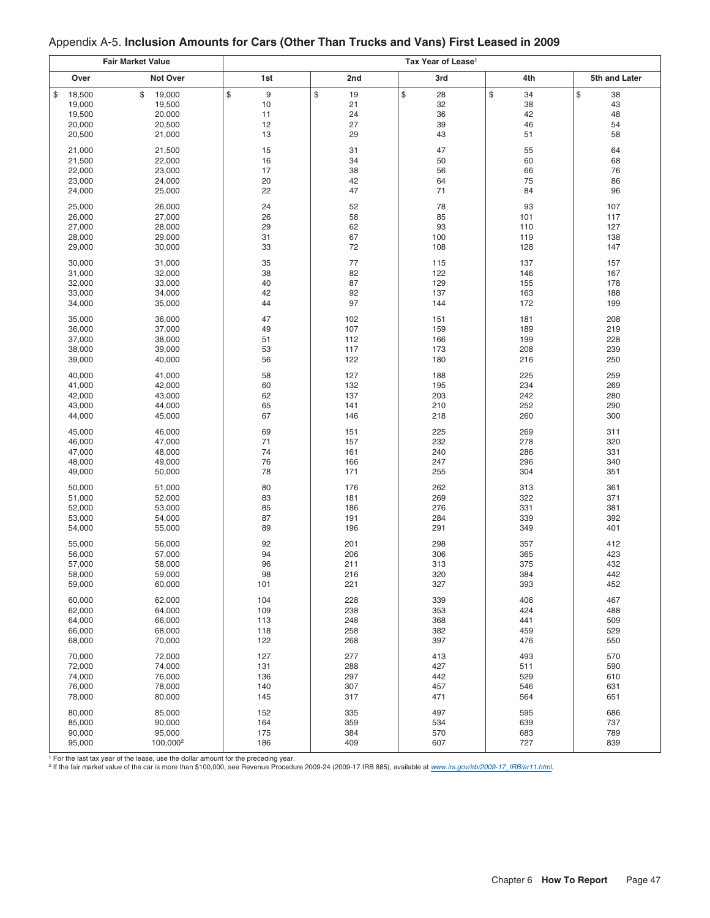## Appendix A-5. **Inclusion Amounts for Cars (Other Than Trucks and Vans) First Leased in 2009**

| Fair Market Value | | Tax Year of Lease[1] | | | | |
|---|---|---|---|---|---|---|
| Over | Not Over | 1st | 2nd | 3rd | 4th | 5th and Later |
| $ 18,500 | $ 19,000 | $ 9 | $ 19 | $ 28 | $ 34 | $ 38 |
| 19,000 | 19,500 | 10 | 21 | 32 | 38 | 43 |
| 19,500 | 20,000 | 11 | 24 | 36 | 42 | 48 |
| 20,000 | 20,500 | 12 | 27 | 39 | 46 | 54 |
| 20,500 | 21,000 | 13 | 29 | 43 | 51 | 58 |
| 21,000 | 21,500 | 15 | 31 | 47 | 55 | 64 |
| 21,500 | 22,000 | 16 | 34 | 50 | 60 | 68 |
| 22,000 | 23,000 | 17 | 38 | 56 | 66 | 76 |
| 23,000 | 24,000 | 20 | 42 | 64 | 75 | 86 |
| 24,000 | 25,000 | 22 | 47 | 71 | 84 | 96 |
| 25,000 | 26,000 | 24 | 52 | 78 | 93 | 107 |
| 26,000 | 27,000 | 26 | 58 | 85 | 101 | 117 |
| 27,000 | 28,000 | 29 | 62 | 93 | 110 | 127 |
| 28,000 | 29,000 | 31 | 67 | 100 | 119 | 138 |
| 29,000 | 30,000 | 33 | 72 | 108 | 128 | 147 |
| 30,000 | 31,000 | 35 | 77 | 115 | 137 | 157 |
| 31,000 | 32,000 | 38 | 82 | 122 | 146 | 167 |
| 32,000 | 33,000 | 40 | 87 | 129 | 155 | 178 |
| 33,000 | 34,000 | 42 | 92 | 137 | 163 | 188 |
| 34,000 | 35,000 | 44 | 97 | 144 | 172 | 199 |
| 35,000 | 36,000 | 47 | 102 | 151 | 181 | 208 |
| 36,000 | 37,000 | 49 | 107 | 159 | 189 | 219 |
| 37,000 | 38,000 | 51 | 112 | 166 | 199 | 228 |
| 38,000 | 39,000 | 53 | 117 | 173 | 208 | 239 |
| 39,000 | 40,000 | 56 | 122 | 180 | 216 | 250 |
| 40,000 | 41,000 | 58 | 127 | 188 | 225 | 259 |
| 41,000 | 42,000 | 60 | 132 | 195 | 234 | 269 |
| 42,000 | 43,000 | 62 | 137 | 203 | 242 | 280 |
| 43,000 | 44,000 | 65 | 141 | 210 | 252 | 290 |
| 44,000 | 45,000 | 67 | 146 | 218 | 260 | 300 |
| 45,000 | 46,000 | 69 | 151 | 225 | 269 | 311 |
| 46,000 | 47,000 | 71 | 157 | 232 | 278 | 320 |
| 47,000 | 48,000 | 74 | 161 | 240 | 286 | 331 |
| 48,000 | 49,000 | 76 | 166 | 247 | 296 | 340 |
| 49,000 | 50,000 | 78 | 171 | 255 | 304 | 351 |
| 50,000 | 51,000 | 80 | 176 | 262 | 313 | 361 |
| 51,000 | 52,000 | 83 | 181 | 269 | 322 | 371 |
| 52,000 | 53,000 | 85 | 186 | 276 | 331 | 381 |
| 53,000 | 54,000 | 87 | 191 | 284 | 339 | 392 |
| 54,000 | 55,000 | 89 | 196 | 291 | 349 | 401 |
| 55,000 | 56,000 | 92 | 201 | 298 | 357 | 412 |
| 56,000 | 57,000 | 94 | 206 | 306 | 365 | 423 |
| 57,000 | 58,000 | 96 | 211 | 313 | 375 | 432 |
| 58,000 | 59,000 | 98 | 216 | 320 | 384 | 442 |
| 59,000 | 60,000 | 101 | 221 | 327 | 393 | 452 |
| 60,000 | 62,000 | 104 | 228 | 339 | 406 | 467 |
| 62,000 | 64,000 | 109 | 238 | 353 | 424 | 488 |
| 64,000 | 66,000 | 113 | 248 | 368 | 441 | 509 |
| 66,000 | 68,000 | 118 | 258 | 382 | 459 | 529 |
| 68,000 | 70,000 | 122 | 268 | 397 | 476 | 550 |
| 70,000 | 72,000 | 127 | 277 | 413 | 493 | 570 |
| 72,000 | 74,000 | 131 | 288 | 427 | 511 | 590 |
| 74,000 | 76,000 | 136 | 297 | 442 | 529 | 610 |
| 76,000 | 78,000 | 140 | 307 | 457 | 546 | 631 |
| 78,000 | 80,000 | 145 | 317 | 471 | 564 | 651 |
| 80,000 | 85,000 | 152 | 335 | 497 | 595 | 686 |
| 85,000 | 90,000 | 164 | 359 | 534 | 639 | 737 |
| 90,000 | 95,000 | 175 | 384 | 570 | 683 | 789 |
| 95,000 | 100,000[2] | 186 | 409 | 607 | 727 | 839 |

[1] For the last tax year of the lease, use the dollar amount for the preceding year.

[2] If the fair market value of the car is more than $100,000, see Revenue Procedure 2009-24 (2009-17 IRB 885), available at *www.irs.gov/irb/2009-17_IRB/ar11.html*.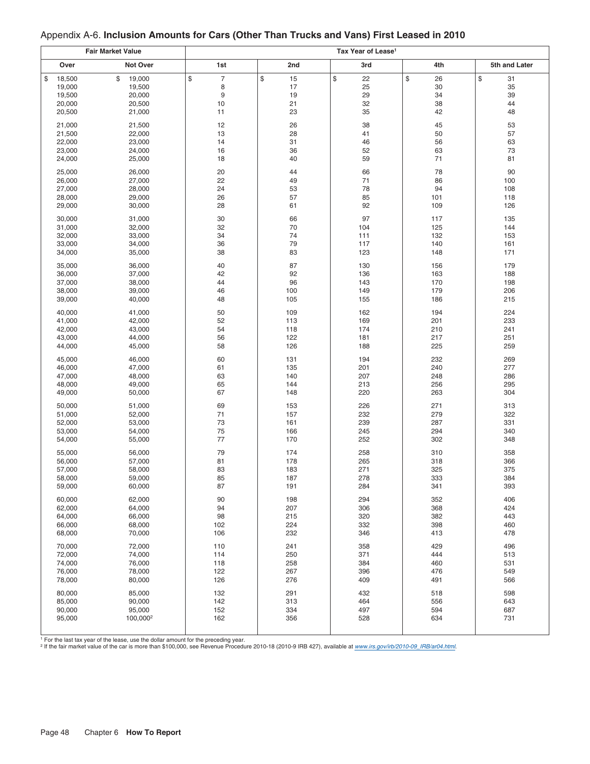Appendix A-6. **Inclusion Amounts for Cars (Other Than Trucks and Vans) First Leased in 2010**

| Fair Market Value | | Tax Year of Lease[1] | | | | |
|---|---|---|---|---|---|---|
| Over | Not Over | 1st | 2nd | 3rd | 4th | 5th and Later |
| $ 18,500 | $ 19,000 | $ 7 | $ 15 | $ 22 | $ 26 | $ 31 |
| 19,000 | 19,500 | 8 | 17 | 25 | 30 | 35 |
| 19,500 | 20,000 | 9 | 19 | 29 | 34 | 39 |
| 20,000 | 20,500 | 10 | 21 | 32 | 38 | 44 |
| 20,500 | 21,000 | 11 | 23 | 35 | 42 | 48 |
| 21,000 | 21,500 | 12 | 26 | 38 | 45 | 53 |
| 21,500 | 22,000 | 13 | 28 | 41 | 50 | 57 |
| 22,000 | 23,000 | 14 | 31 | 46 | 56 | 63 |
| 23,000 | 24,000 | 16 | 36 | 52 | 63 | 73 |
| 24,000 | 25,000 | 18 | 40 | 59 | 71 | 81 |
| 25,000 | 26,000 | 20 | 44 | 66 | 78 | 90 |
| 26,000 | 27,000 | 22 | 49 | 71 | 86 | 100 |
| 27,000 | 28,000 | 24 | 53 | 78 | 94 | 108 |
| 28,000 | 29,000 | 26 | 57 | 85 | 101 | 118 |
| 29,000 | 30,000 | 28 | 61 | 92 | 109 | 126 |
| 30,000 | 31,000 | 30 | 66 | 97 | 117 | 135 |
| 31,000 | 32,000 | 32 | 70 | 104 | 125 | 144 |
| 32,000 | 33,000 | 34 | 74 | 111 | 132 | 153 |
| 33,000 | 34,000 | 36 | 79 | 117 | 140 | 161 |
| 34,000 | 35,000 | 38 | 83 | 123 | 148 | 171 |
| 35,000 | 36,000 | 40 | 87 | 130 | 156 | 179 |
| 36,000 | 37,000 | 42 | 92 | 136 | 163 | 188 |
| 37,000 | 38,000 | 44 | 96 | 143 | 170 | 198 |
| 38,000 | 39,000 | 46 | 100 | 149 | 179 | 206 |
| 39,000 | 40,000 | 48 | 105 | 155 | 186 | 215 |
| 40,000 | 41,000 | 50 | 109 | 162 | 194 | 224 |
| 41,000 | 42,000 | 52 | 113 | 169 | 201 | 233 |
| 42,000 | 43,000 | 54 | 118 | 174 | 210 | 241 |
| 43,000 | 44,000 | 56 | 122 | 181 | 217 | 251 |
| 44,000 | 45,000 | 58 | 126 | 188 | 225 | 259 |
| 45,000 | 46,000 | 60 | 131 | 194 | 232 | 269 |
| 46,000 | 47,000 | 61 | 135 | 201 | 240 | 277 |
| 47,000 | 48,000 | 63 | 140 | 207 | 248 | 286 |
| 48,000 | 49,000 | 65 | 144 | 213 | 256 | 295 |
| 49,000 | 50,000 | 67 | 148 | 220 | 263 | 304 |
| 50,000 | 51,000 | 69 | 153 | 226 | 271 | 313 |
| 51,000 | 52,000 | 71 | 157 | 232 | 279 | 322 |
| 52,000 | 53,000 | 73 | 161 | 239 | 287 | 331 |
| 53,000 | 54,000 | 75 | 166 | 245 | 294 | 340 |
| 54,000 | 55,000 | 77 | 170 | 252 | 302 | 348 |
| 55,000 | 56,000 | 79 | 174 | 258 | 310 | 358 |
| 56,000 | 57,000 | 81 | 178 | 265 | 318 | 366 |
| 57,000 | 58,000 | 83 | 183 | 271 | 325 | 375 |
| 58,000 | 59,000 | 85 | 187 | 278 | 333 | 384 |
| 59,000 | 60,000 | 87 | 191 | 284 | 341 | 393 |
| 60,000 | 62,000 | 90 | 198 | 294 | 352 | 406 |
| 62,000 | 64,000 | 94 | 207 | 306 | 368 | 424 |
| 64,000 | 66,000 | 98 | 215 | 320 | 382 | 443 |
| 66,000 | 68,000 | 102 | 224 | 332 | 398 | 460 |
| 68,000 | 70,000 | 106 | 232 | 346 | 413 | 478 |
| 70,000 | 72,000 | 110 | 241 | 358 | 429 | 496 |
| 72,000 | 74,000 | 114 | 250 | 371 | 444 | 513 |
| 74,000 | 76,000 | 118 | 258 | 384 | 460 | 531 |
| 76,000 | 78,000 | 122 | 267 | 396 | 476 | 549 |
| 78,000 | 80,000 | 126 | 276 | 409 | 491 | 566 |
| 80,000 | 85,000 | 132 | 291 | 432 | 518 | 598 |
| 85,000 | 90,000 | 142 | 313 | 464 | 556 | 643 |
| 90,000 | 95,000 | 152 | 334 | 497 | 594 | 687 |
| 95,000 | 100,000[2] | 162 | 356 | 528 | 634 | 731 |

[1] For the last tax year of the lease, use the dollar amount for the preceding year.
[2] If the fair market value of the car is more than $100,000, see Revenue Procedure 2010-18 (2010-9 IRB 427), available at *www.irs.gov/irb/2010-09_IRB/ar04.html*.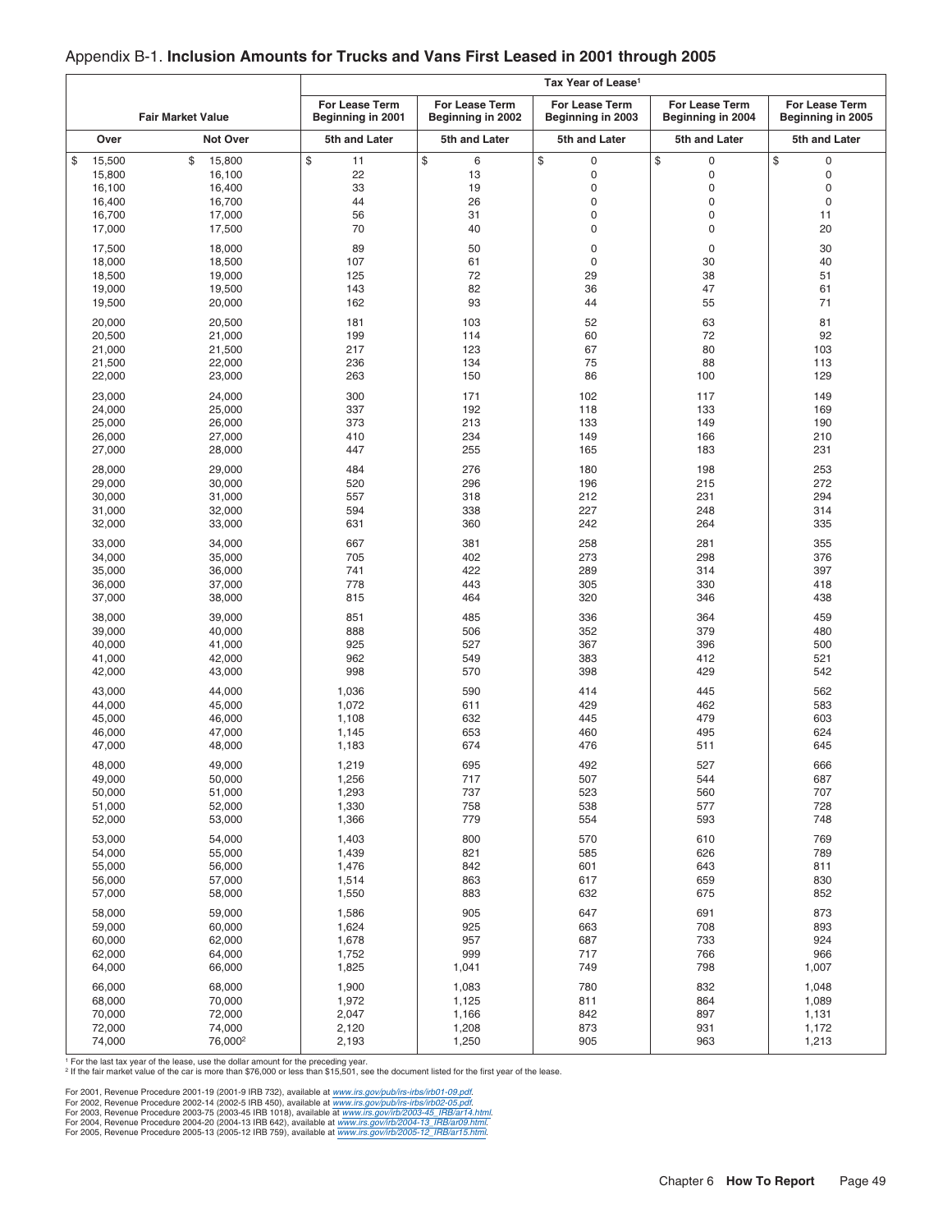## Appendix B-1. **Inclusion Amounts for Trucks and Vans First Leased in 2001 through 2005**

| Fair Market Value | | Tax Year of Lease[1] | | | | |
|---|---|---|---|---|---|---|
| | | For Lease Term Beginning in 2001 | For Lease Term Beginning in 2002 | For Lease Term Beginning in 2003 | For Lease Term Beginning in 2004 | For Lease Term Beginning in 2005 |
| Over | Not Over | 5th and Later | 5th and Later | 5th and Later | 5th and Later | 5th and Later |
| $ 15,500 | $ 15,800 | $ 11 | $ 6 | $ 0 | $ 0 | $ 0 |
| 15,800 | 16,100 | 22 | 13 | 0 | 0 | 0 |
| 16,100 | 16,400 | 33 | 19 | 0 | 0 | 0 |
| 16,400 | 16,700 | 44 | 26 | 0 | 0 | 0 |
| 16,700 | 17,000 | 56 | 31 | 0 | 0 | 11 |
| 17,000 | 17,500 | 70 | 40 | 0 | 0 | 20 |
| 17,500 | 18,000 | 89 | 50 | 0 | 0 | 30 |
| 18,000 | 18,500 | 107 | 61 | 0 | 30 | 40 |
| 18,500 | 19,000 | 125 | 72 | 29 | 38 | 51 |
| 19,000 | 19,500 | 143 | 82 | 36 | 47 | 61 |
| 19,500 | 20,000 | 162 | 93 | 44 | 55 | 71 |
| 20,000 | 20,500 | 181 | 103 | 52 | 63 | 81 |
| 20,500 | 21,000 | 199 | 114 | 60 | 72 | 92 |
| 21,000 | 21,500 | 217 | 123 | 67 | 80 | 103 |
| 21,500 | 22,000 | 236 | 134 | 75 | 88 | 113 |
| 22,000 | 23,000 | 263 | 150 | 86 | 100 | 129 |
| 23,000 | 24,000 | 300 | 171 | 102 | 117 | 149 |
| 24,000 | 25,000 | 337 | 192 | 118 | 133 | 169 |
| 25,000 | 26,000 | 373 | 213 | 133 | 149 | 190 |
| 26,000 | 27,000 | 410 | 234 | 149 | 166 | 210 |
| 27,000 | 28,000 | 447 | 255 | 165 | 183 | 231 |
| 28,000 | 29,000 | 484 | 276 | 180 | 198 | 253 |
| 29,000 | 30,000 | 520 | 296 | 196 | 215 | 272 |
| 30,000 | 31,000 | 557 | 318 | 212 | 231 | 294 |
| 31,000 | 32,000 | 594 | 338 | 227 | 248 | 314 |
| 32,000 | 33,000 | 631 | 360 | 242 | 264 | 335 |
| 33,000 | 34,000 | 667 | 381 | 258 | 281 | 355 |
| 34,000 | 35,000 | 705 | 402 | 273 | 298 | 376 |
| 35,000 | 36,000 | 741 | 422 | 289 | 314 | 397 |
| 36,000 | 37,000 | 778 | 443 | 305 | 330 | 418 |
| 37,000 | 38,000 | 815 | 464 | 320 | 346 | 438 |
| 38,000 | 39,000 | 851 | 485 | 336 | 364 | 459 |
| 39,000 | 40,000 | 888 | 506 | 352 | 379 | 480 |
| 40,000 | 41,000 | 925 | 527 | 367 | 396 | 500 |
| 41,000 | 42,000 | 962 | 549 | 383 | 412 | 521 |
| 42,000 | 43,000 | 998 | 570 | 398 | 429 | 542 |
| 43,000 | 44,000 | 1,036 | 590 | 414 | 445 | 562 |
| 44,000 | 45,000 | 1,072 | 611 | 429 | 462 | 583 |
| 45,000 | 46,000 | 1,108 | 632 | 445 | 479 | 603 |
| 46,000 | 47,000 | 1,145 | 653 | 460 | 495 | 624 |
| 47,000 | 48,000 | 1,183 | 674 | 476 | 511 | 645 |
| 48,000 | 49,000 | 1,219 | 695 | 492 | 527 | 666 |
| 49,000 | 50,000 | 1,256 | 717 | 507 | 544 | 687 |
| 50,000 | 51,000 | 1,293 | 737 | 523 | 560 | 707 |
| 51,000 | 52,000 | 1,330 | 758 | 538 | 577 | 728 |
| 52,000 | 53,000 | 1,366 | 779 | 554 | 593 | 748 |
| 53,000 | 54,000 | 1,403 | 800 | 570 | 610 | 769 |
| 54,000 | 55,000 | 1,439 | 821 | 585 | 626 | 789 |
| 55,000 | 56,000 | 1,476 | 842 | 601 | 643 | 811 |
| 56,000 | 57,000 | 1,514 | 863 | 617 | 659 | 830 |
| 57,000 | 58,000 | 1,550 | 883 | 632 | 675 | 852 |
| 58,000 | 59,000 | 1,586 | 905 | 647 | 691 | 873 |
| 59,000 | 60,000 | 1,624 | 925 | 663 | 708 | 893 |
| 60,000 | 62,000 | 1,678 | 957 | 687 | 733 | 924 |
| 62,000 | 64,000 | 1,752 | 999 | 717 | 766 | 966 |
| 64,000 | 66,000 | 1,825 | 1,041 | 749 | 798 | 1,007 |
| 66,000 | 68,000 | 1,900 | 1,083 | 780 | 832 | 1,048 |
| 68,000 | 70,000 | 1,972 | 1,125 | 811 | 864 | 1,089 |
| 70,000 | 72,000 | 2,047 | 1,166 | 842 | 897 | 1,131 |
| 72,000 | 74,000 | 2,120 | 1,208 | 873 | 931 | 1,172 |
| 74,000 | 76,000[2] | 2,193 | 1,250 | 905 | 963 | 1,213 |

[1] For the last tax year of the lease, use the dollar amount for the preceding year.
[2] If the fair market value of the car is more than $76,000 or less than $15,501, see the document listed for the first year of the lease.

For 2001, Revenue Procedure 2001-19 (2001-9 IRB 732), available at *www.irs.gov/pub/irs-irbs/irb01-09.pdf*.
For 2002, Revenue Procedure 2002-14 (2002-5 IRB 450), available at *www.irs.gov/pub/irs-irbs/irb02-05.pdf*.
For 2003, Revenue Procedure 2003-75 (2003-45 IRB 1018), available at *www.irs.gov/irb/2003-45_IRB/ar14.html*.
For 2004, Revenue Procedure 2004-20 (2004-13 IRB 642), available at *www.irs.gov/irb/2004-13_IRB/ar09.html*.
For 2005, Revenue Procedure 2005-13 (2005-12 IRB 759), available at *www.irs.gov/irb/2005-12_IRB/ar15.html*.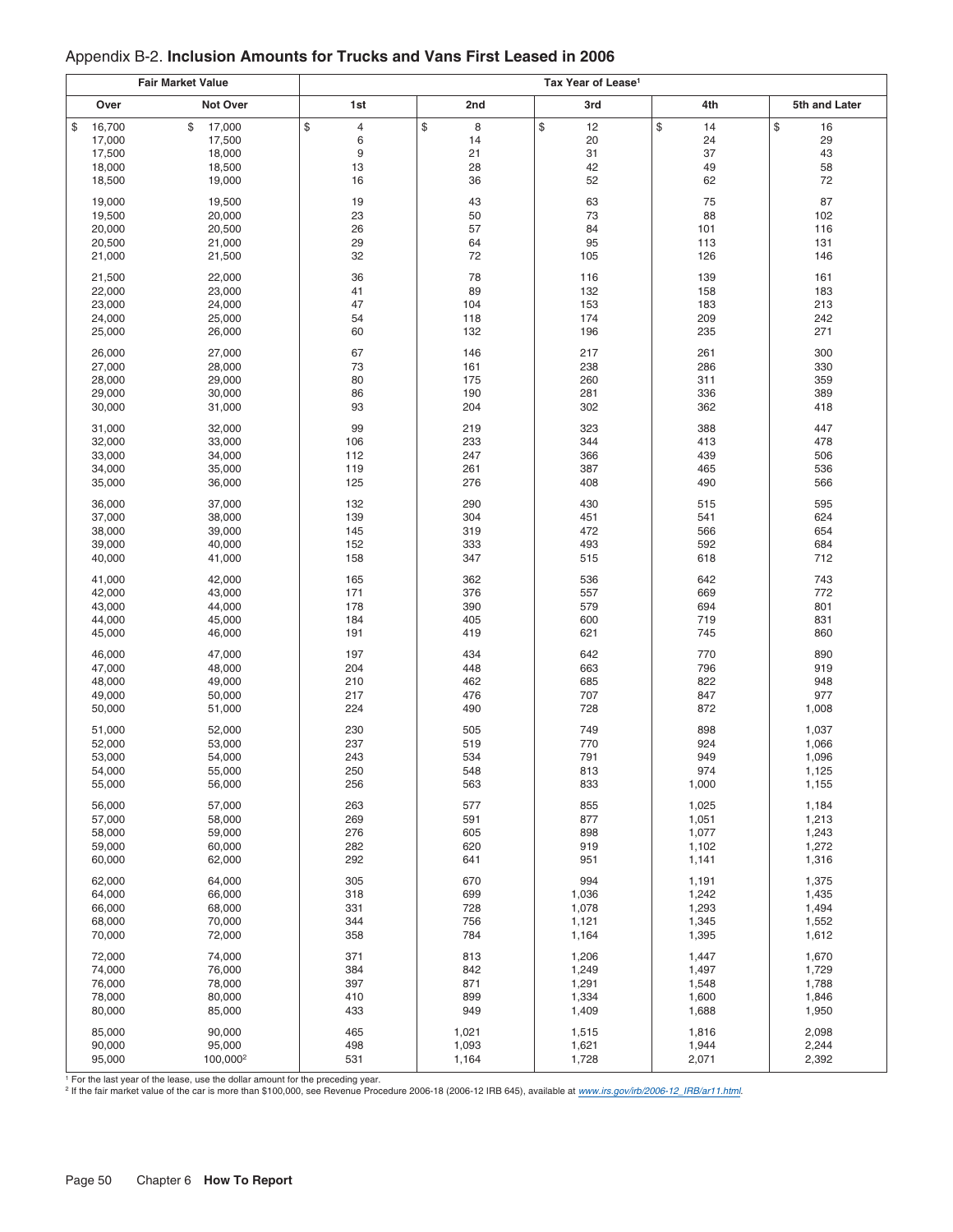## Appendix B-2. **Inclusion Amounts for Trucks and Vans First Leased in 2006**

| Fair Market Value | | Tax Year of Lease[1] | | | | |
|---|---|---|---|---|---|---|
| Over | Not Over | 1st | 2nd | 3rd | 4th | 5th and Later |
| $ 16,700 | $ 17,000 | $ 4 | $ 8 | $ 12 | $ 14 | $ 16 |
| 17,000 | 17,500 | 6 | 14 | 20 | 24 | 29 |
| 17,500 | 18,000 | 9 | 21 | 31 | 37 | 43 |
| 18,000 | 18,500 | 13 | 28 | 42 | 49 | 58 |
| 18,500 | 19,000 | 16 | 36 | 52 | 62 | 72 |
| 19,000 | 19,500 | 19 | 43 | 63 | 75 | 87 |
| 19,500 | 20,000 | 23 | 50 | 73 | 88 | 102 |
| 20,000 | 20,500 | 26 | 57 | 84 | 101 | 116 |
| 20,500 | 21,000 | 29 | 64 | 95 | 113 | 131 |
| 21,000 | 21,500 | 32 | 72 | 105 | 126 | 146 |
| 21,500 | 22,000 | 36 | 78 | 116 | 139 | 161 |
| 22,000 | 23,000 | 41 | 89 | 132 | 158 | 183 |
| 23,000 | 24,000 | 47 | 104 | 153 | 183 | 213 |
| 24,000 | 25,000 | 54 | 118 | 174 | 209 | 242 |
| 25,000 | 26,000 | 60 | 132 | 196 | 235 | 271 |
| 26,000 | 27,000 | 67 | 146 | 217 | 261 | 300 |
| 27,000 | 28,000 | 73 | 161 | 238 | 286 | 330 |
| 28,000 | 29,000 | 80 | 175 | 260 | 311 | 359 |
| 29,000 | 30,000 | 86 | 190 | 281 | 336 | 389 |
| 30,000 | 31,000 | 93 | 204 | 302 | 362 | 418 |
| 31,000 | 32,000 | 99 | 219 | 323 | 388 | 447 |
| 32,000 | 33,000 | 106 | 233 | 344 | 413 | 478 |
| 33,000 | 34,000 | 112 | 247 | 366 | 439 | 506 |
| 34,000 | 35,000 | 119 | 261 | 387 | 465 | 536 |
| 35,000 | 36,000 | 125 | 276 | 408 | 490 | 566 |
| 36,000 | 37,000 | 132 | 290 | 430 | 515 | 595 |
| 37,000 | 38,000 | 139 | 304 | 451 | 541 | 624 |
| 38,000 | 39,000 | 145 | 319 | 472 | 566 | 654 |
| 39,000 | 40,000 | 152 | 333 | 493 | 592 | 684 |
| 40,000 | 41,000 | 158 | 347 | 515 | 618 | 712 |
| 41,000 | 42,000 | 165 | 362 | 536 | 642 | 743 |
| 42,000 | 43,000 | 171 | 376 | 557 | 669 | 772 |
| 43,000 | 44,000 | 178 | 390 | 579 | 694 | 801 |
| 44,000 | 45,000 | 184 | 405 | 600 | 719 | 831 |
| 45,000 | 46,000 | 191 | 419 | 621 | 745 | 860 |
| 46,000 | 47,000 | 197 | 434 | 642 | 770 | 890 |
| 47,000 | 48,000 | 204 | 448 | 663 | 796 | 919 |
| 48,000 | 49,000 | 210 | 462 | 685 | 822 | 948 |
| 49,000 | 50,000 | 217 | 476 | 707 | 847 | 977 |
| 50,000 | 51,000 | 224 | 490 | 728 | 872 | 1,008 |
| 51,000 | 52,000 | 230 | 505 | 749 | 898 | 1,037 |
| 52,000 | 53,000 | 237 | 519 | 770 | 924 | 1,066 |
| 53,000 | 54,000 | 243 | 534 | 791 | 949 | 1,096 |
| 54,000 | 55,000 | 250 | 548 | 813 | 974 | 1,125 |
| 55,000 | 56,000 | 256 | 563 | 833 | 1,000 | 1,155 |
| 56,000 | 57,000 | 263 | 577 | 855 | 1,025 | 1,184 |
| 57,000 | 58,000 | 269 | 591 | 877 | 1,051 | 1,213 |
| 58,000 | 59,000 | 276 | 605 | 898 | 1,077 | 1,243 |
| 59,000 | 60,000 | 282 | 620 | 919 | 1,102 | 1,272 |
| 60,000 | 62,000 | 292 | 641 | 951 | 1,141 | 1,316 |
| 62,000 | 64,000 | 305 | 670 | 994 | 1,191 | 1,375 |
| 64,000 | 66,000 | 318 | 699 | 1,036 | 1,242 | 1,435 |
| 66,000 | 68,000 | 331 | 728 | 1,078 | 1,293 | 1,494 |
| 68,000 | 70,000 | 344 | 756 | 1,121 | 1,345 | 1,552 |
| 70,000 | 72,000 | 358 | 784 | 1,164 | 1,395 | 1,612 |
| 72,000 | 74,000 | 371 | 813 | 1,206 | 1,447 | 1,670 |
| 74,000 | 76,000 | 384 | 842 | 1,249 | 1,497 | 1,729 |
| 76,000 | 78,000 | 397 | 871 | 1,291 | 1,548 | 1,788 |
| 78,000 | 80,000 | 410 | 899 | 1,334 | 1,600 | 1,846 |
| 80,000 | 85,000 | 433 | 949 | 1,409 | 1,688 | 1,950 |
| 85,000 | 90,000 | 465 | 1,021 | 1,515 | 1,816 | 2,098 |
| 90,000 | 95,000 | 498 | 1,093 | 1,621 | 1,944 | 2,244 |
| 95,000 | 100,000[2] | 531 | 1,164 | 1,728 | 2,071 | 2,392 |

[1] For the last year of the lease, use the dollar amount for the preceding year.

[2] If the fair market value of the car is more than $100,000, see Revenue Procedure 2006-18 (2006-12 IRB 645), available at *www.irs.gov/irb/2006-12_IRB/ar11.html*.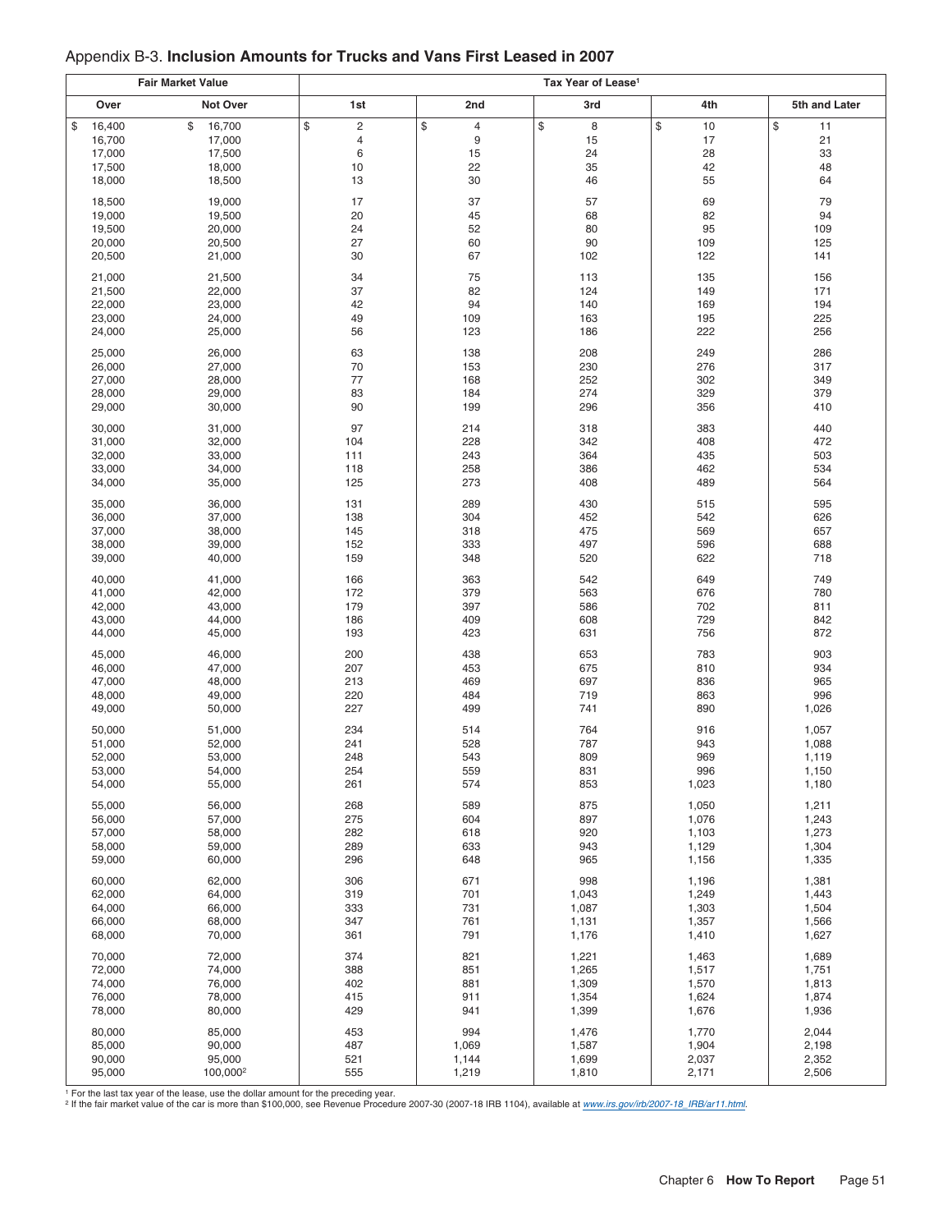Appendix B-3. **Inclusion Amounts for Trucks and Vans First Leased in 2007**

| Fair Market Value | | Tax Year of Lease[1] | | | | |
|---|---|---|---|---|---|---|
| Over | Not Over | 1st | 2nd | 3rd | 4th | 5th and Later |
| $ 16,400 | $ 16,700 | $ 2 | $ 4 | $ 8 | $ 10 | $ 11 |
| 16,700 | 17,000 | 4 | 9 | 15 | 17 | 21 |
| 17,000 | 17,500 | 6 | 15 | 24 | 28 | 33 |
| 17,500 | 18,000 | 10 | 22 | 35 | 42 | 48 |
| 18,000 | 18,500 | 13 | 30 | 46 | 55 | 64 |
| 18,500 | 19,000 | 17 | 37 | 57 | 69 | 79 |
| 19,000 | 19,500 | 20 | 45 | 68 | 82 | 94 |
| 19,500 | 20,000 | 24 | 52 | 80 | 95 | 109 |
| 20,000 | 20,500 | 27 | 60 | 90 | 109 | 125 |
| 20,500 | 21,000 | 30 | 67 | 102 | 122 | 141 |
| 21,000 | 21,500 | 34 | 75 | 113 | 135 | 156 |
| 21,500 | 22,000 | 37 | 82 | 124 | 149 | 171 |
| 22,000 | 23,000 | 42 | 94 | 140 | 169 | 194 |
| 23,000 | 24,000 | 49 | 109 | 163 | 195 | 225 |
| 24,000 | 25,000 | 56 | 123 | 186 | 222 | 256 |
| 25,000 | 26,000 | 63 | 138 | 208 | 249 | 286 |
| 26,000 | 27,000 | 70 | 153 | 230 | 276 | 317 |
| 27,000 | 28,000 | 77 | 168 | 252 | 302 | 349 |
| 28,000 | 29,000 | 83 | 184 | 274 | 329 | 379 |
| 29,000 | 30,000 | 90 | 199 | 296 | 356 | 410 |
| 30,000 | 31,000 | 97 | 214 | 318 | 383 | 440 |
| 31,000 | 32,000 | 104 | 228 | 342 | 408 | 472 |
| 32,000 | 33,000 | 111 | 243 | 364 | 435 | 503 |
| 33,000 | 34,000 | 118 | 258 | 386 | 462 | 534 |
| 34,000 | 35,000 | 125 | 273 | 408 | 489 | 564 |
| 35,000 | 36,000 | 131 | 289 | 430 | 515 | 595 |
| 36,000 | 37,000 | 138 | 304 | 452 | 542 | 626 |
| 37,000 | 38,000 | 145 | 318 | 475 | 569 | 657 |
| 38,000 | 39,000 | 152 | 333 | 497 | 596 | 688 |
| 39,000 | 40,000 | 159 | 348 | 520 | 622 | 718 |
| 40,000 | 41,000 | 166 | 363 | 542 | 649 | 749 |
| 41,000 | 42,000 | 172 | 379 | 563 | 676 | 780 |
| 42,000 | 43,000 | 179 | 397 | 586 | 702 | 811 |
| 43,000 | 44,000 | 186 | 409 | 608 | 729 | 842 |
| 44,000 | 45,000 | 193 | 423 | 631 | 756 | 872 |
| 45,000 | 46,000 | 200 | 438 | 653 | 783 | 903 |
| 46,000 | 47,000 | 207 | 453 | 675 | 810 | 934 |
| 47,000 | 48,000 | 213 | 469 | 697 | 836 | 965 |
| 48,000 | 49,000 | 220 | 484 | 719 | 863 | 996 |
| 49,000 | 50,000 | 227 | 499 | 741 | 890 | 1,026 |
| 50,000 | 51,000 | 234 | 514 | 764 | 916 | 1,057 |
| 51,000 | 52,000 | 241 | 528 | 787 | 943 | 1,088 |
| 52,000 | 53,000 | 248 | 543 | 809 | 969 | 1,119 |
| 53,000 | 54,000 | 254 | 559 | 831 | 996 | 1,150 |
| 54,000 | 55,000 | 261 | 574 | 853 | 1,023 | 1,180 |
| 55,000 | 56,000 | 268 | 589 | 875 | 1,050 | 1,211 |
| 56,000 | 57,000 | 275 | 604 | 897 | 1,076 | 1,243 |
| 57,000 | 58,000 | 282 | 618 | 920 | 1,103 | 1,273 |
| 58,000 | 59,000 | 289 | 633 | 943 | 1,129 | 1,304 |
| 59,000 | 60,000 | 296 | 648 | 965 | 1,156 | 1,335 |
| 60,000 | 62,000 | 306 | 671 | 998 | 1,196 | 1,381 |
| 62,000 | 64,000 | 319 | 701 | 1,043 | 1,249 | 1,443 |
| 64,000 | 66,000 | 333 | 731 | 1,087 | 1,303 | 1,504 |
| 66,000 | 68,000 | 347 | 761 | 1,131 | 1,357 | 1,566 |
| 68,000 | 70,000 | 361 | 791 | 1,176 | 1,410 | 1,627 |
| 70,000 | 72,000 | 374 | 821 | 1,221 | 1,463 | 1,689 |
| 72,000 | 74,000 | 388 | 851 | 1,265 | 1,517 | 1,751 |
| 74,000 | 76,000 | 402 | 881 | 1,309 | 1,570 | 1,813 |
| 76,000 | 78,000 | 415 | 911 | 1,354 | 1,624 | 1,874 |
| 78,000 | 80,000 | 429 | 941 | 1,399 | 1,676 | 1,936 |
| 80,000 | 85,000 | 453 | 994 | 1,476 | 1,770 | 2,044 |
| 85,000 | 90,000 | 487 | 1,069 | 1,587 | 1,904 | 2,198 |
| 90,000 | 95,000 | 521 | 1,144 | 1,699 | 2,037 | 2,352 |
| 95,000 | 100,000[2] | 555 | 1,219 | 1,810 | 2,171 | 2,506 |

[1] For the last tax year of the lease, use the dollar amount for the preceding year.

[2] If the fair market value of the car is more than $100,000, see Revenue Procedure 2007-30 (2007-18 IRB 1104), available at *www.irs.gov/irb/2007-18_IRB/ar11.html*.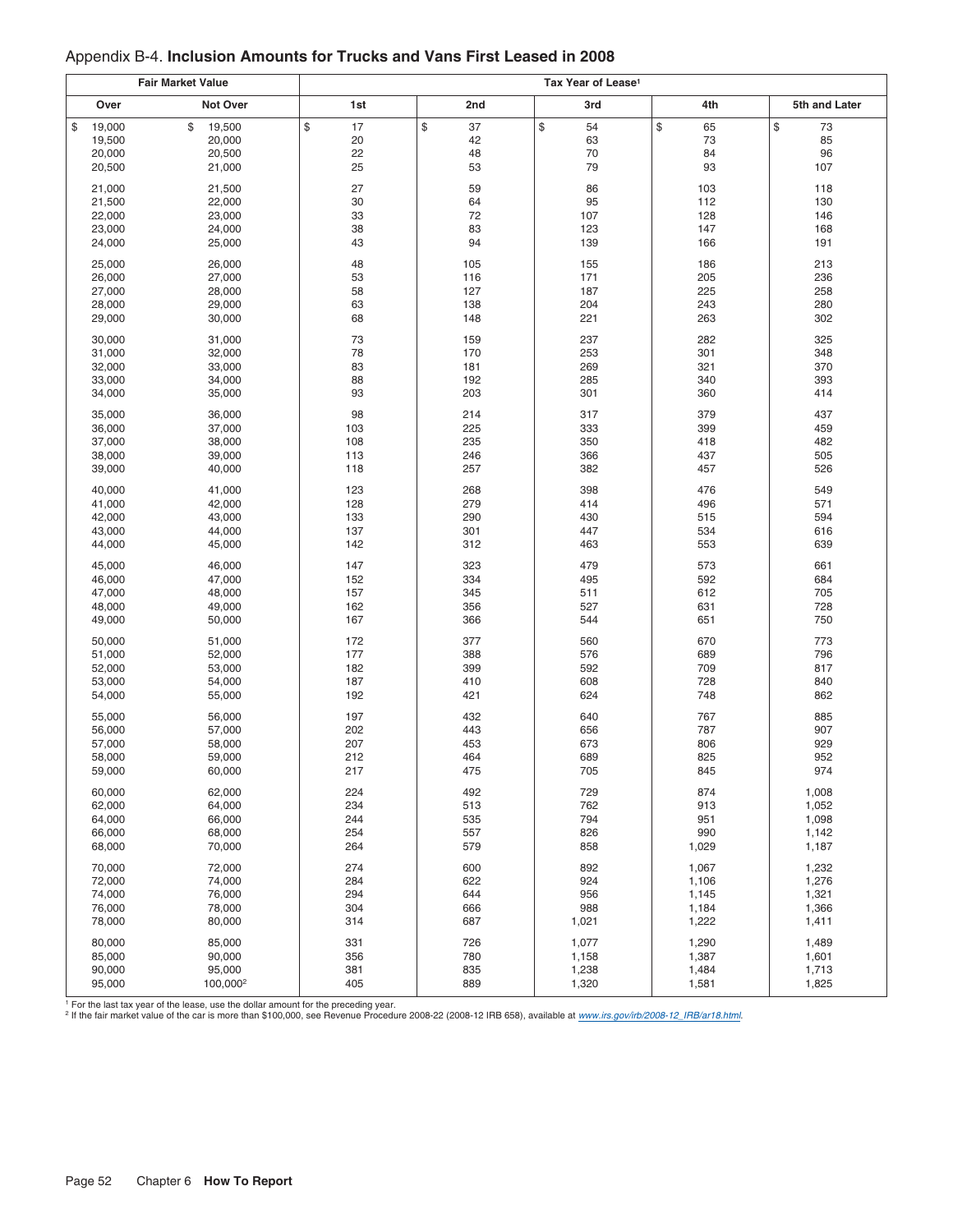## Appendix B-4. **Inclusion Amounts for Trucks and Vans First Leased in 2008**

| Fair Market Value | | Tax Year of Lease[1] | | | | |
|---|---|---|---|---|---|---|
| Over | Not Over | 1st | 2nd | 3rd | 4th | 5th and Later |
| $ 19,000 | $ 19,500 | $ 17 | $ 37 | $ 54 | $ 65 | $ 73 |
| 19,500 | 20,000 | 20 | 42 | 63 | 73 | 85 |
| 20,000 | 20,500 | 22 | 48 | 70 | 84 | 96 |
| 20,500 | 21,000 | 25 | 53 | 79 | 93 | 107 |
| 21,000 | 21,500 | 27 | 59 | 86 | 103 | 118 |
| 21,500 | 22,000 | 30 | 64 | 95 | 112 | 130 |
| 22,000 | 23,000 | 33 | 72 | 107 | 128 | 146 |
| 23,000 | 24,000 | 38 | 83 | 123 | 147 | 168 |
| 24,000 | 25,000 | 43 | 94 | 139 | 166 | 191 |
| 25,000 | 26,000 | 48 | 105 | 155 | 186 | 213 |
| 26,000 | 27,000 | 53 | 116 | 171 | 205 | 236 |
| 27,000 | 28,000 | 58 | 127 | 187 | 225 | 258 |
| 28,000 | 29,000 | 63 | 138 | 204 | 243 | 280 |
| 29,000 | 30,000 | 68 | 148 | 221 | 263 | 302 |
| 30,000 | 31,000 | 73 | 159 | 237 | 282 | 325 |
| 31,000 | 32,000 | 78 | 170 | 253 | 301 | 348 |
| 32,000 | 33,000 | 83 | 181 | 269 | 321 | 370 |
| 33,000 | 34,000 | 88 | 192 | 285 | 340 | 393 |
| 34,000 | 35,000 | 93 | 203 | 301 | 360 | 414 |
| 35,000 | 36,000 | 98 | 214 | 317 | 379 | 437 |
| 36,000 | 37,000 | 103 | 225 | 333 | 399 | 459 |
| 37,000 | 38,000 | 108 | 235 | 350 | 418 | 482 |
| 38,000 | 39,000 | 113 | 246 | 366 | 437 | 505 |
| 39,000 | 40,000 | 118 | 257 | 382 | 457 | 526 |
| 40,000 | 41,000 | 123 | 268 | 398 | 476 | 549 |
| 41,000 | 42,000 | 128 | 279 | 414 | 496 | 571 |
| 42,000 | 43,000 | 133 | 290 | 430 | 515 | 594 |
| 43,000 | 44,000 | 137 | 301 | 447 | 534 | 616 |
| 44,000 | 45,000 | 142 | 312 | 463 | 553 | 639 |
| 45,000 | 46,000 | 147 | 323 | 479 | 573 | 661 |
| 46,000 | 47,000 | 152 | 334 | 495 | 592 | 684 |
| 47,000 | 48,000 | 157 | 345 | 511 | 612 | 705 |
| 48,000 | 49,000 | 162 | 356 | 527 | 631 | 728 |
| 49,000 | 50,000 | 167 | 366 | 544 | 651 | 750 |
| 50,000 | 51,000 | 172 | 377 | 560 | 670 | 773 |
| 51,000 | 52,000 | 177 | 388 | 576 | 689 | 796 |
| 52,000 | 53,000 | 182 | 399 | 592 | 709 | 817 |
| 53,000 | 54,000 | 187 | 410 | 608 | 728 | 840 |
| 54,000 | 55,000 | 192 | 421 | 624 | 748 | 862 |
| 55,000 | 56,000 | 197 | 432 | 640 | 767 | 885 |
| 56,000 | 57,000 | 202 | 443 | 656 | 787 | 907 |
| 57,000 | 58,000 | 207 | 453 | 673 | 806 | 929 |
| 58,000 | 59,000 | 212 | 464 | 689 | 825 | 952 |
| 59,000 | 60,000 | 217 | 475 | 705 | 845 | 974 |
| 60,000 | 62,000 | 224 | 492 | 729 | 874 | 1,008 |
| 62,000 | 64,000 | 234 | 513 | 762 | 913 | 1,052 |
| 64,000 | 66,000 | 244 | 535 | 794 | 951 | 1,098 |
| 66,000 | 68,000 | 254 | 557 | 826 | 990 | 1,142 |
| 68,000 | 70,000 | 264 | 579 | 858 | 1,029 | 1,187 |
| 70,000 | 72,000 | 274 | 600 | 892 | 1,067 | 1,232 |
| 72,000 | 74,000 | 284 | 622 | 924 | 1,106 | 1,276 |
| 74,000 | 76,000 | 294 | 644 | 956 | 1,145 | 1,321 |
| 76,000 | 78,000 | 304 | 666 | 988 | 1,184 | 1,366 |
| 78,000 | 80,000 | 314 | 687 | 1,021 | 1,222 | 1,411 |
| 80,000 | 85,000 | 331 | 726 | 1,077 | 1,290 | 1,489 |
| 85,000 | 90,000 | 356 | 780 | 1,158 | 1,387 | 1,601 |
| 90,000 | 95,000 | 381 | 835 | 1,238 | 1,484 | 1,713 |
| 95,000 | 100,000[2] | 405 | 889 | 1,320 | 1,581 | 1,825 |

[1] For the last tax year of the lease, use the dollar amount for the preceding year.
[2] If the fair market value of the car is more than $100,000, see Revenue Procedure 2008-22 (2008-12 IRB 658), available at *www.irs.gov/irb/2008-12_IRB/ar18.html*.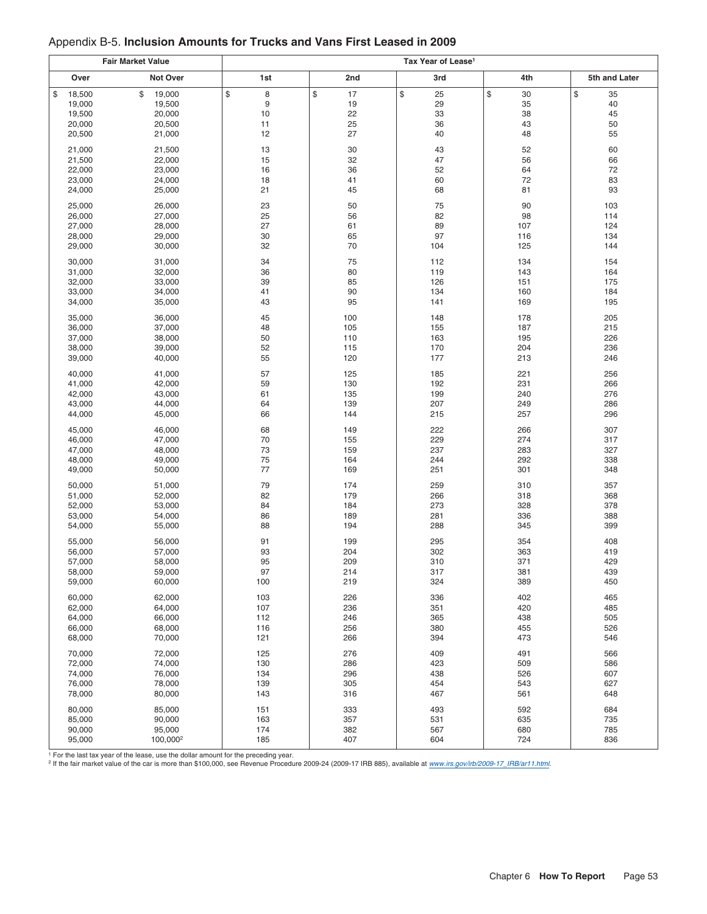## Appendix B-5. **Inclusion Amounts for Trucks and Vans First Leased in 2009**

| Fair Market Value | | Tax Year of Lease[1] | | | | |
|---|---|---|---|---|---|---|
| Over | Not Over | 1st | 2nd | 3rd | 4th | 5th and Later |
| $ 18,500 | $ 19,000 | $ 8 | $ 17 | $ 25 | $ 30 | $ 35 |
| 19,000 | 19,500 | 9 | 19 | 29 | 35 | 40 |
| 19,500 | 20,000 | 10 | 22 | 33 | 38 | 45 |
| 20,000 | 20,500 | 11 | 25 | 36 | 43 | 50 |
| 20,500 | 21,000 | 12 | 27 | 40 | 48 | 55 |
| 21,000 | 21,500 | 13 | 30 | 43 | 52 | 60 |
| 21,500 | 22,000 | 15 | 32 | 47 | 56 | 66 |
| 22,000 | 23,000 | 16 | 36 | 52 | 64 | 72 |
| 23,000 | 24,000 | 18 | 41 | 60 | 72 | 83 |
| 24,000 | 25,000 | 21 | 45 | 68 | 81 | 93 |
| 25,000 | 26,000 | 23 | 50 | 75 | 90 | 103 |
| 26,000 | 27,000 | 25 | 56 | 82 | 98 | 114 |
| 27,000 | 28,000 | 27 | 61 | 89 | 107 | 124 |
| 28,000 | 29,000 | 30 | 65 | 97 | 116 | 134 |
| 29,000 | 30,000 | 32 | 70 | 104 | 125 | 144 |
| 30,000 | 31,000 | 34 | 75 | 112 | 134 | 154 |
| 31,000 | 32,000 | 36 | 80 | 119 | 143 | 164 |
| 32,000 | 33,000 | 39 | 85 | 126 | 151 | 175 |
| 33,000 | 34,000 | 41 | 90 | 134 | 160 | 184 |
| 34,000 | 35,000 | 43 | 95 | 141 | 169 | 195 |
| 35,000 | 36,000 | 45 | 100 | 148 | 178 | 205 |
| 36,000 | 37,000 | 48 | 105 | 155 | 187 | 215 |
| 37,000 | 38,000 | 50 | 110 | 163 | 195 | 226 |
| 38,000 | 39,000 | 52 | 115 | 170 | 204 | 236 |
| 39,000 | 40,000 | 55 | 120 | 177 | 213 | 246 |
| 40,000 | 41,000 | 57 | 125 | 185 | 221 | 256 |
| 41,000 | 42,000 | 59 | 130 | 192 | 231 | 266 |
| 42,000 | 43,000 | 61 | 135 | 199 | 240 | 276 |
| 43,000 | 44,000 | 64 | 139 | 207 | 249 | 286 |
| 44,000 | 45,000 | 66 | 144 | 215 | 257 | 296 |
| 45,000 | 46,000 | 68 | 149 | 222 | 266 | 307 |
| 46,000 | 47,000 | 70 | 155 | 229 | 274 | 317 |
| 47,000 | 48,000 | 73 | 159 | 237 | 283 | 327 |
| 48,000 | 49,000 | 75 | 164 | 244 | 292 | 338 |
| 49,000 | 50,000 | 77 | 169 | 251 | 301 | 348 |
| 50,000 | 51,000 | 79 | 174 | 259 | 310 | 357 |
| 51,000 | 52,000 | 82 | 179 | 266 | 318 | 368 |
| 52,000 | 53,000 | 84 | 184 | 273 | 328 | 378 |
| 53,000 | 54,000 | 86 | 189 | 281 | 336 | 388 |
| 54,000 | 55,000 | 88 | 194 | 288 | 345 | 399 |
| 55,000 | 56,000 | 91 | 199 | 295 | 354 | 408 |
| 56,000 | 57,000 | 93 | 204 | 302 | 363 | 419 |
| 57,000 | 58,000 | 95 | 209 | 310 | 371 | 429 |
| 58,000 | 59,000 | 97 | 214 | 317 | 381 | 439 |
| 59,000 | 60,000 | 100 | 219 | 324 | 389 | 450 |
| 60,000 | 62,000 | 103 | 226 | 336 | 402 | 465 |
| 62,000 | 64,000 | 107 | 236 | 351 | 420 | 485 |
| 64,000 | 66,000 | 112 | 246 | 365 | 438 | 505 |
| 66,000 | 68,000 | 116 | 256 | 380 | 455 | 526 |
| 68,000 | 70,000 | 121 | 266 | 394 | 473 | 546 |
| 70,000 | 72,000 | 125 | 276 | 409 | 491 | 566 |
| 72,000 | 74,000 | 130 | 286 | 423 | 509 | 586 |
| 74,000 | 76,000 | 134 | 296 | 438 | 526 | 607 |
| 76,000 | 78,000 | 139 | 305 | 454 | 543 | 627 |
| 78,000 | 80,000 | 143 | 316 | 467 | 561 | 648 |
| 80,000 | 85,000 | 151 | 333 | 493 | 592 | 684 |
| 85,000 | 90,000 | 163 | 357 | 531 | 635 | 735 |
| 90,000 | 95,000 | 174 | 382 | 567 | 680 | 785 |
| 95,000 | 100,000[2] | 185 | 407 | 604 | 724 | 836 |

[1] For the last tax year of the lease, use the dollar amount for the preceding year.
[2] If the fair market value of the car is more than $100,000, see Revenue Procedure 2009-24 (2009-17 IRB 885), available at *www.irs.gov/irb/2009-17_IRB/ar11.html*.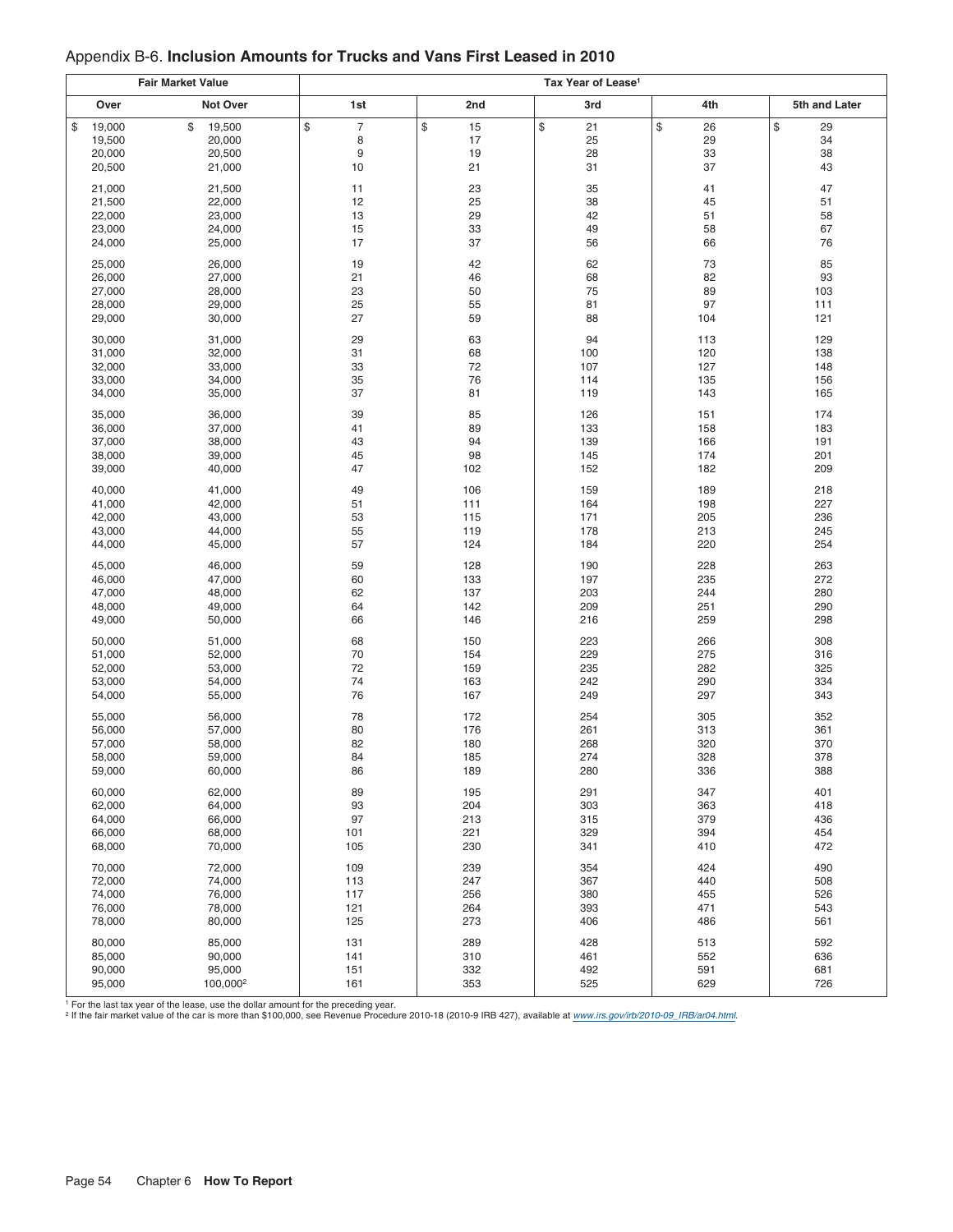## Appendix B-6. **Inclusion Amounts for Trucks and Vans First Leased in 2010**

| Fair Market Value | | Tax Year of Lease[1] | | | | |
|---|---|---|---|---|---|---|
| Over | Not Over | 1st | 2nd | 3rd | 4th | 5th and Later |
| $ 19,000 | $ 19,500 | $ 7 | $ 15 | $ 21 | $ 26 | $ 29 |
| 19,500 | 20,000 | 8 | 17 | 25 | 29 | 34 |
| 20,000 | 20,500 | 9 | 19 | 28 | 33 | 38 |
| 20,500 | 21,000 | 10 | 21 | 31 | 37 | 43 |
| 21,000 | 21,500 | 11 | 23 | 35 | 41 | 47 |
| 21,500 | 22,000 | 12 | 25 | 38 | 45 | 51 |
| 22,000 | 23,000 | 13 | 29 | 42 | 51 | 58 |
| 23,000 | 24,000 | 15 | 33 | 49 | 58 | 67 |
| 24,000 | 25,000 | 17 | 37 | 56 | 66 | 76 |
| 25,000 | 26,000 | 19 | 42 | 62 | 73 | 85 |
| 26,000 | 27,000 | 21 | 46 | 68 | 82 | 93 |
| 27,000 | 28,000 | 23 | 50 | 75 | 89 | 103 |
| 28,000 | 29,000 | 25 | 55 | 81 | 97 | 111 |
| 29,000 | 30,000 | 27 | 59 | 88 | 104 | 121 |
| 30,000 | 31,000 | 29 | 63 | 94 | 113 | 129 |
| 31,000 | 32,000 | 31 | 68 | 100 | 120 | 138 |
| 32,000 | 33,000 | 33 | 72 | 107 | 127 | 148 |
| 33,000 | 34,000 | 35 | 76 | 114 | 135 | 156 |
| 34,000 | 35,000 | 37 | 81 | 119 | 143 | 165 |
| 35,000 | 36,000 | 39 | 85 | 126 | 151 | 174 |
| 36,000 | 37,000 | 41 | 89 | 133 | 158 | 183 |
| 37,000 | 38,000 | 43 | 94 | 139 | 166 | 191 |
| 38,000 | 39,000 | 45 | 98 | 145 | 174 | 201 |
| 39,000 | 40,000 | 47 | 102 | 152 | 182 | 209 |
| 40,000 | 41,000 | 49 | 106 | 159 | 189 | 218 |
| 41,000 | 42,000 | 51 | 111 | 164 | 198 | 227 |
| 42,000 | 43,000 | 53 | 115 | 171 | 205 | 236 |
| 43,000 | 44,000 | 55 | 119 | 178 | 213 | 245 |
| 44,000 | 45,000 | 57 | 124 | 184 | 220 | 254 |
| 45,000 | 46,000 | 59 | 128 | 190 | 228 | 263 |
| 46,000 | 47,000 | 60 | 133 | 197 | 235 | 272 |
| 47,000 | 48,000 | 62 | 137 | 203 | 244 | 280 |
| 48,000 | 49,000 | 64 | 142 | 209 | 251 | 290 |
| 49,000 | 50,000 | 66 | 146 | 216 | 259 | 298 |
| 50,000 | 51,000 | 68 | 150 | 223 | 266 | 308 |
| 51,000 | 52,000 | 70 | 154 | 229 | 275 | 316 |
| 52,000 | 53,000 | 72 | 159 | 235 | 282 | 325 |
| 53,000 | 54,000 | 74 | 163 | 242 | 290 | 334 |
| 54,000 | 55,000 | 76 | 167 | 249 | 297 | 343 |
| 55,000 | 56,000 | 78 | 172 | 254 | 305 | 352 |
| 56,000 | 57,000 | 80 | 176 | 261 | 313 | 361 |
| 57,000 | 58,000 | 82 | 180 | 268 | 320 | 370 |
| 58,000 | 59,000 | 84 | 185 | 274 | 328 | 378 |
| 59,000 | 60,000 | 86 | 189 | 280 | 336 | 388 |
| 60,000 | 62,000 | 89 | 195 | 291 | 347 | 401 |
| 62,000 | 64,000 | 93 | 204 | 303 | 363 | 418 |
| 64,000 | 66,000 | 97 | 213 | 315 | 379 | 436 |
| 66,000 | 68,000 | 101 | 221 | 329 | 394 | 454 |
| 68,000 | 70,000 | 105 | 230 | 341 | 410 | 472 |
| 70,000 | 72,000 | 109 | 239 | 354 | 424 | 490 |
| 72,000 | 74,000 | 113 | 247 | 367 | 440 | 508 |
| 74,000 | 76,000 | 117 | 256 | 380 | 455 | 526 |
| 76,000 | 78,000 | 121 | 264 | 393 | 471 | 543 |
| 78,000 | 80,000 | 125 | 273 | 406 | 486 | 561 |
| 80,000 | 85,000 | 131 | 289 | 428 | 513 | 592 |
| 85,000 | 90,000 | 141 | 310 | 461 | 552 | 636 |
| 90,000 | 95,000 | 151 | 332 | 492 | 591 | 681 |
| 95,000 | 100,000[2] | 161 | 353 | 525 | 629 | 726 |

[1] For the last tax year of the lease, use the dollar amount for the preceding year.
[2] If the fair market value of the car is more than $100,000, see Revenue Procedure 2010-18 (2010-9 IRB 427), available at *www.irs.gov/irb/2010-09_IRB/ar04.html*.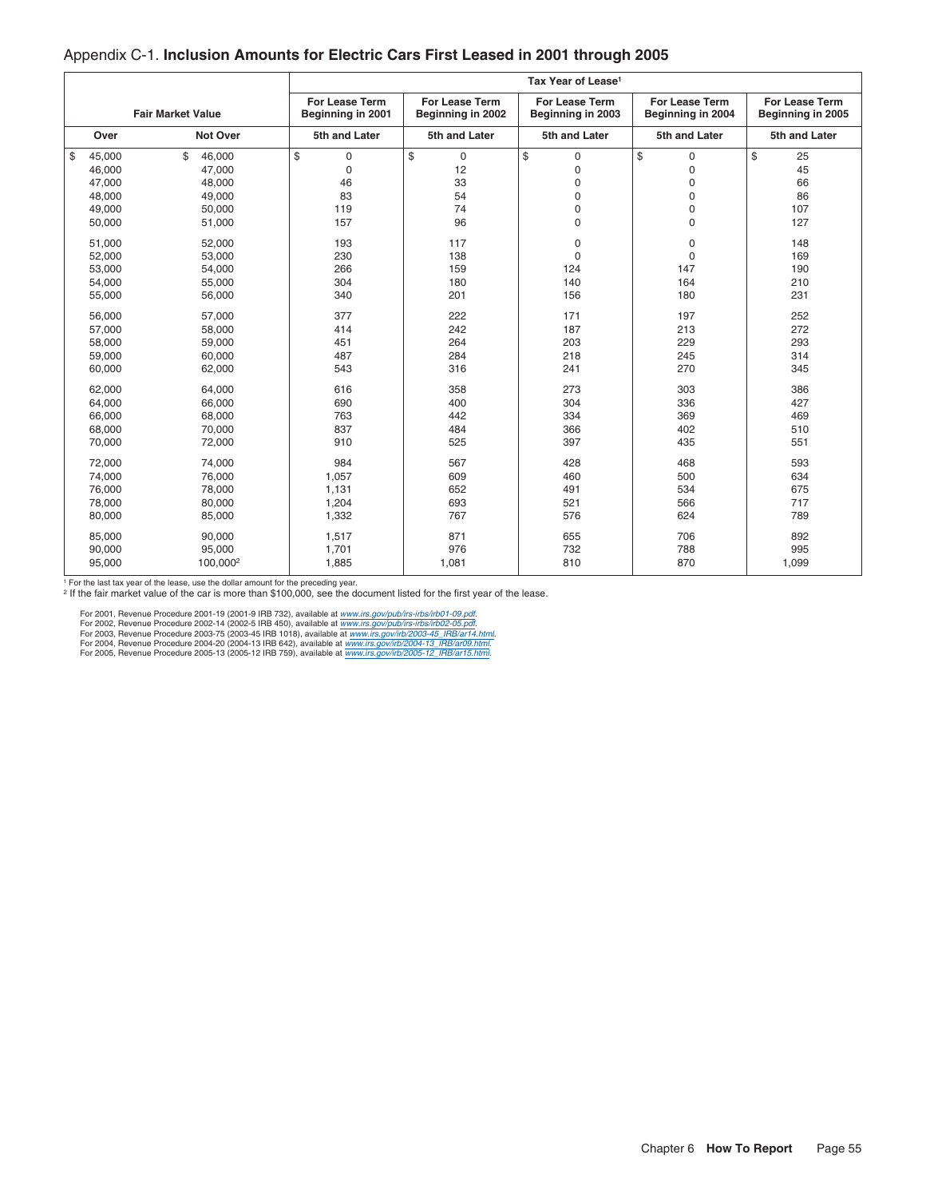## Appendix C-1. **Inclusion Amounts for Electric Cars First Leased in 2001 through 2005**

| Fair Market Value | | Tax Year of Lease[1] | | | | |
|---|---|---|---|---|---|---|
| | | For Lease Term Beginning in 2001 | For Lease Term Beginning in 2002 | For Lease Term Beginning in 2003 | For Lease Term Beginning in 2004 | For Lease Term Beginning in 2005 |
| Over | Not Over | 5th and Later | 5th and Later | 5th and Later | 5th and Later | 5th and Later |
| $ 45,000 | $ 46,000 | $ 0 | $ 0 | $ 0 | $ 0 | $ 25 |
| 46,000 | 47,000 | 0 | 12 | 0 | 0 | 45 |
| 47,000 | 48,000 | 46 | 33 | 0 | 0 | 66 |
| 48,000 | 49,000 | 83 | 54 | 0 | 0 | 86 |
| 49,000 | 50,000 | 119 | 74 | 0 | 0 | 107 |
| 50,000 | 51,000 | 157 | 96 | 0 | 0 | 127 |
| 51,000 | 52,000 | 193 | 117 | 0 | 0 | 148 |
| 52,000 | 53,000 | 230 | 138 | 0 | 0 | 169 |
| 53,000 | 54,000 | 266 | 159 | 124 | 147 | 190 |
| 54,000 | 55,000 | 304 | 180 | 140 | 164 | 210 |
| 55,000 | 56,000 | 340 | 201 | 156 | 180 | 231 |
| 56,000 | 57,000 | 377 | 222 | 171 | 197 | 252 |
| 57,000 | 58,000 | 414 | 242 | 187 | 213 | 272 |
| 58,000 | 59,000 | 451 | 264 | 203 | 229 | 293 |
| 59,000 | 60,000 | 487 | 284 | 218 | 245 | 314 |
| 60,000 | 62,000 | 543 | 316 | 241 | 270 | 345 |
| 62,000 | 64,000 | 616 | 358 | 273 | 303 | 386 |
| 64,000 | 66,000 | 690 | 400 | 304 | 336 | 427 |
| 66,000 | 68,000 | 763 | 442 | 334 | 369 | 469 |
| 68,000 | 70,000 | 837 | 484 | 366 | 402 | 510 |
| 70,000 | 72,000 | 910 | 525 | 397 | 435 | 551 |
| 72,000 | 74,000 | 984 | 567 | 428 | 468 | 593 |
| 74,000 | 76,000 | 1,057 | 609 | 460 | 500 | 634 |
| 76,000 | 78,000 | 1,131 | 652 | 491 | 534 | 675 |
| 78,000 | 80,000 | 1,204 | 693 | 521 | 566 | 717 |
| 80,000 | 85,000 | 1,332 | 767 | 576 | 624 | 789 |
| 85,000 | 90,000 | 1,517 | 871 | 655 | 706 | 892 |
| 90,000 | 95,000 | 1,701 | 976 | 732 | 788 | 995 |
| 95,000 | 100,000[2] | 1,885 | 1,081 | 810 | 870 | 1,099 |

[1] For the last tax year of the lease, use the dollar amount for the preceding year.
[2] If the fair market value of the car is more than $100,000, see the document listed for the first year of the lease.

For 2001, Revenue Procedure 2001-19 (2001-9 IRB 732), available at www.irs.gov/pub/irs-irbs/irb01-09.pdf.
For 2002, Revenue Procedure 2002-14 (2002-5 IRB 450), available at www.irs.gov/pub/irs-irbs/irb02-05.pdf.
For 2003, Revenue Procedure 2003-75 (2003-45 IRB 1018), available at www.irs.gov/irb/2003-45_IRB/ar14.html.
For 2004, Revenue Procedure 2004-20 (2004-13 IRB 642), available at www.irs.gov/irb/2004-13_IRB/ar09.html.
For 2005, Revenue Procedure 2005-13 (2005-12 IRB 759), available at www.irs.gov/irb/2005-12_IRB/ar15.html.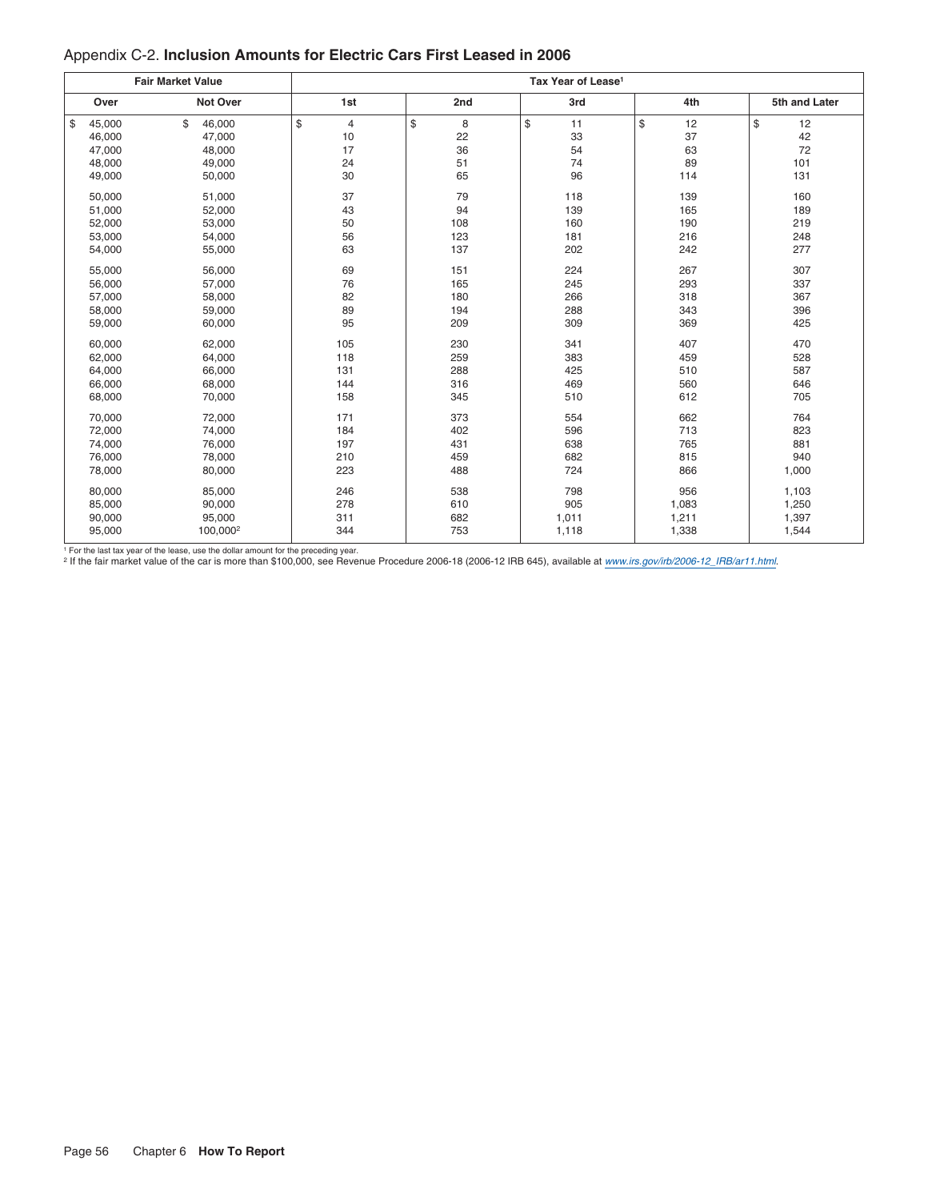## Appendix C-2. **Inclusion Amounts for Electric Cars First Leased in 2006**

| Fair Market Value | | Tax Year of Lease[1] | | | | |
|---|---|---|---|---|---|---|
| Over | Not Over | 1st | 2nd | 3rd | 4th | 5th and Later |
| $ 45,000 | $ 46,000 | $ 4 | $ 8 | $ 11 | $ 12 | $ 12 |
| 46,000 | 47,000 | 10 | 22 | 33 | 37 | 42 |
| 47,000 | 48,000 | 17 | 36 | 54 | 63 | 72 |
| 48,000 | 49,000 | 24 | 51 | 74 | 89 | 101 |
| 49,000 | 50,000 | 30 | 65 | 96 | 114 | 131 |
| 50,000 | 51,000 | 37 | 79 | 118 | 139 | 160 |
| 51,000 | 52,000 | 43 | 94 | 139 | 165 | 189 |
| 52,000 | 53,000 | 50 | 108 | 160 | 190 | 219 |
| 53,000 | 54,000 | 56 | 123 | 181 | 216 | 248 |
| 54,000 | 55,000 | 63 | 137 | 202 | 242 | 277 |
| 55,000 | 56,000 | 69 | 151 | 224 | 267 | 307 |
| 56,000 | 57,000 | 76 | 165 | 245 | 293 | 337 |
| 57,000 | 58,000 | 82 | 180 | 266 | 318 | 367 |
| 58,000 | 59,000 | 89 | 194 | 288 | 343 | 396 |
| 59,000 | 60,000 | 95 | 209 | 309 | 369 | 425 |
| 60,000 | 62,000 | 105 | 230 | 341 | 407 | 470 |
| 62,000 | 64,000 | 118 | 259 | 383 | 459 | 528 |
| 64,000 | 66,000 | 131 | 288 | 425 | 510 | 587 |
| 66,000 | 68,000 | 144 | 316 | 469 | 560 | 646 |
| 68,000 | 70,000 | 158 | 345 | 510 | 612 | 705 |
| 70,000 | 72,000 | 171 | 373 | 554 | 662 | 764 |
| 72,000 | 74,000 | 184 | 402 | 596 | 713 | 823 |
| 74,000 | 76,000 | 197 | 431 | 638 | 765 | 881 |
| 76,000 | 78,000 | 210 | 459 | 682 | 815 | 940 |
| 78,000 | 80,000 | 223 | 488 | 724 | 866 | 1,000 |
| 80,000 | 85,000 | 246 | 538 | 798 | 956 | 1,103 |
| 85,000 | 90,000 | 278 | 610 | 905 | 1,083 | 1,250 |
| 90,000 | 95,000 | 311 | 682 | 1,011 | 1,211 | 1,397 |
| 95,000 | 100,000[2] | 344 | 753 | 1,118 | 1,338 | 1,544 |

[1] For the last tax year of the lease, use the dollar amount for the preceding year.

[2] If the fair market value of the car is more than $100,000, see Revenue Procedure 2006-18 (2006-12 IRB 645), available at *www.irs.gov/irb/2006-12_IRB/ar11.html*.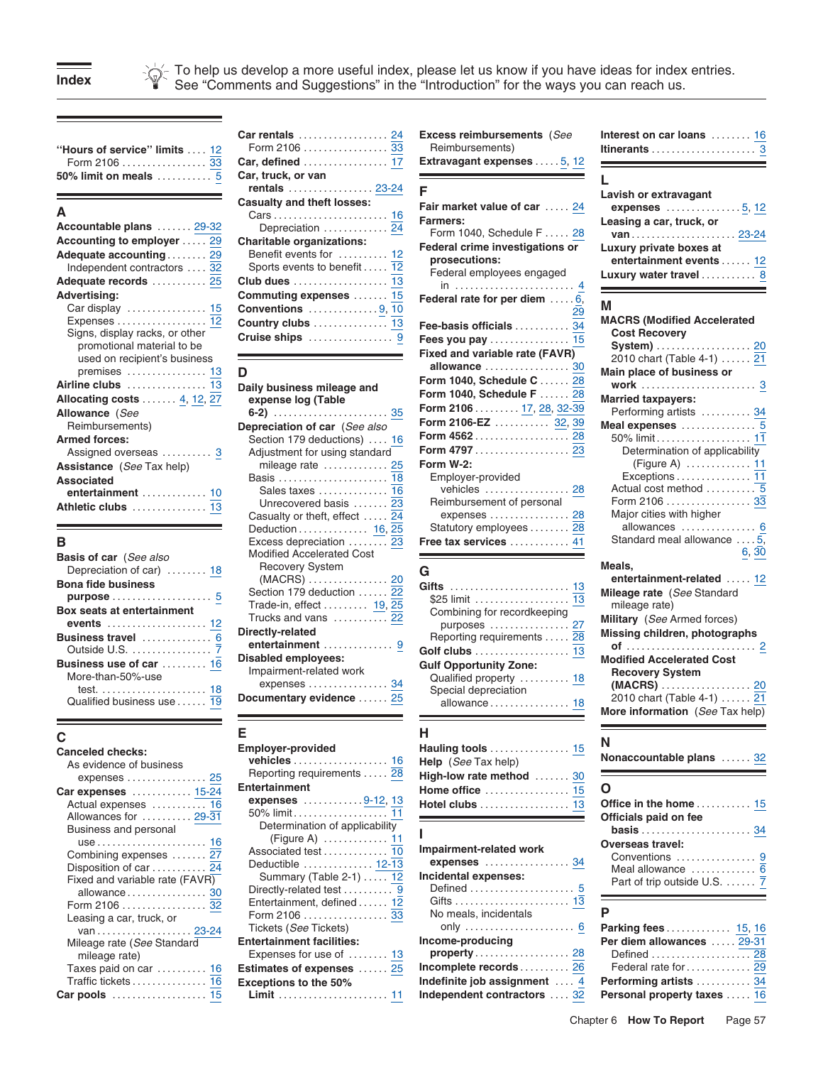# Index

To help us develop a more useful index, please let us know if you have ideas for index entries. See "Comments and Suggestions" in the "Introduction" for the ways you can reach us.

**"Hours of service" limits** .... 12
- Form 2106 .... 33

**50% limit on meals** .... 5

## A

**Accountable plans** .... 29-32
**Accounting to employer** .... 29
**Adequate accounting** .... 29
- Independent contractors .... 32

**Adequate records** .... 25
**Advertising:**
- Car display .... 15
- Expenses .... 12
- Signs, display racks, or other promotional material to be used on recipient's business premises .... 13

**Airline clubs** .... 13
**Allocating costs** .... 4, 12, 27
**Allowance** (*See* Reimbursements)
**Armed forces:**
- Assigned overseas .... 3

**Assistance** (*See* Tax help)
**Associated entertainment** .... 10
**Athletic clubs** .... 13

## B

**Basis of car** (*See also* Depreciation of car) .... 18
**Bona fide business purpose** .... 5
**Box seats at entertainment events** .... 12
**Business travel** .... 6
- Outside U.S. .... 7

**Business use of car** .... 16
- More-than-50%-use test. .... 18
- Qualified business use .... 19

## C

**Canceled checks:**
- As evidence of business expenses .... 25

**Car expenses** .... 15-24
- Actual expenses .... 16
- Allowances for .... 29-31
- Business and personal use .... 16
- Combining expenses .... 27
- Disposition of car .... 24
- Fixed and variable rate (FAVR) allowance .... 30
- Form 2106 .... 32
- Leasing a car, truck, or van .... 23-24
- Mileage rate (*See* Standard mileage rate)
- Taxes paid on car .... 16
- Traffic tickets .... 16

**Car pools** .... 15
**Car rentals** .... 24
- Form 2106 .... 33

**Car, defined** .... 17
**Car, truck, or van rentals** .... 23-24
**Casualty and theft losses:**
- Cars .... 16
  - Depreciation .... 24

**Charitable organizations:**
- Benefit events for .... 12
- Sports events to benefit .... 12

**Club dues** .... 13
**Commuting expenses** .... 15
**Conventions** .... 9, 10
**Country clubs** .... 13
**Cruise ships** .... 9

## D

**Daily business mileage and expense log (Table 6-2)** .... 35
**Depreciation of car** (*See also* Section 179 deductions) .... 16
- Adjustment for using standard mileage rate .... 25
- Basis .... 18
  - Sales taxes .... 16
  - Unrecovered basis .... 23
- Casualty or theft, effect .... 24
- Deduction .... 16, 25
- Excess depreciation .... 23
- Modified Accelerated Cost Recovery System (MACRS) .... 20
- Section 179 deduction .... 22
- Trade-in, effect .... 19, 25
- Trucks and vans .... 22

**Directly-related entertainment** .... 9
**Disabled employees:**
- Impairment-related work expenses .... 34

**Documentary evidence** .... 25

## E

**Employer-provided vehicles** .... 16
- Reporting requirements .... 28

**Entertainment expenses** .... 9-12, 13
- 50% limit .... 11
  - Determination of applicability (Figure A) .... 11
- Associated test .... 10
- Deductible .... 12-13
  - Summary (Table 2-1) .... 12
- Directly-related test .... 9
- Entertainment, defined .... 12
- Form 2106 .... 33
- Tickets (*See* Tickets)

**Entertainment facilities:**
- Expenses for use of .... 13

**Estimates of expenses** .... 25
**Exceptions to the 50% Limit** .... 11
**Excess reimbursements** (*See* Reimbursements)
**Extravagant expenses** .... 5, 12

## F

**Fair market value of car** .... 24
**Farmers:**
- Form 1040, Schedule F .... 28

**Federal crime investigations or prosecutions:**
- Federal employees engaged in .... 4

**Federal rate for per diem** .... 6, 29
**Fee-basis officials** .... 34
**Fees you pay** .... 15
**Fixed and variable rate (FAVR) allowance** .... 30
**Form 1040, Schedule C** .... 28
**Form 1040, Schedule F** .... 28
**Form 2106** .... 17, 28, 32-39
**Form 2106-EZ** .... 32, 39
**Form 4562** .... 28
**Form 4797** .... 23
**Form W-2:**
- Employer-provided vehicles .... 28
- Reimbursement of personal expenses .... 28
- Statutory employees .... 28

**Free tax services** .... 41

## G

**Gifts** .... 13
- $25 limit .... 13
- Combining for recordkeeping purposes .... 27
- Reporting requirements .... 28

**Golf clubs** .... 13
**Gulf Opportunity Zone:**
- Qualified property .... 18
- Special depreciation allowance .... 18

## H

**Hauling tools** .... 15
**Help** (*See* Tax help)
**High-low rate method** .... 30
**Home office** .... 15
**Hotel clubs** .... 13

## I

**Impairment-related work expenses** .... 34
**Incidental expenses:**
- Defined .... 5
- Gifts .... 13
- No meals, incidentals only .... 6

**Income-producing property** .... 28
**Incomplete records** .... 26
**Indefinite job assignment** .... 4
**Independent contractors** .... 32
**Interest on car loans** .... 16
**Itinerants** .... 3

## L

**Lavish or extravagant expenses** .... 5, 12
**Leasing a car, truck, or van** .... 23-24
**Luxury private boxes at entertainment events** .... 12
**Luxury water travel** .... 8

## M

**MACRS (Modified Accelerated Cost Recovery System)** .... 20
- 2010 chart (Table 4-1) .... 21

**Main place of business or work** .... 3
**Married taxpayers:**
- Performing artists .... 34

**Meal expenses** .... 5
- 50% limit .... 11
  - Determination of applicability (Figure A) .... 11
  - Exceptions .... 11
- Actual cost method .... 5
- Form 2106 .... 33
- Major cities with higher allowances .... 6
- Standard meal allowance .... 5, 6, 30

**Meals, entertainment-related** .... 12
**Mileage rate** (*See* Standard mileage rate)
**Military** (*See* Armed forces)
**Missing children, photographs of** .... 2
**Modified Accelerated Cost Recovery System (MACRS)** .... 20
- 2010 chart (Table 4-1) .... 21

**More information** (*See* Tax help)

## N

**Nonaccountable plans** .... 32

## O

**Office in the home** .... 15
**Officials paid on fee basis** .... 34
**Overseas travel:**
- Conventions .... 9
- Meal allowance .... 6
- Part of trip outside U.S. .... 7

## P

**Parking fees** .... 15, 16
**Per diem allowances** .... 29-31
- Defined .... 28
- Federal rate for .... 29

**Performing artists** .... 34
**Personal property taxes** .... 16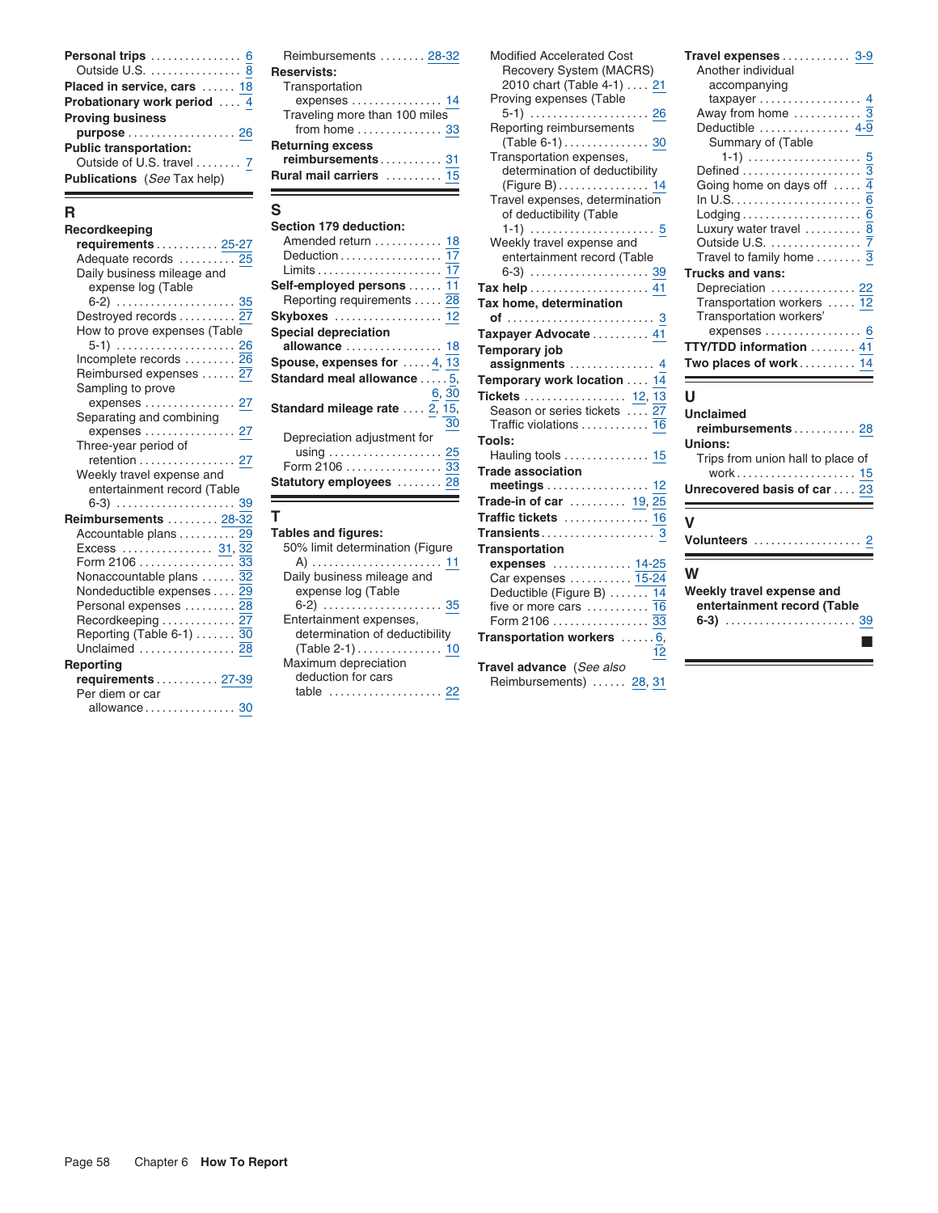**Personal trips** .......... 6
  Outside U.S. .......... 8
**Placed in service, cars** .......... 18
**Probationary work period** .......... 4
**Proving business purpose** .......... 26
**Public transportation:**
  Outside of U.S. travel .......... 7
**Publications** (*See* Tax help)

## R

**Recordkeeping requirements** .......... 25-27
  Adequate records .......... 25
  Daily business mileage and expense log (Table 6-2) .......... 35
  Destroyed records .......... 27
  How to prove expenses (Table 5-1) .......... 26
  Incomplete records .......... 26
  Reimbursed expenses .......... 27
  Sampling to prove expenses .......... 27
  Separating and combining expenses .......... 27
  Three-year period of retention .......... 27
  Weekly travel expense and entertainment record (Table 6-3) .......... 39
**Reimbursements** .......... 28-32
  Accountable plans .......... 29
  Excess .......... 31, 32
  Form 2106 .......... 33
  Nonaccountable plans .......... 32
  Nondeductible expenses .......... 29
  Personal expenses .......... 28
  Recordkeeping .......... 27
  Reporting (Table 6-1) .......... 30
  Unclaimed .......... 28
**Reporting requirements** .......... 27-39
  Per diem or car allowance .......... 30
  Reimbursements .......... 28-32
**Reservists:**
  Transportation expenses .......... 14
  Traveling more than 100 miles from home .......... 33
**Returning excess reimbursements** .......... 31
**Rural mail carriers** .......... 15

## S

**Section 179 deduction:**
  Amended return .......... 18
  Deduction .......... 17
  Limits .......... 17
**Self-employed persons** .......... 11
  Reporting requirements .......... 28
**Skyboxes** .......... 12
**Special depreciation allowance** .......... 18
**Spouse, expenses for** .......... 4, 13
**Standard meal allowance** .......... 5, 6, 30
**Standard mileage rate** .......... 2, 15, 30
  Depreciation adjustment for using .......... 25
  Form 2106 .......... 33
**Statutory employees** .......... 28

## T

**Tables and figures:**
  50% limit determination (Figure A) .......... 11
  Daily business mileage and expense log (Table 6-2) .......... 35
  Entertainment expenses, determination of deductibility (Table 2-1) .......... 10
  Maximum depreciation deduction for cars table .......... 22
  Modified Accelerated Cost Recovery System (MACRS) 2010 chart (Table 4-1) .......... 21
  Proving expenses (Table 5-1) .......... 26
  Reporting reimbursements (Table 6-1) .......... 30
  Transportation expenses, determination of deductibility (Figure B) .......... 14
  Travel expenses, determination of deductibility (Table 1-1) .......... 5
  Weekly travel expense and entertainment record (Table 6-3) .......... 39
**Tax help** .......... 41
**Tax home, determination of** .......... 3
**Taxpayer Advocate** .......... 41
**Temporary job assignments** .......... 4
**Temporary work location** .......... 14
**Tickets** .......... 12, 13
  Season or series tickets .......... 27
  Traffic violations .......... 16
**Tools:**
  Hauling tools .......... 15
**Trade association meetings** .......... 12
**Trade-in of car** .......... 19, 25
**Traffic tickets** .......... 16
**Transients** .......... 3
**Transportation expenses** .......... 14-25
  Car expenses .......... 15-24
  Deductible (Figure B) .......... 14
  five or more cars .......... 16
  Form 2106 .......... 33
**Transportation workers** .......... 6, 12
**Travel advance** (*See also* Reimbursements) .......... 28, 31
**Travel expenses** .......... 3-9
  Another individual accompanying taxpayer .......... 4
  Away from home .......... 3
  Deductible .......... 4-9
    Summary of (Table 1-1) .......... 5
  Defined .......... 3
  Going home on days off .......... 4
  In U.S. .......... 6
  Lodging .......... 6
  Luxury water travel .......... 8
  Outside U.S. .......... 7
  Travel to family home .......... 3
**Trucks and vans:**
  Depreciation .......... 22
  Transportation workers .......... 12
  Transportation workers' expenses .......... 6
**TTY/TDD information** .......... 41
**Two places of work** .......... 14

## U

**Unclaimed reimbursements** .......... 28
**Unions:**
  Trips from union hall to place of work .......... 15
**Unrecovered basis of car** .......... 23

## V

**Volunteers** .......... 2

## W

**Weekly travel expense and entertainment record (Table 6-3)** .......... 39

■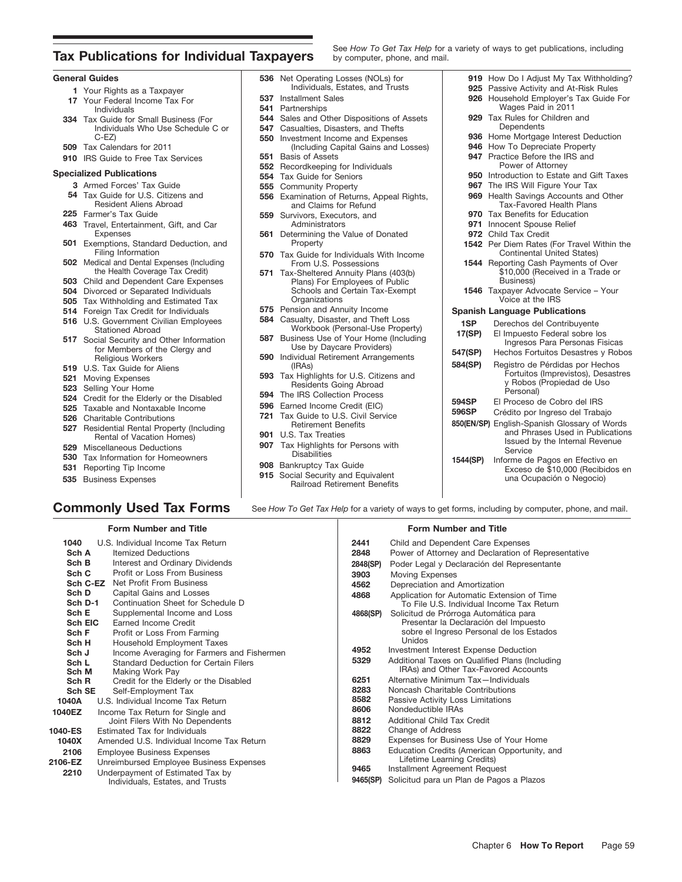## Tax Publications for Individual Taxpayers

See *How To Get Tax Help* for a variety of ways to get publications, including by computer, phone, and mail.

### General Guides

- **1** Your Rights as a Taxpayer
- **17** Your Federal Income Tax For Individuals
- **334** Tax Guide for Small Business (For Individuals Who Use Schedule C or C-EZ)
- **509** Tax Calendars for 2011
- **910** IRS Guide to Free Tax Services

### Specialized Publications

- **3** Armed Forces' Tax Guide
- **54** Tax Guide for U.S. Citizens and Resident Aliens Abroad
- **225** Farmer's Tax Guide
- **463** Travel, Entertainment, Gift, and Car Expenses
- **501** Exemptions, Standard Deduction, and Filing Information
- **502** Medical and Dental Expenses (Including the Health Coverage Tax Credit)
- **503** Child and Dependent Care Expenses
- **504** Divorced or Separated Individuals
- **505** Tax Withholding and Estimated Tax
- **514** Foreign Tax Credit for Individuals
- **516** U.S. Government Civilian Employees Stationed Abroad
- **517** Social Security and Other Information for Members of the Clergy and Religious Workers
- **519** U.S. Tax Guide for Aliens
- **521** Moving Expenses
- **523** Selling Your Home
- **524** Credit for the Elderly or the Disabled
- **525** Taxable and Nontaxable Income
- **526** Charitable Contributions
- **527** Residential Rental Property (Including Rental of Vacation Homes)
- **529** Miscellaneous Deductions
- **530** Tax Information for Homeowners
- **531** Reporting Tip Income
- **535** Business Expenses
- **536** Net Operating Losses (NOLs) for Individuals, Estates, and Trusts
- **537** Installment Sales
- **541** Partnerships
- **544** Sales and Other Dispositions of Assets
- **547** Casualties, Disasters, and Thefts
- **550** Investment Income and Expenses (Including Capital Gains and Losses)
- **551** Basis of Assets
- **552** Recordkeeping for Individuals
- **554** Tax Guide for Seniors
- **555** Community Property
- **556** Examination of Returns, Appeal Rights, and Claims for Refund
- **559** Survivors, Executors, and Administrators
- **561** Determining the Value of Donated Property
- **570** Tax Guide for Individuals With Income From U.S. Possessions
- **571** Tax-Sheltered Annuity Plans (403(b) Plans) For Employees of Public Schools and Certain Tax-Exempt Organizations
- **575** Pension and Annuity Income
- **584** Casualty, Disaster, and Theft Loss Workbook (Personal-Use Property)
- **587** Business Use of Your Home (Including Use by Daycare Providers)
- **590** Individual Retirement Arrangements (IRAs)
- **593** Tax Highlights for U.S. Citizens and Residents Going Abroad
- **594** The IRS Collection Process
- **596** Earned Income Credit (EIC)
- **721** Tax Guide to U.S. Civil Service Retirement Benefits
- **901** U.S. Tax Treaties
- **907** Tax Highlights for Persons with Disabilities
- **908** Bankruptcy Tax Guide
- **915** Social Security and Equivalent Railroad Retirement Benefits
- **919** How Do I Adjust My Tax Withholding?
- **925** Passive Activity and At-Risk Rules
- **926** Household Employer's Tax Guide For Wages Paid in 2011
- **929** Tax Rules for Children and Dependents
- **936** Home Mortgage Interest Deduction
- **946** How To Depreciate Property
- **947** Practice Before the IRS and Power of Attorney
- **950** Introduction to Estate and Gift Taxes
- **967** The IRS Will Figure Your Tax
- **969** Health Savings Accounts and Other Tax-Favored Health Plans
- **970** Tax Benefits for Education
- **971** Innocent Spouse Relief
- **972** Child Tax Credit
- **1542** Per Diem Rates (For Travel Within the Continental United States)
- **1544** Reporting Cash Payments of Over $10,000 (Received in a Trade or Business)
- **1546** Taxpayer Advocate Service – Your Voice at the IRS

### Spanish Language Publications

- **1SP** Derechos del Contribuyente
- **17(SP)** El Impuesto Federal sobre los Ingresos Para Personas Fisicas
- **547(SP)** Hechos Fortuitos Desastres y Robos
- **584(SP)** Registro de Pérdidas por Hechos Fortuitos (Imprevistos), Desastres y Robos (Propiedad de Uso Personal)
- **594SP** El Proceso de Cobro del IRS
- **596SP** Crédito por Ingreso del Trabajo
- **850(EN/SP)** English-Spanish Glossary of Words and Phrases Used in Publications Issued by the Internal Revenue Service
- **1544(SP)** Informe de Pagos en Efectivo en Exceso de $10,000 (Recibidos en una Ocupación o Negocio)

## Commonly Used Tax Forms

See *How To Get Tax Help* for a variety of ways to get forms, including by computer, phone, and mail.

| Form Number | Title |
|---|---|
| 1040 | U.S. Individual Income Tax Return |
| Sch A | Itemized Deductions |
| Sch B | Interest and Ordinary Dividends |
| Sch C | Profit or Loss From Business |
| Sch C-EZ | Net Profit From Business |
| Sch D | Capital Gains and Losses |
| Sch D-1 | Continuation Sheet for Schedule D |
| Sch E | Supplemental Income and Loss |
| Sch EIC | Earned Income Credit |
| Sch F | Profit or Loss From Farming |
| Sch H | Household Employment Taxes |
| Sch J | Income Averaging for Farmers and Fishermen |
| Sch L | Standard Deduction for Certain Filers |
| Sch M | Making Work Pay |
| Sch R | Credit for the Elderly or the Disabled |
| Sch SE | Self-Employment Tax |
| 1040A | U.S. Individual Income Tax Return |
| 1040EZ | Income Tax Return for Single and Joint Filers With No Dependents |
| 1040-ES | Estimated Tax for Individuals |
| 1040X | Amended U.S. Individual Income Tax Return |
| 2106 | Employee Business Expenses |
| 2106-EZ | Unreimbursed Employee Business Expenses |
| 2210 | Underpayment of Estimated Tax by Individuals, Estates, and Trusts |
| 2441 | Child and Dependent Care Expenses |
| 2848 | Power of Attorney and Declaration of Representative |
| 2848(SP) | Poder Legal y Declaración del Representante |
| 3903 | Moving Expenses |
| 4562 | Depreciation and Amortization |
| 4868 | Application for Automatic Extension of Time To File U.S. Individual Income Tax Return |
| 4868(SP) | Solicitud de Prórroga Automática para Presentar la Declaración del Impuesto sobre el Ingreso Personal de los Estados Unidos |
| 4952 | Investment Interest Expense Deduction |
| 5329 | Additional Taxes on Qualified Plans (Including IRAs) and Other Tax-Favored Accounts |
| 6251 | Alternative Minimum Tax—Individuals |
| 8283 | Noncash Charitable Contributions |
| 8582 | Passive Activity Loss Limitations |
| 8606 | Nondeductible IRAs |
| 8812 | Additional Child Tax Credit |
| 8822 | Change of Address |
| 8829 | Expenses for Business Use of Your Home |
| 8863 | Education Credits (American Opportunity, and Lifetime Learning Credits) |
| 9465 | Installment Agreement Request |
| 9465(SP) | Solicitud para un Plan de Pagos a Plazos |